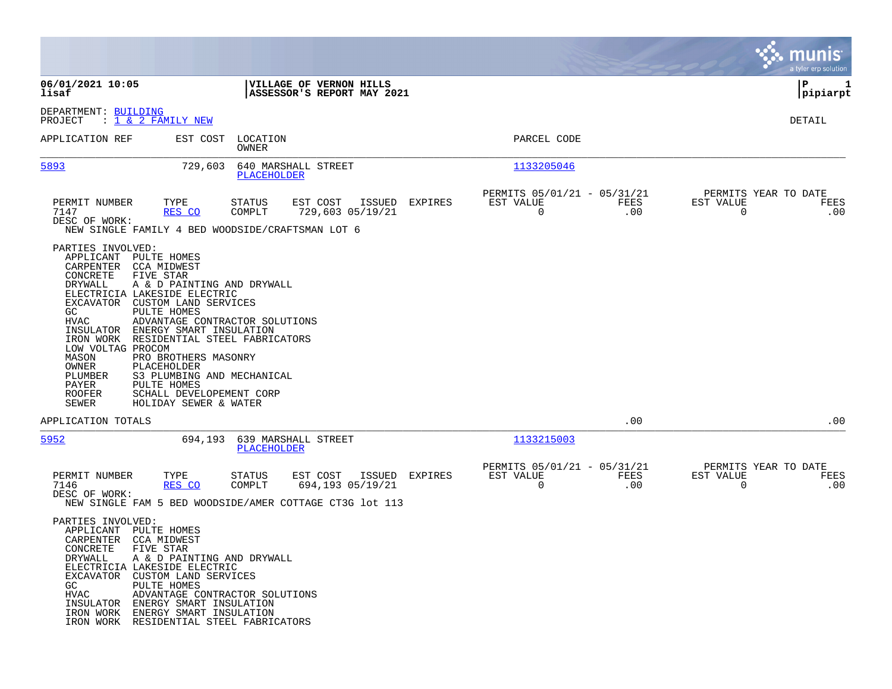06/01/2021 10:05
lisaf

**VILLAGE OF VERNON HILLS**
**ASSESSOR'S REPORT MAY 2021**

P 1
pipiarpt

DEPARTMENT: BUILDING
PROJECT : 1 & 2 FAMILY NEW

DETAIL

| APPLICATION REF | EST COST | LOCATION / OWNER | PARCEL CODE |
|---|---|---|---|
| 5893 | 729,603 | 640 MARSHALL STREET / PLACEHOLDER | 1133205046 |

| PERMIT NUMBER | TYPE | STATUS | EST COST | ISSUED | EXPIRES | PERMITS 05/01/21 - 05/31/21 EST VALUE | FEES | PERMITS YEAR TO DATE EST VALUE | FEES |
|---|---|---|---|---|---|---|---|---|---|
| 7147 | RES CO | COMPLT | 729,603 | 05/19/21 | | 0 | .00 | 0 | .00 |

DESC OF WORK:
NEW SINGLE FAMILY 4 BED WOODSIDE/CRAFTSMAN LOT 6

PARTIES INVOLVED:

| | |
|---|---|
| APPLICANT | PULTE HOMES |
| CARPENTER | CCA MIDWEST |
| CONCRETE | FIVE STAR |
| DRYWALL | A & D PAINTING AND DRYWALL |
| ELECTRICIA | LAKESIDE ELECTRIC |
| EXCAVATOR | CUSTOM LAND SERVICES |
| GC | PULTE HOMES |
| HVAC | ADVANTAGE CONTRACTOR SOLUTIONS |
| INSULATOR | ENERGY SMART INSULATION |
| IRON WORK | RESIDENTIAL STEEL FABRICATORS |
| LOW VOLTAG | PROCOM |
| MASON | PRO BROTHERS MASONRY |
| OWNER | PLACEHOLDER |
| PLUMBER | S3 PLUMBING AND MECHANICAL |
| PAYER | PULTE HOMES |
| ROOFER | SCHALL DEVELOPEMENT CORP |
| SEWER | HOLIDAY SEWER & WATER |

APPLICATION TOTALS .00 .00

| APPLICATION REF | EST COST | LOCATION / OWNER | PARCEL CODE |
|---|---|---|---|
| 5952 | 694,193 | 639 MARSHALL STREET / PLACEHOLDER | 1133215003 |

| PERMIT NUMBER | TYPE | STATUS | EST COST | ISSUED | EXPIRES | PERMITS 05/01/21 - 05/31/21 EST VALUE | FEES | PERMITS YEAR TO DATE EST VALUE | FEES |
|---|---|---|---|---|---|---|---|---|---|
| 7146 | RES CO | COMPLT | 694,193 | 05/19/21 | | 0 | .00 | 0 | .00 |

DESC OF WORK:
NEW SINGLE FAM 5 BED WOODSIDE/AMER COTTAGE CT3G lot 113

PARTIES INVOLVED:

| | |
|---|---|
| APPLICANT | PULTE HOMES |
| CARPENTER | CCA MIDWEST |
| CONCRETE | FIVE STAR |
| DRYWALL | A & D PAINTING AND DRYWALL |
| ELECTRICIA | LAKESIDE ELECTRIC |
| EXCAVATOR | CUSTOM LAND SERVICES |
| GC | PULTE HOMES |
| HVAC | ADVANTAGE CONTRACTOR SOLUTIONS |
| INSULATOR | ENERGY SMART INSULATION |
| IRON WORK | ENERGY SMART INSULATION |
| IRON WORK | RESIDENTIAL STEEL FABRICATORS |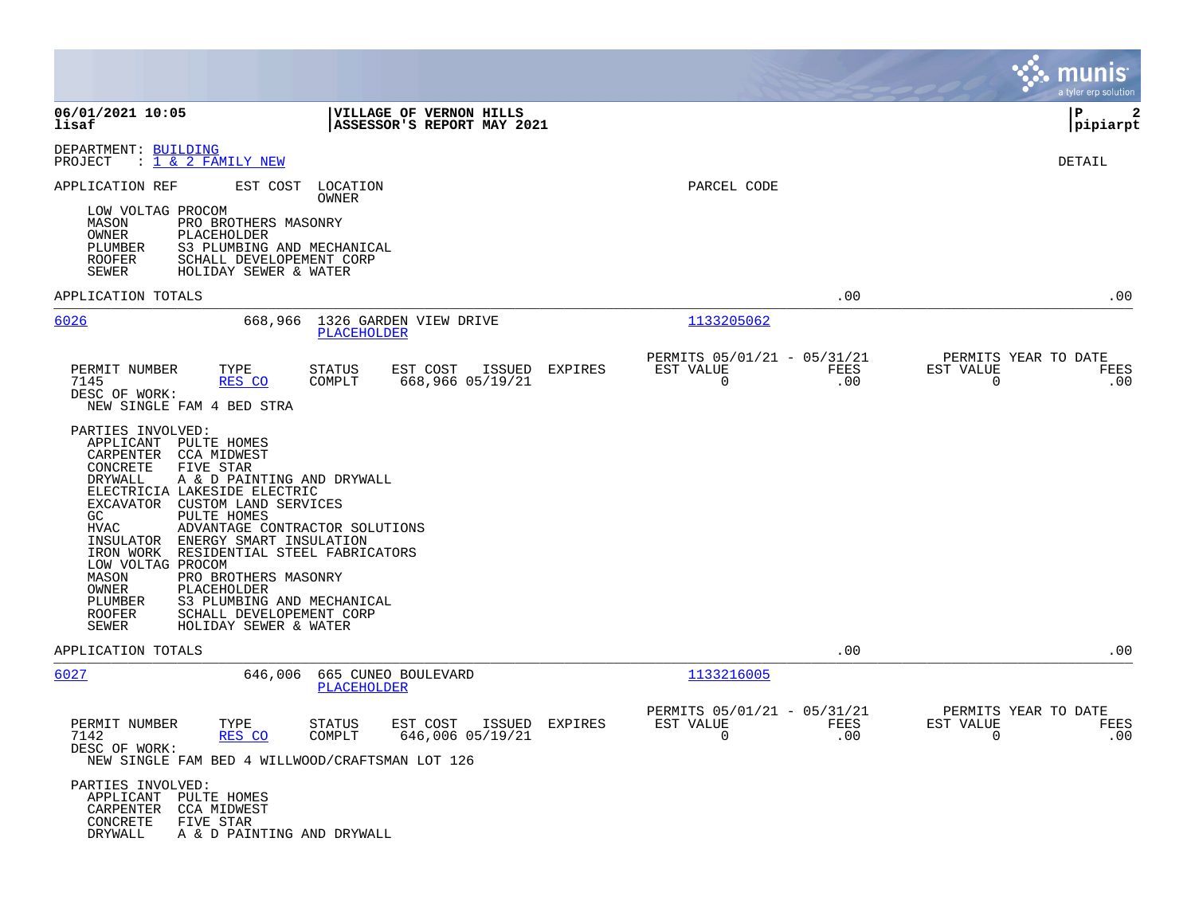06/01/2021 10:05 | VILLAGE OF VERNON HILLS | P 2
lisaf | ASSESSOR'S REPORT MAY 2021 | pipiarpt

DEPARTMENT: BUILDING
PROJECT : 1 & 2 FAMILY NEW

DETAIL

APPLICATION REF | EST COST | LOCATION OWNER | PARCEL CODE

LOW VOLTAG PROCOM
MASON PRO BROTHERS MASONRY
OWNER PLACEHOLDER
PLUMBER S3 PLUMBING AND MECHANICAL
ROOFER SCHALL DEVELOPEMENT CORP
SEWER HOLIDAY SEWER & WATER

APPLICATION TOTALS .00 .00

---

**6026** | 668,966 | 1326 GARDEN VIEW DRIVE | 1133205062
PLACEHOLDER

| PERMIT NUMBER | TYPE | STATUS | EST COST | ISSUED | EXPIRES | PERMITS 05/01/21 - 05/31/21 EST VALUE | FEES | PERMITS YEAR TO DATE EST VALUE | FEES |
|---|---|---|---|---|---|---|---|---|---|
| 7145 | RES CO | COMPLT | 668,966 | 05/19/21 | | 0 | .00 | 0 | .00 |

DESC OF WORK:
NEW SINGLE FAM 4 BED STRA

PARTIES INVOLVED:
APPLICANT PULTE HOMES
CARPENTER CCA MIDWEST
CONCRETE FIVE STAR
DRYWALL A & D PAINTING AND DRYWALL
ELECTRICIA LAKESIDE ELECTRIC
EXCAVATOR CUSTOM LAND SERVICES
GC PULTE HOMES
HVAC ADVANTAGE CONTRACTOR SOLUTIONS
INSULATOR ENERGY SMART INSULATION
IRON WORK RESIDENTIAL STEEL FABRICATORS
LOW VOLTAG PROCOM
MASON PRO BROTHERS MASONRY
OWNER PLACEHOLDER
PLUMBER S3 PLUMBING AND MECHANICAL
ROOFER SCHALL DEVELOPEMENT CORP
SEWER HOLIDAY SEWER & WATER

APPLICATION TOTALS .00 .00

---

**6027** | 646,006 | 665 CUNEO BOULEVARD | 1133216005
PLACEHOLDER

| PERMIT NUMBER | TYPE | STATUS | EST COST | ISSUED | EXPIRES | PERMITS 05/01/21 - 05/31/21 EST VALUE | FEES | PERMITS YEAR TO DATE EST VALUE | FEES |
|---|---|---|---|---|---|---|---|---|---|
| 7142 | RES CO | COMPLT | 646,006 | 05/19/21 | | 0 | .00 | 0 | .00 |

DESC OF WORK:
NEW SINGLE FAM BED 4 WILLWOOD/CRAFTSMAN LOT 126

PARTIES INVOLVED:
APPLICANT PULTE HOMES
CARPENTER CCA MIDWEST
CONCRETE FIVE STAR
DRYWALL A & D PAINTING AND DRYWALL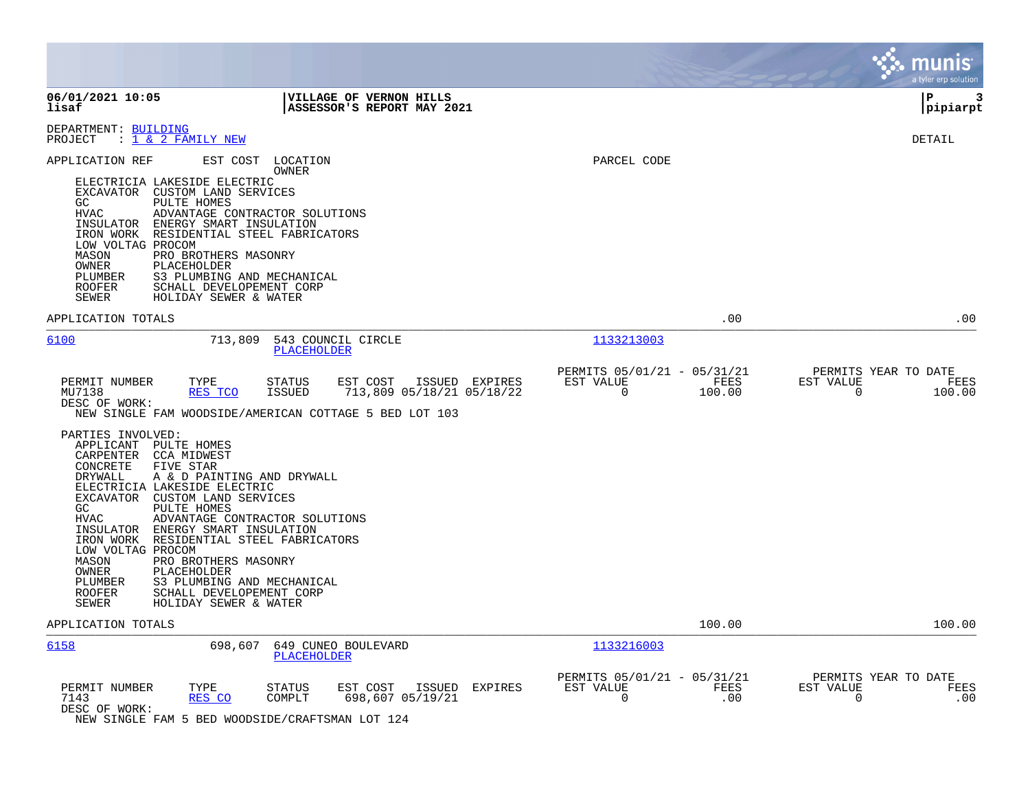**VILLAGE OF VERNON HILLS**
**ASSESSOR'S REPORT MAY 2021**

06/01/2021 10:05
lisaf

pipiarpt

DEPARTMENT: BUILDING
PROJECT : 1 & 2 FAMILY NEW

DETAIL

APPLICATION REF | EST COST | LOCATION / OWNER | PARCEL CODE

ELECTRICIA LAKESIDE ELECTRIC
EXCAVATOR CUSTOM LAND SERVICES
GC PULTE HOMES
HVAC ADVANTAGE CONTRACTOR SOLUTIONS
INSULATOR ENERGY SMART INSULATION
IRON WORK RESIDENTIAL STEEL FABRICATORS
LOW VOLTAG PROCOM
MASON PRO BROTHERS MASONRY
OWNER PLACEHOLDER
PLUMBER S3 PLUMBING AND MECHANICAL
ROOFER SCHALL DEVELOPEMENT CORP
SEWER HOLIDAY SEWER & WATER

APPLICATION TOTALS .00 .00

---

**6100** 713,809 543 COUNCIL CIRCLE — PLACEHOLDER — 1133213003

| PERMIT NUMBER | TYPE | STATUS | EST COST | ISSUED | EXPIRES | PERMITS 05/01/21 - 05/31/21 EST VALUE | FEES | PERMITS YEAR TO DATE EST VALUE | FEES |
|---|---|---|---|---|---|---|---|---|---|
| MU7138 | RES TCO | ISSUED | 713,809 | 05/18/21 | 05/18/22 | 0 | 100.00 | 0 | 100.00 |

DESC OF WORK:
NEW SINGLE FAM WOODSIDE/AMERICAN COTTAGE 5 BED LOT 103

PARTIES INVOLVED:
APPLICANT PULTE HOMES
CARPENTER CCA MIDWEST
CONCRETE FIVE STAR
DRYWALL A & D PAINTING AND DRYWALL
ELECTRICIA LAKESIDE ELECTRIC
EXCAVATOR CUSTOM LAND SERVICES
GC PULTE HOMES
HVAC ADVANTAGE CONTRACTOR SOLUTIONS
INSULATOR ENERGY SMART INSULATION
IRON WORK RESIDENTIAL STEEL FABRICATORS
LOW VOLTAG PROCOM
MASON PRO BROTHERS MASONRY
OWNER PLACEHOLDER
PLUMBER S3 PLUMBING AND MECHANICAL
ROOFER SCHALL DEVELOPEMENT CORP
SEWER HOLIDAY SEWER & WATER

APPLICATION TOTALS 100.00 100.00

---

**6158** 698,607 649 CUNEO BOULEVARD — PLACEHOLDER — 1133216003

| PERMIT NUMBER | TYPE | STATUS | EST COST | ISSUED | EXPIRES | PERMITS 05/01/21 - 05/31/21 EST VALUE | FEES | PERMITS YEAR TO DATE EST VALUE | FEES |
|---|---|---|---|---|---|---|---|---|---|
| 7143 | RES CO | COMPLT | 698,607 | 05/19/21 | | 0 | .00 | 0 | .00 |

DESC OF WORK:
NEW SINGLE FAM 5 BED WOODSIDE/CRAFTSMAN LOT 124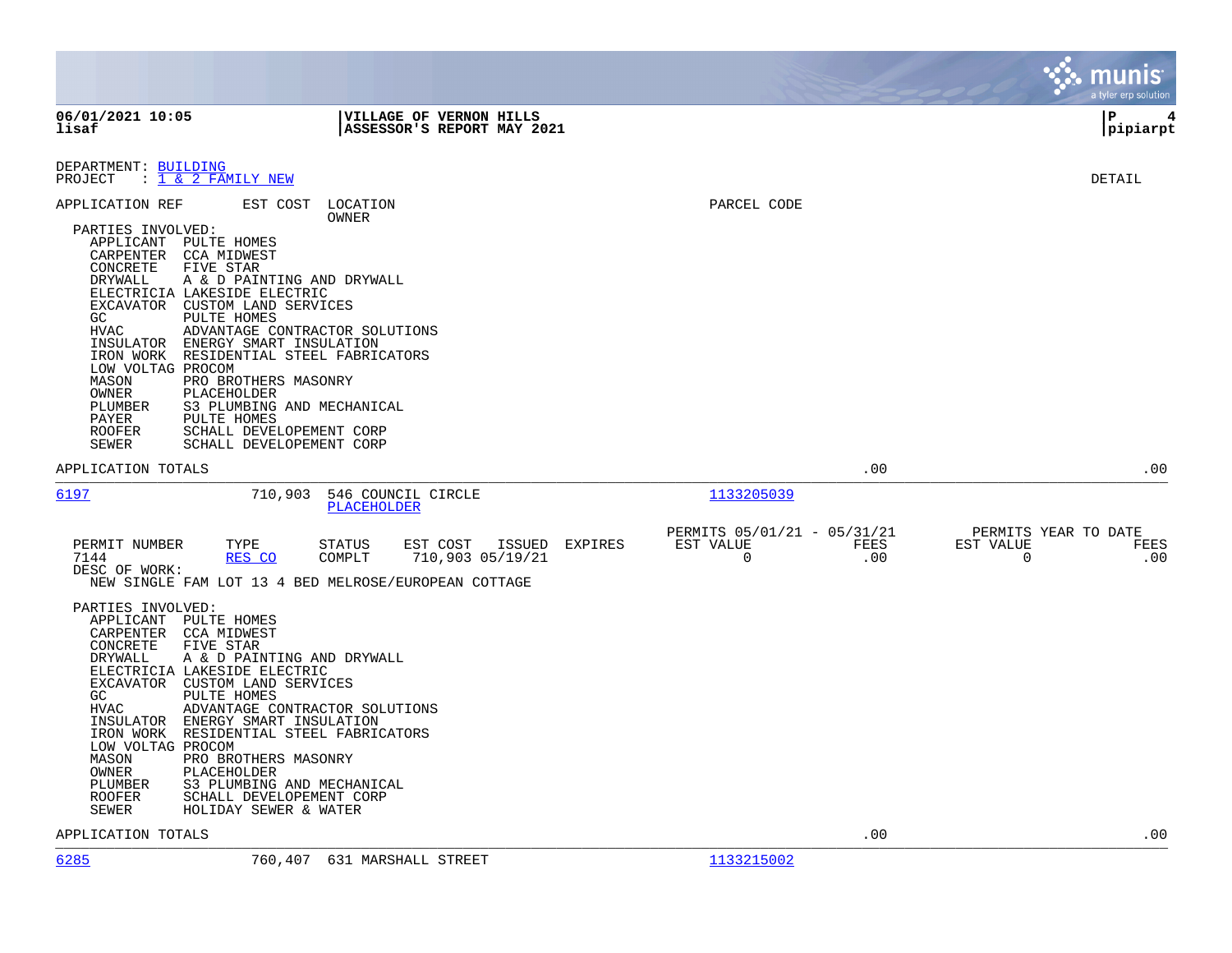06/01/2021 10:05 | VILLAGE OF VERNON HILLS | P 4
lisaf | ASSESSOR'S REPORT MAY 2021 | pipiarpt

DEPARTMENT: BUILDING
PROJECT : 1 & 2 FAMILY NEW

DETAIL

APPLICATION REF | EST COST | LOCATION / OWNER | PARCEL CODE

PARTIES INVOLVED:

- APPLICANT PULTE HOMES
- CARPENTER CCA MIDWEST
- CONCRETE FIVE STAR
- DRYWALL A & D PAINTING AND DRYWALL
- ELECTRICIA LAKESIDE ELECTRIC
- EXCAVATOR CUSTOM LAND SERVICES
- GC PULTE HOMES
- HVAC ADVANTAGE CONTRACTOR SOLUTIONS
- INSULATOR ENERGY SMART INSULATION
- IRON WORK RESIDENTIAL STEEL FABRICATORS
- LOW VOLTAG PROCOM
- MASON PRO BROTHERS MASONRY
- OWNER PLACEHOLDER
- PLUMBER S3 PLUMBING AND MECHANICAL
- PAYER PULTE HOMES
- ROOFER SCHALL DEVELOPEMENT CORP
- SEWER SCHALL DEVELOPEMENT CORP

APPLICATION TOTALS .00 .00

---

6197 | 710,903 | 546 COUNCIL CIRCLE / PLACEHOLDER | 1133205039

| PERMIT NUMBER | TYPE | STATUS | EST COST | ISSUED | EXPIRES | PERMITS 05/01/21 - 05/31/21 EST VALUE | FEES | PERMITS YEAR TO DATE EST VALUE | FEES |
|---|---|---|---|---|---|---|---|---|---|
| 7144 | RES CO | COMPLT | 710,903 | 05/19/21 | | 0 | .00 | 0 | .00 |

DESC OF WORK:
NEW SINGLE FAM LOT 13 4 BED MELROSE/EUROPEAN COTTAGE

PARTIES INVOLVED:

- APPLICANT PULTE HOMES
- CARPENTER CCA MIDWEST
- CONCRETE FIVE STAR
- DRYWALL A & D PAINTING AND DRYWALL
- ELECTRICIA LAKESIDE ELECTRIC
- EXCAVATOR CUSTOM LAND SERVICES
- GC PULTE HOMES
- HVAC ADVANTAGE CONTRACTOR SOLUTIONS
- INSULATOR ENERGY SMART INSULATION
- IRON WORK RESIDENTIAL STEEL FABRICATORS
- LOW VOLTAG PROCOM
- MASON PRO BROTHERS MASONRY
- OWNER PLACEHOLDER
- PLUMBER S3 PLUMBING AND MECHANICAL
- ROOFER SCHALL DEVELOPEMENT CORP
- SEWER HOLIDAY SEWER & WATER

APPLICATION TOTALS .00 .00

---

6285 | 760,407 | 631 MARSHALL STREET | 1133215002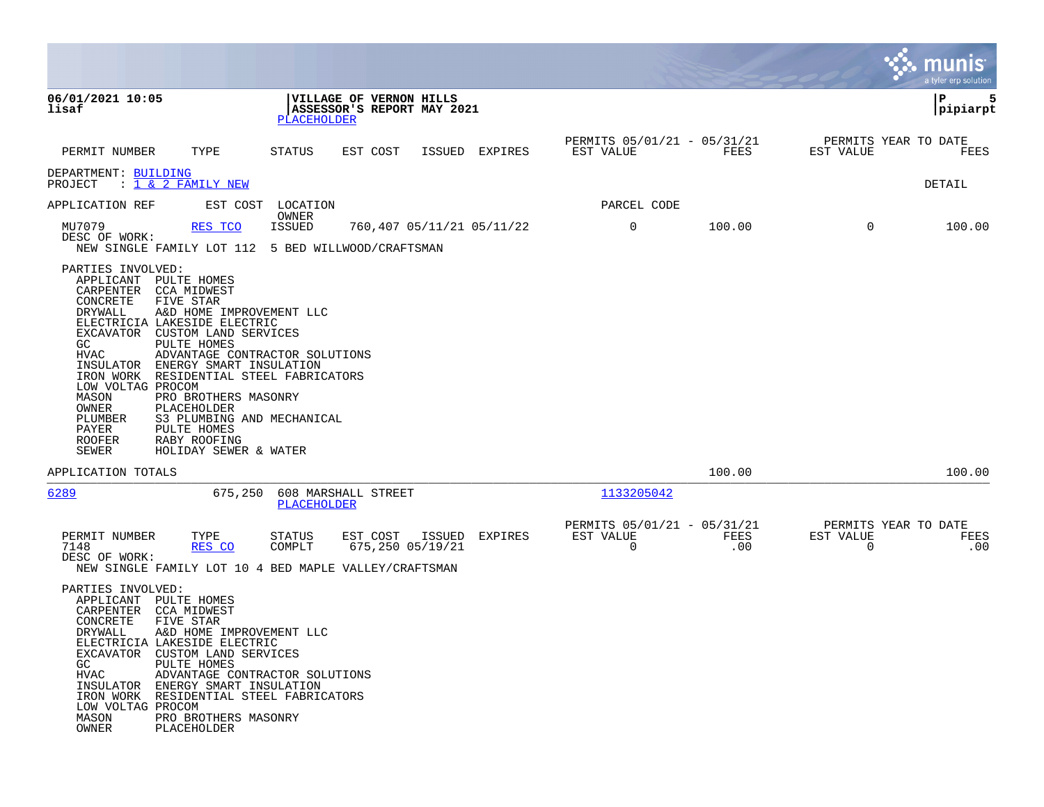**VILLAGE OF VERNON HILLS**
**ASSESSOR'S REPORT MAY 2021**
PLACEHOLDER

| PERMIT NUMBER | TYPE | STATUS | EST COST | ISSUED | EXPIRES | PERMITS 05/01/21 - 05/31/21 EST VALUE | FEES | PERMITS YEAR TO DATE EST VALUE | FEES |
|---|---|---|---|---|---|---|---|---|---|

DEPARTMENT: BUILDING
PROJECT : 1 & 2 FAMILY NEW

DETAIL

| APPLICATION REF | EST COST | LOCATION / OWNER | | | | PARCEL CODE | | | |
|---|---|---|---|---|---|---|---|---|---|
| MU7079 | RES TCO | ISSUED | 760,407 | 05/11/21 | 05/11/22 | 0 | 100.00 | 0 | 100.00 |

DESC OF WORK:
NEW SINGLE FAMILY LOT 112 5 BED WILLWOOD/CRAFTSMAN

PARTIES INVOLVED:

| | |
|---|---|
| APPLICANT | PULTE HOMES |
| CARPENTER | CCA MIDWEST |
| CONCRETE | FIVE STAR |
| DRYWALL | A&D HOME IMPROVEMENT LLC |
| ELECTRICIA | LAKESIDE ELECTRIC |
| EXCAVATOR | CUSTOM LAND SERVICES |
| GC | PULTE HOMES |
| HVAC | ADVANTAGE CONTRACTOR SOLUTIONS |
| INSULATOR | ENERGY SMART INSULATION |
| IRON WORK | RESIDENTIAL STEEL FABRICATORS |
| LOW VOLTAG | PROCOM |
| MASON | PRO BROTHERS MASONRY |
| OWNER | PLACEHOLDER |
| PLUMBER | S3 PLUMBING AND MECHANICAL |
| PAYER | PULTE HOMES |
| ROOFER | RABY ROOFING |
| SEWER | HOLIDAY SEWER & WATER |

APPLICATION TOTALS — 100.00 — 100.00

| APPLICATION REF | EST COST | LOCATION | PARCEL CODE |
|---|---|---|---|
| 6289 | 675,250 | 608 MARSHALL STREET / PLACEHOLDER | 1133205042 |

| PERMIT NUMBER | TYPE | STATUS | EST COST | ISSUED | EXPIRES | PERMITS 05/01/21 - 05/31/21 EST VALUE | FEES | PERMITS YEAR TO DATE EST VALUE | FEES |
|---|---|---|---|---|---|---|---|---|---|
| 7148 | RES CO | COMPLT | 675,250 | 05/19/21 | | 0 | .00 | 0 | .00 |

DESC OF WORK:
NEW SINGLE FAMILY LOT 10 4 BED MAPLE VALLEY/CRAFTSMAN

PARTIES INVOLVED:

| | |
|---|---|
| APPLICANT | PULTE HOMES |
| CARPENTER | CCA MIDWEST |
| CONCRETE | FIVE STAR |
| DRYWALL | A&D HOME IMPROVEMENT LLC |
| ELECTRICIA | LAKESIDE ELECTRIC |
| EXCAVATOR | CUSTOM LAND SERVICES |
| GC | PULTE HOMES |
| HVAC | ADVANTAGE CONTRACTOR SOLUTIONS |
| INSULATOR | ENERGY SMART INSULATION |
| IRON WORK | RESIDENTIAL STEEL FABRICATORS |
| LOW VOLTAG | PROCOM |
| MASON | PRO BROTHERS MASONRY |
| OWNER | PLACEHOLDER |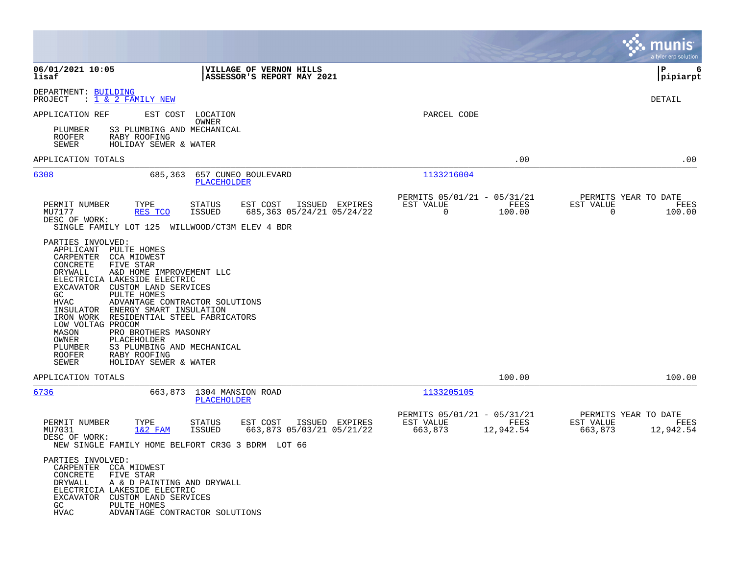DEPARTMENT: BUILDING
PROJECT : 1 & 2 FAMILY NEW

DETAIL

APPLICATION REF EST COST LOCATION PARCEL CODE
OWNER

PLUMBER S3 PLUMBING AND MECHANICAL
ROOFER RABY ROOFING
SEWER HOLIDAY SEWER & WATER

APPLICATION TOTALS .00 .00

---

**6308** 685,363 657 CUNEO BOULEVARD 1133216004
PLACEHOLDER

| PERMIT NUMBER | TYPE | STATUS | EST COST | ISSUED | EXPIRES | PERMITS 05/01/21 - 05/31/21 EST VALUE | FEES | PERMITS YEAR TO DATE EST VALUE | FEES |
|---|---|---|---|---|---|---|---|---|---|
| MU7177 | RES TCO | ISSUED | 685,363 | 05/24/21 | 05/24/22 | 0 | 100.00 | 0 | 100.00 |

DESC OF WORK:
SINGLE FAMILY LOT 125 WILLWOOD/CT3M ELEV 4 BDR

PARTIES INVOLVED:
- APPLICANT PULTE HOMES
- CARPENTER CCA MIDWEST
- CONCRETE FIVE STAR
- DRYWALL A&D HOME IMPROVEMENT LLC
- ELECTRICIA LAKESIDE ELECTRIC
- EXCAVATOR CUSTOM LAND SERVICES
- GC PULTE HOMES
- HVAC ADVANTAGE CONTRACTOR SOLUTIONS
- INSULATOR ENERGY SMART INSULATION
- IRON WORK RESIDENTIAL STEEL FABRICATORS
- LOW VOLTAG PROCOM
- MASON PRO BROTHERS MASONRY
- OWNER PLACEHOLDER
- PLUMBER S3 PLUMBING AND MECHANICAL
- ROOFER RABY ROOFING
- SEWER HOLIDAY SEWER & WATER

APPLICATION TOTALS 100.00 100.00

---

**6736** 663,873 1304 MANSION ROAD 1133205105
PLACEHOLDER

| PERMIT NUMBER | TYPE | STATUS | EST COST | ISSUED | EXPIRES | PERMITS 05/01/21 - 05/31/21 EST VALUE | FEES | PERMITS YEAR TO DATE EST VALUE | FEES |
|---|---|---|---|---|---|---|---|---|---|
| MU7031 | 1&2 FAM | ISSUED | 663,873 | 05/03/21 | 05/21/22 | 663,873 | 12,942.54 | 663,873 | 12,942.54 |

DESC OF WORK:
NEW SINGLE FAMILY HOME BELFORT CR3G 3 BDRM LOT 66

PARTIES INVOLVED:
- CARPENTER CCA MIDWEST
- CONCRETE FIVE STAR
- DRYWALL A & D PAINTING AND DRYWALL
- ELECTRICIA LAKESIDE ELECTRIC
- EXCAVATOR CUSTOM LAND SERVICES
- GC PULTE HOMES
- HVAC ADVANTAGE CONTRACTOR SOLUTIONS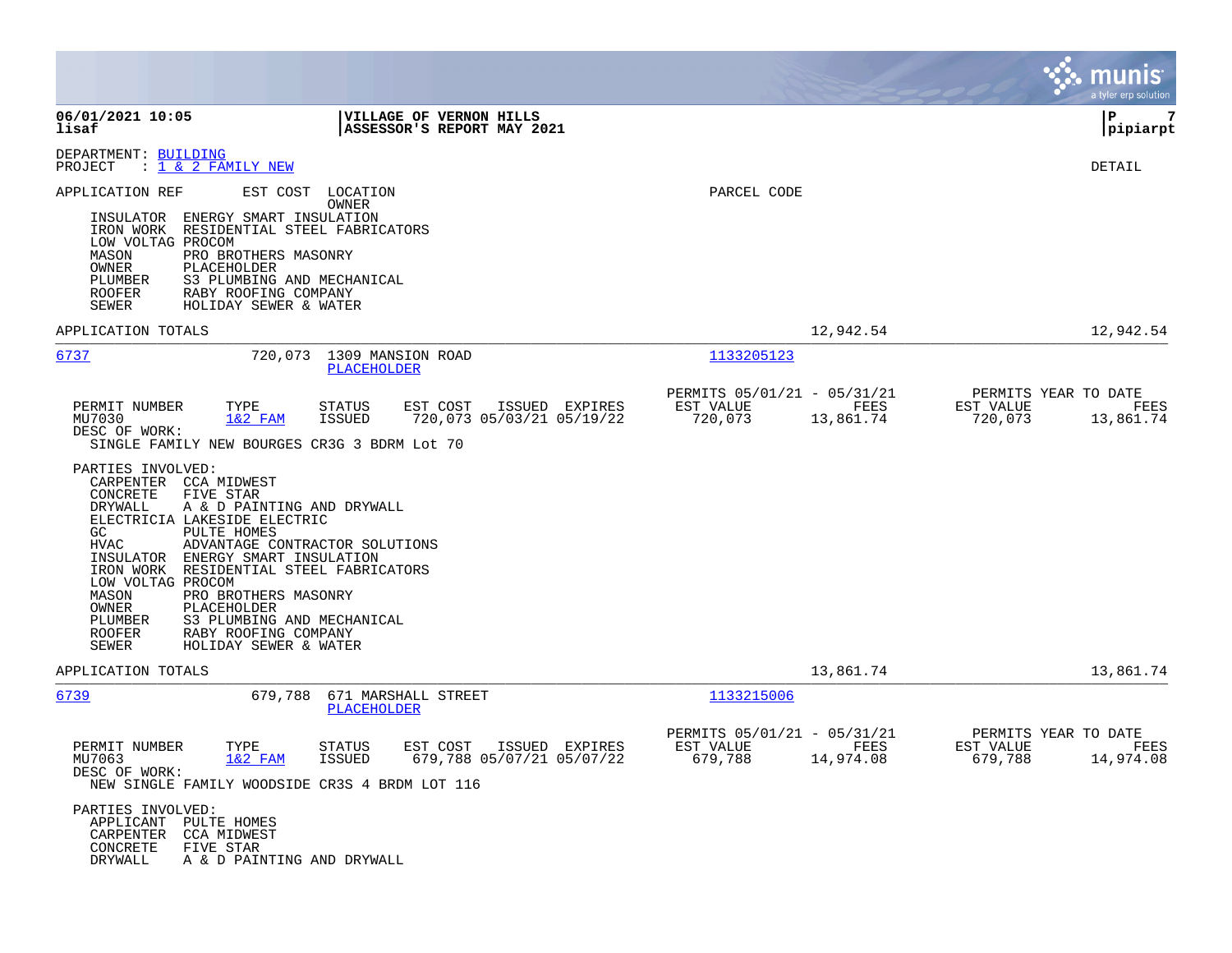**06/01/2021 10:05** **VILLAGE OF VERNON HILLS**
**lisaf** **ASSESSOR'S REPORT MAY 2021**

DEPARTMENT: BUILDING
PROJECT : 1 & 2 FAMILY NEW

DETAIL

APPLICATION REF EST COST LOCATION PARCEL CODE
OWNER

INSULATOR ENERGY SMART INSULATION
IRON WORK RESIDENTIAL STEEL FABRICATORS
LOW VOLTAG PROCOM
MASON PRO BROTHERS MASONRY
OWNER PLACEHOLDER
PLUMBER S3 PLUMBING AND MECHANICAL
ROOFER RABY ROOFING COMPANY
SEWER HOLIDAY SEWER & WATER

APPLICATION TOTALS 12,942.54 12,942.54

---

6737 720,073 1309 MANSION ROAD 1133205123
PLACEHOLDER

| PERMIT NUMBER | TYPE | STATUS | EST COST | ISSUED | EXPIRES | PERMITS 05/01/21 - 05/31/21 EST VALUE | FEES | PERMITS YEAR TO DATE EST VALUE | FEES |
|---|---|---|---|---|---|---|---|---|---|
| MU7030 | 1&2 FAM | ISSUED | 720,073 | 05/03/21 | 05/19/22 | 720,073 | 13,861.74 | 720,073 | 13,861.74 |

DESC OF WORK:
SINGLE FAMILY NEW BOURGES CR3G 3 BDRM Lot 70

PARTIES INVOLVED:
CARPENTER CCA MIDWEST
CONCRETE FIVE STAR
DRYWALL A & D PAINTING AND DRYWALL
ELECTRICIA LAKESIDE ELECTRIC
GC PULTE HOMES
HVAC ADVANTAGE CONTRACTOR SOLUTIONS
INSULATOR ENERGY SMART INSULATION
IRON WORK RESIDENTIAL STEEL FABRICATORS
LOW VOLTAG PROCOM
MASON PRO BROTHERS MASONRY
OWNER PLACEHOLDER
PLUMBER S3 PLUMBING AND MECHANICAL
ROOFER RABY ROOFING COMPANY
SEWER HOLIDAY SEWER & WATER

APPLICATION TOTALS 13,861.74 13,861.74

---

6739 679,788 671 MARSHALL STREET 1133215006
PLACEHOLDER

| PERMIT NUMBER | TYPE | STATUS | EST COST | ISSUED | EXPIRES | PERMITS 05/01/21 - 05/31/21 EST VALUE | FEES | PERMITS YEAR TO DATE EST VALUE | FEES |
|---|---|---|---|---|---|---|---|---|---|
| MU7063 | 1&2 FAM | ISSUED | 679,788 | 05/07/21 | 05/07/22 | 679,788 | 14,974.08 | 679,788 | 14,974.08 |

DESC OF WORK:
NEW SINGLE FAMILY WOODSIDE CR3S 4 BRDM LOT 116

PARTIES INVOLVED:
APPLICANT PULTE HOMES
CARPENTER CCA MIDWEST
CONCRETE FIVE STAR
DRYWALL A & D PAINTING AND DRYWALL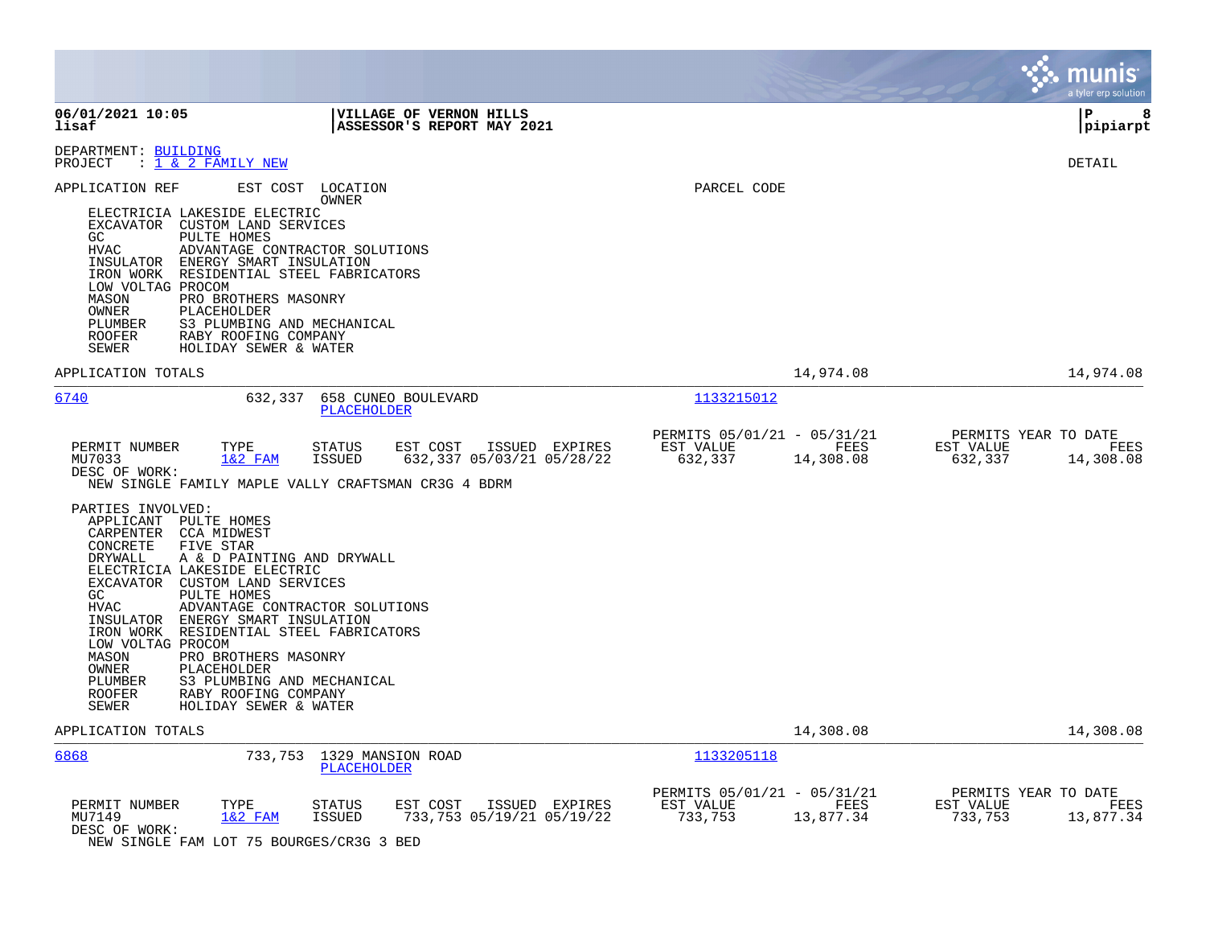06/01/2021 10:05 lisaf | VILLAGE OF VERNON HILLS ASSESSOR'S REPORT MAY 2021 | P 8 pipiarpt

DEPARTMENT: BUILDING
PROJECT : 1 & 2 FAMILY NEW

DETAIL

APPLICATION REF | EST COST | LOCATION OWNER | PARCEL CODE

- ELECTRICIA LAKESIDE ELECTRIC
- EXCAVATOR CUSTOM LAND SERVICES
- GC PULTE HOMES
- HVAC ADVANTAGE CONTRACTOR SOLUTIONS
- INSULATOR ENERGY SMART INSULATION
- IRON WORK RESIDENTIAL STEEL FABRICATORS
- LOW VOLTAG PROCOM
- MASON PRO BROTHERS MASONRY
- OWNER PLACEHOLDER
- PLUMBER S3 PLUMBING AND MECHANICAL
- ROOFER RABY ROOFING COMPANY
- SEWER HOLIDAY SEWER & WATER

APPLICATION TOTALS 14,974.08 14,974.08

---

6740 | 632,337 | 658 CUNEO BOULEVARD PLACEHOLDER | 1133215012

| PERMIT NUMBER | TYPE | STATUS | EST COST | ISSUED | EXPIRES | PERMITS 05/01/21 - 05/31/21 EST VALUE | FEES | PERMITS YEAR TO DATE EST VALUE | FEES |
|---|---|---|---|---|---|---|---|---|---|
| MU7033 | 1&2 FAM | ISSUED | 632,337 | 05/03/21 | 05/28/22 | 632,337 | 14,308.08 | 632,337 | 14,308.08 |

DESC OF WORK:
NEW SINGLE FAMILY MAPLE VALLY CRAFTSMAN CR3G 4 BDRM

PARTIES INVOLVED:
- APPLICANT PULTE HOMES
- CARPENTER CCA MIDWEST
- CONCRETE FIVE STAR
- DRYWALL A & D PAINTING AND DRYWALL
- ELECTRICIA LAKESIDE ELECTRIC
- EXCAVATOR CUSTOM LAND SERVICES
- GC PULTE HOMES
- HVAC ADVANTAGE CONTRACTOR SOLUTIONS
- INSULATOR ENERGY SMART INSULATION
- IRON WORK RESIDENTIAL STEEL FABRICATORS
- LOW VOLTAG PROCOM
- MASON PRO BROTHERS MASONRY
- OWNER PLACEHOLDER
- PLUMBER S3 PLUMBING AND MECHANICAL
- ROOFER RABY ROOFING COMPANY
- SEWER HOLIDAY SEWER & WATER

APPLICATION TOTALS 14,308.08 14,308.08

---

6868 | 733,753 | 1329 MANSION ROAD PLACEHOLDER | 1133205118

| PERMIT NUMBER | TYPE | STATUS | EST COST | ISSUED | EXPIRES | PERMITS 05/01/21 - 05/31/21 EST VALUE | FEES | PERMITS YEAR TO DATE EST VALUE | FEES |
|---|---|---|---|---|---|---|---|---|---|
| MU7149 | 1&2 FAM | ISSUED | 733,753 | 05/19/21 | 05/19/22 | 733,753 | 13,877.34 | 733,753 | 13,877.34 |

DESC OF WORK:
NEW SINGLE FAM LOT 75 BOURGES/CR3G 3 BED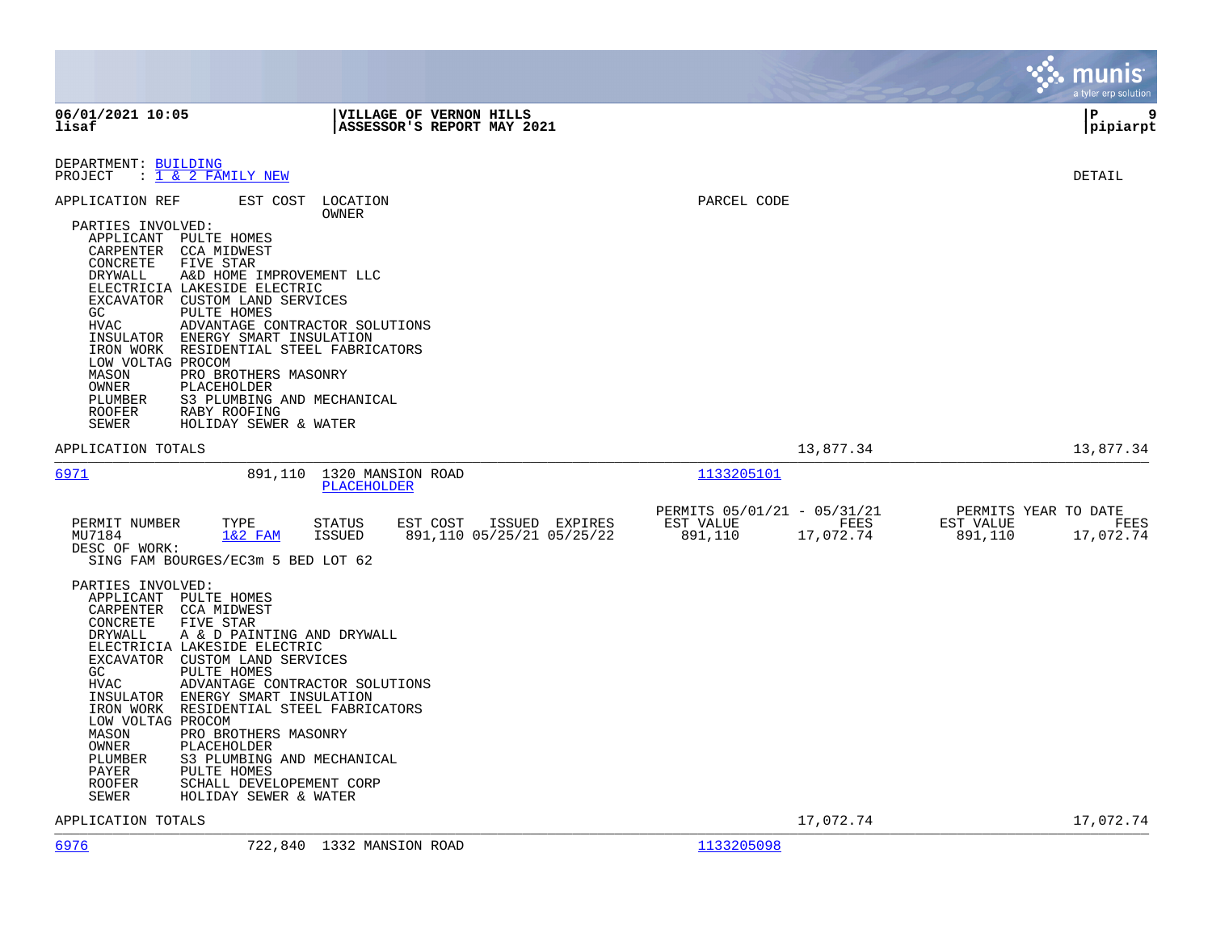06/01/2021 10:05
lisaf

VILLAGE OF VERNON HILLS
ASSESSOR'S REPORT MAY 2021

P 9
pipiarpt

DEPARTMENT: BUILDING
PROJECT : 1 & 2 FAMILY NEW

DETAIL

APPLICATION REF EST COST LOCATION
OWNER

PARCEL CODE

PARTIES INVOLVED:
- APPLICANT PULTE HOMES
- CARPENTER CCA MIDWEST
- CONCRETE FIVE STAR
- DRYWALL A&D HOME IMPROVEMENT LLC
- ELECTRICIA LAKESIDE ELECTRIC
- EXCAVATOR CUSTOM LAND SERVICES
- GC PULTE HOMES
- HVAC ADVANTAGE CONTRACTOR SOLUTIONS
- INSULATOR ENERGY SMART INSULATION
- IRON WORK RESIDENTIAL STEEL FABRICATORS
- LOW VOLTAG PROCOM
- MASON PRO BROTHERS MASONRY
- OWNER PLACEHOLDER
- PLUMBER S3 PLUMBING AND MECHANICAL
- ROOFER RABY ROOFING
- SEWER HOLIDAY SEWER & WATER

APPLICATION TOTALS 13,877.34 13,877.34

---

6971 891,110 1320 MANSION ROAD 1133205101
PLACEHOLDER

| PERMIT NUMBER | TYPE | STATUS | EST COST | ISSUED | EXPIRES | PERMITS 05/01/21 - 05/31/21 EST VALUE | FEES | PERMITS YEAR TO DATE EST VALUE | FEES |
|---|---|---|---|---|---|---|---|---|---|
| MU7184 | 1&2 FAM | ISSUED | 891,110 | 05/25/21 | 05/25/22 | 891,110 | 17,072.74 | 891,110 | 17,072.74 |

DESC OF WORK:
SING FAM BOURGES/EC3m 5 BED LOT 62

PARTIES INVOLVED:
- APPLICANT PULTE HOMES
- CARPENTER CCA MIDWEST
- CONCRETE FIVE STAR
- DRYWALL A & D PAINTING AND DRYWALL
- ELECTRICIA LAKESIDE ELECTRIC
- EXCAVATOR CUSTOM LAND SERVICES
- GC PULTE HOMES
- HVAC ADVANTAGE CONTRACTOR SOLUTIONS
- INSULATOR ENERGY SMART INSULATION
- IRON WORK RESIDENTIAL STEEL FABRICATORS
- LOW VOLTAG PROCOM
- MASON PRO BROTHERS MASONRY
- OWNER PLACEHOLDER
- PLUMBER S3 PLUMBING AND MECHANICAL
- PAYER PULTE HOMES
- ROOFER SCHALL DEVELOPEMENT CORP
- SEWER HOLIDAY SEWER & WATER

APPLICATION TOTALS 17,072.74 17,072.74

---

6976 722,840 1332 MANSION ROAD 1133205098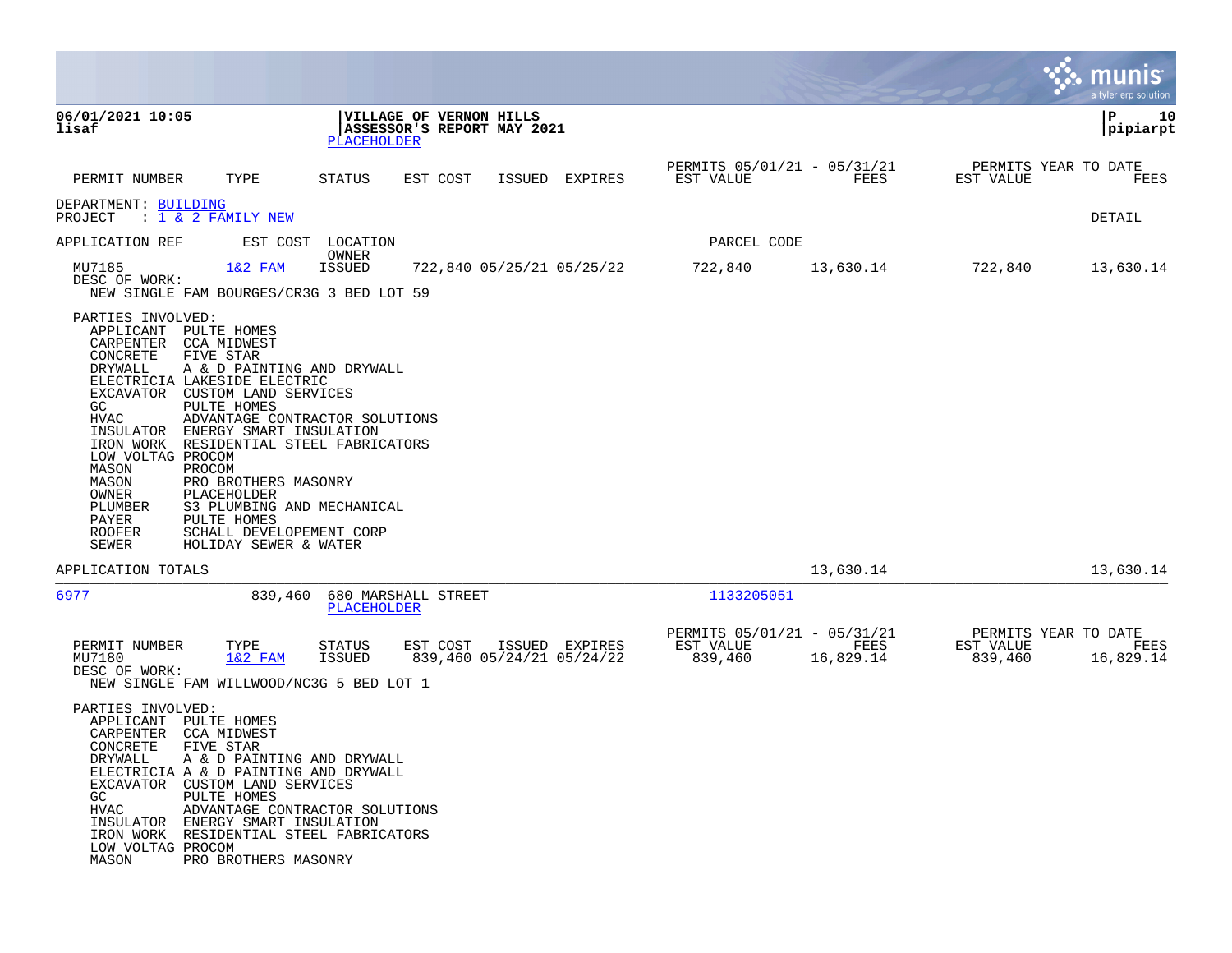**VILLAGE OF VERNON HILLS**
**ASSESSOR'S REPORT MAY 2021**
PLACEHOLDER

| PERMIT NUMBER | TYPE | STATUS | EST COST | ISSUED | EXPIRES | PERMITS 05/01/21 - 05/31/21 EST VALUE | FEES | PERMITS YEAR TO DATE EST VALUE | FEES |
|---|---|---|---|---|---|---|---|---|---|

DEPARTMENT: BUILDING
PROJECT : 1 & 2 FAMILY NEW

DETAIL

| APPLICATION REF | EST COST | LOCATION OWNER | | | | PARCEL CODE | | | |
|---|---|---|---|---|---|---|---|---|---|
| MU7185 | 1&2 FAM | ISSUED | 722,840 | 05/25/21 | 05/25/22 | 722,840 | 13,630.14 | 722,840 | 13,630.14 |

DESC OF WORK:
NEW SINGLE FAM BOURGES/CR3G 3 BED LOT 59

PARTIES INVOLVED:

| Role | Party |
|---|---|
| APPLICANT | PULTE HOMES |
| CARPENTER | CCA MIDWEST |
| CONCRETE | FIVE STAR |
| DRYWALL | A & D PAINTING AND DRYWALL |
| ELECTRICIA | LAKESIDE ELECTRIC |
| EXCAVATOR | CUSTOM LAND SERVICES |
| GC | PULTE HOMES |
| HVAC | ADVANTAGE CONTRACTOR SOLUTIONS |
| INSULATOR | ENERGY SMART INSULATION |
| IRON WORK | RESIDENTIAL STEEL FABRICATORS |
| LOW VOLTAG | PROCOM |
| MASON | PROCOM |
| MASON | PRO BROTHERS MASONRY |
| OWNER | PLACEHOLDER |
| PLUMBER | S3 PLUMBING AND MECHANICAL |
| PAYER | PULTE HOMES |
| ROOFER | SCHALL DEVELOPEMENT CORP |
| SEWER | HOLIDAY SEWER & WATER |

APPLICATION TOTALS — 13,630.14 — 13,630.14

---

6977 — 839,460 — 680 MARSHALL STREET — PLACEHOLDER — 1133205051

| PERMIT NUMBER | TYPE | STATUS | EST COST | ISSUED | EXPIRES | PERMITS 05/01/21 - 05/31/21 EST VALUE | FEES | PERMITS YEAR TO DATE EST VALUE | FEES |
|---|---|---|---|---|---|---|---|---|---|
| MU7180 | 1&2 FAM | ISSUED | 839,460 | 05/24/21 | 05/24/22 | 839,460 | 16,829.14 | 839,460 | 16,829.14 |

DESC OF WORK:
NEW SINGLE FAM WILLWOOD/NC3G 5 BED LOT 1

PARTIES INVOLVED:

| Role | Party |
|---|---|
| APPLICANT | PULTE HOMES |
| CARPENTER | CCA MIDWEST |
| CONCRETE | FIVE STAR |
| DRYWALL | A & D PAINTING AND DRYWALL |
| ELECTRICIA | A & D PAINTING AND DRYWALL |
| EXCAVATOR | CUSTOM LAND SERVICES |
| GC | PULTE HOMES |
| HVAC | ADVANTAGE CONTRACTOR SOLUTIONS |
| INSULATOR | ENERGY SMART INSULATION |
| IRON WORK | RESIDENTIAL STEEL FABRICATORS |
| LOW VOLTAG | PROCOM |
| MASON | PRO BROTHERS MASONRY |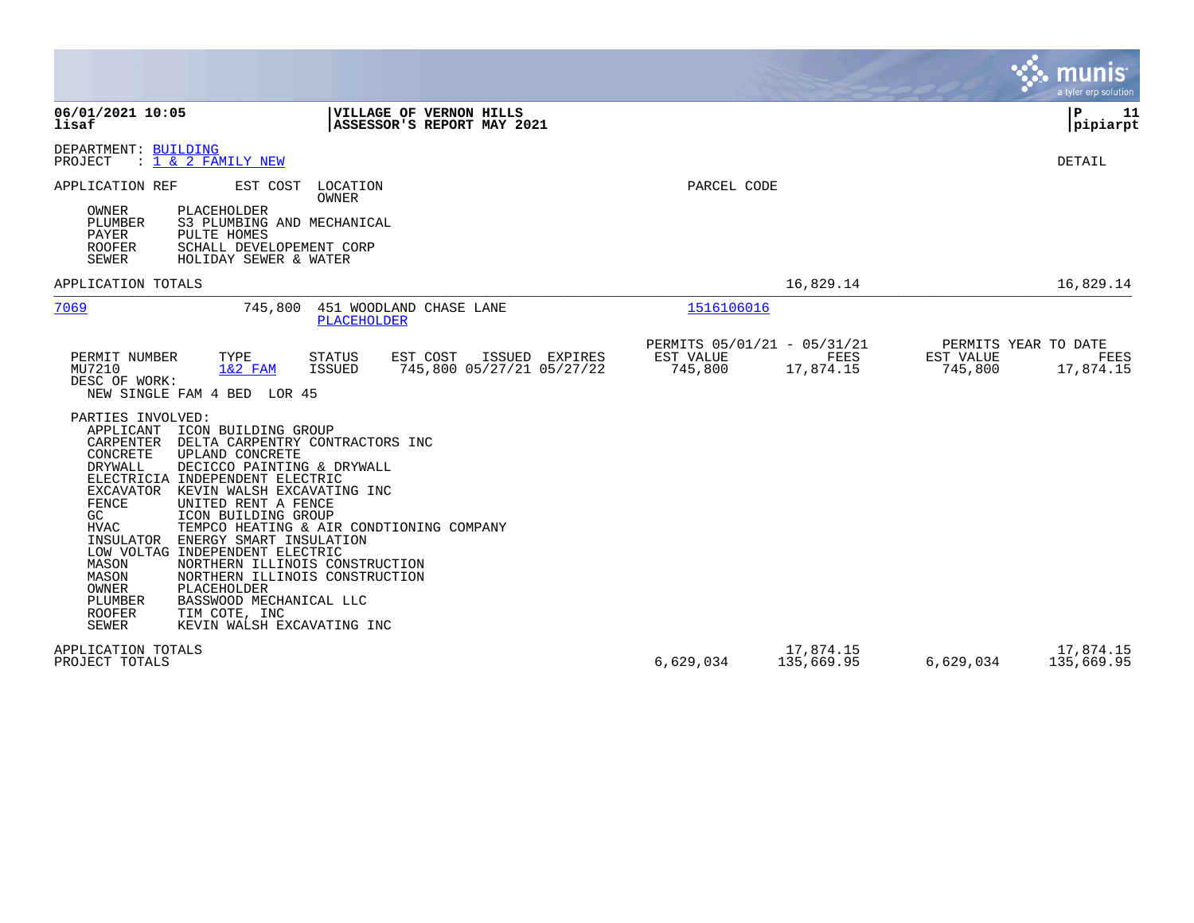**06/01/2021 10:05** | **VILLAGE OF VERNON HILLS** | **P 11**
**lisaf** | **ASSESSOR'S REPORT MAY 2021** | **pipiarpt**

DEPARTMENT: BUILDING
PROJECT : 1 & 2 FAMILY NEW

DETAIL

APPLICATION REF    EST COST    LOCATION / OWNER    PARCEL CODE

| Role | Party |
|---|---|
| OWNER | PLACEHOLDER |
| PLUMBER | S3 PLUMBING AND MECHANICAL |
| PAYER | PULTE HOMES |
| ROOFER | SCHALL DEVELOPEMENT CORP |
| SEWER | HOLIDAY SEWER & WATER |

APPLICATION TOTALS — 16,829.14 — 16,829.14

---

**7069** — 745,800 — 451 WOODLAND CHASE LANE — PLACEHOLDER — Parcel: 1516106016

| PERMIT NUMBER | TYPE | STATUS | EST COST | ISSUED | EXPIRES | PERMITS 05/01/21 - 05/31/21 EST VALUE | FEES | PERMITS YEAR TO DATE EST VALUE | FEES |
|---|---|---|---|---|---|---|---|---|---|
| MU7210 | 1&2 FAM | ISSUED | 745,800 | 05/27/21 | 05/27/22 | 745,800 | 17,874.15 | 745,800 | 17,874.15 |

DESC OF WORK:
NEW SINGLE FAM 4 BED LOR 45

PARTIES INVOLVED:

| Role | Party |
|---|---|
| APPLICANT | ICON BUILDING GROUP |
| CARPENTER | DELTA CARPENTRY CONTRACTORS INC |
| CONCRETE | UPLAND CONCRETE |
| DRYWALL | DECICCO PAINTING & DRYWALL |
| ELECTRICIA | INDEPENDENT ELECTRIC |
| EXCAVATOR | KEVIN WALSH EXCAVATING INC |
| FENCE | UNITED RENT A FENCE |
| GC | ICON BUILDING GROUP |
| HVAC | TEMPCO HEATING & AIR CONDTIONING COMPANY |
| INSULATOR | ENERGY SMART INSULATION |
| LOW VOLTAG | INDEPENDENT ELECTRIC |
| MASON | NORTHERN ILLINOIS CONSTRUCTION |
| MASON | NORTHERN ILLINOIS CONSTRUCTION |
| OWNER | PLACEHOLDER |
| PLUMBER | BASSWOOD MECHANICAL LLC |
| ROOFER | TIM COTE, INC |
| SEWER | KEVIN WALSH EXCAVATING INC |

| | EST VALUE | FEES | YTD EST VALUE | YTD FEES |
|---|---|---|---|---|
| APPLICATION TOTALS | | 17,874.15 | | 17,874.15 |
| PROJECT TOTALS | 6,629,034 | 135,669.95 | 6,629,034 | 135,669.95 |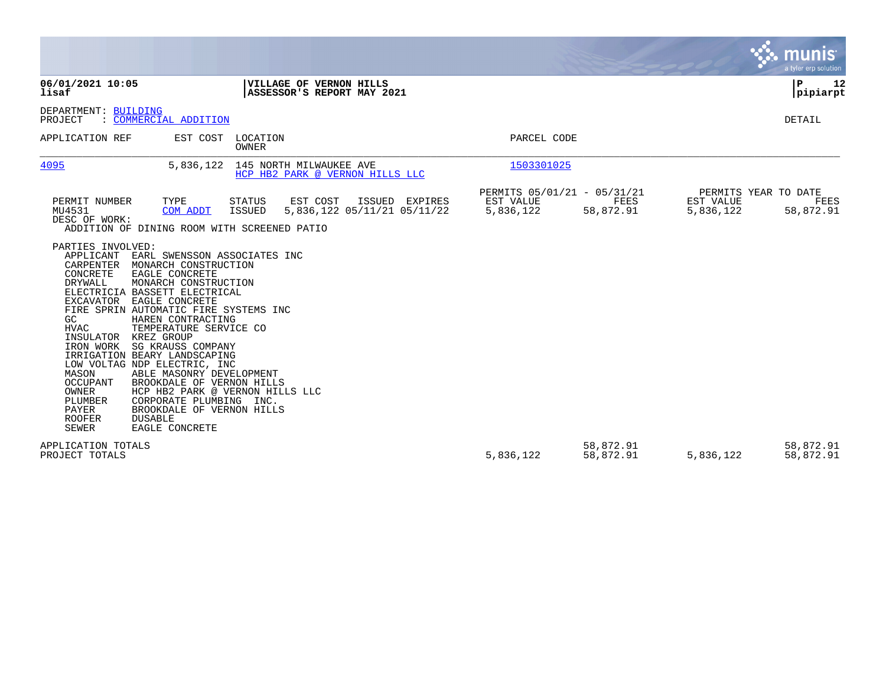**06/01/2021 10:05** | **VILLAGE OF VERNON HILLS** | **P 12**
**lisaf** | **ASSESSOR'S REPORT MAY 2021** | **pipiarpt**

DEPARTMENT: BUILDING
PROJECT : COMMERCIAL ADDITION

DETAIL

| APPLICATION REF | EST COST | LOCATION / OWNER | PARCEL CODE |
|---|---|---|---|
| 4095 | 5,836,122 | 145 NORTH MILWAUKEE AVE / HCP HB2 PARK @ VERNON HILLS LLC | 1503301025 |

| PERMIT NUMBER | TYPE | STATUS | EST COST | ISSUED | EXPIRES | PERMITS 05/01/21 - 05/31/21 EST VALUE | FEES | PERMITS YEAR TO DATE EST VALUE | FEES |
|---|---|---|---|---|---|---|---|---|---|
| MU4531 | COM ADDT | ISSUED | 5,836,122 | 05/11/21 | 05/11/22 | 5,836,122 | 58,872.91 | 5,836,122 | 58,872.91 |

DESC OF WORK:
ADDITION OF DINING ROOM WITH SCREENED PATIO

PARTIES INVOLVED:

| Role | Party |
|---|---|
| APPLICANT | EARL SWENSSON ASSOCIATES INC |
| CARPENTER | MONARCH CONSTRUCTION |
| CONCRETE | EAGLE CONCRETE |
| DRYWALL | MONARCH CONSTRUCTION |
| ELECTRICIA | BASSETT ELECTRICAL |
| EXCAVATOR | EAGLE CONCRETE |
| FIRE SPRIN | AUTOMATIC FIRE SYSTEMS INC |
| GC | HAREN CONTRACTING |
| HVAC | TEMPERATURE SERVICE CO |
| INSULATOR | KREZ GROUP |
| IRON WORK | SG KRAUSS COMPANY |
| IRRIGATION | BEARY LANDSCAPING |
| LOW VOLTAG | NDP ELECTRIC, INC |
| MASON | ABLE MASONRY DEVELOPMENT |
| OCCUPANT | BROOKDALE OF VERNON HILLS |
| OWNER | HCP HB2 PARK @ VERNON HILLS LLC |
| PLUMBER | CORPORATE PLUMBING INC. |
| PAYER | BROOKDALE OF VERNON HILLS |
| ROOFER | DUSABLE |
| SEWER | EAGLE CONCRETE |

| | EST VALUE | FEES | YTD EST VALUE | YTD FEES |
|---|---|---|---|---|
| APPLICATION TOTALS | | 58,872.91 | | 58,872.91 |
| PROJECT TOTALS | 5,836,122 | 58,872.91 | 5,836,122 | 58,872.91 |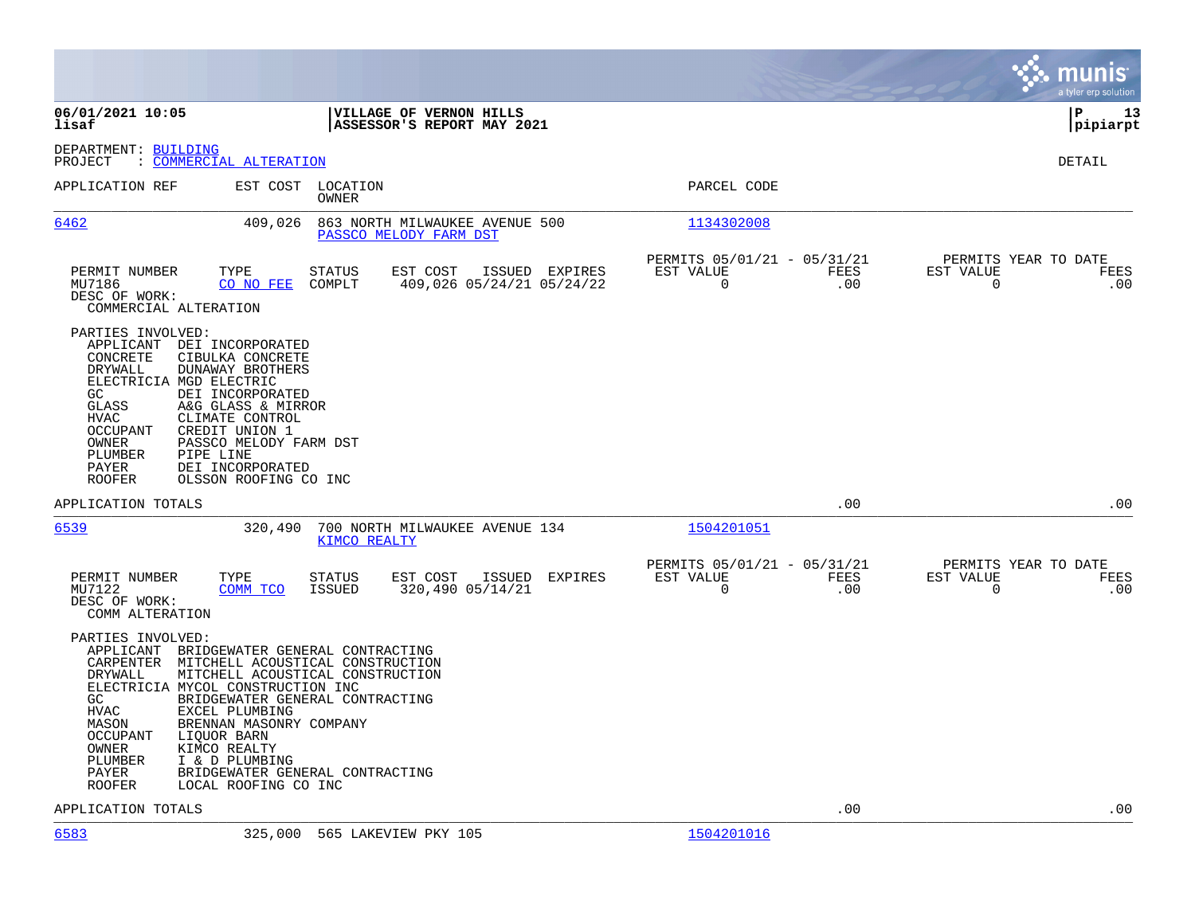**06/01/2021 10:05** | **VILLAGE OF VERNON HILLS** | **P 13**
**lisaf** | **ASSESSOR'S REPORT MAY 2021** | **pipiarpt**

DEPARTMENT: BUILDING
PROJECT : COMMERCIAL ALTERATION

DETAIL

| APPLICATION REF | EST COST | LOCATION / OWNER | PARCEL CODE |
|---|---|---|---|
| 6462 | 409,026 | 863 NORTH MILWAUKEE AVENUE 500 / PASSCO MELODY FARM DST | 1134302008 |

| PERMIT NUMBER | TYPE | STATUS | EST COST | ISSUED | EXPIRES | PERMITS 05/01/21 - 05/31/21 EST VALUE | FEES | PERMITS YEAR TO DATE EST VALUE | FEES |
|---|---|---|---|---|---|---|---|---|---|
| MU7186 | CO NO FEE | COMPLT | 409,026 | 05/24/21 | 05/24/22 | 0 | .00 | 0 | .00 |

DESC OF WORK:
COMMERCIAL ALTERATION

PARTIES INVOLVED:

| | |
|---|---|
| APPLICANT | DEI INCORPORATED |
| CONCRETE | CIBULKA CONCRETE |
| DRYWALL | DUNAWAY BROTHERS |
| ELECTRICIA | MGD ELECTRIC |
| GC | DEI INCORPORATED |
| GLASS | A&G GLASS & MIRROR |
| HVAC | CLIMATE CONTROL |
| OCCUPANT | CREDIT UNION 1 |
| OWNER | PASSCO MELODY FARM DST |
| PLUMBER | PIPE LINE |
| PAYER | DEI INCORPORATED |
| ROOFER | OLSSON ROOFING CO INC |

APPLICATION TOTALS .00 .00

| APPLICATION REF | EST COST | LOCATION / OWNER | PARCEL CODE |
|---|---|---|---|
| 6539 | 320,490 | 700 NORTH MILWAUKEE AVENUE 134 / KIMCO REALTY | 1504201051 |

| PERMIT NUMBER | TYPE | STATUS | EST COST | ISSUED | EXPIRES | PERMITS 05/01/21 - 05/31/21 EST VALUE | FEES | PERMITS YEAR TO DATE EST VALUE | FEES |
|---|---|---|---|---|---|---|---|---|---|
| MU7122 | COMM TCO | ISSUED | 320,490 | 05/14/21 | | 0 | .00 | 0 | .00 |

DESC OF WORK:
COMM ALTERATION

PARTIES INVOLVED:

| | |
|---|---|
| APPLICANT | BRIDGEWATER GENERAL CONTRACTING |
| CARPENTER | MITCHELL ACOUSTICAL CONSTRUCTION |
| DRYWALL | MITCHELL ACOUSTICAL CONSTRUCTION |
| ELECTRICIA | MYCOL CONSTRUCTION INC |
| GC | BRIDGEWATER GENERAL CONTRACTING |
| HVAC | EXCEL PLUMBING |
| MASON | BRENNAN MASONRY COMPANY |
| OCCUPANT | LIQUOR BARN |
| OWNER | KIMCO REALTY |
| PLUMBER | I & D PLUMBING |
| PAYER | BRIDGEWATER GENERAL CONTRACTING |
| ROOFER | LOCAL ROOFING CO INC |

APPLICATION TOTALS .00 .00

| APPLICATION REF | EST COST | LOCATION / OWNER | PARCEL CODE |
|---|---|---|---|
| 6583 | 325,000 | 565 LAKEVIEW PKY 105 | 1504201016 |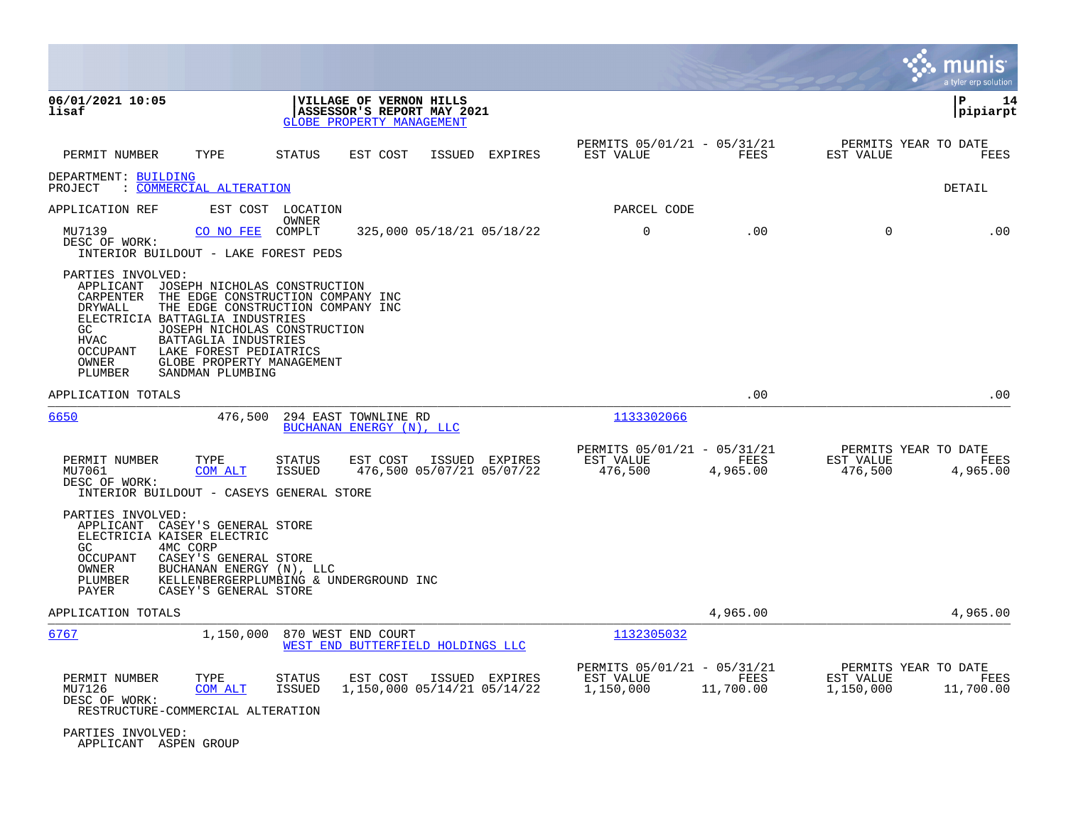**06/01/2021 10:05**
**lisaf**

**VILLAGE OF VERNON HILLS**
**ASSESSOR'S REPORT MAY 2021**
GLOBE PROPERTY MANAGEMENT

**pipiarpt**

| PERMIT NUMBER | TYPE | STATUS | EST COST | ISSUED | EXPIRES | PERMITS 05/01/21 - 05/31/21 EST VALUE | FEES | PERMITS YEAR TO DATE EST VALUE | FEES |
|---|---|---|---|---|---|---|---|---|---|

DEPARTMENT: BUILDING
PROJECT : COMMERCIAL ALTERATION

DETAIL

| APPLICATION REF | EST COST | LOCATION / OWNER | | PARCEL CODE | | | |
|---|---|---|---|---|---|---|---|
| MU7139 | CO NO FEE | COMPLT | 325,000 05/18/21 05/18/22 | 0 | .00 | 0 | .00 |

DESC OF WORK:
INTERIOR BUILDOUT - LAKE FOREST PEDS

PARTIES INVOLVED:
- APPLICANT JOSEPH NICHOLAS CONSTRUCTION
- CARPENTER THE EDGE CONSTRUCTION COMPANY INC
- DRYWALL THE EDGE CONSTRUCTION COMPANY INC
- ELECTRICIA BATTAGLIA INDUSTRIES
- GC JOSEPH NICHOLAS CONSTRUCTION
- HVAC BATTAGLIA INDUSTRIES
- OCCUPANT LAKE FOREST PEDIATRICS
- OWNER GLOBE PROPERTY MANAGEMENT
- PLUMBER SANDMAN PLUMBING

APPLICATION TOTALS .00 .00

---

6650 476,500 294 EAST TOWNLINE RD — BUCHANAN ENERGY (N), LLC — 1133302066

| PERMIT NUMBER | TYPE | STATUS | EST COST | ISSUED | EXPIRES | PERMITS 05/01/21 - 05/31/21 EST VALUE | FEES | PERMITS YEAR TO DATE EST VALUE | FEES |
|---|---|---|---|---|---|---|---|---|---|
| MU7061 | COM ALT | ISSUED | 476,500 | 05/07/21 | 05/07/22 | 476,500 | 4,965.00 | 476,500 | 4,965.00 |

DESC OF WORK:
INTERIOR BUILDOUT - CASEYS GENERAL STORE

PARTIES INVOLVED:
- APPLICANT CASEY'S GENERAL STORE
- ELECTRICIA KAISER ELECTRIC
- GC 4MC CORP
- OCCUPANT CASEY'S GENERAL STORE
- OWNER BUCHANAN ENERGY (N), LLC
- PLUMBER KELLENBERGERPLUMBING & UNDERGROUND INC
- PAYER CASEY'S GENERAL STORE

APPLICATION TOTALS 4,965.00 4,965.00

---

6767 1,150,000 870 WEST END COURT — WEST END BUTTERFIELD HOLDINGS LLC — 1132305032

| PERMIT NUMBER | TYPE | STATUS | EST COST | ISSUED | EXPIRES | PERMITS 05/01/21 - 05/31/21 EST VALUE | FEES | PERMITS YEAR TO DATE EST VALUE | FEES |
|---|---|---|---|---|---|---|---|---|---|
| MU7126 | COM ALT | ISSUED | 1,150,000 | 05/14/21 | 05/14/22 | 1,150,000 | 11,700.00 | 1,150,000 | 11,700.00 |

DESC OF WORK:
RESTRUCTURE-COMMERCIAL ALTERATION

PARTIES INVOLVED:
- APPLICANT ASPEN GROUP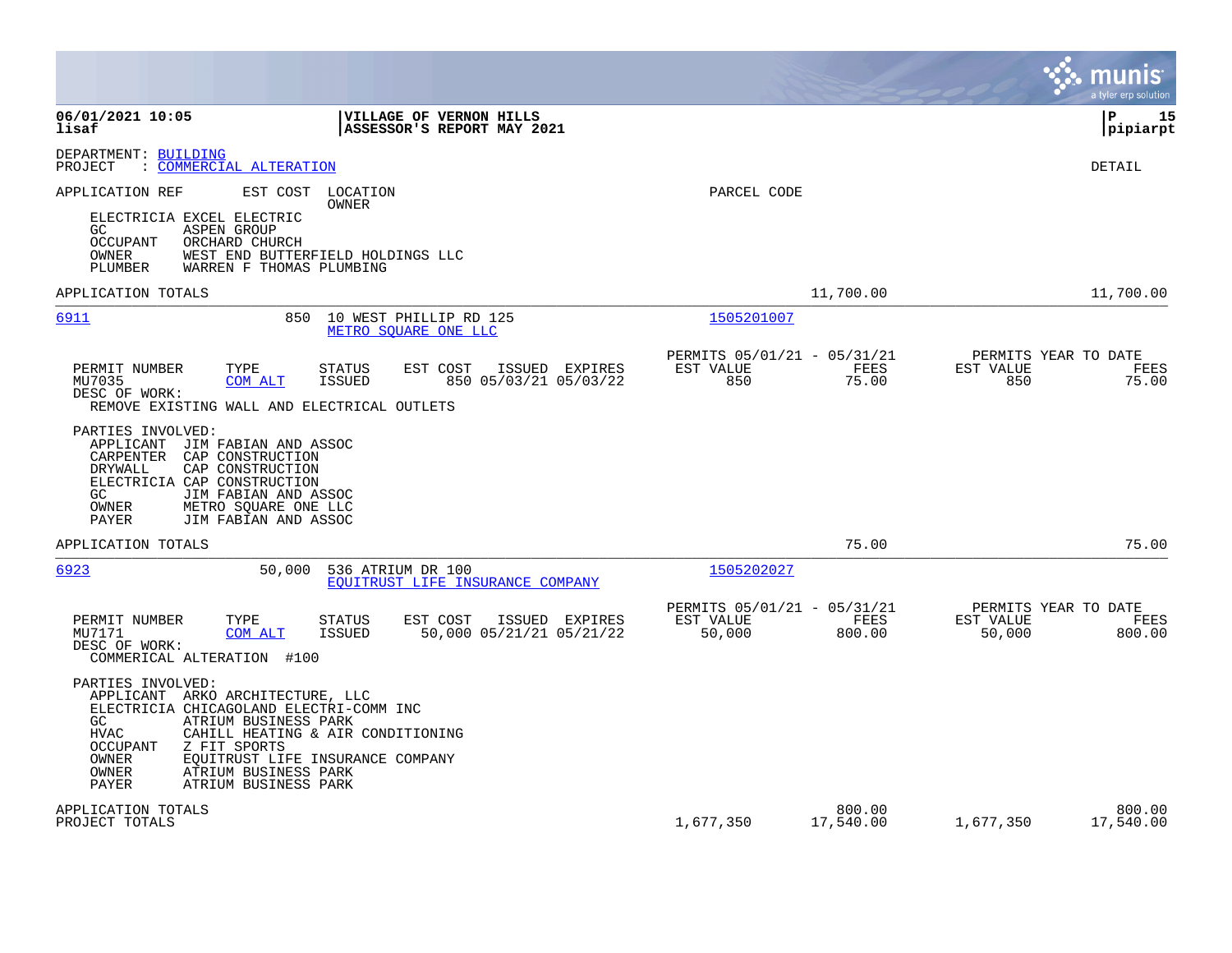**VILLAGE OF VERNON HILLS**
**ASSESSOR'S REPORT MAY 2021**

DEPARTMENT: BUILDING
PROJECT : COMMERCIAL ALTERATION

DETAIL

APPLICATION REF | EST COST | LOCATION / OWNER | PARCEL CODE

ELECTRICIA EXCEL ELECTRIC
GC ASPEN GROUP
OCCUPANT ORCHARD CHURCH
OWNER WEST END BUTTERFIELD HOLDINGS LLC
PLUMBER WARREN F THOMAS PLUMBING

APPLICATION TOTALS 11,700.00 11,700.00

---

**6911** 850 10 WEST PHILLIP RD 125 — METRO SQUARE ONE LLC — 1505201007

| PERMIT NUMBER | TYPE | STATUS | EST COST | ISSUED | EXPIRES | PERMITS 05/01/21 - 05/31/21 EST VALUE | FEES | PERMITS YEAR TO DATE EST VALUE | FEES |
|---|---|---|---|---|---|---|---|---|---|
| MU7035 | COM ALT | ISSUED | 850 | 05/03/21 | 05/03/22 | 850 | 75.00 | 850 | 75.00 |

DESC OF WORK:
REMOVE EXISTING WALL AND ELECTRICAL OUTLETS

PARTIES INVOLVED:
APPLICANT JIM FABIAN AND ASSOC
CARPENTER CAP CONSTRUCTION
DRYWALL CAP CONSTRUCTION
ELECTRICIA CAP CONSTRUCTION
GC JIM FABIAN AND ASSOC
OWNER METRO SQUARE ONE LLC
PAYER JIM FABIAN AND ASSOC

APPLICATION TOTALS 75.00 75.00

---

**6923** 50,000 536 ATRIUM DR 100 — EQUITRUST LIFE INSURANCE COMPANY — 1505202027

| PERMIT NUMBER | TYPE | STATUS | EST COST | ISSUED | EXPIRES | PERMITS 05/01/21 - 05/31/21 EST VALUE | FEES | PERMITS YEAR TO DATE EST VALUE | FEES |
|---|---|---|---|---|---|---|---|---|---|
| MU7171 | COM ALT | ISSUED | 50,000 | 05/21/21 | 05/21/22 | 50,000 | 800.00 | 50,000 | 800.00 |

DESC OF WORK:
COMMERICAL ALTERATION #100

PARTIES INVOLVED:
APPLICANT ARKO ARCHITECTURE, LLC
ELECTRICIA CHICAGOLAND ELECTRI-COMM INC
GC ATRIUM BUSINESS PARK
HVAC CAHILL HEATING & AIR CONDITIONING
OCCUPANT Z FIT SPORTS
OWNER EQUITRUST LIFE INSURANCE COMPANY
OWNER ATRIUM BUSINESS PARK
PAYER ATRIUM BUSINESS PARK

APPLICATION TOTALS 800.00 800.00
PROJECT TOTALS 1,677,350 17,540.00 1,677,350 17,540.00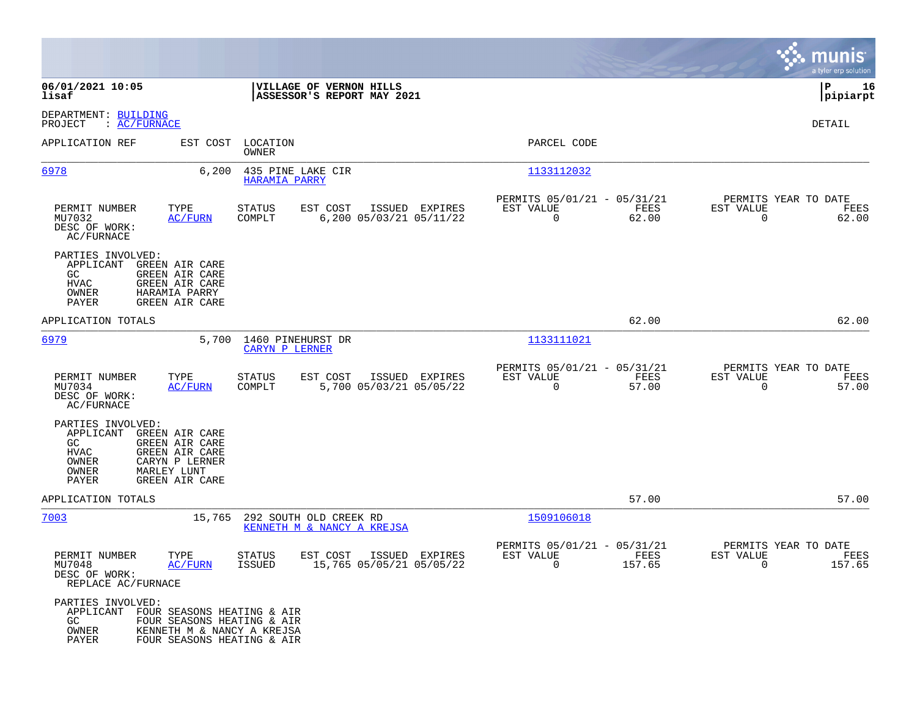06/01/2021 10:05
lisaf

**VILLAGE OF VERNON HILLS**
**ASSESSOR'S REPORT MAY 2021**

P 16
pipiarpt

DEPARTMENT: BUILDING
PROJECT : AC/FURNACE

DETAIL

| APPLICATION REF | EST COST | LOCATION / OWNER | PARCEL CODE |
|---|---|---|---|
| 6978 | 6,200 | 435 PINE LAKE CIR / HARAMIA PARRY | 1133112032 |

| PERMIT NUMBER | TYPE | STATUS | EST COST | ISSUED | EXPIRES | PERMITS 05/01/21 - 05/31/21 EST VALUE | FEES | PERMITS YEAR TO DATE EST VALUE | FEES |
|---|---|---|---|---|---|---|---|---|---|
| MU7032 | AC/FURN | COMPLT | 6,200 | 05/03/21 | 05/11/22 | 0 | 62.00 | 0 | 62.00 |

DESC OF WORK:
AC/FURNACE

PARTIES INVOLVED:
- APPLICANT GREEN AIR CARE
- GC GREEN AIR CARE
- HVAC GREEN AIR CARE
- OWNER HARAMIA PARRY
- PAYER GREEN AIR CARE

APPLICATION TOTALS 62.00 62.00

| APPLICATION REF | EST COST | LOCATION / OWNER | PARCEL CODE |
|---|---|---|---|
| 6979 | 5,700 | 1460 PINEHURST DR / CARYN P LERNER | 1133111021 |

| PERMIT NUMBER | TYPE | STATUS | EST COST | ISSUED | EXPIRES | PERMITS 05/01/21 - 05/31/21 EST VALUE | FEES | PERMITS YEAR TO DATE EST VALUE | FEES |
|---|---|---|---|---|---|---|---|---|---|
| MU7034 | AC/FURN | COMPLT | 5,700 | 05/03/21 | 05/05/22 | 0 | 57.00 | 0 | 57.00 |

DESC OF WORK:
AC/FURNACE

PARTIES INVOLVED:
- APPLICANT GREEN AIR CARE
- GC GREEN AIR CARE
- HVAC GREEN AIR CARE
- OWNER CARYN P LERNER
- OWNER MARLEY LUNT
- PAYER GREEN AIR CARE

APPLICATION TOTALS 57.00 57.00

| APPLICATION REF | EST COST | LOCATION / OWNER | PARCEL CODE |
|---|---|---|---|
| 7003 | 15,765 | 292 SOUTH OLD CREEK RD / KENNETH M & NANCY A KREJSA | 1509106018 |

| PERMIT NUMBER | TYPE | STATUS | EST COST | ISSUED | EXPIRES | PERMITS 05/01/21 - 05/31/21 EST VALUE | FEES | PERMITS YEAR TO DATE EST VALUE | FEES |
|---|---|---|---|---|---|---|---|---|---|
| MU7048 | AC/FURN | ISSUED | 15,765 | 05/05/21 | 05/05/22 | 0 | 157.65 | 0 | 157.65 |

DESC OF WORK:
REPLACE AC/FURNACE

PARTIES INVOLVED:
- APPLICANT FOUR SEASONS HEATING & AIR
- GC FOUR SEASONS HEATING & AIR
- OWNER KENNETH M & NANCY A KREJSA
- PAYER FOUR SEASONS HEATING & AIR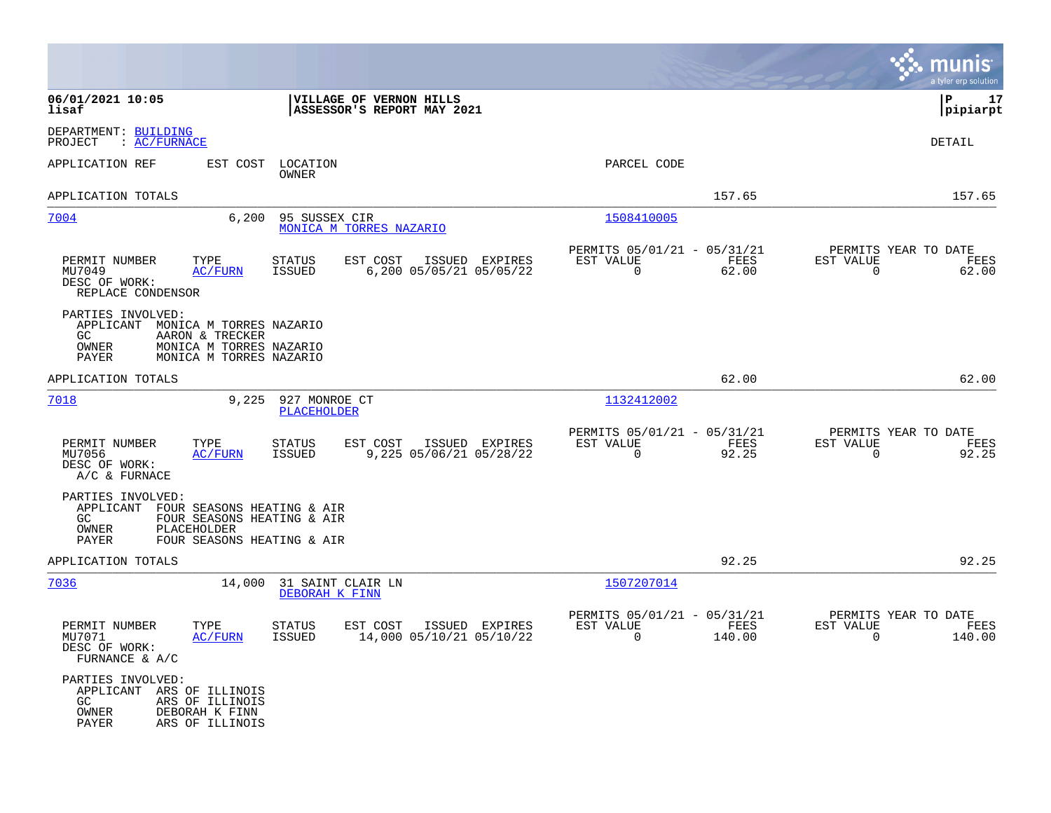**VILLAGE OF VERNON HILLS**
**ASSESSOR'S REPORT MAY 2021**

DEPARTMENT: BUILDING
PROJECT : AC/FURNACE

DETAIL

| APPLICATION REF | EST COST | LOCATION / OWNER | PARCEL CODE | | |
|---|---|---|---|---|---|
| APPLICATION TOTALS | | | | 157.65 | 157.65 |

---

**7004** | 6,200 | 95 SUSSEX CIR | MONICA M TORRES NAZARIO | 1508410005

| PERMIT NUMBER | TYPE | STATUS | EST COST | ISSUED | EXPIRES | PERMITS 05/01/21 - 05/31/21 EST VALUE | FEES | PERMITS YEAR TO DATE EST VALUE | FEES |
|---|---|---|---|---|---|---|---|---|---|
| MU7049 | AC/FURN | ISSUED | 6,200 | 05/05/21 | 05/05/22 | 0 | 62.00 | 0 | 62.00 |

DESC OF WORK:
REPLACE CONDENSOR

PARTIES INVOLVED:
- APPLICANT MONICA M TORRES NAZARIO
- GC AARON & TRECKER
- OWNER MONICA M TORRES NAZARIO
- PAYER MONICA M TORRES NAZARIO

APPLICATION TOTALS | 62.00 | 62.00

---

**7018** | 9,225 | 927 MONROE CT | PLACEHOLDER | 1132412002

| PERMIT NUMBER | TYPE | STATUS | EST COST | ISSUED | EXPIRES | PERMITS 05/01/21 - 05/31/21 EST VALUE | FEES | PERMITS YEAR TO DATE EST VALUE | FEES |
|---|---|---|---|---|---|---|---|---|---|
| MU7056 | AC/FURN | ISSUED | 9,225 | 05/06/21 | 05/28/22 | 0 | 92.25 | 0 | 92.25 |

DESC OF WORK:
A/C & FURNACE

PARTIES INVOLVED:
- APPLICANT FOUR SEASONS HEATING & AIR
- GC FOUR SEASONS HEATING & AIR
- OWNER PLACEHOLDER
- PAYER FOUR SEASONS HEATING & AIR

APPLICATION TOTALS | 92.25 | 92.25

---

**7036** | 14,000 | 31 SAINT CLAIR LN | DEBORAH K FINN | 1507207014

| PERMIT NUMBER | TYPE | STATUS | EST COST | ISSUED | EXPIRES | PERMITS 05/01/21 - 05/31/21 EST VALUE | FEES | PERMITS YEAR TO DATE EST VALUE | FEES |
|---|---|---|---|---|---|---|---|---|---|
| MU7071 | AC/FURN | ISSUED | 14,000 | 05/10/21 | 05/10/22 | 0 | 140.00 | 0 | 140.00 |

DESC OF WORK:
FURNANCE & A/C

PARTIES INVOLVED:
- APPLICANT ARS OF ILLINOIS
- GC ARS OF ILLINOIS
- OWNER DEBORAH K FINN
- PAYER ARS OF ILLINOIS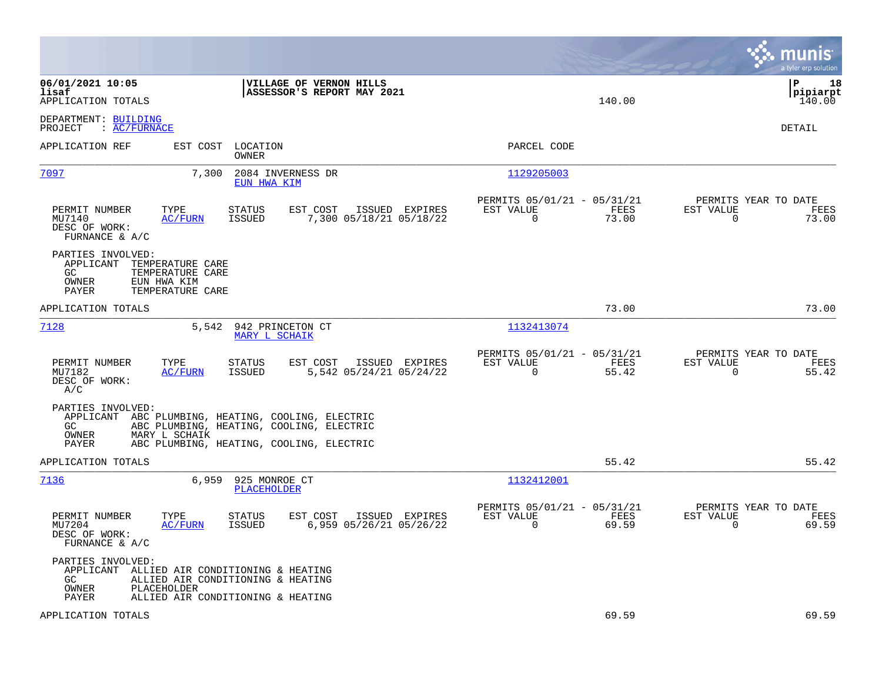06/01/2021 10:05
lisaf
APPLICATION TOTALS

**VILLAGE OF VERNON HILLS**
**ASSESSOR'S REPORT MAY 2021**

140.00 | 140.00

P 18
pipiarpt

DEPARTMENT: BUILDING
PROJECT : AC/FURNACE

DETAIL

| APPLICATION REF | EST COST | LOCATION / OWNER | PARCEL CODE |
|---|---|---|---|
| 7097 | 7,300 | 2084 INVERNESS DR / EUN HWA KIM | 1129205003 |

| PERMIT NUMBER | TYPE | STATUS | EST COST | ISSUED | EXPIRES | PERMITS 05/01/21 - 05/31/21 EST VALUE | FEES | PERMITS YEAR TO DATE EST VALUE | FEES |
|---|---|---|---|---|---|---|---|---|---|
| MU7140 | AC/FURN | ISSUED | 7,300 | 05/18/21 | 05/18/22 | 0 | 73.00 | 0 | 73.00 |

DESC OF WORK:
FURNANCE & A/C

PARTIES INVOLVED:
- APPLICANT TEMPERATURE CARE
- GC TEMPERATURE CARE
- OWNER EUN HWA KIM
- PAYER TEMPERATURE CARE

APPLICATION TOTALS 73.00 73.00

| APPLICATION REF | EST COST | LOCATION / OWNER | PARCEL CODE |
|---|---|---|---|
| 7128 | 5,542 | 942 PRINCETON CT / MARY L SCHAIK | 1132413074 |

| PERMIT NUMBER | TYPE | STATUS | EST COST | ISSUED | EXPIRES | PERMITS 05/01/21 - 05/31/21 EST VALUE | FEES | PERMITS YEAR TO DATE EST VALUE | FEES |
|---|---|---|---|---|---|---|---|---|---|
| MU7182 | AC/FURN | ISSUED | 5,542 | 05/24/21 | 05/24/22 | 0 | 55.42 | 0 | 55.42 |

DESC OF WORK:
A/C

PARTIES INVOLVED:
- APPLICANT ABC PLUMBING, HEATING, COOLING, ELECTRIC
- GC ABC PLUMBING, HEATING, COOLING, ELECTRIC
- OWNER MARY L SCHAIK
- PAYER ABC PLUMBING, HEATING, COOLING, ELECTRIC

APPLICATION TOTALS 55.42 55.42

| APPLICATION REF | EST COST | LOCATION / OWNER | PARCEL CODE |
|---|---|---|---|
| 7136 | 6,959 | 925 MONROE CT / PLACEHOLDER | 1132412001 |

| PERMIT NUMBER | TYPE | STATUS | EST COST | ISSUED | EXPIRES | PERMITS 05/01/21 - 05/31/21 EST VALUE | FEES | PERMITS YEAR TO DATE EST VALUE | FEES |
|---|---|---|---|---|---|---|---|---|---|
| MU7204 | AC/FURN | ISSUED | 6,959 | 05/26/21 | 05/26/22 | 0 | 69.59 | 0 | 69.59 |

DESC OF WORK:
FURNANCE & A/C

PARTIES INVOLVED:
- APPLICANT ALLIED AIR CONDITIONING & HEATING
- GC ALLIED AIR CONDITIONING & HEATING
- OWNER PLACEHOLDER
- PAYER ALLIED AIR CONDITIONING & HEATING

APPLICATION TOTALS 69.59 69.59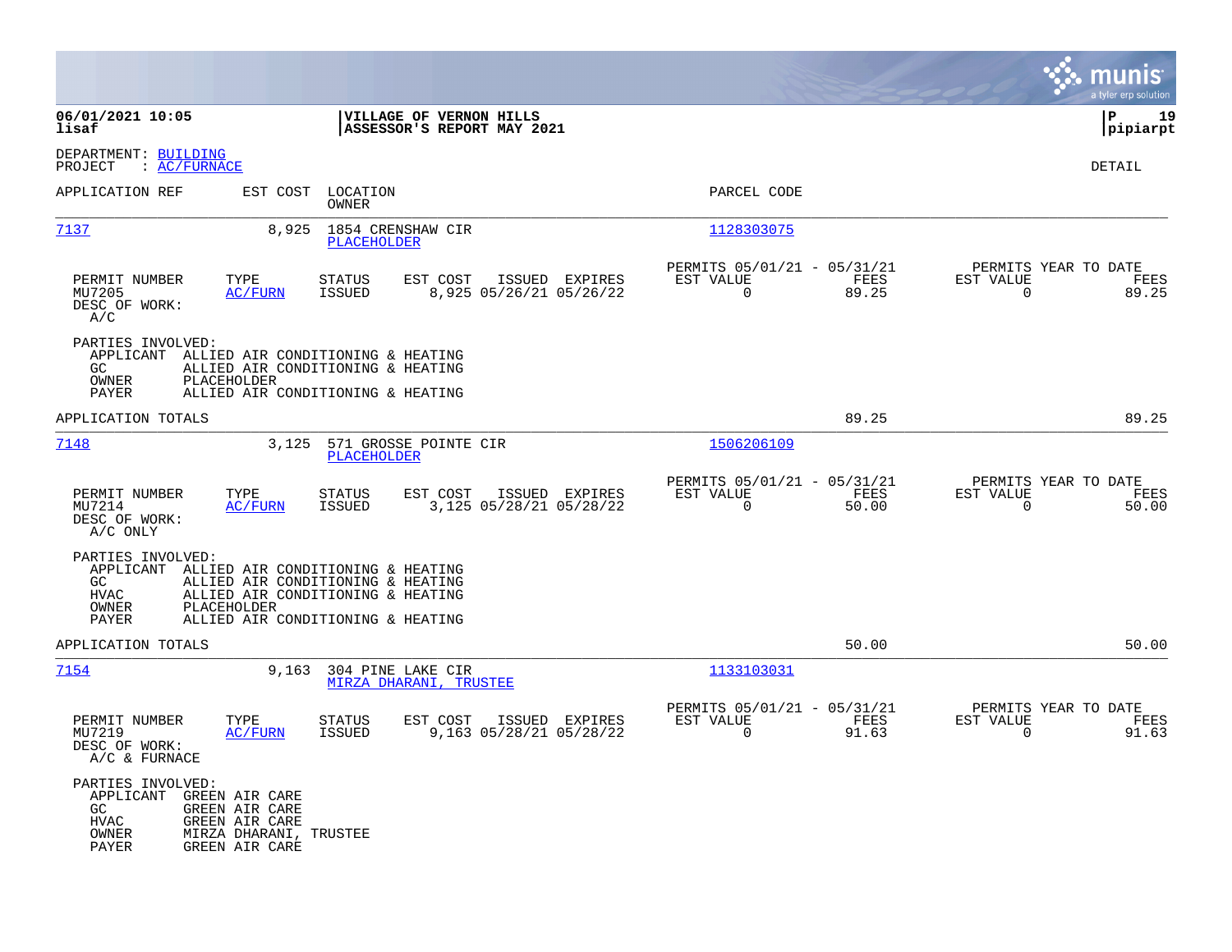06/01/2021 10:05
lisaf

VILLAGE OF VERNON HILLS
ASSESSOR'S REPORT MAY 2021

pipiarpt

DEPARTMENT: BUILDING
PROJECT : AC/FURNACE

DETAIL

| APPLICATION REF | EST COST | LOCATION / OWNER | PARCEL CODE |
|---|---|---|---|
| 7137 | 8,925 | 1854 CRENSHAW CIR / PLACEHOLDER | 1128303075 |

| PERMIT NUMBER | TYPE | STATUS | EST COST | ISSUED | EXPIRES | PERMITS 05/01/21 - 05/31/21 EST VALUE | FEES | PERMITS YEAR TO DATE EST VALUE | FEES |
|---|---|---|---|---|---|---|---|---|---|
| MU7205 | AC/FURN | ISSUED | 8,925 | 05/26/21 | 05/26/22 | 0 | 89.25 | 0 | 89.25 |

DESC OF WORK:
A/C

PARTIES INVOLVED:
- APPLICANT ALLIED AIR CONDITIONING & HEATING
- GC ALLIED AIR CONDITIONING & HEATING
- OWNER PLACEHOLDER
- PAYER ALLIED AIR CONDITIONING & HEATING

APPLICATION TOTALS 89.25 89.25

| APPLICATION REF | EST COST | LOCATION / OWNER | PARCEL CODE |
|---|---|---|---|
| 7148 | 3,125 | 571 GROSSE POINTE CIR / PLACEHOLDER | 1506206109 |

| PERMIT NUMBER | TYPE | STATUS | EST COST | ISSUED | EXPIRES | PERMITS 05/01/21 - 05/31/21 EST VALUE | FEES | PERMITS YEAR TO DATE EST VALUE | FEES |
|---|---|---|---|---|---|---|---|---|---|
| MU7214 | AC/FURN | ISSUED | 3,125 | 05/28/21 | 05/28/22 | 0 | 50.00 | 0 | 50.00 |

DESC OF WORK:
A/C ONLY

PARTIES INVOLVED:
- APPLICANT ALLIED AIR CONDITIONING & HEATING
- GC ALLIED AIR CONDITIONING & HEATING
- HVAC ALLIED AIR CONDITIONING & HEATING
- OWNER PLACEHOLDER
- PAYER ALLIED AIR CONDITIONING & HEATING

APPLICATION TOTALS 50.00 50.00

| APPLICATION REF | EST COST | LOCATION / OWNER | PARCEL CODE |
|---|---|---|---|
| 7154 | 9,163 | 304 PINE LAKE CIR / MIRZA DHARANI, TRUSTEE | 1133103031 |

| PERMIT NUMBER | TYPE | STATUS | EST COST | ISSUED | EXPIRES | PERMITS 05/01/21 - 05/31/21 EST VALUE | FEES | PERMITS YEAR TO DATE EST VALUE | FEES |
|---|---|---|---|---|---|---|---|---|---|
| MU7219 | AC/FURN | ISSUED | 9,163 | 05/28/21 | 05/28/22 | 0 | 91.63 | 0 | 91.63 |

DESC OF WORK:
A/C & FURNACE

PARTIES INVOLVED:
- APPLICANT GREEN AIR CARE
- GC GREEN AIR CARE
- HVAC GREEN AIR CARE
- OWNER MIRZA DHARANI, TRUSTEE
- PAYER GREEN AIR CARE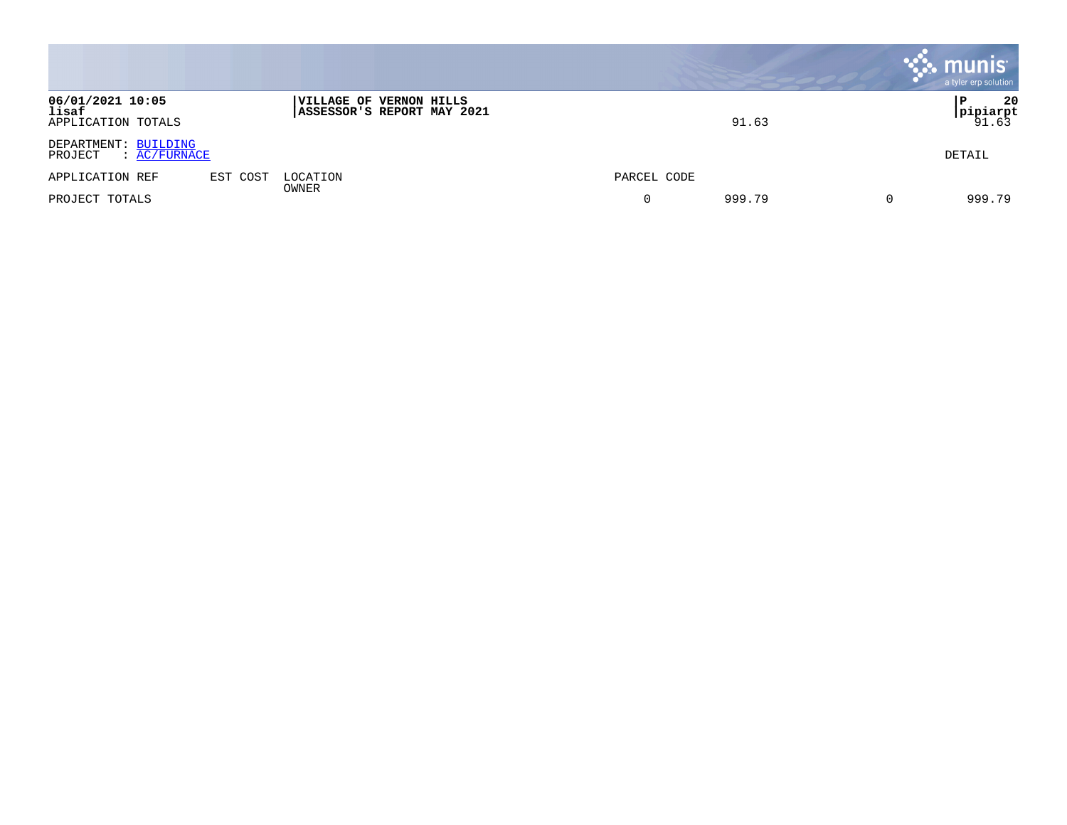06/01/2021 10:05 | VILLAGE OF VERNON HILLS
lisaf | ASSESSOR'S REPORT MAY 2021

APPLICATION TOTALS 91.63 91.63

DEPARTMENT: BUILDING
PROJECT : AC/FURNACE

DETAIL

| APPLICATION REF | EST COST | LOCATION / OWNER | PARCEL CODE | | | |
|---|---|---|---|---|---|---|
| PROJECT TOTALS | | | 0 | 999.79 | 0 | 999.79 |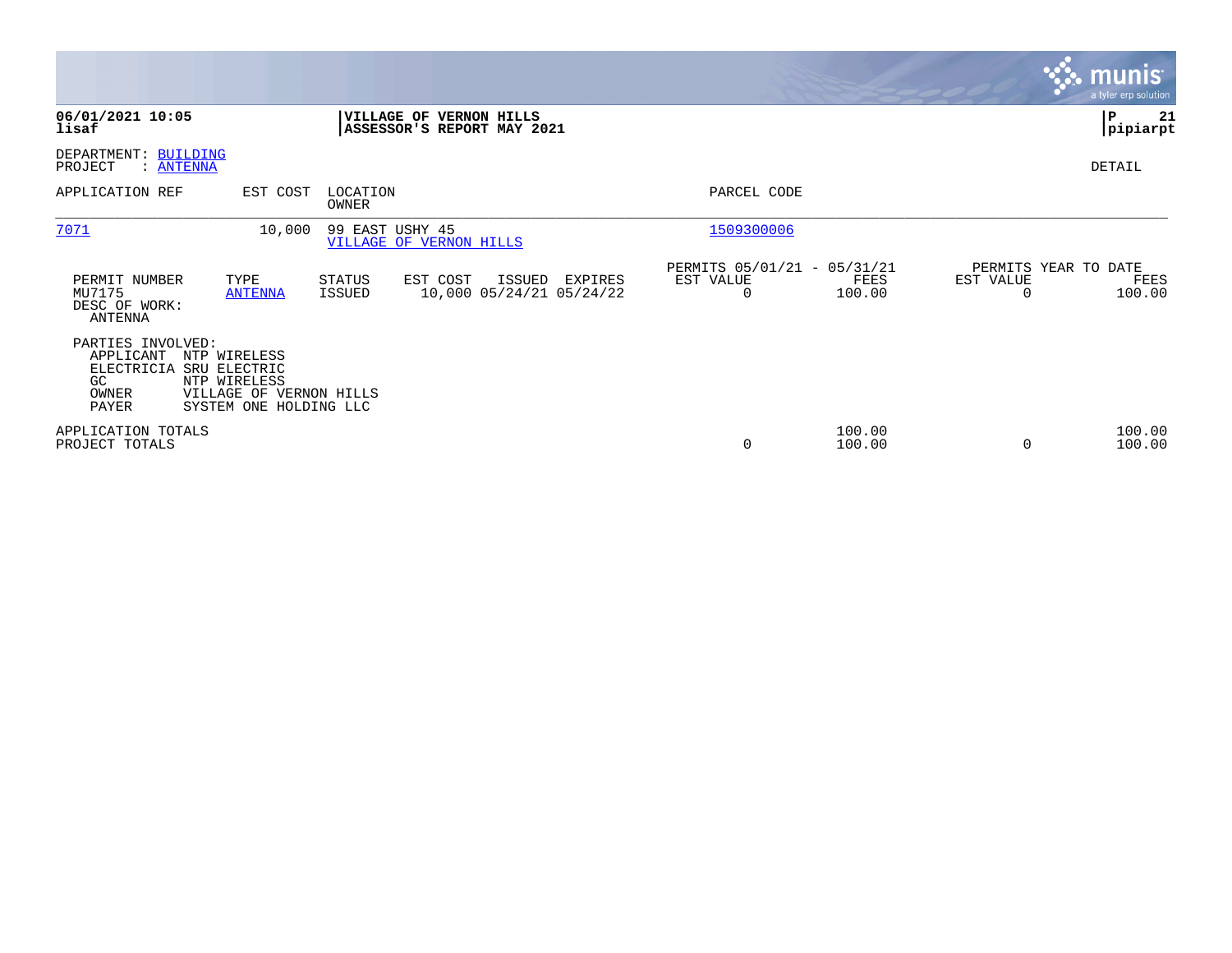**06/01/2021 10:05**
**lisaf**

**VILLAGE OF VERNON HILLS**
**ASSESSOR'S REPORT MAY 2021**

**P 21**
**pipiarpt**

DEPARTMENT: BUILDING
PROJECT : ANTENNA

DETAIL

| APPLICATION REF | EST COST | LOCATION / OWNER | PARCEL CODE |
|---|---|---|---|
| 7071 | 10,000 | 99 EAST USHY 45 / VILLAGE OF VERNON HILLS | 1509300006 |

| PERMIT NUMBER | TYPE | STATUS | EST COST | ISSUED | EXPIRES | PERMITS 05/01/21 - 05/31/21 EST VALUE | FEES | PERMITS YEAR TO DATE EST VALUE | FEES |
|---|---|---|---|---|---|---|---|---|---|
| MU7175 | ANTENNA | ISSUED | 10,000 | 05/24/21 | 05/24/22 | 0 | 100.00 | 0 | 100.00 |

DESC OF WORK:
ANTENNA

PARTIES INVOLVED:

| Role | Name |
|---|---|
| APPLICANT | NTP WIRELESS |
| ELECTRICIA | SRU ELECTRIC |
| GC | NTP WIRELESS |
| OWNER | VILLAGE OF VERNON HILLS |
| PAYER | SYSTEM ONE HOLDING LLC |

| | EST VALUE | FEES | YTD EST VALUE | YTD FEES |
|---|---|---|---|---|
| APPLICATION TOTALS | | 100.00 | | 100.00 |
| PROJECT TOTALS | 0 | 100.00 | 0 | 100.00 |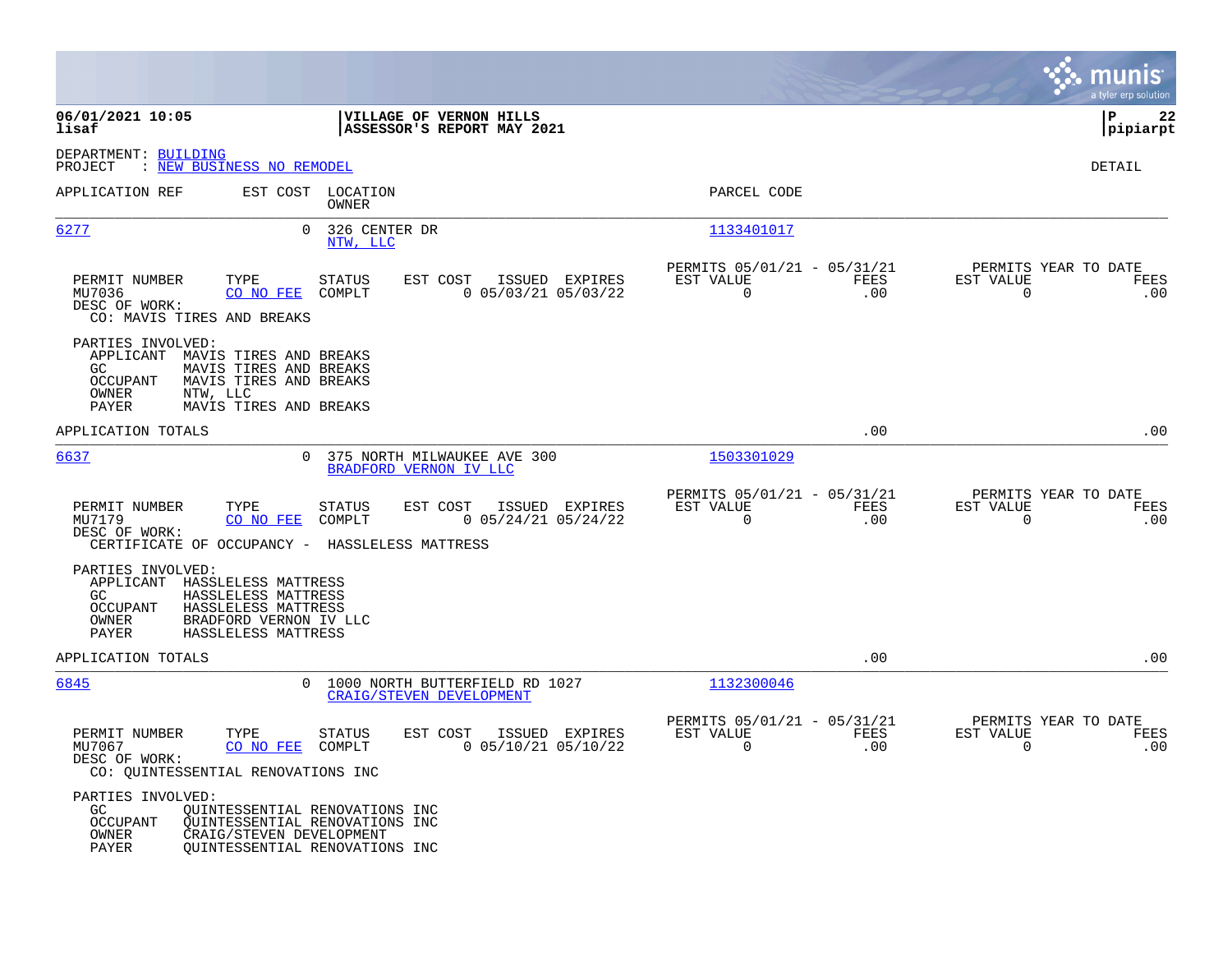DEPARTMENT: BUILDING
PROJECT : NEW BUSINESS NO REMODEL

DETAIL

| APPLICATION REF | EST COST | LOCATION / OWNER | PARCEL CODE |
|---|---|---|---|
| 6277 | 0 | 326 CENTER DR / NTW, LLC | 1133401017 |

| PERMIT NUMBER | TYPE | STATUS | EST COST | ISSUED | EXPIRES | PERMITS 05/01/21 - 05/31/21 EST VALUE | FEES | PERMITS YEAR TO DATE EST VALUE | FEES |
|---|---|---|---|---|---|---|---|---|---|
| MU7036 | CO NO FEE | COMPLT | 0 | 05/03/21 | 05/03/22 | 0 | .00 | 0 | .00 |

DESC OF WORK:
CO: MAVIS TIRES AND BREAKS

PARTIES INVOLVED:
- APPLICANT MAVIS TIRES AND BREAKS
- GC MAVIS TIRES AND BREAKS
- OCCUPANT MAVIS TIRES AND BREAKS
- OWNER NTW, LLC
- PAYER MAVIS TIRES AND BREAKS

APPLICATION TOTALS .00 .00

| APPLICATION REF | EST COST | LOCATION / OWNER | PARCEL CODE |
|---|---|---|---|
| 6637 | 0 | 375 NORTH MILWAUKEE AVE 300 / BRADFORD VERNON IV LLC | 1503301029 |

| PERMIT NUMBER | TYPE | STATUS | EST COST | ISSUED | EXPIRES | PERMITS 05/01/21 - 05/31/21 EST VALUE | FEES | PERMITS YEAR TO DATE EST VALUE | FEES |
|---|---|---|---|---|---|---|---|---|---|
| MU7179 | CO NO FEE | COMPLT | 0 | 05/24/21 | 05/24/22 | 0 | .00 | 0 | .00 |

DESC OF WORK:
CERTIFICATE OF OCCUPANCY - HASSLELESS MATTRESS

PARTIES INVOLVED:
- APPLICANT HASSLELESS MATTRESS
- GC HASSLELESS MATTRESS
- OCCUPANT HASSLELESS MATTRESS
- OWNER BRADFORD VERNON IV LLC
- PAYER HASSLELESS MATTRESS

APPLICATION TOTALS .00 .00

| APPLICATION REF | EST COST | LOCATION / OWNER | PARCEL CODE |
|---|---|---|---|
| 6845 | 0 | 1000 NORTH BUTTERFIELD RD 1027 / CRAIG/STEVEN DEVELOPMENT | 1132300046 |

| PERMIT NUMBER | TYPE | STATUS | EST COST | ISSUED | EXPIRES | PERMITS 05/01/21 - 05/31/21 EST VALUE | FEES | PERMITS YEAR TO DATE EST VALUE | FEES |
|---|---|---|---|---|---|---|---|---|---|
| MU7067 | CO NO FEE | COMPLT | 0 | 05/10/21 | 05/10/22 | 0 | .00 | 0 | .00 |

DESC OF WORK:
CO: QUINTESSENTIAL RENOVATIONS INC

PARTIES INVOLVED:
- GC QUINTESSENTIAL RENOVATIONS INC
- OCCUPANT QUINTESSENTIAL RENOVATIONS INC
- OWNER CRAIG/STEVEN DEVELOPMENT
- PAYER QUINTESSENTIAL RENOVATIONS INC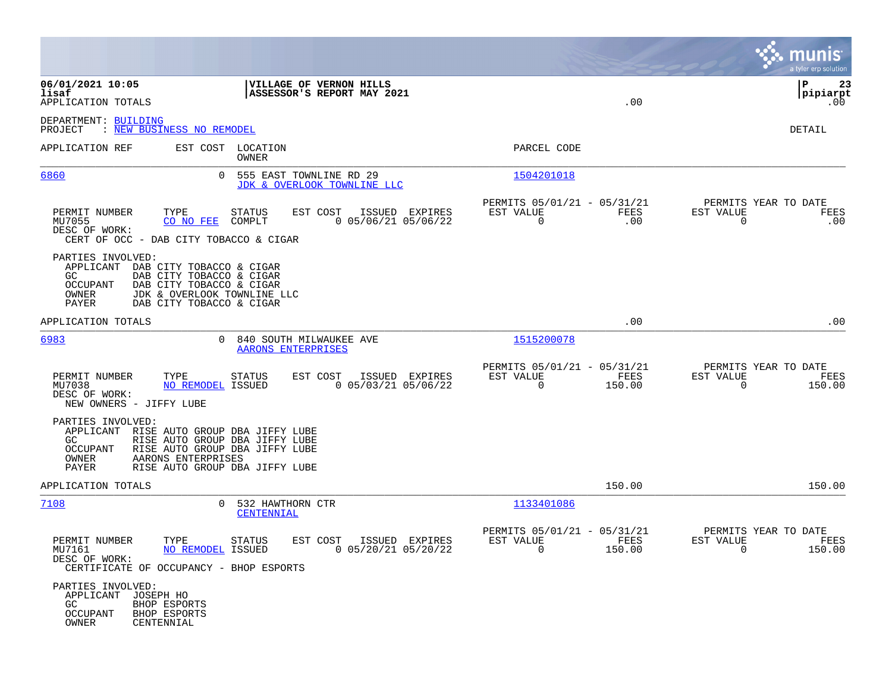06/01/2021 10:05 **VILLAGE OF VERNON HILLS**
lisaf **ASSESSOR'S REPORT MAY 2021**
APPLICATION TOTALS .00 pipiarpt .00

DEPARTMENT: BUILDING
PROJECT : NEW BUSINESS NO REMODEL

DETAIL

| APPLICATION REF | EST COST | LOCATION / OWNER | PARCEL CODE |
|---|---|---|---|
| 6860 | 0 | 555 EAST TOWNLINE RD 29 / JDK & OVERLOOK TOWNLINE LLC | 1504201018 |

| PERMIT NUMBER | TYPE | STATUS | EST COST | ISSUED | EXPIRES | PERMITS 05/01/21 - 05/31/21 EST VALUE | FEES | PERMITS YEAR TO DATE EST VALUE | FEES |
|---|---|---|---|---|---|---|---|---|---|
| MU7055 | CO NO FEE | COMPLT | 0 | 05/06/21 | 05/06/22 | 0 | .00 | 0 | .00 |

DESC OF WORK:
CERT OF OCC - DAB CITY TOBACCO & CIGAR

PARTIES INVOLVED:
- APPLICANT DAB CITY TOBACCO & CIGAR
- GC DAB CITY TOBACCO & CIGAR
- OCCUPANT DAB CITY TOBACCO & CIGAR
- OWNER JDK & OVERLOOK TOWNLINE LLC
- PAYER DAB CITY TOBACCO & CIGAR

APPLICATION TOTALS .00 .00

| APPLICATION REF | EST COST | LOCATION / OWNER | PARCEL CODE |
|---|---|---|---|
| 6983 | 0 | 840 SOUTH MILWAUKEE AVE / AARONS ENTERPRISES | 1515200078 |

| PERMIT NUMBER | TYPE | STATUS | EST COST | ISSUED | EXPIRES | PERMITS 05/01/21 - 05/31/21 EST VALUE | FEES | PERMITS YEAR TO DATE EST VALUE | FEES |
|---|---|---|---|---|---|---|---|---|---|
| MU7038 | NO REMODEL | ISSUED | 0 | 05/03/21 | 05/06/22 | 0 | 150.00 | 0 | 150.00 |

DESC OF WORK:
NEW OWNERS - JIFFY LUBE

PARTIES INVOLVED:
- APPLICANT RISE AUTO GROUP DBA JIFFY LUBE
- GC RISE AUTO GROUP DBA JIFFY LUBE
- OCCUPANT RISE AUTO GROUP DBA JIFFY LUBE
- OWNER AARONS ENTERPRISES
- PAYER RISE AUTO GROUP DBA JIFFY LUBE

APPLICATION TOTALS 150.00 150.00

| APPLICATION REF | EST COST | LOCATION / OWNER | PARCEL CODE |
|---|---|---|---|
| 7108 | 0 | 532 HAWTHORN CTR / CENTENNIAL | 1133401086 |

| PERMIT NUMBER | TYPE | STATUS | EST COST | ISSUED | EXPIRES | PERMITS 05/01/21 - 05/31/21 EST VALUE | FEES | PERMITS YEAR TO DATE EST VALUE | FEES |
|---|---|---|---|---|---|---|---|---|---|
| MU7161 | NO REMODEL | ISSUED | 0 | 05/20/21 | 05/20/22 | 0 | 150.00 | 0 | 150.00 |

DESC OF WORK:
CERTIFICATE OF OCCUPANCY - BHOP ESPORTS

PARTIES INVOLVED:
- APPLICANT JOSEPH HO
- GC BHOP ESPORTS
- OCCUPANT BHOP ESPORTS
- OWNER CENTENNIAL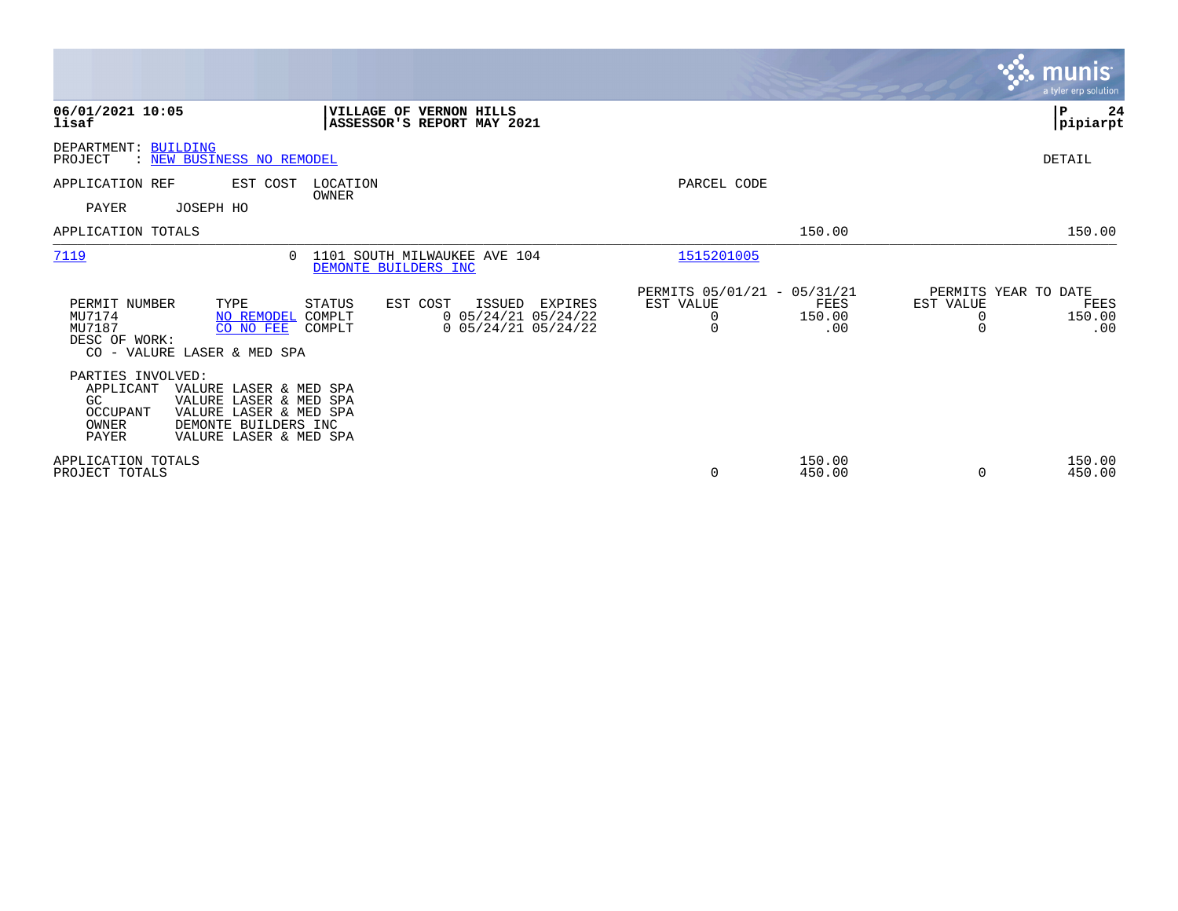**06/01/2021 10:05**
**lisaf**

**VILLAGE OF VERNON HILLS**
**ASSESSOR'S REPORT MAY 2021**

**P 24**
**pipiarpt**

DEPARTMENT: BUILDING
PROJECT : NEW BUSINESS NO REMODEL

DETAIL

| APPLICATION REF | EST COST | LOCATION / OWNER | PARCEL CODE | | |
|---|---|---|---|---|---|
| PAYER | JOSEPH HO | | | | |
| APPLICATION TOTALS | | | | 150.00 | 150.00 |
| 7119 | 0 | 1101 SOUTH MILWAUKEE AVE 104 / DEMONTE BUILDERS INC | 1515201005 | | |

| PERMIT NUMBER | TYPE | STATUS | EST COST | ISSUED | EXPIRES | PERMITS 05/01/21 - 05/31/21 EST VALUE | FEES | PERMITS YEAR TO DATE EST VALUE | FEES |
|---|---|---|---|---|---|---|---|---|---|
| MU7174 | NO REMODEL | COMPLT | 0 | 05/24/21 | 05/24/22 | 0 | 150.00 | 0 | 150.00 |
| MU7187 | CO NO FEE | COMPLT | 0 | 05/24/21 | 05/24/22 | 0 | .00 | 0 | .00 |

DESC OF WORK:
CO - VALURE LASER & MED SPA

PARTIES INVOLVED:
- APPLICANT VALURE LASER & MED SPA
- GC VALURE LASER & MED SPA
- OCCUPANT VALURE LASER & MED SPA
- OWNER DEMONTE BUILDERS INC
- PAYER VALURE LASER & MED SPA

| | EST VALUE | FEES | EST VALUE | FEES |
|---|---|---|---|---|
| APPLICATION TOTALS | | 150.00 | | 150.00 |
| PROJECT TOTALS | 0 | 450.00 | 0 | 450.00 |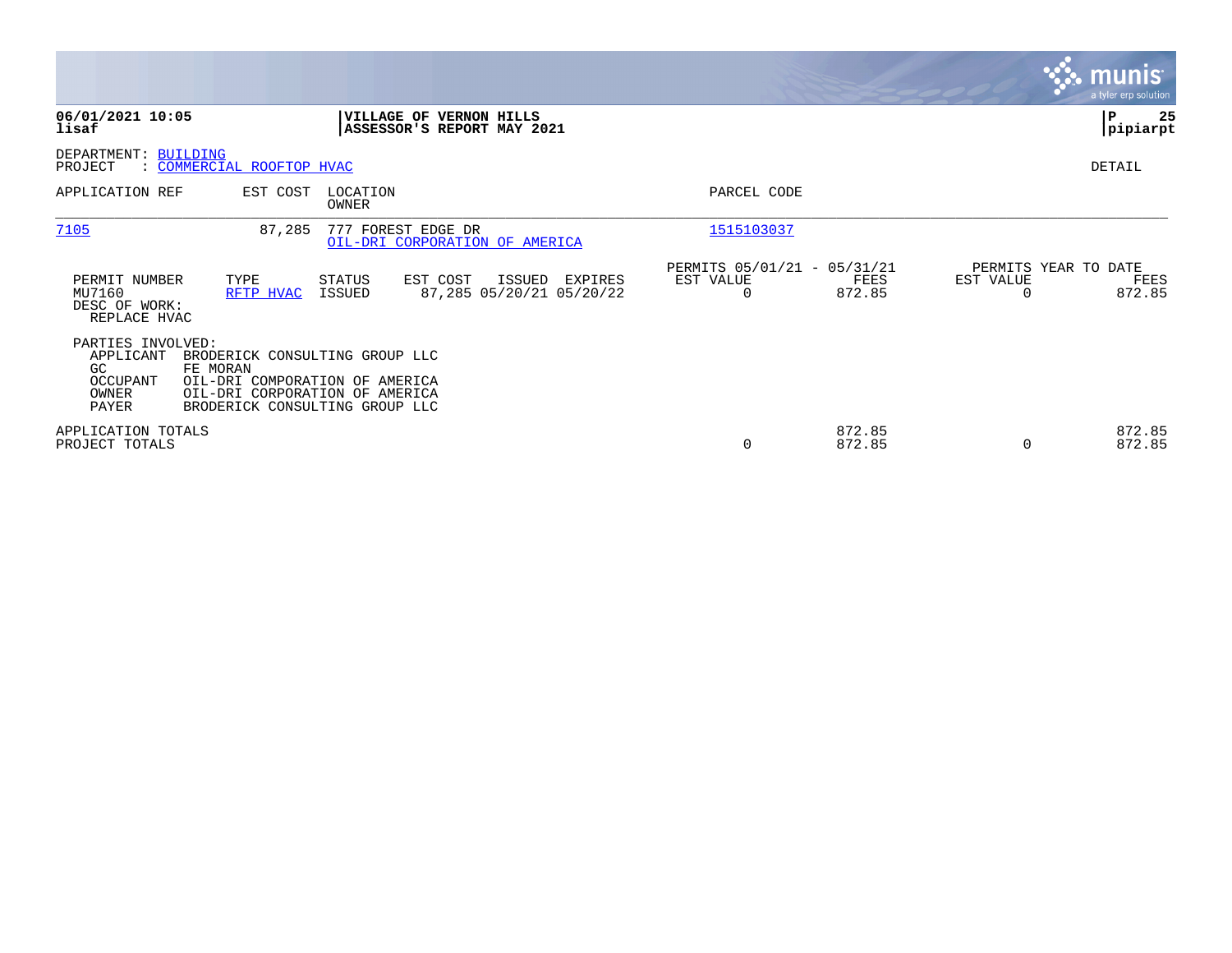**06/01/2021 10:05** | **VILLAGE OF VERNON HILLS** | **P 25**
**lisaf** | **ASSESSOR'S REPORT MAY 2021** | **pipiarpt**

DEPARTMENT: BUILDING
PROJECT : COMMERCIAL ROOFTOP HVAC

DETAIL

| APPLICATION REF | EST COST | LOCATION / OWNER | PARCEL CODE |
|---|---|---|---|
| 7105 | 87,285 | 777 FOREST EDGE DR / OIL-DRI CORPORATION OF AMERICA | 1515103037 |

| PERMIT NUMBER | TYPE | STATUS | EST COST | ISSUED | EXPIRES | PERMITS 05/01/21 - 05/31/21 EST VALUE | FEES | PERMITS YEAR TO DATE EST VALUE | FEES |
|---|---|---|---|---|---|---|---|---|---|
| MU7160 | RFTP HVAC | ISSUED | 87,285 | 05/20/21 | 05/20/22 | 0 | 872.85 | 0 | 872.85 |

DESC OF WORK:
REPLACE HVAC

PARTIES INVOLVED:

| Role | Name |
|---|---|
| APPLICANT | BRODERICK CONSULTING GROUP LLC |
| GC | FE MORAN |
| OCCUPANT | OIL-DRI COMPORATION OF AMERICA |
| OWNER | OIL-DRI CORPORATION OF AMERICA |
| PAYER | BRODERICK CONSULTING GROUP LLC |

| | EST VALUE | FEES | EST VALUE | FEES |
|---|---|---|---|---|
| APPLICATION TOTALS | | 872.85 | | 872.85 |
| PROJECT TOTALS | 0 | 872.85 | 0 | 872.85 |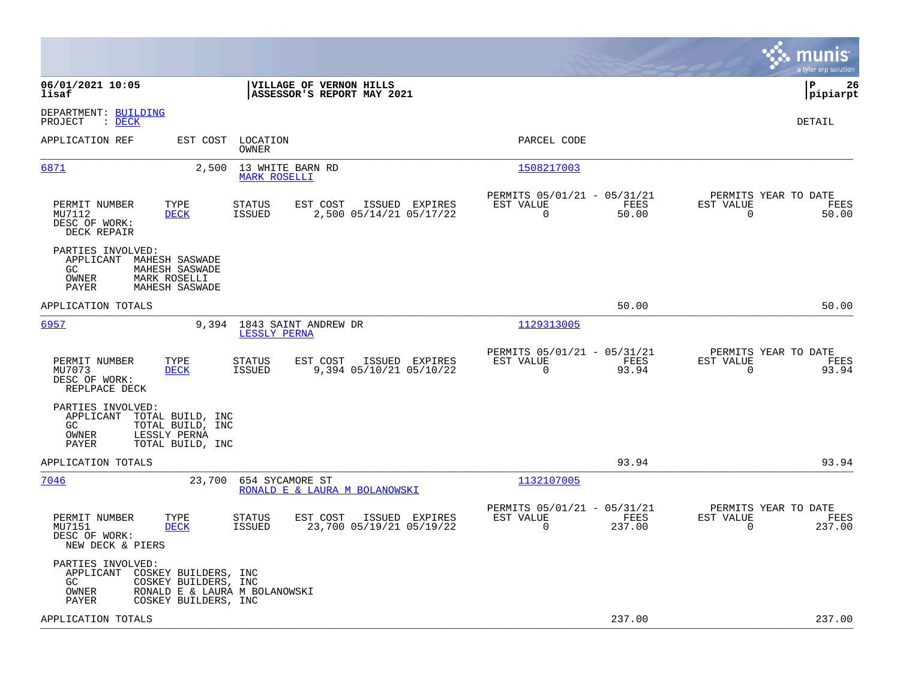**06/01/2021 10:05**
**lisaf**

**VILLAGE OF VERNON HILLS**
**ASSESSOR'S REPORT MAY 2021**

**pipiarpt**

DEPARTMENT: BUILDING
PROJECT : DECK

DETAIL

| APPLICATION REF | EST COST | LOCATION / OWNER | PARCEL CODE |
|---|---|---|---|
| 6871 | 2,500 | 13 WHITE BARN RD / MARK ROSELLI | 1508217003 |

| PERMIT NUMBER | TYPE | STATUS | EST COST | ISSUED | EXPIRES | PERMITS 05/01/21 - 05/31/21 EST VALUE | FEES | PERMITS YEAR TO DATE EST VALUE | FEES |
|---|---|---|---|---|---|---|---|---|---|
| MU7112 | DECK | ISSUED | 2,500 | 05/14/21 | 05/17/22 | 0 | 50.00 | 0 | 50.00 |

DESC OF WORK:
DECK REPAIR

PARTIES INVOLVED:
- APPLICANT MAHESH SASWADE
- GC MAHESH SASWADE
- OWNER MARK ROSELLI
- PAYER MAHESH SASWADE

APPLICATION TOTALS 50.00 50.00

| APPLICATION REF | EST COST | LOCATION / OWNER | PARCEL CODE |
|---|---|---|---|
| 6957 | 9,394 | 1843 SAINT ANDREW DR / LESSLY PERNA | 1129313005 |

| PERMIT NUMBER | TYPE | STATUS | EST COST | ISSUED | EXPIRES | PERMITS 05/01/21 - 05/31/21 EST VALUE | FEES | PERMITS YEAR TO DATE EST VALUE | FEES |
|---|---|---|---|---|---|---|---|---|---|
| MU7073 | DECK | ISSUED | 9,394 | 05/10/21 | 05/10/22 | 0 | 93.94 | 0 | 93.94 |

DESC OF WORK:
REPLPACE DECK

PARTIES INVOLVED:
- APPLICANT TOTAL BUILD, INC
- GC TOTAL BUILD, INC
- OWNER LESSLY PERNA
- PAYER TOTAL BUILD, INC

APPLICATION TOTALS 93.94 93.94

| APPLICATION REF | EST COST | LOCATION / OWNER | PARCEL CODE |
|---|---|---|---|
| 7046 | 23,700 | 654 SYCAMORE ST / RONALD E & LAURA M BOLANOWSKI | 1132107005 |

| PERMIT NUMBER | TYPE | STATUS | EST COST | ISSUED | EXPIRES | PERMITS 05/01/21 - 05/31/21 EST VALUE | FEES | PERMITS YEAR TO DATE EST VALUE | FEES |
|---|---|---|---|---|---|---|---|---|---|
| MU7151 | DECK | ISSUED | 23,700 | 05/19/21 | 05/19/22 | 0 | 237.00 | 0 | 237.00 |

DESC OF WORK:
NEW DECK & PIERS

PARTIES INVOLVED:
- APPLICANT COSKEY BUILDERS, INC
- GC COSKEY BUILDERS, INC
- OWNER RONALD E & LAURA M BOLANOWSKI
- PAYER COSKEY BUILDERS, INC

APPLICATION TOTALS 237.00 237.00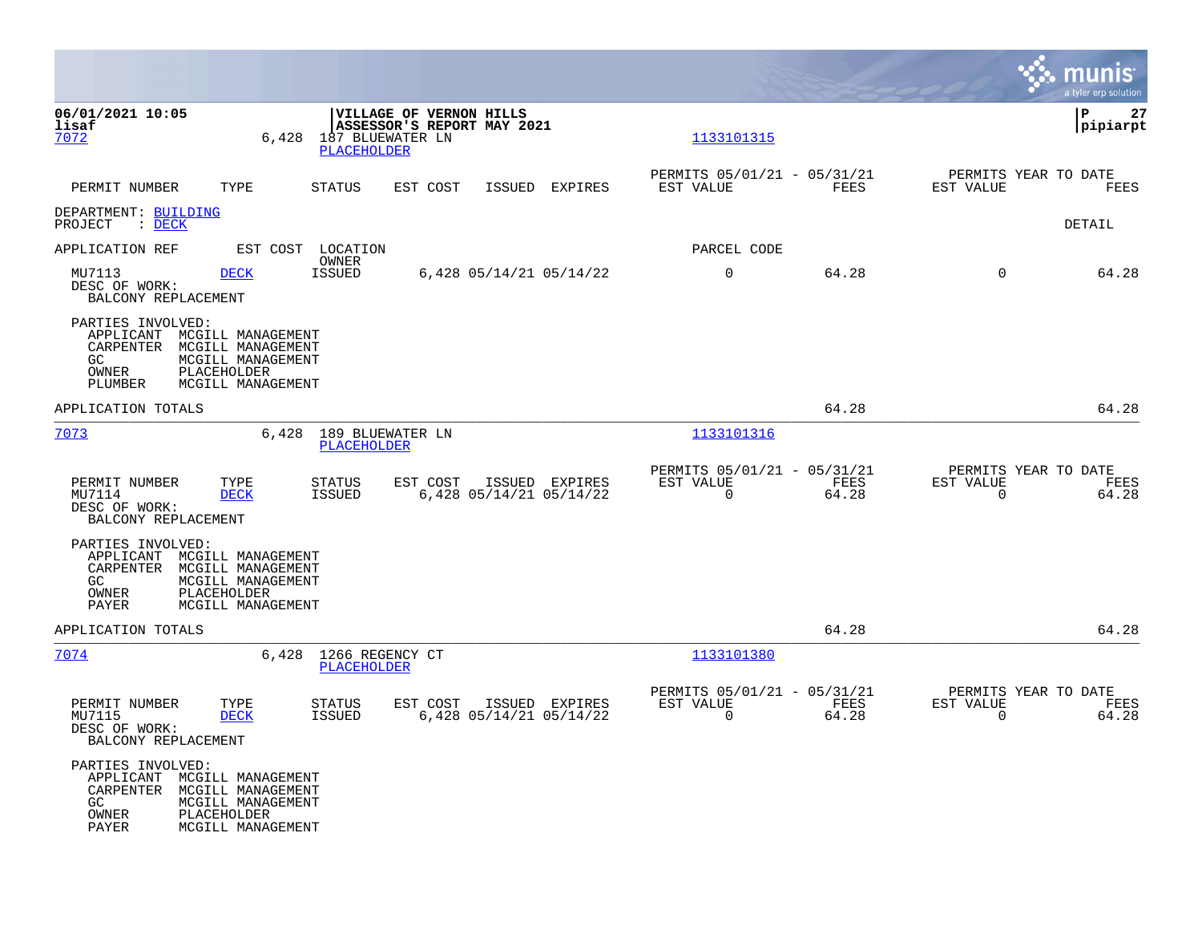**VILLAGE OF VERNON HILLS**
**ASSESSOR'S REPORT MAY 2021**

06/01/2021 10:05
lisaf

P 27
pipiarpt

| PERMIT NUMBER | TYPE | STATUS | EST COST | ISSUED | EXPIRES | PERMITS 05/01/21 - 05/31/21 EST VALUE | FEES | PERMITS YEAR TO DATE EST VALUE | FEES |
|---|---|---|---|---|---|---|---|---|---|

DEPARTMENT: BUILDING
PROJECT : DECK

DETAIL

| APPLICATION REF | EST COST | LOCATION / OWNER | | | | PARCEL CODE | | | |
|---|---|---|---|---|---|---|---|---|---|
| 7072 | 6,428 | 187 BLUEWATER LN / PLACEHOLDER | | | | 1133101315 | | | |
| MU7113 | DECK | ISSUED | 6,428 | 05/14/21 | 05/14/22 | 0 | 64.28 | 0 | 64.28 |

DESC OF WORK:
BALCONY REPLACEMENT

PARTIES INVOLVED:
- APPLICANT MCGILL MANAGEMENT
- CARPENTER MCGILL MANAGEMENT
- GC MCGILL MANAGEMENT
- OWNER PLACEHOLDER
- PLUMBER MCGILL MANAGEMENT

APPLICATION TOTALS: 64.28 | 64.28

| APPLICATION REF | EST COST | LOCATION / OWNER | | | | PARCEL CODE | | | |
|---|---|---|---|---|---|---|---|---|---|
| 7073 | 6,428 | 189 BLUEWATER LN / PLACEHOLDER | | | | 1133101316 | | | |
| MU7114 | DECK | ISSUED | 6,428 | 05/14/21 | 05/14/22 | 0 | 64.28 | 0 | 64.28 |

DESC OF WORK:
BALCONY REPLACEMENT

PARTIES INVOLVED:
- APPLICANT MCGILL MANAGEMENT
- CARPENTER MCGILL MANAGEMENT
- GC MCGILL MANAGEMENT
- OWNER PLACEHOLDER
- PAYER MCGILL MANAGEMENT

APPLICATION TOTALS: 64.28 | 64.28

| APPLICATION REF | EST COST | LOCATION / OWNER | | | | PARCEL CODE | | | |
|---|---|---|---|---|---|---|---|---|---|
| 7074 | 6,428 | 1266 REGENCY CT / PLACEHOLDER | | | | 1133101380 | | | |
| MU7115 | DECK | ISSUED | 6,428 | 05/14/21 | 05/14/22 | 0 | 64.28 | 0 | 64.28 |

DESC OF WORK:
BALCONY REPLACEMENT

PARTIES INVOLVED:
- APPLICANT MCGILL MANAGEMENT
- CARPENTER MCGILL MANAGEMENT
- GC MCGILL MANAGEMENT
- OWNER PLACEHOLDER
- PAYER MCGILL MANAGEMENT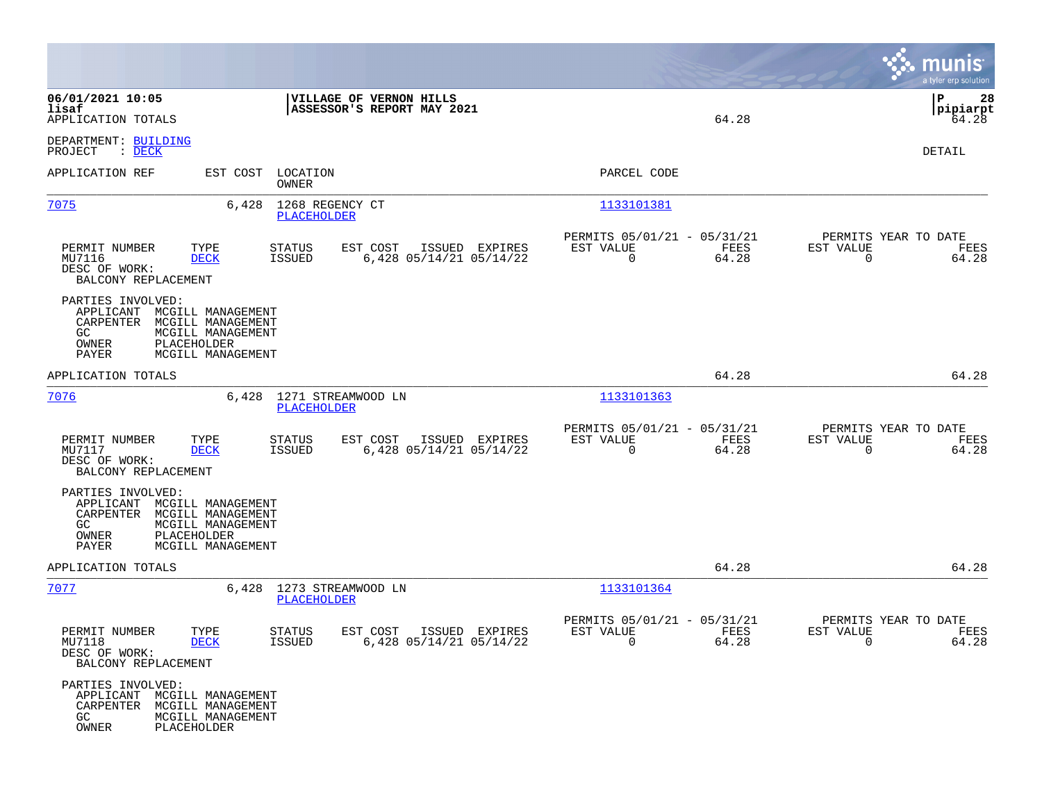06/01/2021 10:05
lisaf
APPLICATION TOTALS

**VILLAGE OF VERNON HILLS**
**ASSESSOR'S REPORT MAY 2021**

64.28

P 28
pipiarpt
64.28

DEPARTMENT: BUILDING
PROJECT : DECK

DETAIL

| APPLICATION REF | EST COST | LOCATION / OWNER | PARCEL CODE |
|---|---|---|---|
| 7075 | 6,428 | 1268 REGENCY CT / PLACEHOLDER | 1133101381 |

| PERMIT NUMBER | TYPE | STATUS | EST COST | ISSUED | EXPIRES | PERMITS 05/01/21 - 05/31/21 EST VALUE | FEES | PERMITS YEAR TO DATE EST VALUE | FEES |
|---|---|---|---|---|---|---|---|---|---|
| MU7116 | DECK | ISSUED | 6,428 | 05/14/21 | 05/14/22 | 0 | 64.28 | 0 | 64.28 |

DESC OF WORK:
BALCONY REPLACEMENT

PARTIES INVOLVED:
- APPLICANT MCGILL MANAGEMENT
- CARPENTER MCGILL MANAGEMENT
- GC MCGILL MANAGEMENT
- OWNER PLACEHOLDER
- PAYER MCGILL MANAGEMENT

APPLICATION TOTALS 64.28 64.28

| APPLICATION REF | EST COST | LOCATION / OWNER | PARCEL CODE |
|---|---|---|---|
| 7076 | 6,428 | 1271 STREAMWOOD LN / PLACEHOLDER | 1133101363 |

| PERMIT NUMBER | TYPE | STATUS | EST COST | ISSUED | EXPIRES | PERMITS 05/01/21 - 05/31/21 EST VALUE | FEES | PERMITS YEAR TO DATE EST VALUE | FEES |
|---|---|---|---|---|---|---|---|---|---|
| MU7117 | DECK | ISSUED | 6,428 | 05/14/21 | 05/14/22 | 0 | 64.28 | 0 | 64.28 |

DESC OF WORK:
BALCONY REPLACEMENT

PARTIES INVOLVED:
- APPLICANT MCGILL MANAGEMENT
- CARPENTER MCGILL MANAGEMENT
- GC MCGILL MANAGEMENT
- OWNER PLACEHOLDER
- PAYER MCGILL MANAGEMENT

APPLICATION TOTALS 64.28 64.28

| APPLICATION REF | EST COST | LOCATION / OWNER | PARCEL CODE |
|---|---|---|---|
| 7077 | 6,428 | 1273 STREAMWOOD LN / PLACEHOLDER | 1133101364 |

| PERMIT NUMBER | TYPE | STATUS | EST COST | ISSUED | EXPIRES | PERMITS 05/01/21 - 05/31/21 EST VALUE | FEES | PERMITS YEAR TO DATE EST VALUE | FEES |
|---|---|---|---|---|---|---|---|---|---|
| MU7118 | DECK | ISSUED | 6,428 | 05/14/21 | 05/14/22 | 0 | 64.28 | 0 | 64.28 |

DESC OF WORK:
BALCONY REPLACEMENT

PARTIES INVOLVED:
- APPLICANT MCGILL MANAGEMENT
- CARPENTER MCGILL MANAGEMENT
- GC MCGILL MANAGEMENT
- OWNER PLACEHOLDER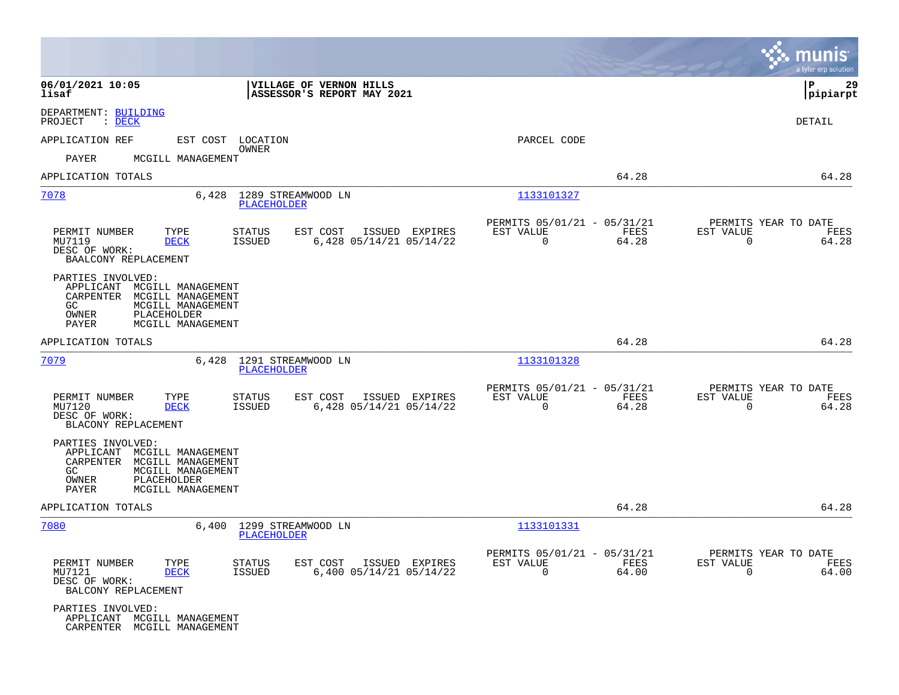DEPARTMENT: BUILDING
PROJECT : DECK

DETAIL

| APPLICATION REF | EST COST | LOCATION / OWNER | PARCEL CODE |
|---|---|---|---|

PAYER MCGILL MANAGEMENT

APPLICATION TOTALS 64.28 64.28

---

**7078** 6,428 1289 STREAMWOOD LN — PLACEHOLDER — Parcel 1133101327

| PERMIT NUMBER | TYPE | STATUS | EST COST | ISSUED | EXPIRES | PERMITS 05/01/21 - 05/31/21 EST VALUE | FEES | PERMITS YEAR TO DATE EST VALUE | FEES |
|---|---|---|---|---|---|---|---|---|---|
| MU7119 | DECK | ISSUED | 6,428 | 05/14/21 | 05/14/22 | 0 | 64.28 | 0 | 64.28 |

DESC OF WORK:
BAALCONY REPLACEMENT

PARTIES INVOLVED:
- APPLICANT MCGILL MANAGEMENT
- CARPENTER MCGILL MANAGEMENT
- GC MCGILL MANAGEMENT
- OWNER PLACEHOLDER
- PAYER MCGILL MANAGEMENT

APPLICATION TOTALS 64.28 64.28

---

**7079** 6,428 1291 STREAMWOOD LN — PLACEHOLDER — Parcel 1133101328

| PERMIT NUMBER | TYPE | STATUS | EST COST | ISSUED | EXPIRES | PERMITS 05/01/21 - 05/31/21 EST VALUE | FEES | PERMITS YEAR TO DATE EST VALUE | FEES |
|---|---|---|---|---|---|---|---|---|---|
| MU7120 | DECK | ISSUED | 6,428 | 05/14/21 | 05/14/22 | 0 | 64.28 | 0 | 64.28 |

DESC OF WORK:
BLACONY REPLACEMENT

PARTIES INVOLVED:
- APPLICANT MCGILL MANAGEMENT
- CARPENTER MCGILL MANAGEMENT
- GC MCGILL MANAGEMENT
- OWNER PLACEHOLDER
- PAYER MCGILL MANAGEMENT

APPLICATION TOTALS 64.28 64.28

---

**7080** 6,400 1299 STREAMWOOD LN — PLACEHOLDER — Parcel 1133101331

| PERMIT NUMBER | TYPE | STATUS | EST COST | ISSUED | EXPIRES | PERMITS 05/01/21 - 05/31/21 EST VALUE | FEES | PERMITS YEAR TO DATE EST VALUE | FEES |
|---|---|---|---|---|---|---|---|---|---|
| MU7121 | DECK | ISSUED | 6,400 | 05/14/21 | 05/14/22 | 0 | 64.00 | 0 | 64.00 |

DESC OF WORK:
BALCONY REPLACEMENT

PARTIES INVOLVED:
- APPLICANT MCGILL MANAGEMENT
- CARPENTER MCGILL MANAGEMENT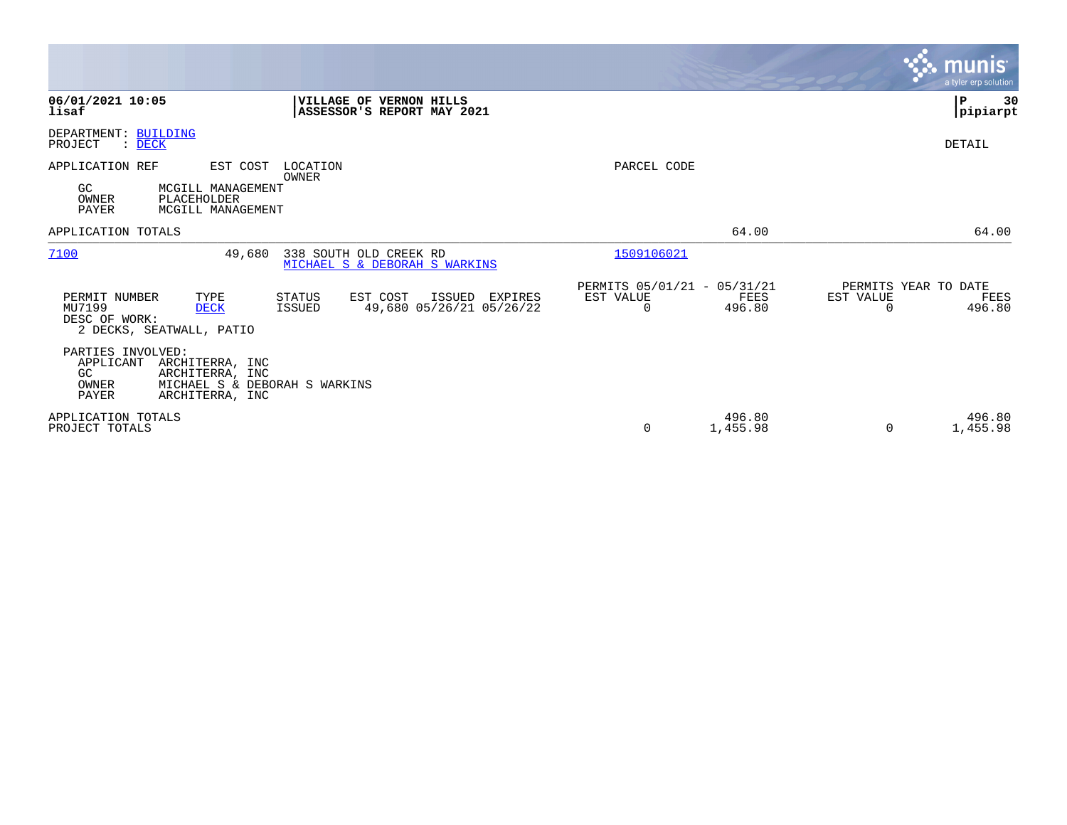**06/01/2021 10:05**
**lisaf**

**VILLAGE OF VERNON HILLS**
**ASSESSOR'S REPORT MAY 2021**

**P 30**
**pipiarpt**

DEPARTMENT: BUILDING
PROJECT : DECK

DETAIL

| APPLICATION REF | EST COST | LOCATION / OWNER | PARCEL CODE | | | |
|---|---|---|---|---|---|---|
| GC | MCGILL MANAGEMENT | | | | | |
| OWNER | PLACEHOLDER | | | | | |
| PAYER | MCGILL MANAGEMENT | | | | | |
| APPLICATION TOTALS | | | | 64.00 | | 64.00 |
| 7100 | 49,680 | 338 SOUTH OLD CREEK RD / MICHAEL S & DEBORAH S WARKINS | 1509106021 | | | |

| PERMIT NUMBER | TYPE | STATUS | EST COST | ISSUED | EXPIRES | PERMITS 05/01/21 - 05/31/21 EST VALUE | FEES | PERMITS YEAR TO DATE EST VALUE | FEES |
|---|---|---|---|---|---|---|---|---|---|
| MU7199 | DECK | ISSUED | 49,680 | 05/26/21 | 05/26/22 | 0 | 496.80 | 0 | 496.80 |

DESC OF WORK:
2 DECKS, SEATWALL, PATIO

PARTIES INVOLVED:

| | |
|---|---|
| APPLICANT | ARCHITERRA, INC |
| GC | ARCHITERRA, INC |
| OWNER | MICHAEL S & DEBORAH S WARKINS |
| PAYER | ARCHITERRA, INC |

| | EST VALUE | FEES | EST VALUE | FEES |
|---|---|---|---|---|
| APPLICATION TOTALS | | 496.80 | | 496.80 |
| PROJECT TOTALS | 0 | 1,455.98 | 0 | 1,455.98 |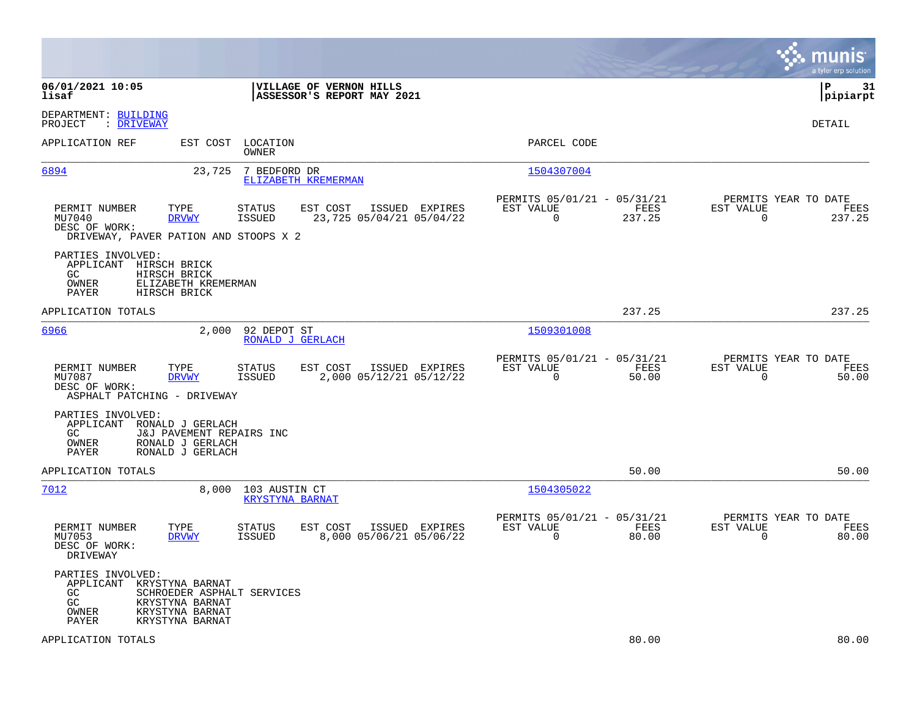06/01/2021 10:05
lisaf

**VILLAGE OF VERNON HILLS**
**ASSESSOR'S REPORT MAY 2021**

pipiarpt

DEPARTMENT: BUILDING
PROJECT : DRIVEWAY

DETAIL

| APPLICATION REF | EST COST | LOCATION / OWNER | PARCEL CODE |
|---|---|---|---|
| 6894 | 23,725 | 7 BEDFORD DR / ELIZABETH KREMERMAN | 1504307004 |

| PERMIT NUMBER | TYPE | STATUS | EST COST | ISSUED | EXPIRES | PERMITS 05/01/21 - 05/31/21 EST VALUE | FEES | PERMITS YEAR TO DATE EST VALUE | FEES |
|---|---|---|---|---|---|---|---|---|---|
| MU7040 | DRVWY | ISSUED | 23,725 | 05/04/21 | 05/04/22 | 0 | 237.25 | 0 | 237.25 |

DESC OF WORK:
DRIVEWAY, PAVER PATION AND STOOPS X 2

PARTIES INVOLVED:
APPLICANT HIRSCH BRICK
GC HIRSCH BRICK
OWNER ELIZABETH KREMERMAN
PAYER HIRSCH BRICK

APPLICATION TOTALS 237.25 237.25

| APPLICATION REF | EST COST | LOCATION / OWNER | PARCEL CODE |
|---|---|---|---|
| 6966 | 2,000 | 92 DEPOT ST / RONALD J GERLACH | 1509301008 |

| PERMIT NUMBER | TYPE | STATUS | EST COST | ISSUED | EXPIRES | PERMITS 05/01/21 - 05/31/21 EST VALUE | FEES | PERMITS YEAR TO DATE EST VALUE | FEES |
|---|---|---|---|---|---|---|---|---|---|
| MU7087 | DRVWY | ISSUED | 2,000 | 05/12/21 | 05/12/22 | 0 | 50.00 | 0 | 50.00 |

DESC OF WORK:
ASPHALT PATCHING - DRIVEWAY

PARTIES INVOLVED:
APPLICANT RONALD J GERLACH
GC J&J PAVEMENT REPAIRS INC
OWNER RONALD J GERLACH
PAYER RONALD J GERLACH

APPLICATION TOTALS 50.00 50.00

| APPLICATION REF | EST COST | LOCATION / OWNER | PARCEL CODE |
|---|---|---|---|
| 7012 | 8,000 | 103 AUSTIN CT / KRYSTYNA BARNAT | 1504305022 |

| PERMIT NUMBER | TYPE | STATUS | EST COST | ISSUED | EXPIRES | PERMITS 05/01/21 - 05/31/21 EST VALUE | FEES | PERMITS YEAR TO DATE EST VALUE | FEES |
|---|---|---|---|---|---|---|---|---|---|
| MU7053 | DRVWY | ISSUED | 8,000 | 05/06/21 | 05/06/22 | 0 | 80.00 | 0 | 80.00 |

DESC OF WORK:
DRIVEWAY

PARTIES INVOLVED:
APPLICANT KRYSTYNA BARNAT
GC SCHROEDER ASPHALT SERVICES
GC KRYSTYNA BARNAT
OWNER KRYSTYNA BARNAT
PAYER KRYSTYNA BARNAT

APPLICATION TOTALS 80.00 80.00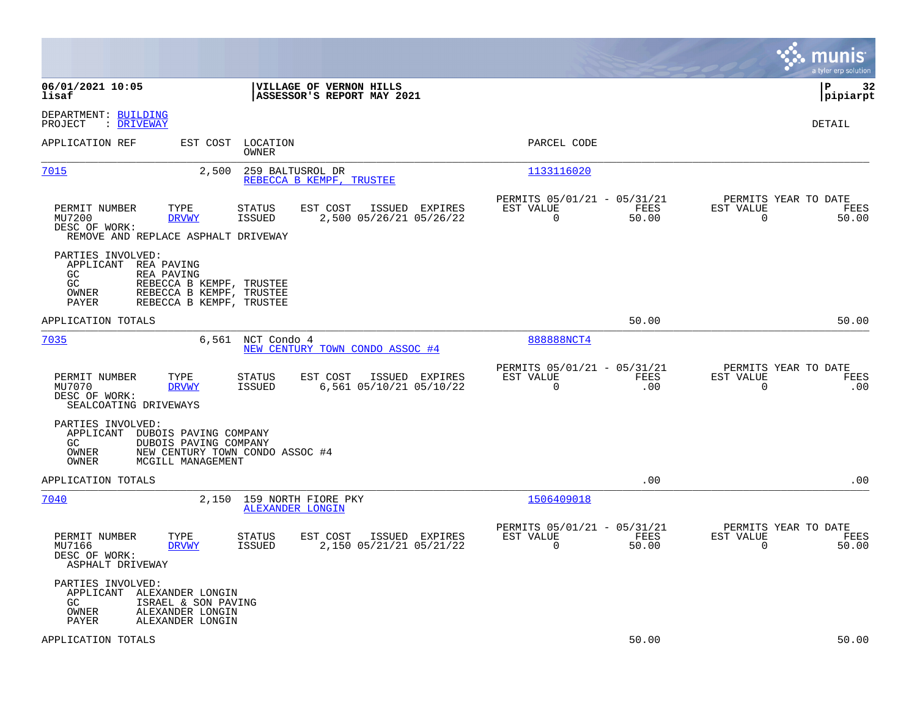**06/01/2021 10:05** | **VILLAGE OF VERNON HILLS**
**lisaf** | **ASSESSOR'S REPORT MAY 2021**

**P 32**
**pipiarpt**

DEPARTMENT: BUILDING
PROJECT : DRIVEWAY

DETAIL

| APPLICATION REF | EST COST | LOCATION / OWNER | PARCEL CODE |
|---|---|---|---|
| 7015 | 2,500 | 259 BALTUSROL DR / REBECCA B KEMPF, TRUSTEE | 1133116020 |

| PERMIT NUMBER | TYPE | STATUS | EST COST | ISSUED | EXPIRES | PERMITS 05/01/21 - 05/31/21 EST VALUE | FEES | PERMITS YEAR TO DATE EST VALUE | FEES |
|---|---|---|---|---|---|---|---|---|---|
| MU7200 | DRVWY | ISSUED | 2,500 | 05/26/21 | 05/26/22 | 0 | 50.00 | 0 | 50.00 |

DESC OF WORK:
REMOVE AND REPLACE ASPHALT DRIVEWAY

PARTIES INVOLVED:
- APPLICANT REA PAVING
- GC REA PAVING
- GC REBECCA B KEMPF, TRUSTEE
- OWNER REBECCA B KEMPF, TRUSTEE
- PAYER REBECCA B KEMPF, TRUSTEE

APPLICATION TOTALS: 50.00 | 50.00

| APPLICATION REF | EST COST | LOCATION / OWNER | PARCEL CODE |
|---|---|---|---|
| 7035 | 6,561 | NCT Condo 4 / NEW CENTURY TOWN CONDO ASSOC #4 | 888888NCT4 |

| PERMIT NUMBER | TYPE | STATUS | EST COST | ISSUED | EXPIRES | PERMITS 05/01/21 - 05/31/21 EST VALUE | FEES | PERMITS YEAR TO DATE EST VALUE | FEES |
|---|---|---|---|---|---|---|---|---|---|
| MU7070 | DRVWY | ISSUED | 6,561 | 05/10/21 | 05/10/22 | 0 | .00 | 0 | .00 |

DESC OF WORK:
SEALCOATING DRIVEWAYS

PARTIES INVOLVED:
- APPLICANT DUBOIS PAVING COMPANY
- GC DUBOIS PAVING COMPANY
- OWNER NEW CENTURY TOWN CONDO ASSOC #4
- OWNER MCGILL MANAGEMENT

APPLICATION TOTALS: .00 | .00

| APPLICATION REF | EST COST | LOCATION / OWNER | PARCEL CODE |
|---|---|---|---|
| 7040 | 2,150 | 159 NORTH FIORE PKY / ALEXANDER LONGIN | 1506409018 |

| PERMIT NUMBER | TYPE | STATUS | EST COST | ISSUED | EXPIRES | PERMITS 05/01/21 - 05/31/21 EST VALUE | FEES | PERMITS YEAR TO DATE EST VALUE | FEES |
|---|---|---|---|---|---|---|---|---|---|
| MU7166 | DRVWY | ISSUED | 2,150 | 05/21/21 | 05/21/22 | 0 | 50.00 | 0 | 50.00 |

DESC OF WORK:
ASPHALT DRIVEWAY

PARTIES INVOLVED:
- APPLICANT ALEXANDER LONGIN
- GC ISRAEL & SON PAVING
- OWNER ALEXANDER LONGIN
- PAYER ALEXANDER LONGIN

APPLICATION TOTALS: 50.00 | 50.00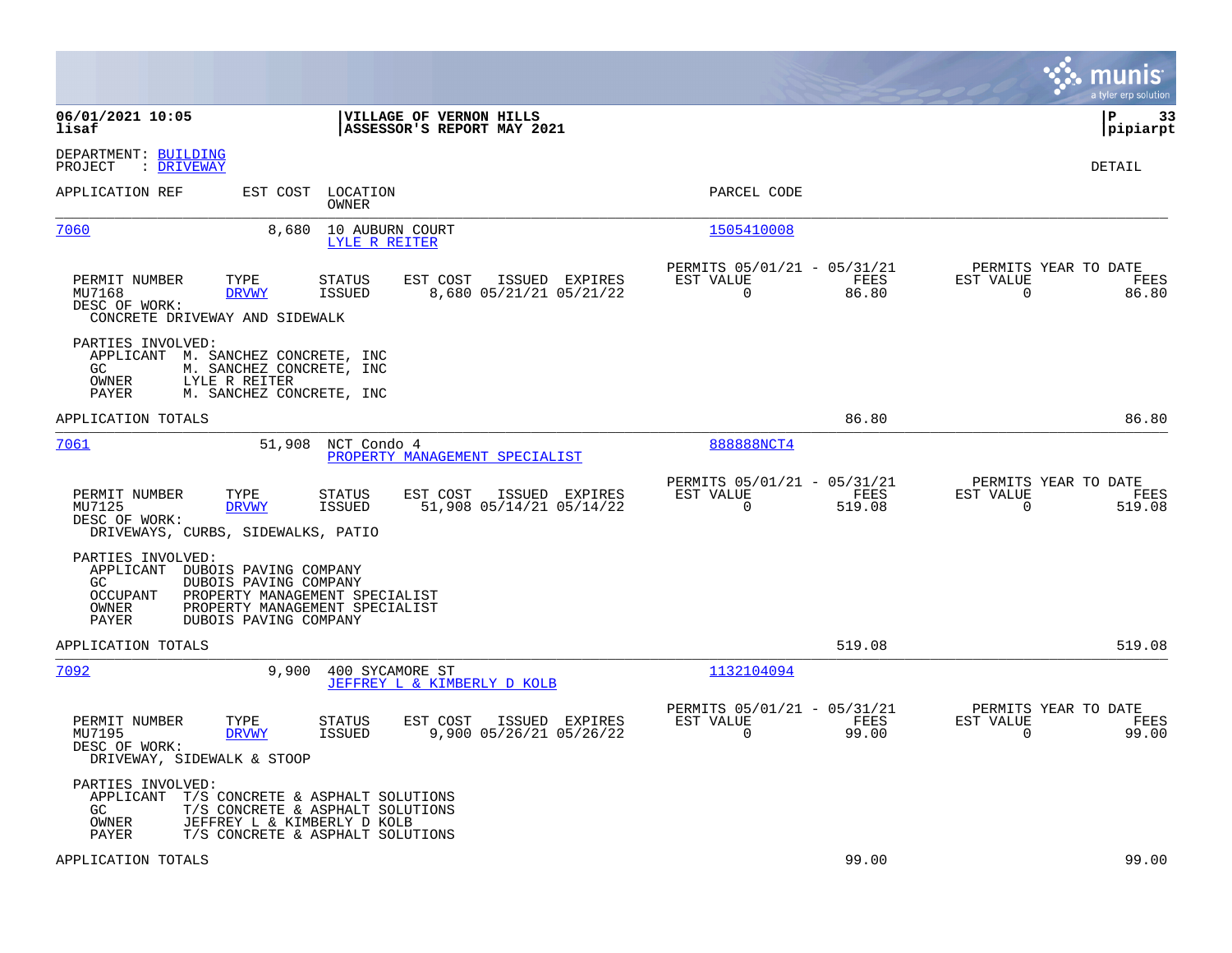**06/01/2021 10:05**
**lisaf**

**VILLAGE OF VERNON HILLS**
**ASSESSOR'S REPORT MAY 2021**

**P 33**
**pipiarpt**

DEPARTMENT: BUILDING
PROJECT : DRIVEWAY

DETAIL

| APPLICATION REF | EST COST | LOCATION / OWNER | PARCEL CODE |
|---|---|---|---|
| 7060 | 8,680 | 10 AUBURN COURT / LYLE R REITER | 1505410008 |

| PERMIT NUMBER | TYPE | STATUS | EST COST | ISSUED | EXPIRES | PERMITS 05/01/21 - 05/31/21 EST VALUE | FEES | PERMITS YEAR TO DATE EST VALUE | FEES |
|---|---|---|---|---|---|---|---|---|---|
| MU7168 | DRVWY | ISSUED | 8,680 | 05/21/21 | 05/21/22 | 0 | 86.80 | 0 | 86.80 |

DESC OF WORK:
CONCRETE DRIVEWAY AND SIDEWALK

PARTIES INVOLVED:
- APPLICANT M. SANCHEZ CONCRETE, INC
- GC M. SANCHEZ CONCRETE, INC
- OWNER LYLE R REITER
- PAYER M. SANCHEZ CONCRETE, INC

APPLICATION TOTALS: 86.80 | 86.80

| APPLICATION REF | EST COST | LOCATION / OWNER | PARCEL CODE |
|---|---|---|---|
| 7061 | 51,908 | NCT Condo 4 / PROPERTY MANAGEMENT SPECIALIST | 888888NCT4 |

| PERMIT NUMBER | TYPE | STATUS | EST COST | ISSUED | EXPIRES | PERMITS 05/01/21 - 05/31/21 EST VALUE | FEES | PERMITS YEAR TO DATE EST VALUE | FEES |
|---|---|---|---|---|---|---|---|---|---|
| MU7125 | DRVWY | ISSUED | 51,908 | 05/14/21 | 05/14/22 | 0 | 519.08 | 0 | 519.08 |

DESC OF WORK:
DRIVEWAYS, CURBS, SIDEWALKS, PATIO

PARTIES INVOLVED:
- APPLICANT DUBOIS PAVING COMPANY
- GC DUBOIS PAVING COMPANY
- OCCUPANT PROPERTY MANAGEMENT SPECIALIST
- OWNER PROPERTY MANAGEMENT SPECIALIST
- PAYER DUBOIS PAVING COMPANY

APPLICATION TOTALS: 519.08 | 519.08

| APPLICATION REF | EST COST | LOCATION / OWNER | PARCEL CODE |
|---|---|---|---|
| 7092 | 9,900 | 400 SYCAMORE ST / JEFFREY L & KIMBERLY D KOLB | 1132104094 |

| PERMIT NUMBER | TYPE | STATUS | EST COST | ISSUED | EXPIRES | PERMITS 05/01/21 - 05/31/21 EST VALUE | FEES | PERMITS YEAR TO DATE EST VALUE | FEES |
|---|---|---|---|---|---|---|---|---|---|
| MU7195 | DRVWY | ISSUED | 9,900 | 05/26/21 | 05/26/22 | 0 | 99.00 | 0 | 99.00 |

DESC OF WORK:
DRIVEWAY, SIDEWALK & STOOP

PARTIES INVOLVED:
- APPLICANT T/S CONCRETE & ASPHALT SOLUTIONS
- GC T/S CONCRETE & ASPHALT SOLUTIONS
- OWNER JEFFREY L & KIMBERLY D KOLB
- PAYER T/S CONCRETE & ASPHALT SOLUTIONS

APPLICATION TOTALS: 99.00 | 99.00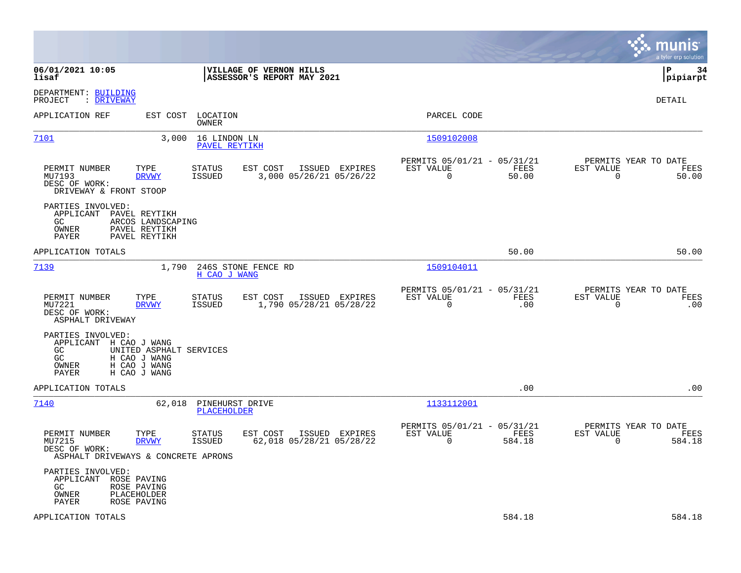06/01/2021 10:05
lisaf

**VILLAGE OF VERNON HILLS**
**ASSESSOR'S REPORT MAY 2021**

P 34
pipiarpt

DEPARTMENT: BUILDING
PROJECT : DRIVEWAY

DETAIL

| APPLICATION REF | EST COST | LOCATION / OWNER | PARCEL CODE |
|---|---|---|---|
| 7101 | 3,000 | 16 LINDON LN / PAVEL REYTIKH | 1509102008 |

| PERMIT NUMBER | TYPE | STATUS | EST COST | ISSUED | EXPIRES | PERMITS 05/01/21 - 05/31/21 EST VALUE | FEES | PERMITS YEAR TO DATE EST VALUE | FEES |
|---|---|---|---|---|---|---|---|---|---|
| MU7193 | DRVWY | ISSUED | 3,000 | 05/26/21 | 05/26/22 | 0 | 50.00 | 0 | 50.00 |

DESC OF WORK:
DRIVEWAY & FRONT STOOP

PARTIES INVOLVED:
- APPLICANT PAVEL REYTIKH
- GC ARCOS LANDSCAPING
- OWNER PAVEL REYTIKH
- PAYER PAVEL REYTIKH

APPLICATION TOTALS 50.00 50.00

| APPLICATION REF | EST COST | LOCATION / OWNER | PARCEL CODE |
|---|---|---|---|
| 7139 | 1,790 | 246S STONE FENCE RD / H CAO J WANG | 1509104011 |

| PERMIT NUMBER | TYPE | STATUS | EST COST | ISSUED | EXPIRES | PERMITS 05/01/21 - 05/31/21 EST VALUE | FEES | PERMITS YEAR TO DATE EST VALUE | FEES |
|---|---|---|---|---|---|---|---|---|---|
| MU7221 | DRVWY | ISSUED | 1,790 | 05/28/21 | 05/28/22 | 0 | .00 | 0 | .00 |

DESC OF WORK:
ASPHALT DRIVEWAY

PARTIES INVOLVED:
- APPLICANT H CAO J WANG
- GC UNITED ASPHALT SERVICES
- GC H CAO J WANG
- OWNER H CAO J WANG
- PAYER H CAO J WANG

APPLICATION TOTALS .00 .00

| APPLICATION REF | EST COST | LOCATION / OWNER | PARCEL CODE |
|---|---|---|---|
| 7140 | 62,018 | PINEHURST DRIVE / PLACEHOLDER | 1133112001 |

| PERMIT NUMBER | TYPE | STATUS | EST COST | ISSUED | EXPIRES | PERMITS 05/01/21 - 05/31/21 EST VALUE | FEES | PERMITS YEAR TO DATE EST VALUE | FEES |
|---|---|---|---|---|---|---|---|---|---|
| MU7215 | DRVWY | ISSUED | 62,018 | 05/28/21 | 05/28/22 | 0 | 584.18 | 0 | 584.18 |

DESC OF WORK:
ASPHALT DRIVEWAYS & CONCRETE APRONS

PARTIES INVOLVED:
- APPLICANT ROSE PAVING
- GC ROSE PAVING
- OWNER PLACEHOLDER
- PAYER ROSE PAVING

APPLICATION TOTALS 584.18 584.18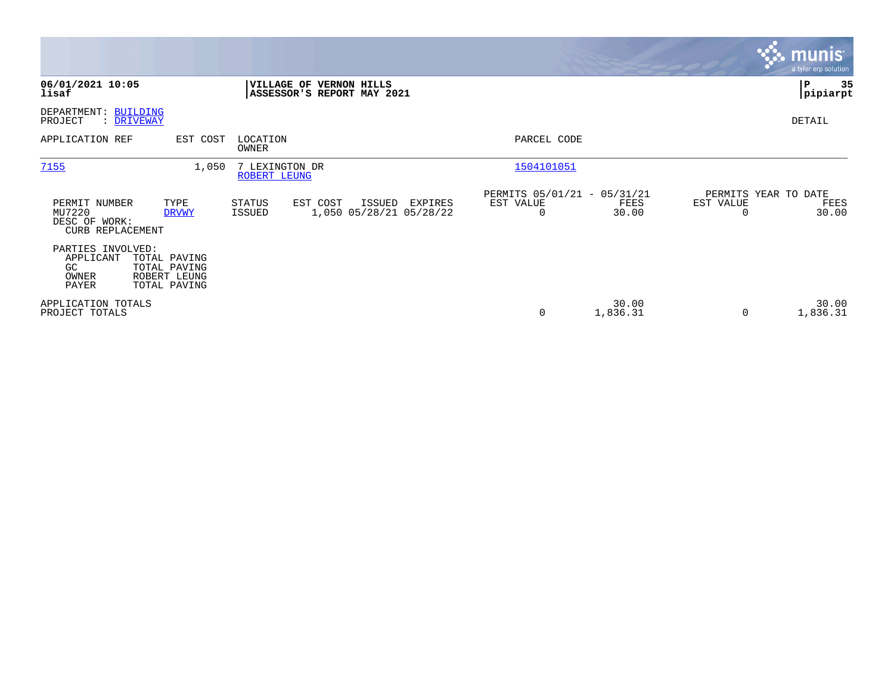**06/01/2021 10:05**
**lisaf**

**VILLAGE OF VERNON HILLS**
**ASSESSOR'S REPORT MAY 2021**

**pipiarpt**

DEPARTMENT: BUILDING
PROJECT : DRIVEWAY

DETAIL

| APPLICATION REF | EST COST | LOCATION / OWNER | PARCEL CODE |
|---|---|---|---|
| 7155 | 1,050 | 7 LEXINGTON DR / ROBERT LEUNG | 1504101051 |

| PERMIT NUMBER | TYPE | STATUS | EST COST | ISSUED | EXPIRES | PERMITS 05/01/21 - 05/31/21 EST VALUE | FEES | PERMITS YEAR TO DATE EST VALUE | FEES |
|---|---|---|---|---|---|---|---|---|---|
| MU7220 | DRVWY | ISSUED | 1,050 | 05/28/21 | 05/28/22 | 0 | 30.00 | 0 | 30.00 |

DESC OF WORK:
CURB REPLACEMENT

PARTIES INVOLVED:

| Role | Name |
|---|---|
| APPLICANT | TOTAL PAVING |
| GC | TOTAL PAVING |
| OWNER | ROBERT LEUNG |
| PAYER | TOTAL PAVING |

| | EST VALUE | FEES | YTD EST VALUE | YTD FEES |
|---|---|---|---|---|
| APPLICATION TOTALS | | 30.00 | | 30.00 |
| PROJECT TOTALS | 0 | 1,836.31 | 0 | 1,836.31 |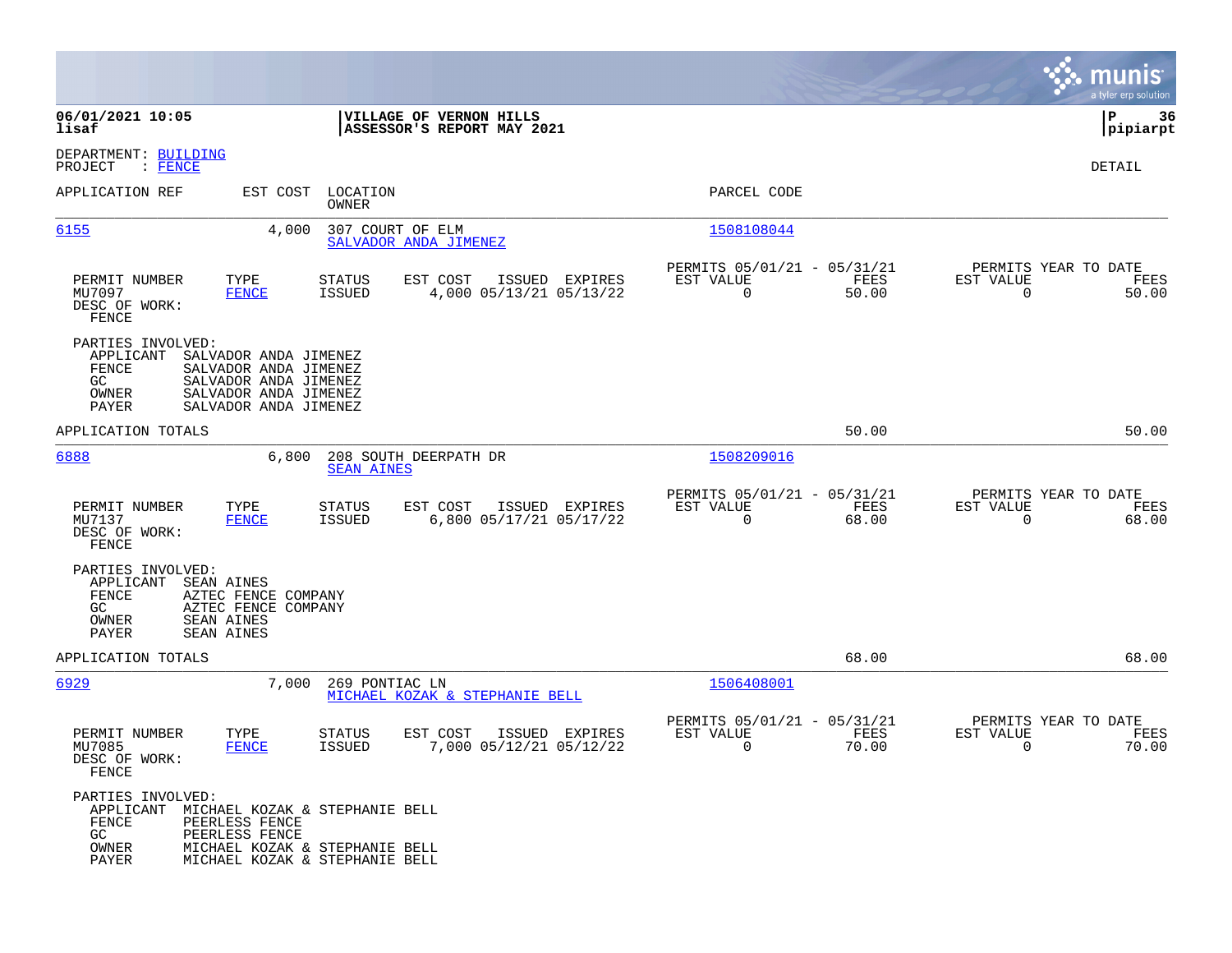**06/01/2021 10:05** | **VILLAGE OF VERNON HILLS**
**lisaf** | **ASSESSOR'S REPORT MAY 2021**

**pipiarpt**

DEPARTMENT: BUILDING
PROJECT : FENCE

DETAIL

| APPLICATION REF | EST COST | LOCATION / OWNER | PARCEL CODE |
|---|---|---|---|
| 6155 | 4,000 | 307 COURT OF ELM / SALVADOR ANDA JIMENEZ | 1508108044 |

| PERMIT NUMBER | TYPE | STATUS | EST COST | ISSUED | EXPIRES | PERMITS 05/01/21 - 05/31/21 EST VALUE | FEES | PERMITS YEAR TO DATE EST VALUE | FEES |
|---|---|---|---|---|---|---|---|---|---|
| MU7097 | FENCE | ISSUED | 4,000 | 05/13/21 | 05/13/22 | 0 | 50.00 | 0 | 50.00 |

DESC OF WORK:
FENCE

PARTIES INVOLVED:
- APPLICANT SALVADOR ANDA JIMENEZ
- FENCE SALVADOR ANDA JIMENEZ
- GC SALVADOR ANDA JIMENEZ
- OWNER SALVADOR ANDA JIMENEZ
- PAYER SALVADOR ANDA JIMENEZ

APPLICATION TOTALS 50.00 50.00

| APPLICATION REF | EST COST | LOCATION / OWNER | PARCEL CODE |
|---|---|---|---|
| 6888 | 6,800 | 208 SOUTH DEERPATH DR / SEAN AINES | 1508209016 |

| PERMIT NUMBER | TYPE | STATUS | EST COST | ISSUED | EXPIRES | PERMITS 05/01/21 - 05/31/21 EST VALUE | FEES | PERMITS YEAR TO DATE EST VALUE | FEES |
|---|---|---|---|---|---|---|---|---|---|
| MU7137 | FENCE | ISSUED | 6,800 | 05/17/21 | 05/17/22 | 0 | 68.00 | 0 | 68.00 |

DESC OF WORK:
FENCE

PARTIES INVOLVED:
- APPLICANT SEAN AINES
- FENCE AZTEC FENCE COMPANY
- GC AZTEC FENCE COMPANY
- OWNER SEAN AINES
- PAYER SEAN AINES

APPLICATION TOTALS 68.00 68.00

| APPLICATION REF | EST COST | LOCATION / OWNER | PARCEL CODE |
|---|---|---|---|
| 6929 | 7,000 | 269 PONTIAC LN / MICHAEL KOZAK & STEPHANIE BELL | 1506408001 |

| PERMIT NUMBER | TYPE | STATUS | EST COST | ISSUED | EXPIRES | PERMITS 05/01/21 - 05/31/21 EST VALUE | FEES | PERMITS YEAR TO DATE EST VALUE | FEES |
|---|---|---|---|---|---|---|---|---|---|
| MU7085 | FENCE | ISSUED | 7,000 | 05/12/21 | 05/12/22 | 0 | 70.00 | 0 | 70.00 |

DESC OF WORK:
FENCE

PARTIES INVOLVED:
- APPLICANT MICHAEL KOZAK & STEPHANIE BELL
- FENCE PEERLESS FENCE
- GC PEERLESS FENCE
- OWNER MICHAEL KOZAK & STEPHANIE BELL
- PAYER MICHAEL KOZAK & STEPHANIE BELL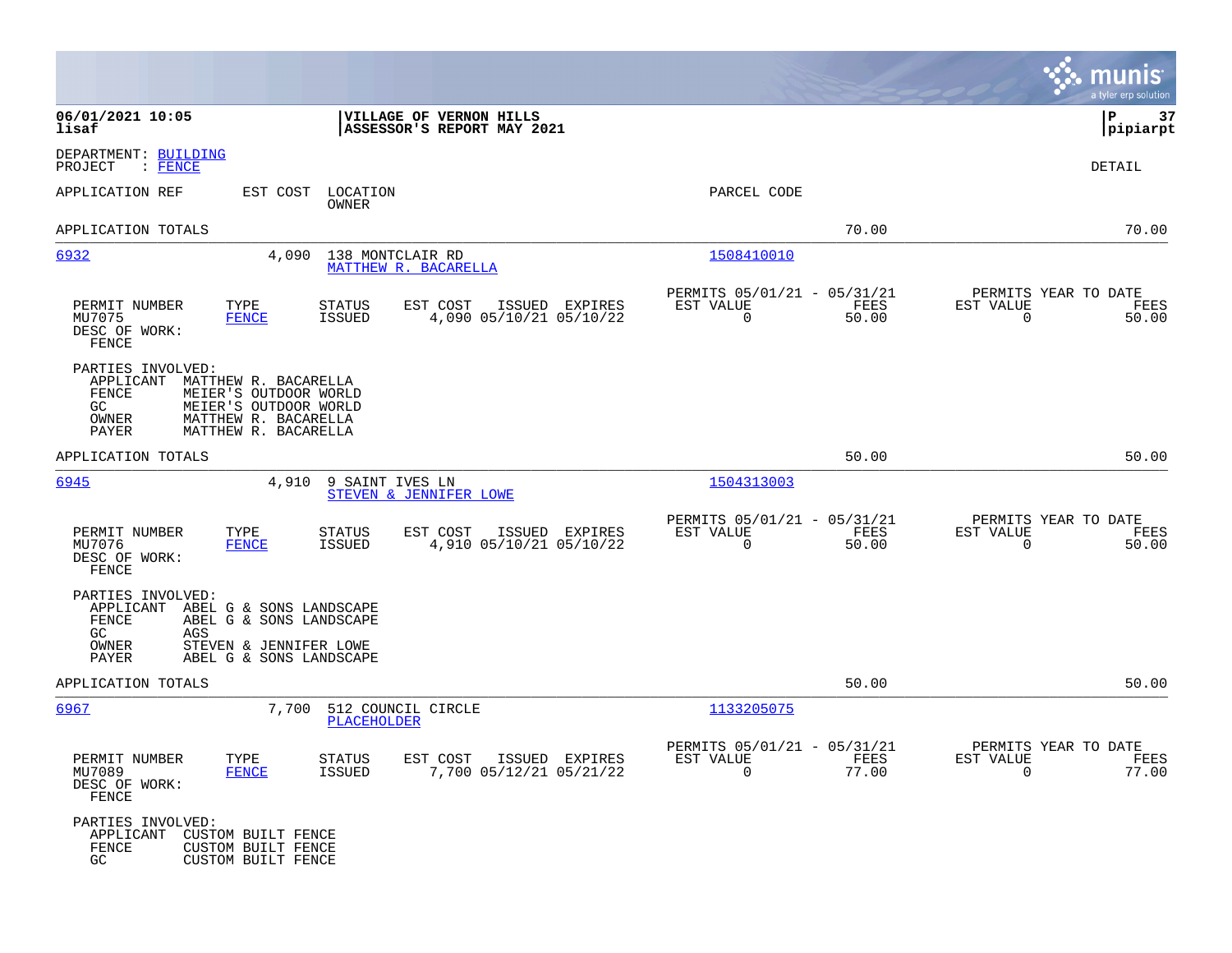**VILLAGE OF VERNON HILLS**
**ASSESSOR'S REPORT MAY 2021**

06/01/2021 10:05
lisaf

P 37
pipiarpt

DEPARTMENT: BUILDING
PROJECT : FENCE

DETAIL

| APPLICATION REF | EST COST | LOCATION / OWNER | PARCEL CODE | | |
|---|---|---|---|---|---|
| APPLICATION TOTALS | | | | 70.00 | 70.00 |

---

**6932** | 4,090 | 138 MONTCLAIR RD | MATTHEW R. BACARELLA | 1508410010

| PERMIT NUMBER | TYPE | STATUS | EST COST | ISSUED | EXPIRES | PERMITS 05/01/21 - 05/31/21 EST VALUE | FEES | PERMITS YEAR TO DATE EST VALUE | FEES |
|---|---|---|---|---|---|---|---|---|---|
| MU7075 | FENCE | ISSUED | 4,090 | 05/10/21 | 05/10/22 | 0 | 50.00 | 0 | 50.00 |

DESC OF WORK:
FENCE

PARTIES INVOLVED:
- APPLICANT MATTHEW R. BACARELLA
- FENCE MEIER'S OUTDOOR WORLD
- GC MEIER'S OUTDOOR WORLD
- OWNER MATTHEW R. BACARELLA
- PAYER MATTHEW R. BACARELLA

APPLICATION TOTALS 50.00 50.00

---

**6945** | 4,910 | 9 SAINT IVES LN | STEVEN & JENNIFER LOWE | 1504313003

| PERMIT NUMBER | TYPE | STATUS | EST COST | ISSUED | EXPIRES | PERMITS 05/01/21 - 05/31/21 EST VALUE | FEES | PERMITS YEAR TO DATE EST VALUE | FEES |
|---|---|---|---|---|---|---|---|---|---|
| MU7076 | FENCE | ISSUED | 4,910 | 05/10/21 | 05/10/22 | 0 | 50.00 | 0 | 50.00 |

DESC OF WORK:
FENCE

PARTIES INVOLVED:
- APPLICANT ABEL G & SONS LANDSCAPE
- FENCE ABEL G & SONS LANDSCAPE
- GC AGS
- OWNER STEVEN & JENNIFER LOWE
- PAYER ABEL G & SONS LANDSCAPE

APPLICATION TOTALS 50.00 50.00

---

**6967** | 7,700 | 512 COUNCIL CIRCLE | PLACEHOLDER | 1133205075

| PERMIT NUMBER | TYPE | STATUS | EST COST | ISSUED | EXPIRES | PERMITS 05/01/21 - 05/31/21 EST VALUE | FEES | PERMITS YEAR TO DATE EST VALUE | FEES |
|---|---|---|---|---|---|---|---|---|---|
| MU7089 | FENCE | ISSUED | 7,700 | 05/12/21 | 05/21/22 | 0 | 77.00 | 0 | 77.00 |

DESC OF WORK:
FENCE

PARTIES INVOLVED:
- APPLICANT CUSTOM BUILT FENCE
- FENCE CUSTOM BUILT FENCE
- GC CUSTOM BUILT FENCE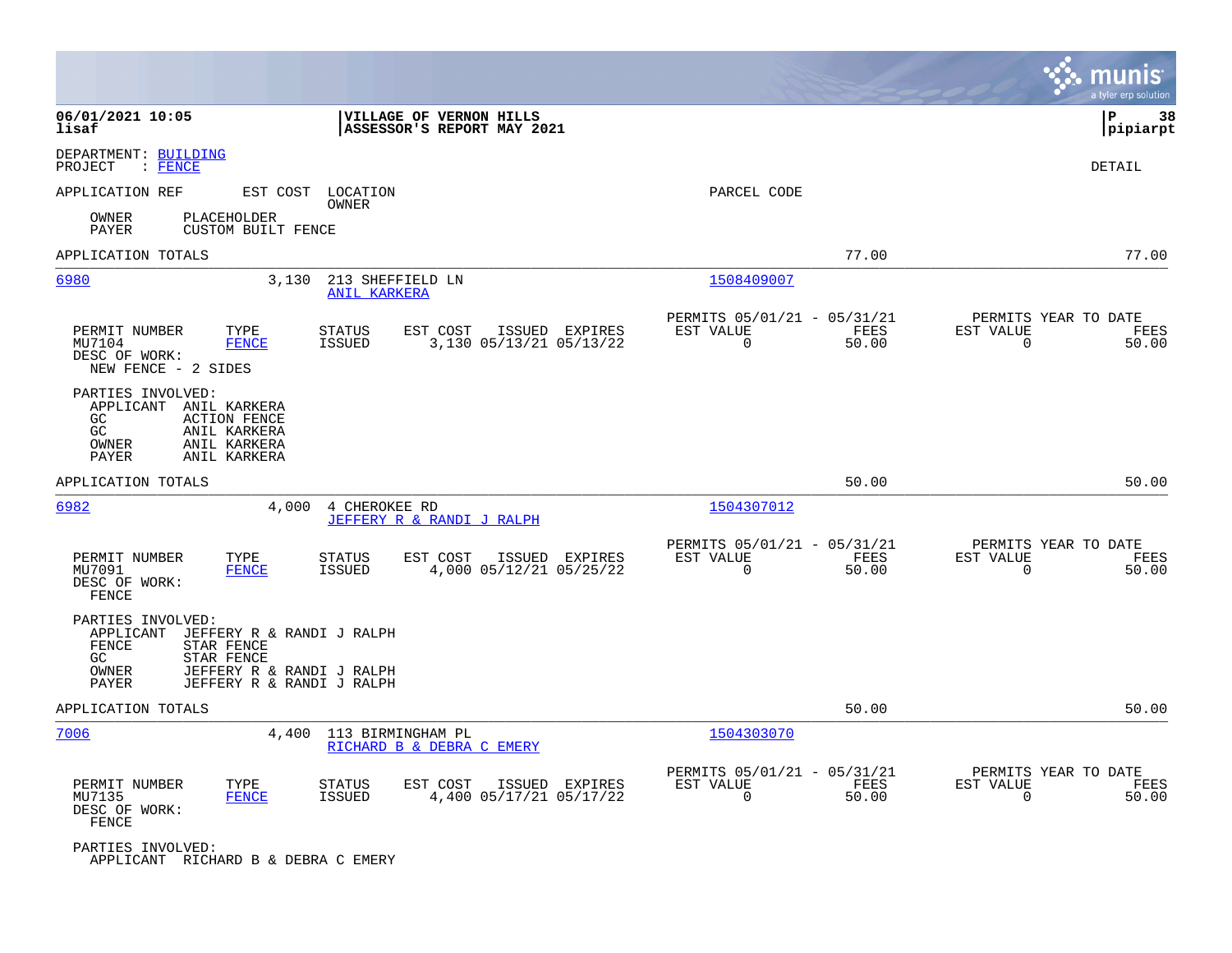06/01/2021 10:05 | VILLAGE OF VERNON HILLS | P 38
lisaf | ASSESSOR'S REPORT MAY 2021 | pipiarpt

DEPARTMENT: BUILDING
PROJECT : FENCE

DETAIL

APPLICATION REF | EST COST | LOCATION / OWNER | PARCEL CODE

OWNER PLACEHOLDER
PAYER CUSTOM BUILT FENCE

APPLICATION TOTALS 77.00 77.00

---

**6980** | 3,130 | 213 SHEFFIELD LN | 1508409007
ANIL KARKERA

| PERMIT NUMBER | TYPE | STATUS | EST COST | ISSUED | EXPIRES | PERMITS 05/01/21 - 05/31/21 EST VALUE | FEES | PERMITS YEAR TO DATE EST VALUE | FEES |
|---|---|---|---|---|---|---|---|---|---|
| MU7104 | FENCE | ISSUED | 3,130 | 05/13/21 | 05/13/22 | 0 | 50.00 | 0 | 50.00 |

DESC OF WORK:
NEW FENCE - 2 SIDES

PARTIES INVOLVED:
- APPLICANT ANIL KARKERA
- GC ACTION FENCE
- GC ANIL KARKERA
- OWNER ANIL KARKERA
- PAYER ANIL KARKERA

APPLICATION TOTALS 50.00 50.00

---

**6982** | 4,000 | 4 CHEROKEE RD | 1504307012
JEFFERY R & RANDI J RALPH

| PERMIT NUMBER | TYPE | STATUS | EST COST | ISSUED | EXPIRES | PERMITS 05/01/21 - 05/31/21 EST VALUE | FEES | PERMITS YEAR TO DATE EST VALUE | FEES |
|---|---|---|---|---|---|---|---|---|---|
| MU7091 | FENCE | ISSUED | 4,000 | 05/12/21 | 05/25/22 | 0 | 50.00 | 0 | 50.00 |

DESC OF WORK:
FENCE

PARTIES INVOLVED:
- APPLICANT JEFFERY R & RANDI J RALPH
- FENCE STAR FENCE
- GC STAR FENCE
- OWNER JEFFERY R & RANDI J RALPH
- PAYER JEFFERY R & RANDI J RALPH

APPLICATION TOTALS 50.00 50.00

---

**7006** | 4,400 | 113 BIRMINGHAM PL | 1504303070
RICHARD B & DEBRA C EMERY

| PERMIT NUMBER | TYPE | STATUS | EST COST | ISSUED | EXPIRES | PERMITS 05/01/21 - 05/31/21 EST VALUE | FEES | PERMITS YEAR TO DATE EST VALUE | FEES |
|---|---|---|---|---|---|---|---|---|---|
| MU7135 | FENCE | ISSUED | 4,400 | 05/17/21 | 05/17/22 | 0 | 50.00 | 0 | 50.00 |

DESC OF WORK:
FENCE

PARTIES INVOLVED:
- APPLICANT RICHARD B & DEBRA C EMERY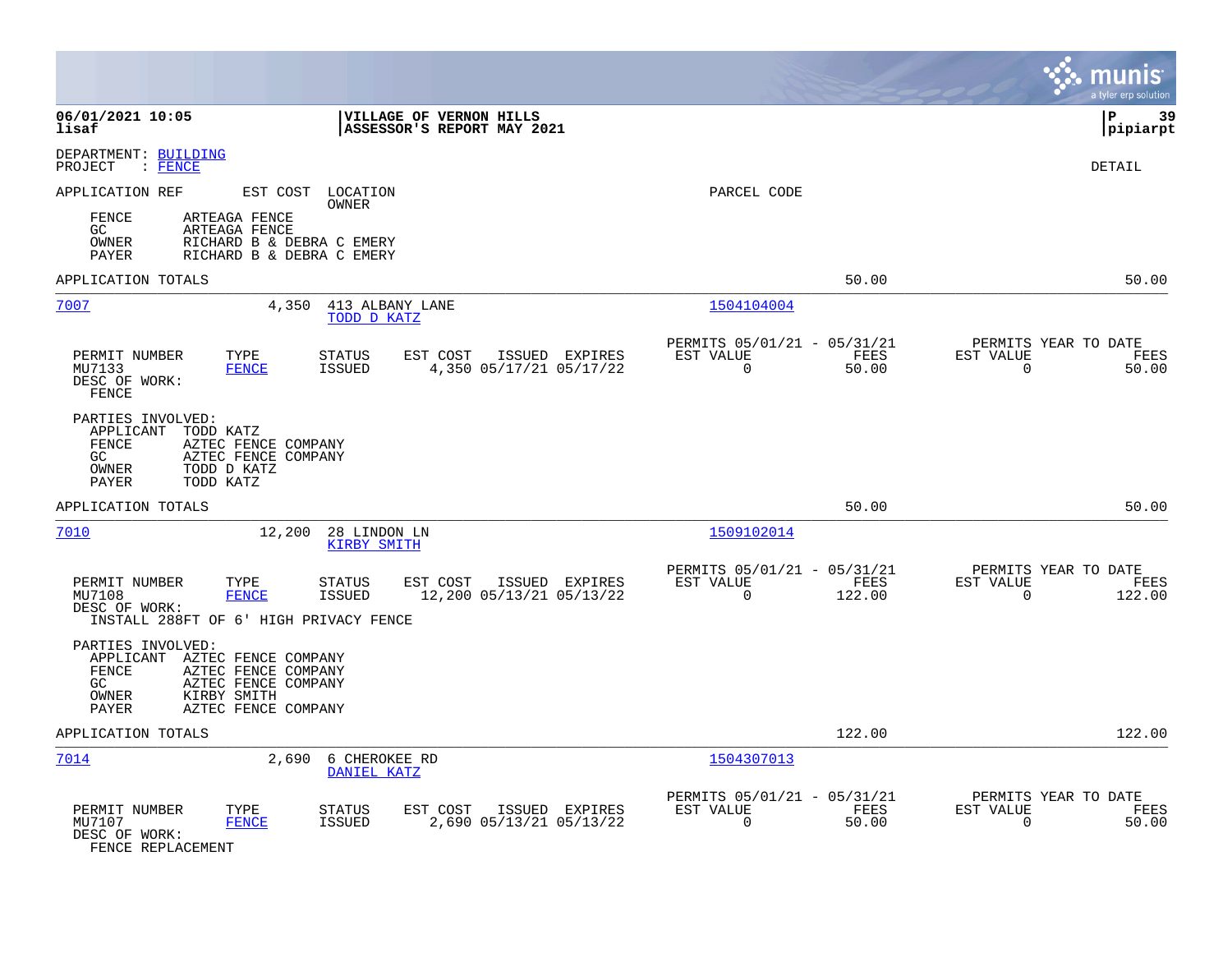06/01/2021 10:05
lisaf

VILLAGE OF VERNON HILLS
ASSESSOR'S REPORT MAY 2021

P 39
pipiarpt

DEPARTMENT: BUILDING
PROJECT : FENCE

DETAIL

| APPLICATION REF | EST COST | LOCATION / OWNER | PARCEL CODE |
|---|---|---|---|

FENCE ARTEAGA FENCE
GC ARTEAGA FENCE
OWNER RICHARD B & DEBRA C EMERY
PAYER RICHARD B & DEBRA C EMERY

APPLICATION TOTALS 50.00 50.00

---

**7007** 4,350 413 ALBANY LANE — TODD D KATZ — Parcel 1504104004

| PERMIT NUMBER | TYPE | STATUS | EST COST | ISSUED | EXPIRES | PERMITS 05/01/21 - 05/31/21 EST VALUE | FEES | PERMITS YEAR TO DATE EST VALUE | FEES |
|---|---|---|---|---|---|---|---|---|---|
| MU7133 | FENCE | ISSUED | 4,350 | 05/17/21 | 05/17/22 | 0 | 50.00 | 0 | 50.00 |

DESC OF WORK:
FENCE

PARTIES INVOLVED:
APPLICANT TODD KATZ
FENCE AZTEC FENCE COMPANY
GC AZTEC FENCE COMPANY
OWNER TODD D KATZ
PAYER TODD KATZ

APPLICATION TOTALS 50.00 50.00

---

**7010** 12,200 28 LINDON LN — KIRBY SMITH — Parcel 1509102014

| PERMIT NUMBER | TYPE | STATUS | EST COST | ISSUED | EXPIRES | PERMITS 05/01/21 - 05/31/21 EST VALUE | FEES | PERMITS YEAR TO DATE EST VALUE | FEES |
|---|---|---|---|---|---|---|---|---|---|
| MU7108 | FENCE | ISSUED | 12,200 | 05/13/21 | 05/13/22 | 0 | 122.00 | 0 | 122.00 |

DESC OF WORK:
INSTALL 288FT OF 6' HIGH PRIVACY FENCE

PARTIES INVOLVED:
APPLICANT AZTEC FENCE COMPANY
FENCE AZTEC FENCE COMPANY
GC AZTEC FENCE COMPANY
OWNER KIRBY SMITH
PAYER AZTEC FENCE COMPANY

APPLICATION TOTALS 122.00 122.00

---

**7014** 2,690 6 CHEROKEE RD — DANIEL KATZ — Parcel 1504307013

| PERMIT NUMBER | TYPE | STATUS | EST COST | ISSUED | EXPIRES | PERMITS 05/01/21 - 05/31/21 EST VALUE | FEES | PERMITS YEAR TO DATE EST VALUE | FEES |
|---|---|---|---|---|---|---|---|---|---|
| MU7107 | FENCE | ISSUED | 2,690 | 05/13/21 | 05/13/22 | 0 | 50.00 | 0 | 50.00 |

DESC OF WORK:
FENCE REPLACEMENT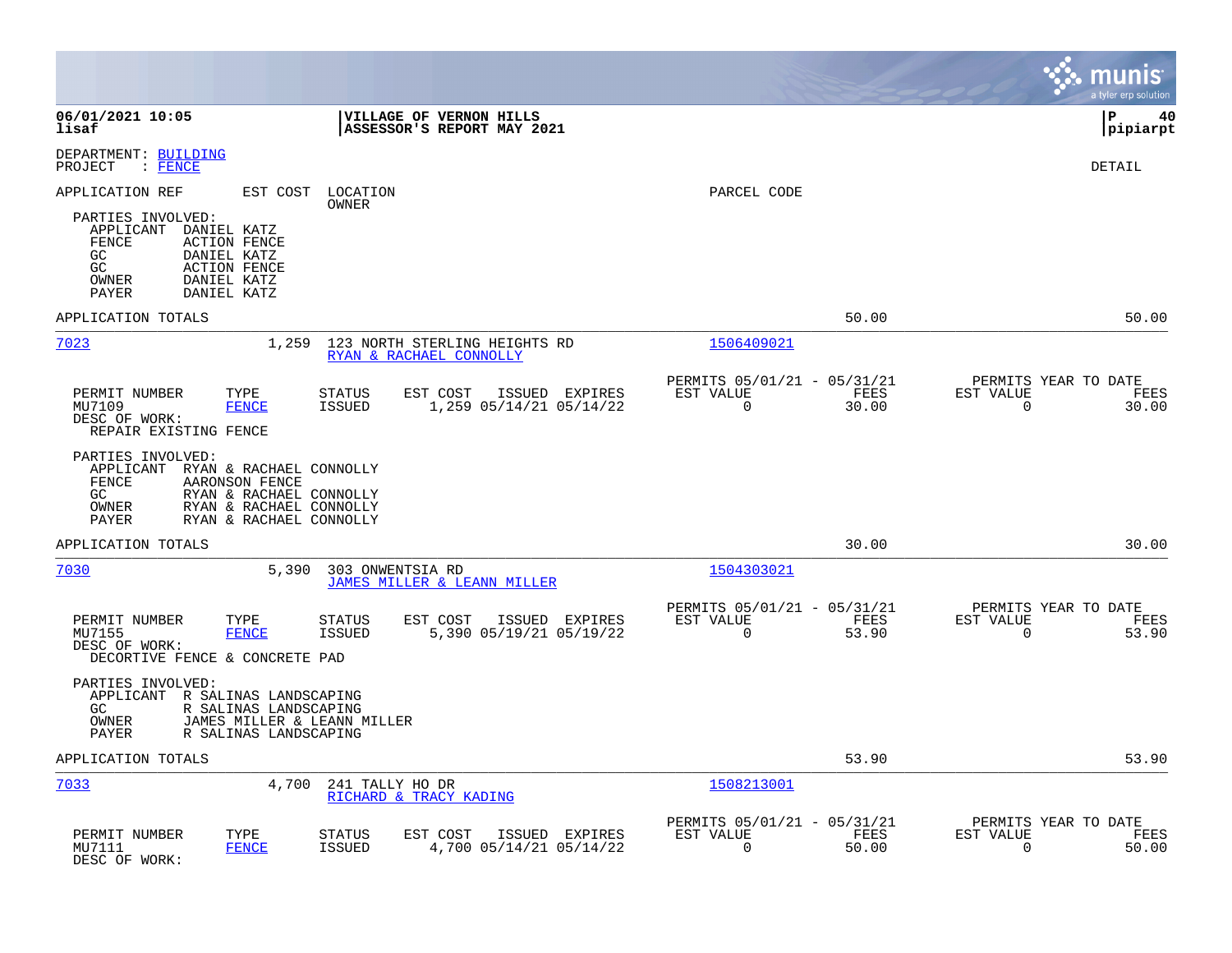**06/01/2021 10:05**
**lisaf**

**VILLAGE OF VERNON HILLS**
**ASSESSOR'S REPORT MAY 2021**

**P 40**
**pipiarpt**

DEPARTMENT: BUILDING
PROJECT : FENCE

DETAIL

APPLICATION REF | EST COST | LOCATION / OWNER | PARCEL CODE

PARTIES INVOLVED:
APPLICANT DANIEL KATZ
FENCE ACTION FENCE
GC DANIEL KATZ
GC ACTION FENCE
OWNER DANIEL KATZ
PAYER DANIEL KATZ

APPLICATION TOTALS 50.00 50.00

---

**7023** 1,259 123 NORTH STERLING HEIGHTS RD — RYAN & RACHAEL CONNOLLY — 1506409021

| PERMIT NUMBER | TYPE | STATUS | EST COST | ISSUED | EXPIRES | PERMITS 05/01/21 - 05/31/21 EST VALUE | FEES | PERMITS YEAR TO DATE EST VALUE | FEES |
|---|---|---|---|---|---|---|---|---|---|
| MU7109 | FENCE | ISSUED | 1,259 | 05/14/21 | 05/14/22 | 0 | 30.00 | 0 | 30.00 |

DESC OF WORK:
REPAIR EXISTING FENCE

PARTIES INVOLVED:
APPLICANT RYAN & RACHAEL CONNOLLY
FENCE AARONSON FENCE
GC RYAN & RACHAEL CONNOLLY
OWNER RYAN & RACHAEL CONNOLLY
PAYER RYAN & RACHAEL CONNOLLY

APPLICATION TOTALS 30.00 30.00

---

**7030** 5,390 303 ONWENTSIA RD — JAMES MILLER & LEANN MILLER — 1504303021

| PERMIT NUMBER | TYPE | STATUS | EST COST | ISSUED | EXPIRES | PERMITS 05/01/21 - 05/31/21 EST VALUE | FEES | PERMITS YEAR TO DATE EST VALUE | FEES |
|---|---|---|---|---|---|---|---|---|---|
| MU7155 | FENCE | ISSUED | 5,390 | 05/19/21 | 05/19/22 | 0 | 53.90 | 0 | 53.90 |

DESC OF WORK:
DECORTIVE FENCE & CONCRETE PAD

PARTIES INVOLVED:
APPLICANT R SALINAS LANDSCAPING
GC R SALINAS LANDSCAPING
OWNER JAMES MILLER & LEANN MILLER
PAYER R SALINAS LANDSCAPING

APPLICATION TOTALS 53.90 53.90

---

**7033** 4,700 241 TALLY HO DR — RICHARD & TRACY KADING — 1508213001

| PERMIT NUMBER | TYPE | STATUS | EST COST | ISSUED | EXPIRES | PERMITS 05/01/21 - 05/31/21 EST VALUE | FEES | PERMITS YEAR TO DATE EST VALUE | FEES |
|---|---|---|---|---|---|---|---|---|---|
| MU7111 | FENCE | ISSUED | 4,700 | 05/14/21 | 05/14/22 | 0 | 50.00 | 0 | 50.00 |

DESC OF WORK: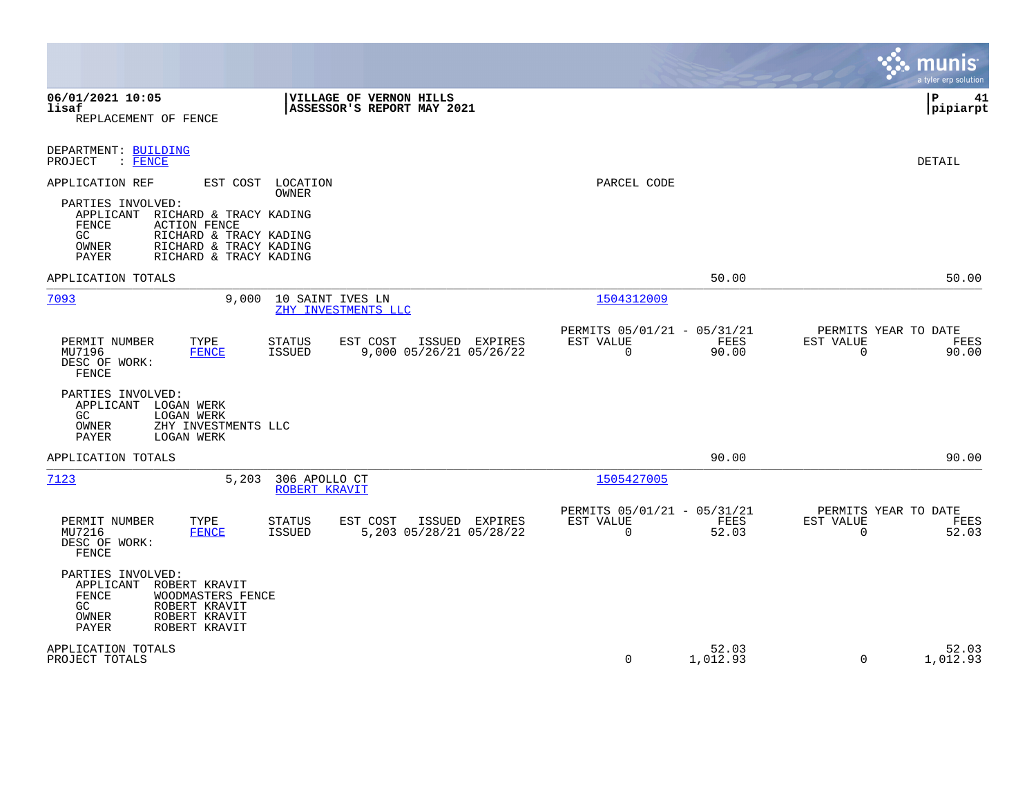**06/01/2021 10:05** | **VILLAGE OF VERNON HILLS** | **P 41**
**lisaf** | **ASSESSOR'S REPORT MAY 2021** | **pipiarpt**

REPLACEMENT OF FENCE

DEPARTMENT: BUILDING
PROJECT : FENCE

DETAIL

APPLICATION REF | EST COST | LOCATION / OWNER | PARCEL CODE

PARTIES INVOLVED:
- APPLICANT: RICHARD & TRACY KADING
- FENCE: ACTION FENCE
- GC: RICHARD & TRACY KADING
- OWNER: RICHARD & TRACY KADING
- PAYER: RICHARD & TRACY KADING

APPLICATION TOTALS: 50.00 | 50.00

---

**7093** | 9,000 | 10 SAINT IVES LN / ZHY INVESTMENTS LLC | 1504312009

| PERMIT NUMBER | TYPE | STATUS | EST COST | ISSUED | EXPIRES | PERMITS 05/01/21 - 05/31/21 EST VALUE | FEES | PERMITS YEAR TO DATE EST VALUE | FEES |
|---|---|---|---|---|---|---|---|---|---|
| MU7196 | FENCE | ISSUED | 9,000 | 05/26/21 | 05/26/22 | 0 | 90.00 | 0 | 90.00 |

DESC OF WORK:
FENCE

PARTIES INVOLVED:
- APPLICANT: LOGAN WERK
- GC: LOGAN WERK
- OWNER: ZHY INVESTMENTS LLC
- PAYER: LOGAN WERK

APPLICATION TOTALS: 90.00 | 90.00

---

**7123** | 5,203 | 306 APOLLO CT / ROBERT KRAVIT | 1505427005

| PERMIT NUMBER | TYPE | STATUS | EST COST | ISSUED | EXPIRES | PERMITS 05/01/21 - 05/31/21 EST VALUE | FEES | PERMITS YEAR TO DATE EST VALUE | FEES |
|---|---|---|---|---|---|---|---|---|---|
| MU7216 | FENCE | ISSUED | 5,203 | 05/28/21 | 05/28/22 | 0 | 52.03 | 0 | 52.03 |

DESC OF WORK:
FENCE

PARTIES INVOLVED:
- APPLICANT: ROBERT KRAVIT
- FENCE: WOODMASTERS FENCE
- GC: ROBERT KRAVIT
- OWNER: ROBERT KRAVIT
- PAYER: ROBERT KRAVIT

| | EST VALUE | FEES | EST VALUE | FEES |
|---|---|---|---|---|
| APPLICATION TOTALS | | 52.03 | | 52.03 |
| PROJECT TOTALS | 0 | 1,012.93 | 0 | 1,012.93 |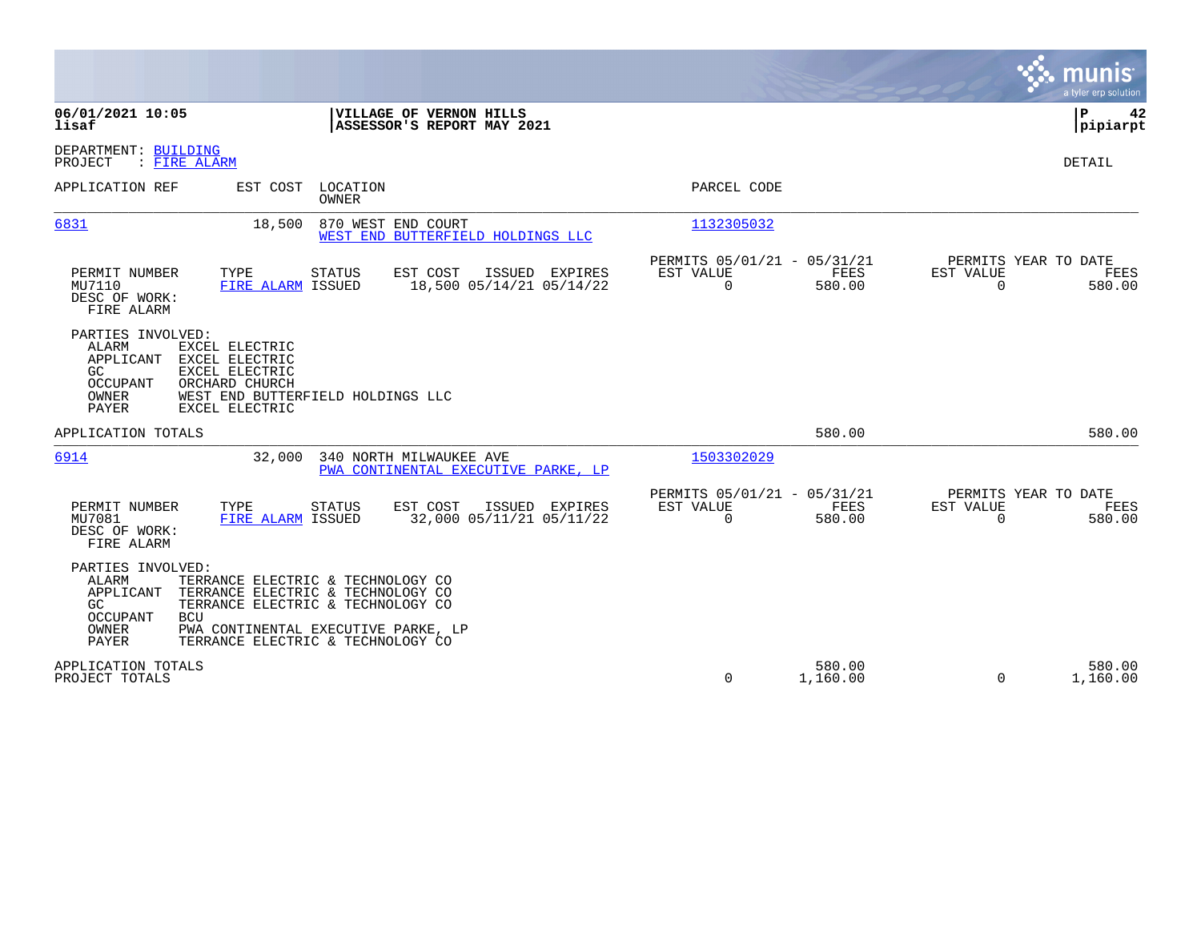**06/01/2021 10:05**
**lisaf**

**VILLAGE OF VERNON HILLS**
**ASSESSOR'S REPORT MAY 2021**

**P 42**
**pipiarpt**

DEPARTMENT: BUILDING
PROJECT : FIRE ALARM

DETAIL

| APPLICATION REF | EST COST | LOCATION / OWNER | PARCEL CODE |
|---|---|---|---|
| 6831 | 18,500 | 870 WEST END COURT / WEST END BUTTERFIELD HOLDINGS LLC | 1132305032 |

| PERMIT NUMBER | TYPE | STATUS | EST COST | ISSUED | EXPIRES | PERMITS 05/01/21 - 05/31/21 EST VALUE | FEES | PERMITS YEAR TO DATE EST VALUE | FEES |
|---|---|---|---|---|---|---|---|---|---|
| MU7110 | FIRE ALARM | ISSUED | 18,500 | 05/14/21 | 05/14/22 | 0 | 580.00 | 0 | 580.00 |

DESC OF WORK:
FIRE ALARM

PARTIES INVOLVED:

| Role | Name |
|---|---|
| ALARM | EXCEL ELECTRIC |
| APPLICANT | EXCEL ELECTRIC |
| GC | EXCEL ELECTRIC |
| OCCUPANT | ORCHARD CHURCH |
| OWNER | WEST END BUTTERFIELD HOLDINGS LLC |
| PAYER | EXCEL ELECTRIC |

APPLICATION TOTALS: 580.00 | 580.00

| APPLICATION REF | EST COST | LOCATION / OWNER | PARCEL CODE |
|---|---|---|---|
| 6914 | 32,000 | 340 NORTH MILWAUKEE AVE / PWA CONTINENTAL EXECUTIVE PARKE, LP | 1503302029 |

| PERMIT NUMBER | TYPE | STATUS | EST COST | ISSUED | EXPIRES | PERMITS 05/01/21 - 05/31/21 EST VALUE | FEES | PERMITS YEAR TO DATE EST VALUE | FEES |
|---|---|---|---|---|---|---|---|---|---|
| MU7081 | FIRE ALARM | ISSUED | 32,000 | 05/11/21 | 05/11/22 | 0 | 580.00 | 0 | 580.00 |

DESC OF WORK:
FIRE ALARM

PARTIES INVOLVED:

| Role | Name |
|---|---|
| ALARM | TERRANCE ELECTRIC & TECHNOLOGY CO |
| APPLICANT | TERRANCE ELECTRIC & TECHNOLOGY CO |
| GC | TERRANCE ELECTRIC & TECHNOLOGY CO |
| OCCUPANT | BCU |
| OWNER | PWA CONTINENTAL EXECUTIVE PARKE, LP |
| PAYER | TERRANCE ELECTRIC & TECHNOLOGY CO |

| | EST VALUE | FEES | YTD EST VALUE | YTD FEES |
|---|---|---|---|---|
| APPLICATION TOTALS | | 580.00 | | 580.00 |
| PROJECT TOTALS | 0 | 1,160.00 | 0 | 1,160.00 |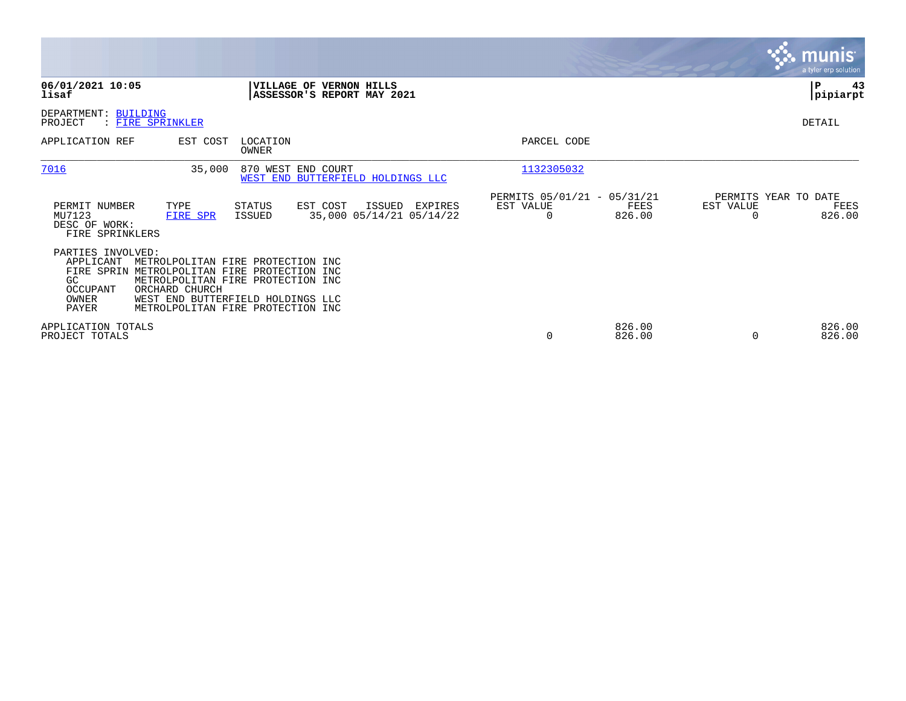**06/01/2021 10:05**
**lisaf**

**VILLAGE OF VERNON HILLS**
**ASSESSOR'S REPORT MAY 2021**

**pipiarpt**

DEPARTMENT: BUILDING
PROJECT : FIRE SPRINKLER

DETAIL

| APPLICATION REF | EST COST | LOCATION / OWNER | PARCEL CODE |
|---|---|---|---|
| 7016 | 35,000 | 870 WEST END COURT / WEST END BUTTERFIELD HOLDINGS LLC | 1132305032 |

| PERMIT NUMBER | TYPE | STATUS | EST COST | ISSUED | EXPIRES | PERMITS 05/01/21 - 05/31/21 EST VALUE | FEES | PERMITS YEAR TO DATE EST VALUE | FEES |
|---|---|---|---|---|---|---|---|---|---|
| MU7123 | FIRE SPR | ISSUED | 35,000 | 05/14/21 | 05/14/22 | 0 | 826.00 | 0 | 826.00 |

DESC OF WORK:
FIRE SPRINKLERS

PARTIES INVOLVED:

| | |
|---|---|
| APPLICANT | METROLPOLITAN FIRE PROTECTION INC |
| FIRE SPRIN | METROLPOLITAN FIRE PROTECTION INC |
| GC | METROLPOLITAN FIRE PROTECTION INC |
| OCCUPANT | ORCHARD CHURCH |
| OWNER | WEST END BUTTERFIELD HOLDINGS LLC |
| PAYER | METROLPOLITAN FIRE PROTECTION INC |

| | EST VALUE | FEES | YTD EST VALUE | YTD FEES |
|---|---|---|---|---|
| APPLICATION TOTALS | | 826.00 | | 826.00 |
| PROJECT TOTALS | 0 | 826.00 | 0 | 826.00 |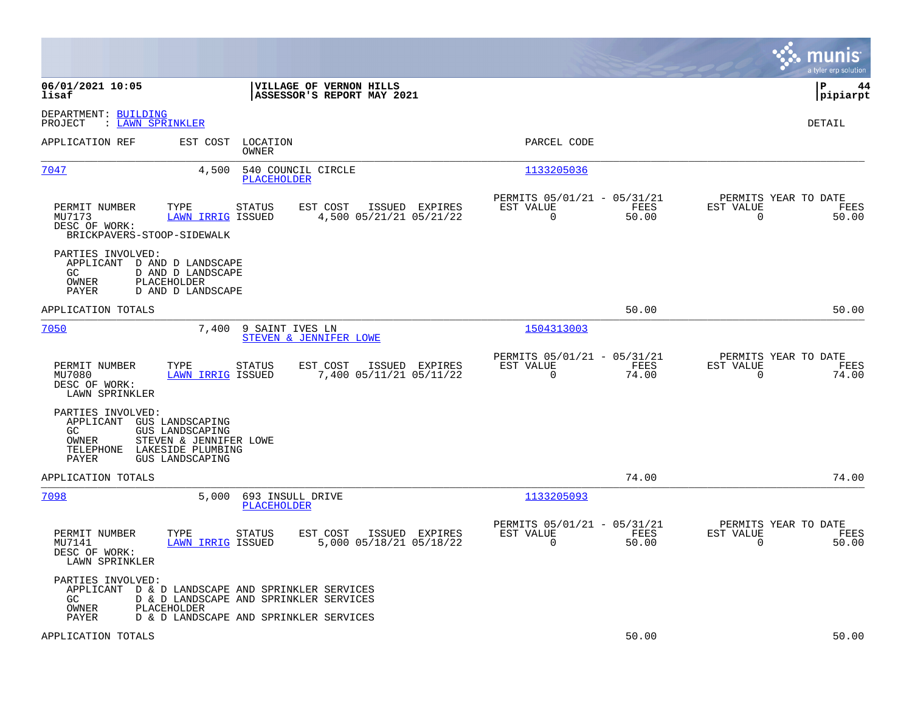**06/01/2021 10:05**
**lisaf**

**VILLAGE OF VERNON HILLS**
**ASSESSOR'S REPORT MAY 2021**

**pipiarpt**

DEPARTMENT: BUILDING
PROJECT : LAWN SPRINKLER

DETAIL

| APPLICATION REF | EST COST | LOCATION / OWNER | PARCEL CODE |
|---|---|---|---|
| 7047 | 4,500 | 540 COUNCIL CIRCLE / PLACEHOLDER | 1133205036 |

| PERMIT NUMBER | TYPE | STATUS | EST COST | ISSUED | EXPIRES | PERMITS 05/01/21 - 05/31/21 EST VALUE | FEES | PERMITS YEAR TO DATE EST VALUE | FEES |
|---|---|---|---|---|---|---|---|---|---|
| MU7173 | LAWN IRRIG | ISSUED | 4,500 | 05/21/21 | 05/21/22 | 0 | 50.00 | 0 | 50.00 |

DESC OF WORK:
BRICKPAVERS-STOOP-SIDEWALK

PARTIES INVOLVED:
- APPLICANT D AND D LANDSCAPE
- GC D AND D LANDSCAPE
- OWNER PLACEHOLDER
- PAYER D AND D LANDSCAPE

APPLICATION TOTALS 50.00 50.00

| APPLICATION REF | EST COST | LOCATION / OWNER | PARCEL CODE |
|---|---|---|---|
| 7050 | 7,400 | 9 SAINT IVES LN / STEVEN & JENNIFER LOWE | 1504313003 |

| PERMIT NUMBER | TYPE | STATUS | EST COST | ISSUED | EXPIRES | PERMITS 05/01/21 - 05/31/21 EST VALUE | FEES | PERMITS YEAR TO DATE EST VALUE | FEES |
|---|---|---|---|---|---|---|---|---|---|
| MU7080 | LAWN IRRIG | ISSUED | 7,400 | 05/11/21 | 05/11/22 | 0 | 74.00 | 0 | 74.00 |

DESC OF WORK:
LAWN SPRINKLER

PARTIES INVOLVED:
- APPLICANT GUS LANDSCAPING
- GC GUS LANDSCAPING
- OWNER STEVEN & JENNIFER LOWE
- TELEPHONE LAKESIDE PLUMBING
- PAYER GUS LANDSCAPING

APPLICATION TOTALS 74.00 74.00

| APPLICATION REF | EST COST | LOCATION / OWNER | PARCEL CODE |
|---|---|---|---|
| 7098 | 5,000 | 693 INSULL DRIVE / PLACEHOLDER | 1133205093 |

| PERMIT NUMBER | TYPE | STATUS | EST COST | ISSUED | EXPIRES | PERMITS 05/01/21 - 05/31/21 EST VALUE | FEES | PERMITS YEAR TO DATE EST VALUE | FEES |
|---|---|---|---|---|---|---|---|---|---|
| MU7141 | LAWN IRRIG | ISSUED | 5,000 | 05/18/21 | 05/18/22 | 0 | 50.00 | 0 | 50.00 |

DESC OF WORK:
LAWN SPRINKLER

PARTIES INVOLVED:
- APPLICANT D & D LANDSCAPE AND SPRINKLER SERVICES
- GC D & D LANDSCAPE AND SPRINKLER SERVICES
- OWNER PLACEHOLDER
- PAYER D & D LANDSCAPE AND SPRINKLER SERVICES

APPLICATION TOTALS 50.00 50.00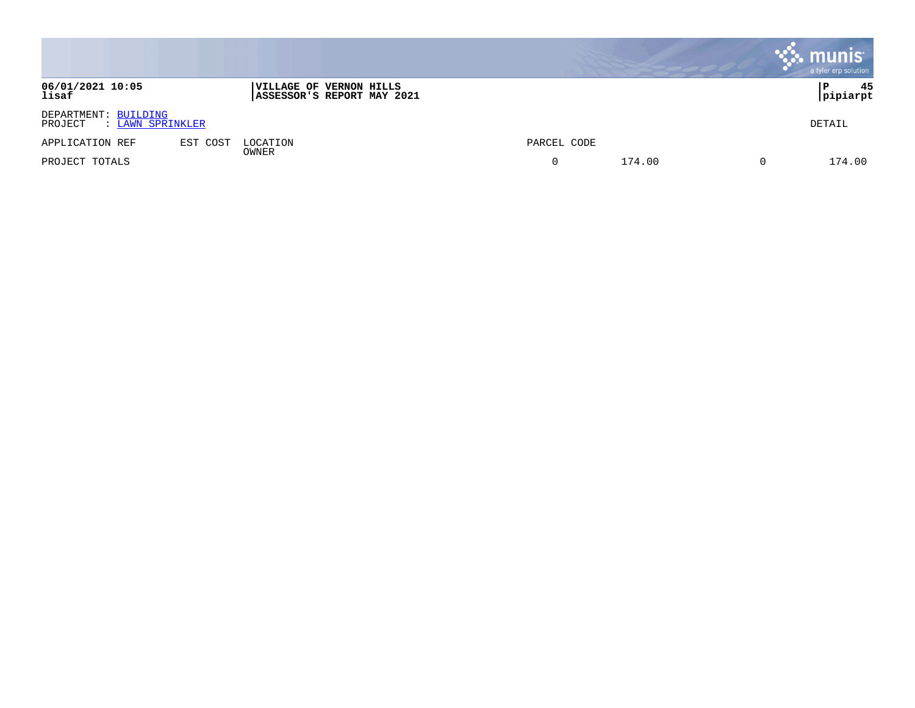**06/01/2021 10:05**
**lisaf**

**VILLAGE OF VERNON HILLS**
**ASSESSOR'S REPORT MAY 2021**

**P 45**
**pipiarpt**

DEPARTMENT: BUILDING
PROJECT : LAWN SPRINKLER

DETAIL

| APPLICATION REF | EST COST | LOCATION<br>OWNER | PARCEL CODE | | | |
|---|---|---|---|---|---|---|
| PROJECT TOTALS | | | 0 | 174.00 | 0 | 174.00 |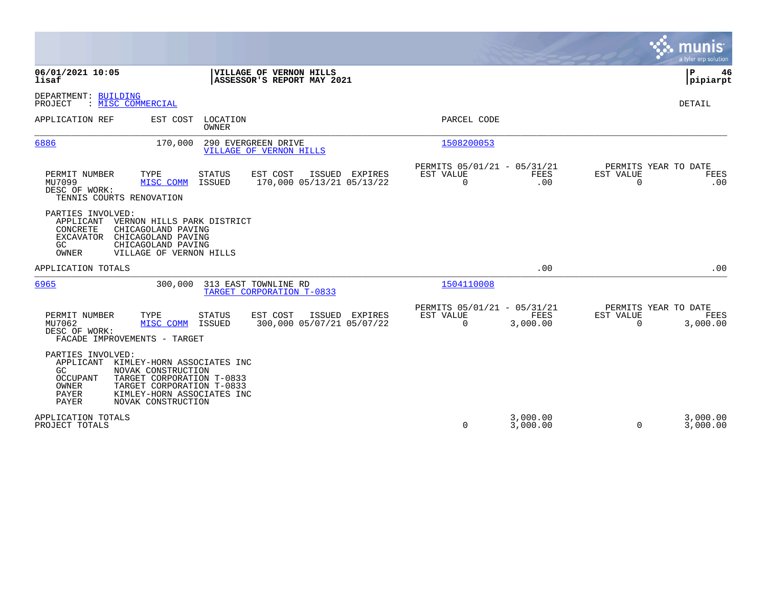**06/01/2021 10:05**
**lisaf**

**VILLAGE OF VERNON HILLS**
**ASSESSOR'S REPORT MAY 2021**

**P 46**
**pipiarpt**

DEPARTMENT: BUILDING
PROJECT : MISC COMMERCIAL

DETAIL

| APPLICATION REF | EST COST | LOCATION / OWNER | PARCEL CODE |
|---|---|---|---|
| 6886 | 170,000 | 290 EVERGREEN DRIVE / VILLAGE OF VERNON HILLS | 1508200053 |

| PERMIT NUMBER | TYPE | STATUS | EST COST | ISSUED | EXPIRES | PERMITS 05/01/21 - 05/31/21 EST VALUE | FEES | PERMITS YEAR TO DATE EST VALUE | FEES |
|---|---|---|---|---|---|---|---|---|---|
| MU7099 | MISC COMM | ISSUED | 170,000 | 05/13/21 | 05/13/22 | 0 | .00 | 0 | .00 |

DESC OF WORK:
TENNIS COURTS RENOVATION

PARTIES INVOLVED:
- APPLICANT VERNON HILLS PARK DISTRICT
- CONCRETE CHICAGOLAND PAVING
- EXCAVATOR CHICAGOLAND PAVING
- GC CHICAGOLAND PAVING
- OWNER VILLAGE OF VERNON HILLS

APPLICATION TOTALS .00 .00

| APPLICATION REF | EST COST | LOCATION / OWNER | PARCEL CODE |
|---|---|---|---|
| 6965 | 300,000 | 313 EAST TOWNLINE RD / TARGET CORPORATION T-0833 | 1504110008 |

| PERMIT NUMBER | TYPE | STATUS | EST COST | ISSUED | EXPIRES | PERMITS 05/01/21 - 05/31/21 EST VALUE | FEES | PERMITS YEAR TO DATE EST VALUE | FEES |
|---|---|---|---|---|---|---|---|---|---|
| MU7062 | MISC COMM | ISSUED | 300,000 | 05/07/21 | 05/07/22 | 0 | 3,000.00 | 0 | 3,000.00 |

DESC OF WORK:
FACADE IMPROVEMENTS - TARGET

PARTIES INVOLVED:
- APPLICANT KIMLEY-HORN ASSOCIATES INC
- GC NOVAK CONSTRUCTION
- OCCUPANT TARGET CORPORATION T-0833
- OWNER TARGET CORPORATION T-0833
- PAYER KIMLEY-HORN ASSOCIATES INC
- PAYER NOVAK CONSTRUCTION

| | EST VALUE | FEES | YTD EST VALUE | YTD FEES |
|---|---|---|---|---|
| APPLICATION TOTALS | | 3,000.00 | | 3,000.00 |
| PROJECT TOTALS | 0 | 3,000.00 | 0 | 3,000.00 |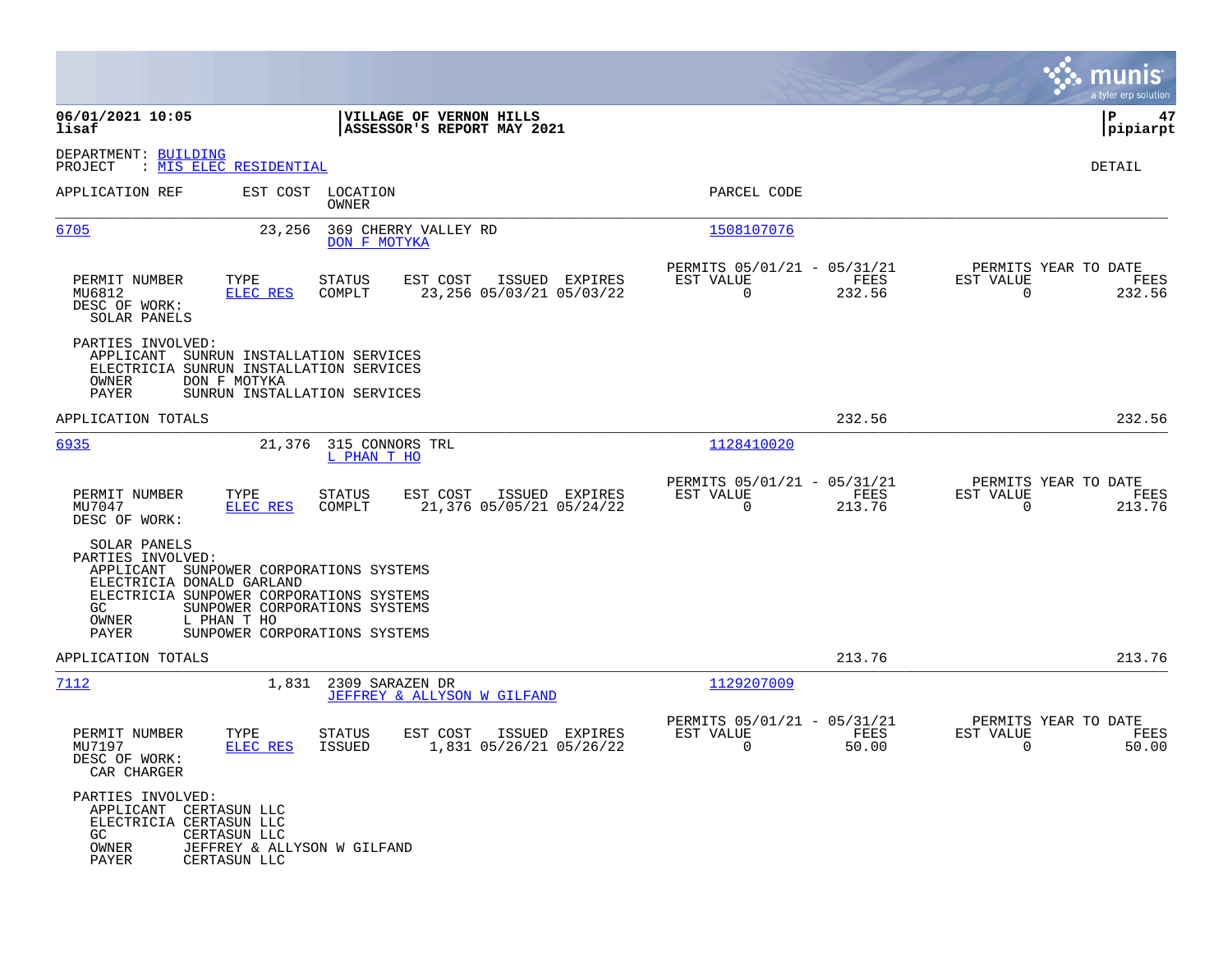**06/01/2021 10:05** | **VILLAGE OF VERNON HILLS** | **P 47**
**lisaf** | **ASSESSOR'S REPORT MAY 2021** | **pipiarpt**

DEPARTMENT: BUILDING
PROJECT : MIS ELEC RESIDENTIAL

DETAIL

| APPLICATION REF | EST COST | LOCATION / OWNER | PARCEL CODE |
|---|---|---|---|
| 6705 | 23,256 | 369 CHERRY VALLEY RD / DON F MOTYKA | 1508107076 |

| PERMIT NUMBER | TYPE | STATUS | EST COST | ISSUED | EXPIRES | PERMITS 05/01/21 - 05/31/21 EST VALUE | FEES | PERMITS YEAR TO DATE EST VALUE | FEES |
|---|---|---|---|---|---|---|---|---|---|
| MU6812 | ELEC RES | COMPLT | 23,256 | 05/03/21 | 05/03/22 | 0 | 232.56 | 0 | 232.56 |

DESC OF WORK:
SOLAR PANELS

PARTIES INVOLVED:
- APPLICANT SUNRUN INSTALLATION SERVICES
- ELECTRICIA SUNRUN INSTALLATION SERVICES
- OWNER DON F MOTYKA
- PAYER SUNRUN INSTALLATION SERVICES

APPLICATION TOTALS 232.56 232.56

| APPLICATION REF | EST COST | LOCATION / OWNER | PARCEL CODE |
|---|---|---|---|
| 6935 | 21,376 | 315 CONNORS TRL / L PHAN T HO | 1128410020 |

| PERMIT NUMBER | TYPE | STATUS | EST COST | ISSUED | EXPIRES | PERMITS 05/01/21 - 05/31/21 EST VALUE | FEES | PERMITS YEAR TO DATE EST VALUE | FEES |
|---|---|---|---|---|---|---|---|---|---|
| MU7047 | ELEC RES | COMPLT | 21,376 | 05/05/21 | 05/24/22 | 0 | 213.76 | 0 | 213.76 |

DESC OF WORK:
SOLAR PANELS

PARTIES INVOLVED:
- APPLICANT SUNPOWER CORPORATIONS SYSTEMS
- ELECTRICIA DONALD GARLAND
- ELECTRICIA SUNPOWER CORPORATIONS SYSTEMS
- GC SUNPOWER CORPORATIONS SYSTEMS
- OWNER L PHAN T HO
- PAYER SUNPOWER CORPORATIONS SYSTEMS

APPLICATION TOTALS 213.76 213.76

| APPLICATION REF | EST COST | LOCATION / OWNER | PARCEL CODE |
|---|---|---|---|
| 7112 | 1,831 | 2309 SARAZEN DR / JEFFREY & ALLYSON W GILFAND | 1129207009 |

| PERMIT NUMBER | TYPE | STATUS | EST COST | ISSUED | EXPIRES | PERMITS 05/01/21 - 05/31/21 EST VALUE | FEES | PERMITS YEAR TO DATE EST VALUE | FEES |
|---|---|---|---|---|---|---|---|---|---|
| MU7197 | ELEC RES | ISSUED | 1,831 | 05/26/21 | 05/26/22 | 0 | 50.00 | 0 | 50.00 |

DESC OF WORK:
CAR CHARGER

PARTIES INVOLVED:
- APPLICANT CERTASUN LLC
- ELECTRICIA CERTASUN LLC
- GC CERTASUN LLC
- OWNER JEFFREY & ALLYSON W GILFAND
- PAYER CERTASUN LLC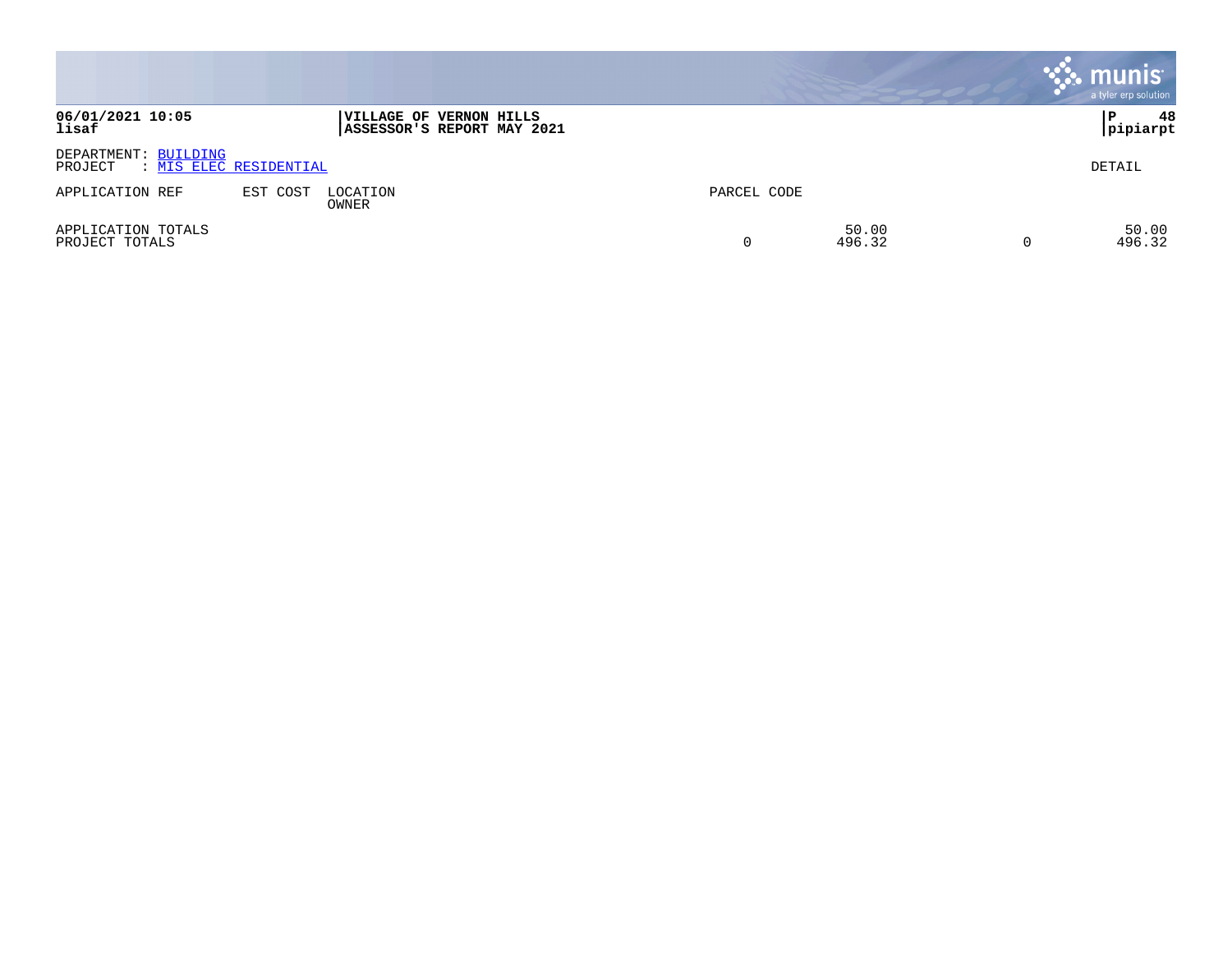**VILLAGE OF VERNON HILLS**
**ASSESSOR'S REPORT MAY 2021**

**06/01/2021 10:05**
**lisaf**

DEPARTMENT: BUILDING
PROJECT : MIS ELEC RESIDENTIAL

DETAIL

| APPLICATION REF | EST COST | LOCATION / OWNER | PARCEL CODE | | | |
|---|---|---|---|---|---|---|
| APPLICATION TOTALS | | | | 50.00 | | 50.00 |
| PROJECT TOTALS | | | 0 | 496.32 | 0 | 496.32 |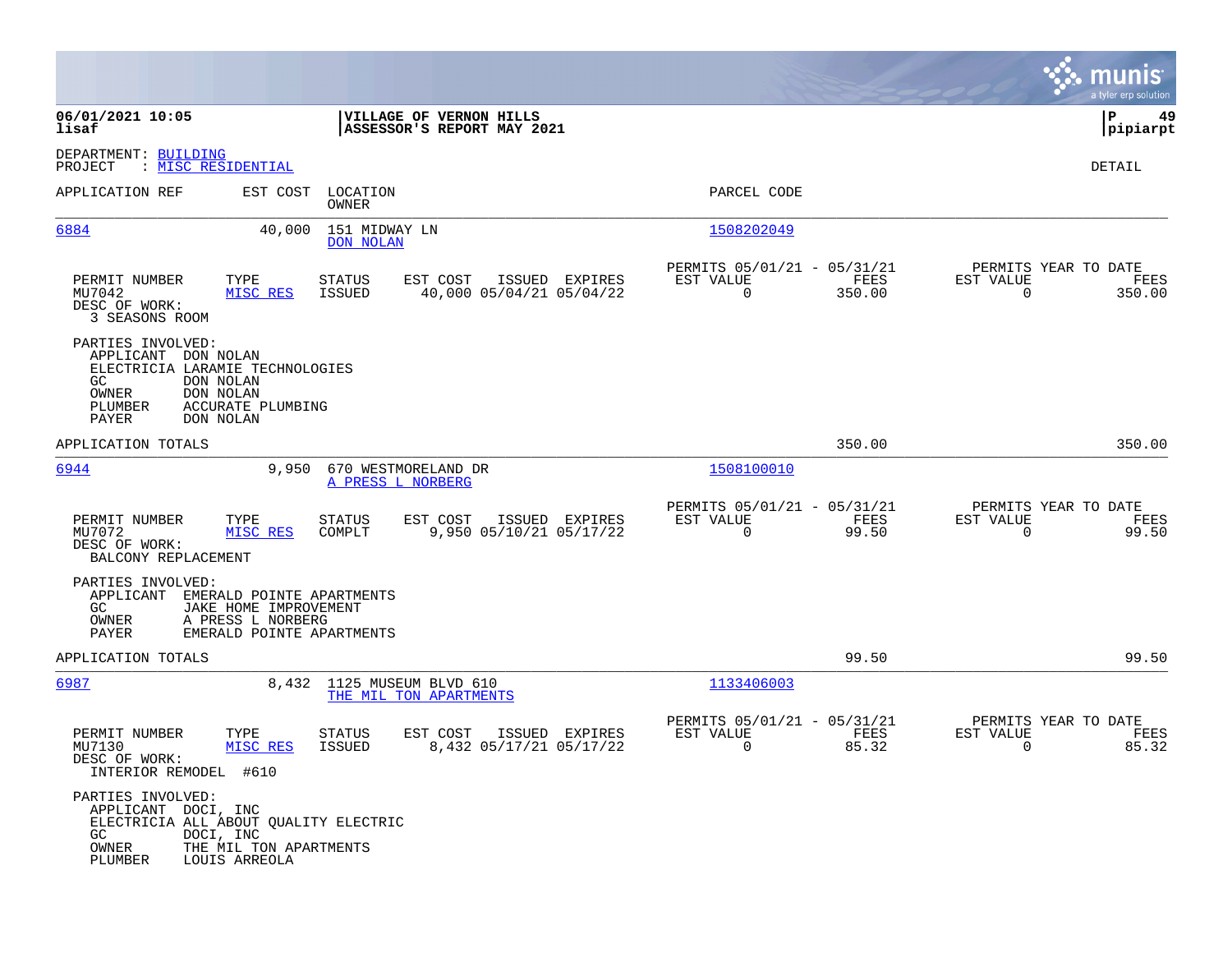**VILLAGE OF VERNON HILLS**
**ASSESSOR'S REPORT MAY 2021**

06/01/2021 10:05
lisaf

P 49
pipiarpt

DEPARTMENT: BUILDING
PROJECT : MISC RESIDENTIAL

DETAIL

| APPLICATION REF | EST COST | LOCATION / OWNER | PARCEL CODE |
|---|---|---|---|
| 6884 | 40,000 | 151 MIDWAY LN / DON NOLAN | 1508202049 |

| PERMIT NUMBER | TYPE | STATUS | EST COST | ISSUED | EXPIRES | PERMITS 05/01/21 - 05/31/21 EST VALUE | FEES | PERMITS YEAR TO DATE EST VALUE | FEES |
|---|---|---|---|---|---|---|---|---|---|
| MU7042 | MISC RES | ISSUED | 40,000 | 05/04/21 | 05/04/22 | 0 | 350.00 | 0 | 350.00 |

DESC OF WORK:
3 SEASONS ROOM

PARTIES INVOLVED:
- APPLICANT DON NOLAN
- ELECTRICIA LARAMIE TECHNOLOGIES
- GC DON NOLAN
- OWNER DON NOLAN
- PLUMBER ACCURATE PLUMBING
- PAYER DON NOLAN

APPLICATION TOTALS: 350.00 | 350.00

| APPLICATION REF | EST COST | LOCATION / OWNER | PARCEL CODE |
|---|---|---|---|
| 6944 | 9,950 | 670 WESTMORELAND DR / A PRESS L NORBERG | 1508100010 |

| PERMIT NUMBER | TYPE | STATUS | EST COST | ISSUED | EXPIRES | PERMITS 05/01/21 - 05/31/21 EST VALUE | FEES | PERMITS YEAR TO DATE EST VALUE | FEES |
|---|---|---|---|---|---|---|---|---|---|
| MU7072 | MISC RES | COMPLT | 9,950 | 05/10/21 | 05/17/22 | 0 | 99.50 | 0 | 99.50 |

DESC OF WORK:
BALCONY REPLACEMENT

PARTIES INVOLVED:
- APPLICANT EMERALD POINTE APARTMENTS
- GC JAKE HOME IMPROVEMENT
- OWNER A PRESS L NORBERG
- PAYER EMERALD POINTE APARTMENTS

APPLICATION TOTALS: 99.50 | 99.50

| APPLICATION REF | EST COST | LOCATION / OWNER | PARCEL CODE |
|---|---|---|---|
| 6987 | 8,432 | 1125 MUSEUM BLVD 610 / THE MIL TON APARTMENTS | 1133406003 |

| PERMIT NUMBER | TYPE | STATUS | EST COST | ISSUED | EXPIRES | PERMITS 05/01/21 - 05/31/21 EST VALUE | FEES | PERMITS YEAR TO DATE EST VALUE | FEES |
|---|---|---|---|---|---|---|---|---|---|
| MU7130 | MISC RES | ISSUED | 8,432 | 05/17/21 | 05/17/22 | 0 | 85.32 | 0 | 85.32 |

DESC OF WORK:
INTERIOR REMODEL #610

PARTIES INVOLVED:
- APPLICANT DOCI, INC
- ELECTRICIA ALL ABOUT QUALITY ELECTRIC
- GC DOCI, INC
- OWNER THE MIL TON APARTMENTS
- PLUMBER LOUIS ARREOLA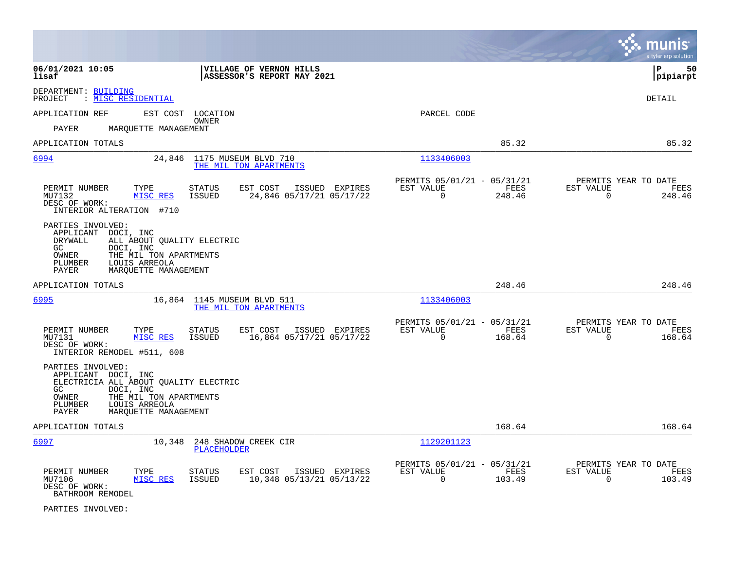**06/01/2021 10:05**
**lisaf**

**VILLAGE OF VERNON HILLS**
**ASSESSOR'S REPORT MAY 2021**

**P 50**
**pipiarpt**

DEPARTMENT: BUILDING
PROJECT : MISC RESIDENTIAL

DETAIL

| APPLICATION REF | EST COST | LOCATION / OWNER | PARCEL CODE | | |
|---|---|---|---|---|---|
| PAYER | MARQUETTE MANAGEMENT | | | | |
| APPLICATION TOTALS | | | | 85.32 | 85.32 |

---

**6994** | 24,846 | 1175 MUSEUM BLVD 710 | THE MIL TON APARTMENTS | 1133406003

| PERMIT NUMBER | TYPE | STATUS | EST COST | ISSUED | EXPIRES | PERMITS 05/01/21 - 05/31/21 EST VALUE | FEES | PERMITS YEAR TO DATE EST VALUE | FEES |
|---|---|---|---|---|---|---|---|---|---|
| MU7132 | MISC RES | ISSUED | 24,846 | 05/17/21 | 05/17/22 | 0 | 248.46 | 0 | 248.46 |

DESC OF WORK:
INTERIOR ALTERATION #710

PARTIES INVOLVED:
- APPLICANT DOCI, INC
- DRYWALL ALL ABOUT QUALITY ELECTRIC
- GC DOCI, INC
- OWNER THE MIL TON APARTMENTS
- PLUMBER LOUIS ARREOLA
- PAYER MARQUETTE MANAGEMENT

APPLICATION TOTALS 248.46 248.46

---

**6995** | 16,864 | 1145 MUSEUM BLVD 511 | THE MIL TON APARTMENTS | 1133406003

| PERMIT NUMBER | TYPE | STATUS | EST COST | ISSUED | EXPIRES | PERMITS 05/01/21 - 05/31/21 EST VALUE | FEES | PERMITS YEAR TO DATE EST VALUE | FEES |
|---|---|---|---|---|---|---|---|---|---|
| MU7131 | MISC RES | ISSUED | 16,864 | 05/17/21 | 05/17/22 | 0 | 168.64 | 0 | 168.64 |

DESC OF WORK:
INTERIOR REMODEL #511, 608

PARTIES INVOLVED:
- APPLICANT DOCI, INC
- ELECTRICIA ALL ABOUT QUALITY ELECTRIC
- GC DOCI, INC
- OWNER THE MIL TON APARTMENTS
- PLUMBER LOUIS ARREOLA
- PAYER MARQUETTE MANAGEMENT

APPLICATION TOTALS 168.64 168.64

---

**6997** | 10,348 | 248 SHADOW CREEK CIR | PLACEHOLDER | 1129201123

| PERMIT NUMBER | TYPE | STATUS | EST COST | ISSUED | EXPIRES | PERMITS 05/01/21 - 05/31/21 EST VALUE | FEES | PERMITS YEAR TO DATE EST VALUE | FEES |
|---|---|---|---|---|---|---|---|---|---|
| MU7106 | MISC RES | ISSUED | 10,348 | 05/13/21 | 05/13/22 | 0 | 103.49 | 0 | 103.49 |

DESC OF WORK:
BATHROOM REMODEL

PARTIES INVOLVED: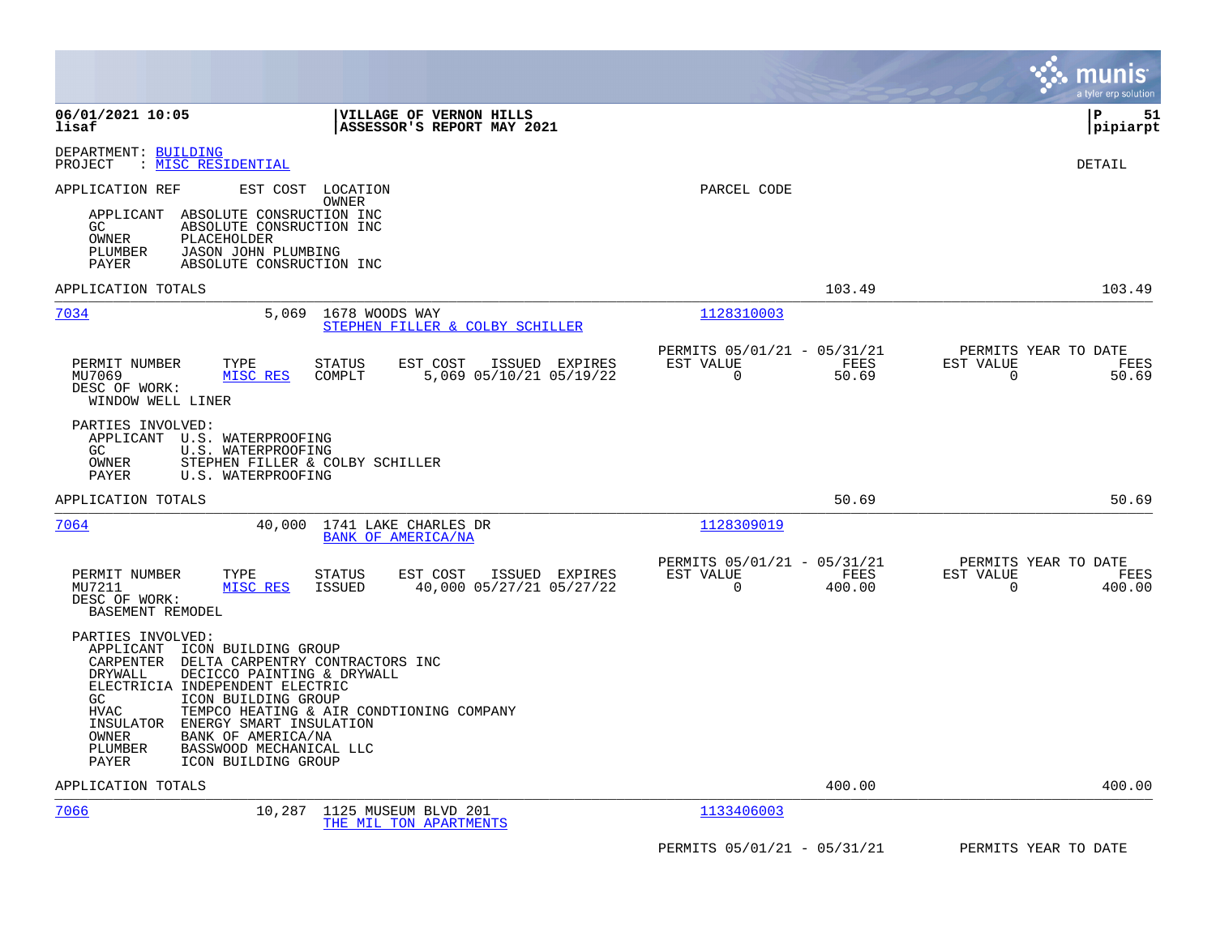DEPARTMENT: BUILDING
PROJECT : MISC RESIDENTIAL

DETAIL

APPLICATION REF    EST COST    LOCATION
                               OWNER
PARCEL CODE

APPLICANT  ABSOLUTE CONSRUCTION INC
GC         ABSOLUTE CONSRUCTION INC
OWNER      PLACEHOLDER
PLUMBER    JASON JOHN PLUMBING
PAYER      ABSOLUTE CONSRUCTION INC

APPLICATION TOTALS — 103.49 — 103.49

---

**7034** — 5,069 — 1678 WOODS WAY — STEPHEN FILLER & COLBY SCHILLER — Parcel: 1128310003

| PERMIT NUMBER | TYPE | STATUS | EST COST | ISSUED | EXPIRES | PERMITS 05/01/21 - 05/31/21 EST VALUE | FEES | PERMITS YEAR TO DATE EST VALUE | FEES |
|---|---|---|---|---|---|---|---|---|---|
| MU7069 | MISC RES | COMPLT | 5,069 | 05/10/21 | 05/19/22 | 0 | 50.69 | 0 | 50.69 |

DESC OF WORK:
WINDOW WELL LINER

PARTIES INVOLVED:
APPLICANT  U.S. WATERPROOFING
GC         U.S. WATERPROOFING
OWNER      STEPHEN FILLER & COLBY SCHILLER
PAYER      U.S. WATERPROOFING

APPLICATION TOTALS — 50.69 — 50.69

---

**7064** — 40,000 — 1741 LAKE CHARLES DR — BANK OF AMERICA/NA — Parcel: 1128309019

| PERMIT NUMBER | TYPE | STATUS | EST COST | ISSUED | EXPIRES | PERMITS 05/01/21 - 05/31/21 EST VALUE | FEES | PERMITS YEAR TO DATE EST VALUE | FEES |
|---|---|---|---|---|---|---|---|---|---|
| MU7211 | MISC RES | ISSUED | 40,000 | 05/27/21 | 05/27/22 | 0 | 400.00 | 0 | 400.00 |

DESC OF WORK:
BASEMENT REMODEL

PARTIES INVOLVED:
APPLICANT  ICON BUILDING GROUP
CARPENTER  DELTA CARPENTRY CONTRACTORS INC
DRYWALL    DECICCO PAINTING & DRYWALL
ELECTRICIA INDEPENDENT ELECTRIC
GC         ICON BUILDING GROUP
HVAC       TEMPCO HEATING & AIR CONDTIONING COMPANY
INSULATOR  ENERGY SMART INSULATION
OWNER      BANK OF AMERICA/NA
PLUMBER    BASSWOOD MECHANICAL LLC
PAYER      ICON BUILDING GROUP

APPLICATION TOTALS — 400.00 — 400.00

---

**7066** — 10,287 — 1125 MUSEUM BLVD 201 — THE MIL TON APARTMENTS — Parcel: 1133406003

PERMITS 05/01/21 - 05/31/21 — PERMITS YEAR TO DATE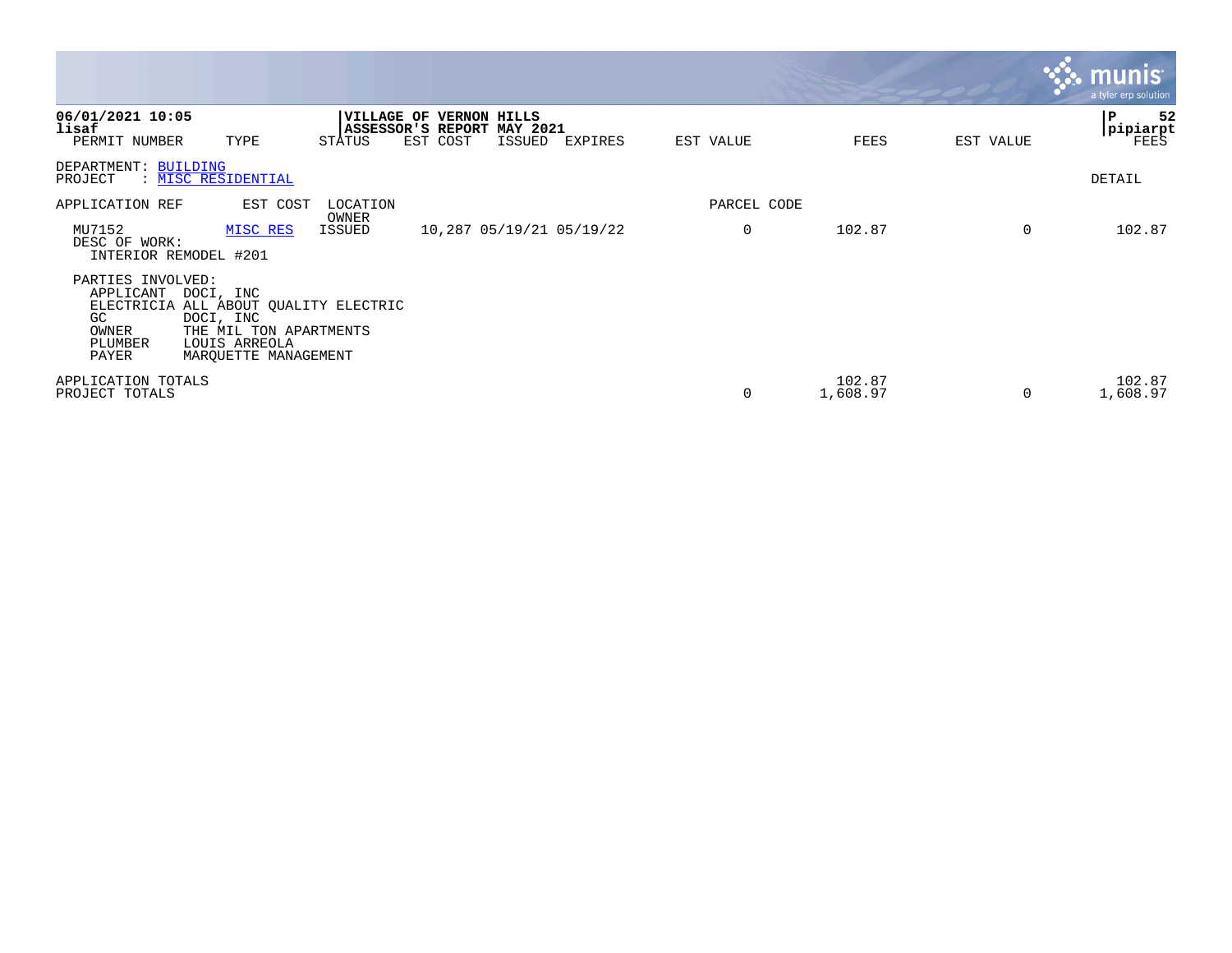**VILLAGE OF VERNON HILLS**
**ASSESSOR'S REPORT MAY 2021**

06/01/2021 10:05
lisaf

pipiarpt

| PERMIT NUMBER | TYPE | STATUS | EST COST | ISSUED | EXPIRES | EST VALUE | FEES | EST VALUE | FEES |
|---|---|---|---|---|---|---|---|---|---|

DEPARTMENT: BUILDING
PROJECT : MISC RESIDENTIAL

DETAIL

| APPLICATION REF | EST COST | LOCATION / OWNER | | | | PARCEL CODE | | | |
|---|---|---|---|---|---|---|---|---|---|
| MU7152 | MISC RES | ISSUED | 10,287 | 05/19/21 | 05/19/22 | 0 | 102.87 | 0 | 102.87 |

DESC OF WORK:
INTERIOR REMODEL #201

PARTIES INVOLVED:
- APPLICANT DOCI, INC
- ELECTRICIA ALL ABOUT QUALITY ELECTRIC
- GC DOCI, INC
- OWNER THE MIL TON APARTMENTS
- PLUMBER LOUIS ARREOLA
- PAYER MARQUETTE MANAGEMENT

| | EST VALUE | FEES | EST VALUE | FEES |
|---|---|---|---|---|
| APPLICATION TOTALS | | 102.87 | | 102.87 |
| PROJECT TOTALS | 0 | 1,608.97 | 0 | 1,608.97 |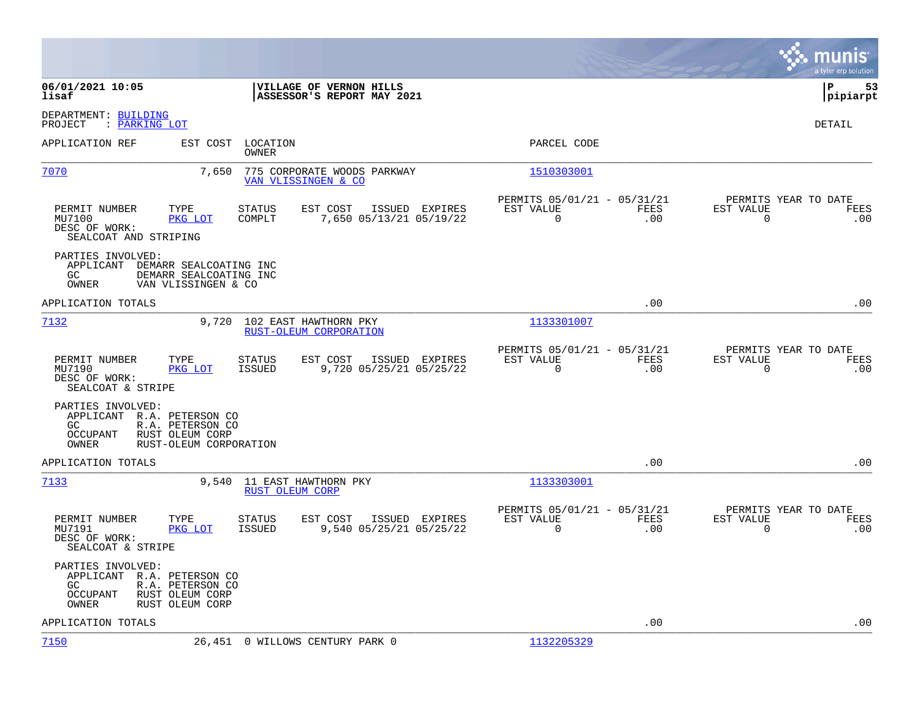06/01/2021 10:05 | VILLAGE OF VERNON HILLS
lisaf | ASSESSOR'S REPORT MAY 2021 | pipiarpt

DEPARTMENT: BUILDING
PROJECT : PARKING LOT

DETAIL

| APPLICATION REF | EST COST | LOCATION / OWNER | PARCEL CODE |
|---|---|---|---|
| 7070 | 7,650 | 775 CORPORATE WOODS PARKWAY / VAN VLISSINGEN & CO | 1510303001 |

| PERMIT NUMBER | TYPE | STATUS | EST COST | ISSUED | EXPIRES | PERMITS 05/01/21 - 05/31/21 EST VALUE | FEES | PERMITS YEAR TO DATE EST VALUE | FEES |
|---|---|---|---|---|---|---|---|---|---|
| MU7100 | PKG LOT | COMPLT | 7,650 | 05/13/21 | 05/19/22 | 0 | .00 | 0 | .00 |

DESC OF WORK:
SEALCOAT AND STRIPING

PARTIES INVOLVED:
- APPLICANT DEMARR SEALCOATING INC
- GC DEMARR SEALCOATING INC
- OWNER VAN VLISSINGEN & CO

APPLICATION TOTALS .00 .00

| APPLICATION REF | EST COST | LOCATION / OWNER | PARCEL CODE |
|---|---|---|---|
| 7132 | 9,720 | 102 EAST HAWTHORN PKY / RUST-OLEUM CORPORATION | 1133301007 |

| PERMIT NUMBER | TYPE | STATUS | EST COST | ISSUED | EXPIRES | PERMITS 05/01/21 - 05/31/21 EST VALUE | FEES | PERMITS YEAR TO DATE EST VALUE | FEES |
|---|---|---|---|---|---|---|---|---|---|
| MU7190 | PKG LOT | ISSUED | 9,720 | 05/25/21 | 05/25/22 | 0 | .00 | 0 | .00 |

DESC OF WORK:
SEALCOAT & STRIPE

PARTIES INVOLVED:
- APPLICANT R.A. PETERSON CO
- GC R.A. PETERSON CO
- OCCUPANT RUST OLEUM CORP
- OWNER RUST-OLEUM CORPORATION

APPLICATION TOTALS .00 .00

| APPLICATION REF | EST COST | LOCATION / OWNER | PARCEL CODE |
|---|---|---|---|
| 7133 | 9,540 | 11 EAST HAWTHORN PKY / RUST OLEUM CORP | 1133303001 |

| PERMIT NUMBER | TYPE | STATUS | EST COST | ISSUED | EXPIRES | PERMITS 05/01/21 - 05/31/21 EST VALUE | FEES | PERMITS YEAR TO DATE EST VALUE | FEES |
|---|---|---|---|---|---|---|---|---|---|
| MU7191 | PKG LOT | ISSUED | 9,540 | 05/25/21 | 05/25/22 | 0 | .00 | 0 | .00 |

DESC OF WORK:
SEALCOAT & STRIPE

PARTIES INVOLVED:
- APPLICANT R.A. PETERSON CO
- GC R.A. PETERSON CO
- OCCUPANT RUST OLEUM CORP
- OWNER RUST OLEUM CORP

APPLICATION TOTALS .00 .00

| APPLICATION REF | EST COST | LOCATION / OWNER | PARCEL CODE |
|---|---|---|---|
| 7150 | 26,451 | 0 WILLOWS CENTURY PARK 0 | 1132205329 |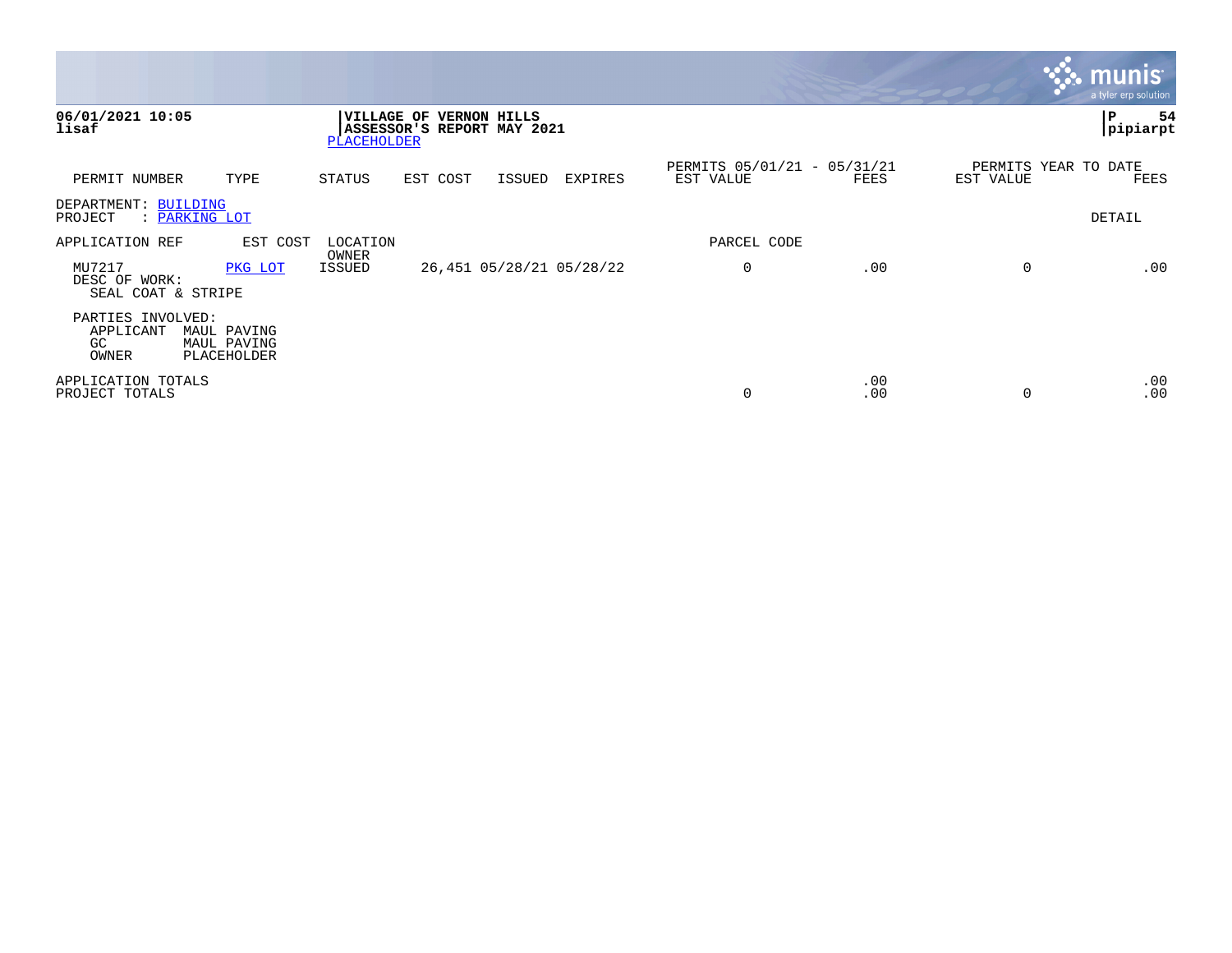**06/01/2021 10:05**
**lisaf**

**VILLAGE OF VERNON HILLS**
**ASSESSOR'S REPORT MAY 2021**
PLACEHOLDER

**P 54**
**pipiarpt**

| PERMIT NUMBER | TYPE | STATUS | EST COST | ISSUED | EXPIRES | PERMITS 05/01/21 - 05/31/21 EST VALUE | FEES | PERMITS YEAR TO DATE EST VALUE | FEES |
|---|---|---|---|---|---|---|---|---|---|

DEPARTMENT: BUILDING
PROJECT : PARKING LOT

DETAIL

| APPLICATION REF | EST COST | LOCATION OWNER | | | | PARCEL CODE | | | |
|---|---|---|---|---|---|---|---|---|---|
| MU7217 | PKG LOT | ISSUED | 26,451 | 05/28/21 | 05/28/22 | 0 | .00 | 0 | .00 |

DESC OF WORK:
SEAL COAT & STRIPE

PARTIES INVOLVED:
APPLICANT MAUL PAVING
GC MAUL PAVING
OWNER PLACEHOLDER

| | EST VALUE | FEES | EST VALUE | FEES |
|---|---|---|---|---|
| APPLICATION TOTALS | | .00 | | .00 |
| PROJECT TOTALS | 0 | .00 | 0 | .00 |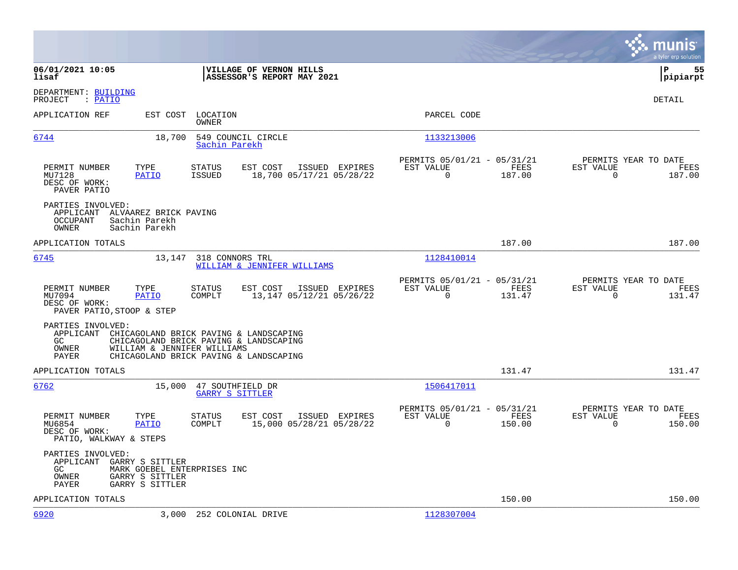06/01/2021 10:05 | VILLAGE OF VERNON HILLS | P 55
lisaf | ASSESSOR'S REPORT MAY 2021 | pipiarpt

DEPARTMENT: BUILDING
PROJECT : PATIO

DETAIL

| APPLICATION REF | EST COST | LOCATION / OWNER | PARCEL CODE |
|---|---|---|---|
| 6744 | 18,700 | 549 COUNCIL CIRCLE / Sachin Parekh | 1133213006 |

| PERMIT NUMBER | TYPE | STATUS | EST COST | ISSUED | EXPIRES | PERMITS 05/01/21 - 05/31/21 EST VALUE | FEES | PERMITS YEAR TO DATE EST VALUE | FEES |
|---|---|---|---|---|---|---|---|---|---|
| MU7128 | PATIO | ISSUED | 18,700 | 05/17/21 | 05/28/22 | 0 | 187.00 | 0 | 187.00 |

DESC OF WORK:
PAVER PATIO

PARTIES INVOLVED:
- APPLICANT ALVAAREZ BRICK PAVING
- OCCUPANT Sachin Parekh
- OWNER Sachin Parekh

APPLICATION TOTALS 187.00 187.00

| APPLICATION REF | EST COST | LOCATION / OWNER | PARCEL CODE |
|---|---|---|---|
| 6745 | 13,147 | 318 CONNORS TRL / WILLIAM & JENNIFER WILLIAMS | 1128410014 |

| PERMIT NUMBER | TYPE | STATUS | EST COST | ISSUED | EXPIRES | PERMITS 05/01/21 - 05/31/21 EST VALUE | FEES | PERMITS YEAR TO DATE EST VALUE | FEES |
|---|---|---|---|---|---|---|---|---|---|
| MU7094 | PATIO | COMPLT | 13,147 | 05/12/21 | 05/26/22 | 0 | 131.47 | 0 | 131.47 |

DESC OF WORK:
PAVER PATIO,STOOP & STEP

PARTIES INVOLVED:
- APPLICANT CHICAGOLAND BRICK PAVING & LANDSCAPING
- GC CHICAGOLAND BRICK PAVING & LANDSCAPING
- OWNER WILLIAM & JENNIFER WILLIAMS
- PAYER CHICAGOLAND BRICK PAVING & LANDSCAPING

APPLICATION TOTALS 131.47 131.47

| APPLICATION REF | EST COST | LOCATION / OWNER | PARCEL CODE |
|---|---|---|---|
| 6762 | 15,000 | 47 SOUTHFIELD DR / GARRY S SITTLER | 1506417011 |

| PERMIT NUMBER | TYPE | STATUS | EST COST | ISSUED | EXPIRES | PERMITS 05/01/21 - 05/31/21 EST VALUE | FEES | PERMITS YEAR TO DATE EST VALUE | FEES |
|---|---|---|---|---|---|---|---|---|---|
| MU6854 | PATIO | COMPLT | 15,000 | 05/28/21 | 05/28/22 | 0 | 150.00 | 0 | 150.00 |

DESC OF WORK:
PATIO, WALKWAY & STEPS

PARTIES INVOLVED:
- APPLICANT GARRY S SITTLER
- GC MARK GOEBEL ENTERPRISES INC
- OWNER GARRY S SITTLER
- PAYER GARRY S SITTLER

APPLICATION TOTALS 150.00 150.00

| APPLICATION REF | EST COST | LOCATION / OWNER | PARCEL CODE |
|---|---|---|---|
| 6920 | 3,000 | 252 COLONIAL DRIVE | 1128307004 |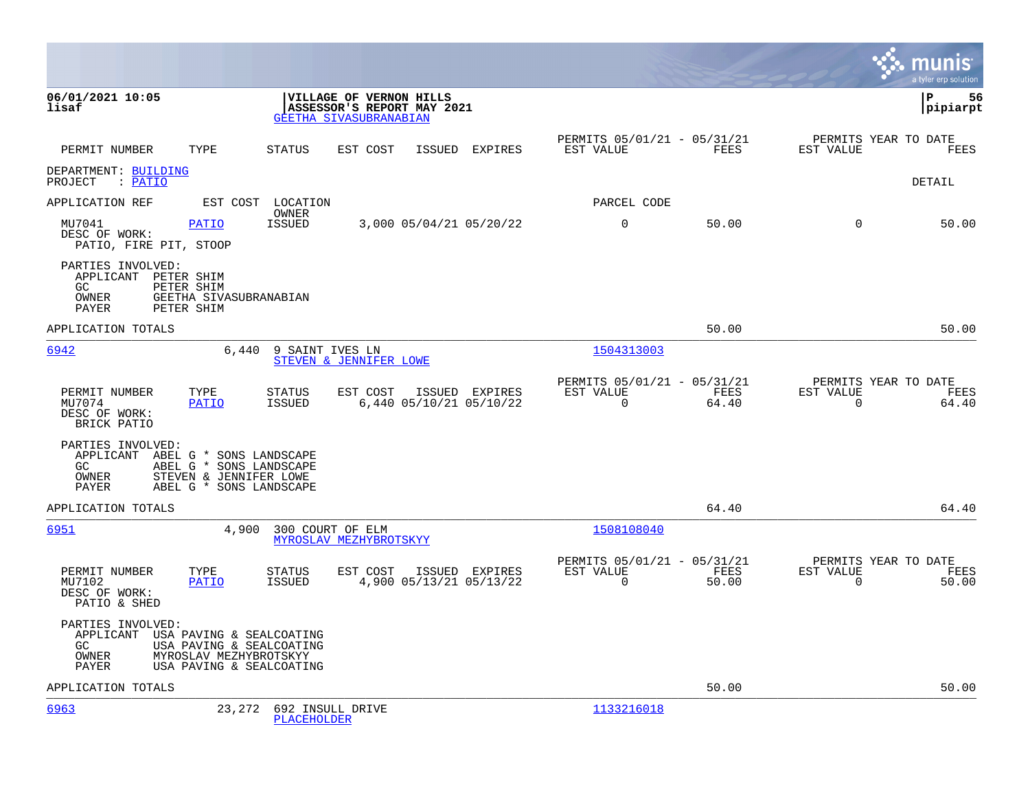**VILLAGE OF VERNON HILLS**
**ASSESSOR'S REPORT MAY 2021**
GEETHA SIVASUBRANABIAN

06/01/2021 10:05
lisaf

P 56
pipiarpt

| PERMIT NUMBER | TYPE | STATUS | EST COST | ISSUED | EXPIRES | PERMITS 05/01/21 - 05/31/21 EST VALUE | FEES | PERMITS YEAR TO DATE EST VALUE | FEES |
|---|---|---|---|---|---|---|---|---|---|

DEPARTMENT: BUILDING
PROJECT : PATIO

DETAIL

| APPLICATION REF | EST COST | LOCATION OWNER | | | | PARCEL CODE | | | |
|---|---|---|---|---|---|---|---|---|---|
| MU7041 | PATIO | ISSUED | 3,000 | 05/04/21 | 05/20/22 | 0 | 50.00 | 0 | 50.00 |

DESC OF WORK:
PATIO, FIRE PIT, STOOP

PARTIES INVOLVED:
APPLICANT PETER SHIM
GC PETER SHIM
OWNER GEETHA SIVASUBRANABIAN
PAYER PETER SHIM

APPLICATION TOTALS — 50.00 — 50.00

---

**6942** — 6,440 — 9 SAINT IVES LN — STEVEN & JENNIFER LOWE — 1504313003

| PERMIT NUMBER | TYPE | STATUS | EST COST | ISSUED | EXPIRES | PERMITS 05/01/21 - 05/31/21 EST VALUE | FEES | PERMITS YEAR TO DATE EST VALUE | FEES |
|---|---|---|---|---|---|---|---|---|---|
| MU7074 | PATIO | ISSUED | 6,440 | 05/10/21 | 05/10/22 | 0 | 64.40 | 0 | 64.40 |

DESC OF WORK:
BRICK PATIO

PARTIES INVOLVED:
APPLICANT ABEL G * SONS LANDSCAPE
GC ABEL G * SONS LANDSCAPE
OWNER STEVEN & JENNIFER LOWE
PAYER ABEL G * SONS LANDSCAPE

APPLICATION TOTALS — 64.40 — 64.40

---

**6951** — 4,900 — 300 COURT OF ELM — MYROSLAV MEZHYBROTSKYY — 1508108040

| PERMIT NUMBER | TYPE | STATUS | EST COST | ISSUED | EXPIRES | PERMITS 05/01/21 - 05/31/21 EST VALUE | FEES | PERMITS YEAR TO DATE EST VALUE | FEES |
|---|---|---|---|---|---|---|---|---|---|
| MU7102 | PATIO | ISSUED | 4,900 | 05/13/21 | 05/13/22 | 0 | 50.00 | 0 | 50.00 |

DESC OF WORK:
PATIO & SHED

PARTIES INVOLVED:
APPLICANT USA PAVING & SEALCOATING
GC USA PAVING & SEALCOATING
OWNER MYROSLAV MEZHYBROTSKYY
PAYER USA PAVING & SEALCOATING

APPLICATION TOTALS — 50.00 — 50.00

---

**6963** — 23,272 — 692 INSULL DRIVE — PLACEHOLDER — 1133216018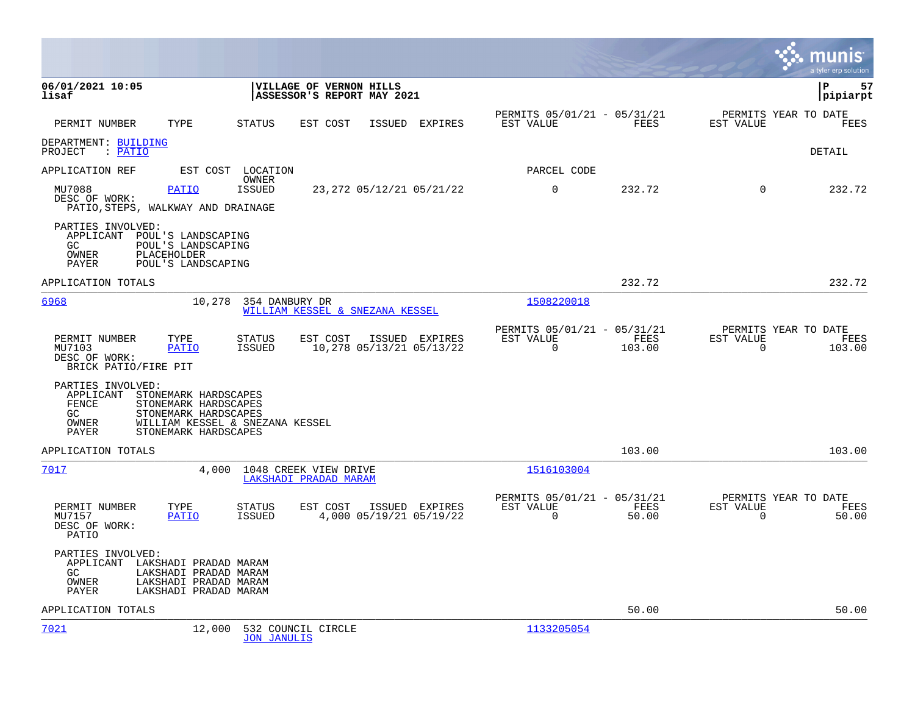**06/01/2021 10:05**
**lisaf**

**VILLAGE OF VERNON HILLS**
**ASSESSOR'S REPORT MAY 2021**

**P 57**
**pipiarpt**

| PERMIT NUMBER | TYPE | STATUS | EST COST | ISSUED | EXPIRES | PERMITS 05/01/21 - 05/31/21 EST VALUE | FEES | PERMITS YEAR TO DATE EST VALUE | FEES |
|---|---|---|---|---|---|---|---|---|---|

DEPARTMENT: BUILDING
PROJECT : PATIO

DETAIL

APPLICATION REF | EST COST | LOCATION / OWNER | PARCEL CODE

| PERMIT NUMBER | TYPE | STATUS | EST COST | ISSUED | EXPIRES | EST VALUE | FEES | EST VALUE | FEES |
|---|---|---|---|---|---|---|---|---|---|
| MU7088 | PATIO | ISSUED | 23,272 | 05/12/21 | 05/21/22 | 0 | 232.72 | 0 | 232.72 |

DESC OF WORK:
PATIO,STEPS, WALKWAY AND DRAINAGE

PARTIES INVOLVED:
- APPLICANT POUL'S LANDSCAPING
- GC POUL'S LANDSCAPING
- OWNER PLACEHOLDER
- PAYER POUL'S LANDSCAPING

APPLICATION TOTALS 232.72 232.72

---

6968 | 10,278 | 354 DANBURY DR | 1508220018
WILLIAM KESSEL & SNEZANA KESSEL

| PERMIT NUMBER | TYPE | STATUS | EST COST | ISSUED | EXPIRES | PERMITS 05/01/21 - 05/31/21 EST VALUE | FEES | PERMITS YEAR TO DATE EST VALUE | FEES |
|---|---|---|---|---|---|---|---|---|---|
| MU7103 | PATIO | ISSUED | 10,278 | 05/13/21 | 05/13/22 | 0 | 103.00 | 0 | 103.00 |

DESC OF WORK:
BRICK PATIO/FIRE PIT

PARTIES INVOLVED:
- APPLICANT STONEMARK HARDSCAPES
- FENCE STONEMARK HARDSCAPES
- GC STONEMARK HARDSCAPES
- OWNER WILLIAM KESSEL & SNEZANA KESSEL
- PAYER STONEMARK HARDSCAPES

APPLICATION TOTALS 103.00 103.00

---

7017 | 4,000 | 1048 CREEK VIEW DRIVE | 1516103004
LAKSHADI PRADAD MARAM

| PERMIT NUMBER | TYPE | STATUS | EST COST | ISSUED | EXPIRES | PERMITS 05/01/21 - 05/31/21 EST VALUE | FEES | PERMITS YEAR TO DATE EST VALUE | FEES |
|---|---|---|---|---|---|---|---|---|---|
| MU7157 | PATIO | ISSUED | 4,000 | 05/19/21 | 05/19/22 | 0 | 50.00 | 0 | 50.00 |

DESC OF WORK:
PATIO

PARTIES INVOLVED:
- APPLICANT LAKSHADI PRADAD MARAM
- GC LAKSHADI PRADAD MARAM
- OWNER LAKSHADI PRADAD MARAM
- PAYER LAKSHADI PRADAD MARAM

APPLICATION TOTALS 50.00 50.00

---

7021 | 12,000 | 532 COUNCIL CIRCLE | 1133205054
JON JANULIS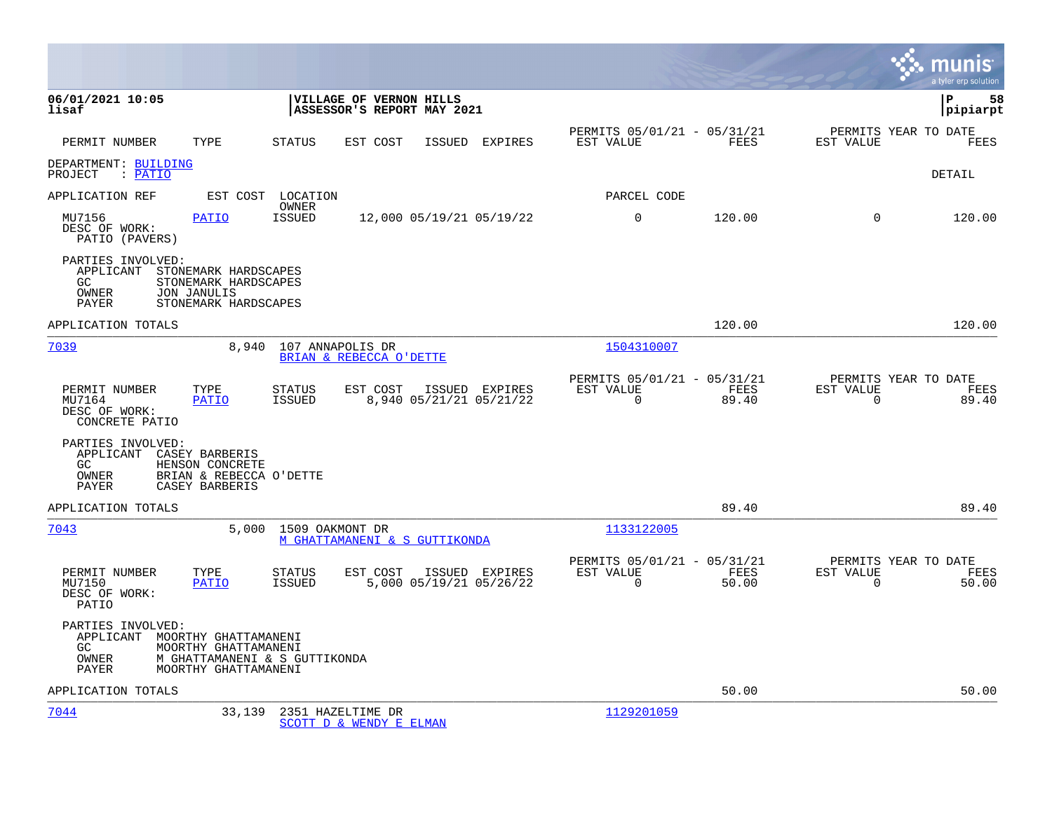**06/01/2021 10:05**
**lisaf**

**VILLAGE OF VERNON HILLS**
**ASSESSOR'S REPORT MAY 2021**

**P 58**
**pipiarpt**

| PERMIT NUMBER | TYPE | STATUS | EST COST | ISSUED | EXPIRES | PERMITS 05/01/21 - 05/31/21 EST VALUE | FEES | PERMITS YEAR TO DATE EST VALUE | FEES |
|---|---|---|---|---|---|---|---|---|---|

DEPARTMENT: BUILDING
PROJECT : PATIO

DETAIL

APPLICATION REF | EST COST | LOCATION / OWNER | PARCEL CODE

| PERMIT NUMBER | TYPE | STATUS | EST COST | ISSUED | EXPIRES | EST VALUE | FEES | EST VALUE (YTD) | FEES (YTD) |
|---|---|---|---|---|---|---|---|---|---|
| MU7156 | PATIO | ISSUED | 12,000 | 05/19/21 | 05/19/22 | 0 | 120.00 | 0 | 120.00 |

DESC OF WORK:
PATIO (PAVERS)

PARTIES INVOLVED:
- APPLICANT STONEMARK HARDSCAPES
- GC STONEMARK HARDSCAPES
- OWNER JON JANULIS
- PAYER STONEMARK HARDSCAPES

APPLICATION TOTALS — 120.00 — 120.00

---

**7039** — 8,940 — 107 ANNAPOLIS DR — BRIAN & REBECCA O'DETTE — 1504310007

| PERMIT NUMBER | TYPE | STATUS | EST COST | ISSUED | EXPIRES | PERMITS 05/01/21 - 05/31/21 EST VALUE | FEES | PERMITS YEAR TO DATE EST VALUE | FEES |
|---|---|---|---|---|---|---|---|---|---|
| MU7164 | PATIO | ISSUED | 8,940 | 05/21/21 | 05/21/22 | 0 | 89.40 | 0 | 89.40 |

DESC OF WORK:
CONCRETE PATIO

PARTIES INVOLVED:
- APPLICANT CASEY BARBERIS
- GC HENSON CONCRETE
- OWNER BRIAN & REBECCA O'DETTE
- PAYER CASEY BARBERIS

APPLICATION TOTALS — 89.40 — 89.40

---

**7043** — 5,000 — 1509 OAKMONT DR — M GHATTAMANENI & S GUTTIKONDA — 1133122005

| PERMIT NUMBER | TYPE | STATUS | EST COST | ISSUED | EXPIRES | PERMITS 05/01/21 - 05/31/21 EST VALUE | FEES | PERMITS YEAR TO DATE EST VALUE | FEES |
|---|---|---|---|---|---|---|---|---|---|
| MU7150 | PATIO | ISSUED | 5,000 | 05/19/21 | 05/26/22 | 0 | 50.00 | 0 | 50.00 |

DESC OF WORK:
PATIO

PARTIES INVOLVED:
- APPLICANT MOORTHY GHATTAMANENI
- GC MOORTHY GHATTAMANENI
- OWNER M GHATTAMANENI & S GUTTIKONDA
- PAYER MOORTHY GHATTAMANENI

APPLICATION TOTALS — 50.00 — 50.00

---

**7044** — 33,139 — 2351 HAZELTIME DR — SCOTT D & WENDY E ELMAN — 1129201059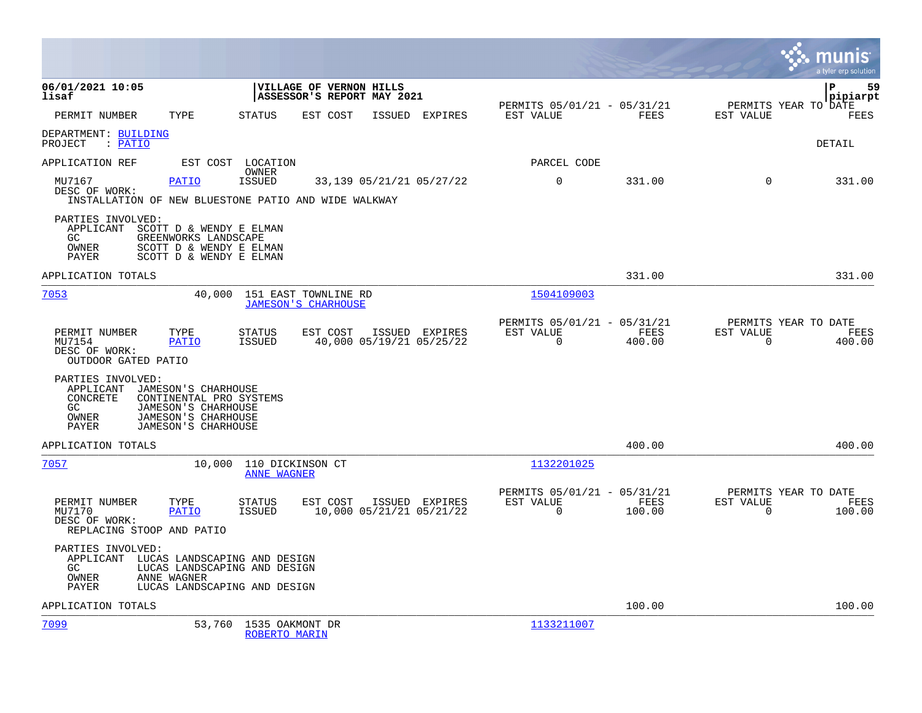06/01/2021 10:05
lisaf

VILLAGE OF VERNON HILLS
ASSESSOR'S REPORT MAY 2021

| PERMIT NUMBER | TYPE | STATUS | EST COST | ISSUED | EXPIRES | PERMITS 05/01/21 - 05/31/21 EST VALUE | FEES | PERMITS YEAR TO DATE EST VALUE | FEES |
|---|---|---|---|---|---|---|---|---|---|

DEPARTMENT: BUILDING
PROJECT : PATIO

DETAIL

| APPLICATION REF | EST COST | LOCATION / OWNER | PARCEL CODE |
|---|---|---|---|

| PERMIT NUMBER | TYPE | STATUS | EST COST | ISSUED | EXPIRES | EST VALUE | FEES | EST VALUE | FEES |
|---|---|---|---|---|---|---|---|---|---|
| MU7167 | PATIO | ISSUED | 33,139 | 05/21/21 | 05/27/22 | 0 | 331.00 | 0 | 331.00 |

DESC OF WORK:
INSTALLATION OF NEW BLUESTONE PATIO AND WIDE WALKWAY

PARTIES INVOLVED:
- APPLICANT SCOTT D & WENDY E ELMAN
- GC GREENWORKS LANDSCAPE
- OWNER SCOTT D & WENDY E ELMAN
- PAYER SCOTT D & WENDY E ELMAN

APPLICATION TOTALS 331.00 331.00

| APPLICATION REF | EST COST | LOCATION / OWNER | PARCEL CODE |
|---|---|---|---|
| 7053 | 40,000 | 151 EAST TOWNLINE RD / JAMESON'S CHARHOUSE | 1504109003 |

| PERMIT NUMBER | TYPE | STATUS | EST COST | ISSUED | EXPIRES | PERMITS 05/01/21 - 05/31/21 EST VALUE | FEES | PERMITS YEAR TO DATE EST VALUE | FEES |
|---|---|---|---|---|---|---|---|---|---|
| MU7154 | PATIO | ISSUED | 40,000 | 05/19/21 | 05/25/22 | 0 | 400.00 | 0 | 400.00 |

DESC OF WORK:
OUTDOOR GATED PATIO

PARTIES INVOLVED:
- APPLICANT JAMESON'S CHARHOUSE
- CONCRETE CONTINENTAL PRO SYSTEMS
- GC JAMESON'S CHARHOUSE
- OWNER JAMESON'S CHARHOUSE
- PAYER JAMESON'S CHARHOUSE

APPLICATION TOTALS 400.00 400.00

| APPLICATION REF | EST COST | LOCATION / OWNER | PARCEL CODE |
|---|---|---|---|
| 7057 | 10,000 | 110 DICKINSON CT / ANNE WAGNER | 1132201025 |

| PERMIT NUMBER | TYPE | STATUS | EST COST | ISSUED | EXPIRES | PERMITS 05/01/21 - 05/31/21 EST VALUE | FEES | PERMITS YEAR TO DATE EST VALUE | FEES |
|---|---|---|---|---|---|---|---|---|---|
| MU7170 | PATIO | ISSUED | 10,000 | 05/21/21 | 05/21/22 | 0 | 100.00 | 0 | 100.00 |

DESC OF WORK:
REPLACING STOOP AND PATIO

PARTIES INVOLVED:
- APPLICANT LUCAS LANDSCAPING AND DESIGN
- GC LUCAS LANDSCAPING AND DESIGN
- OWNER ANNE WAGNER
- PAYER LUCAS LANDSCAPING AND DESIGN

APPLICATION TOTALS 100.00 100.00

| APPLICATION REF | EST COST | LOCATION / OWNER | PARCEL CODE |
|---|---|---|---|
| 7099 | 53,760 | 1535 OAKMONT DR / ROBERTO MARIN | 1133211007 |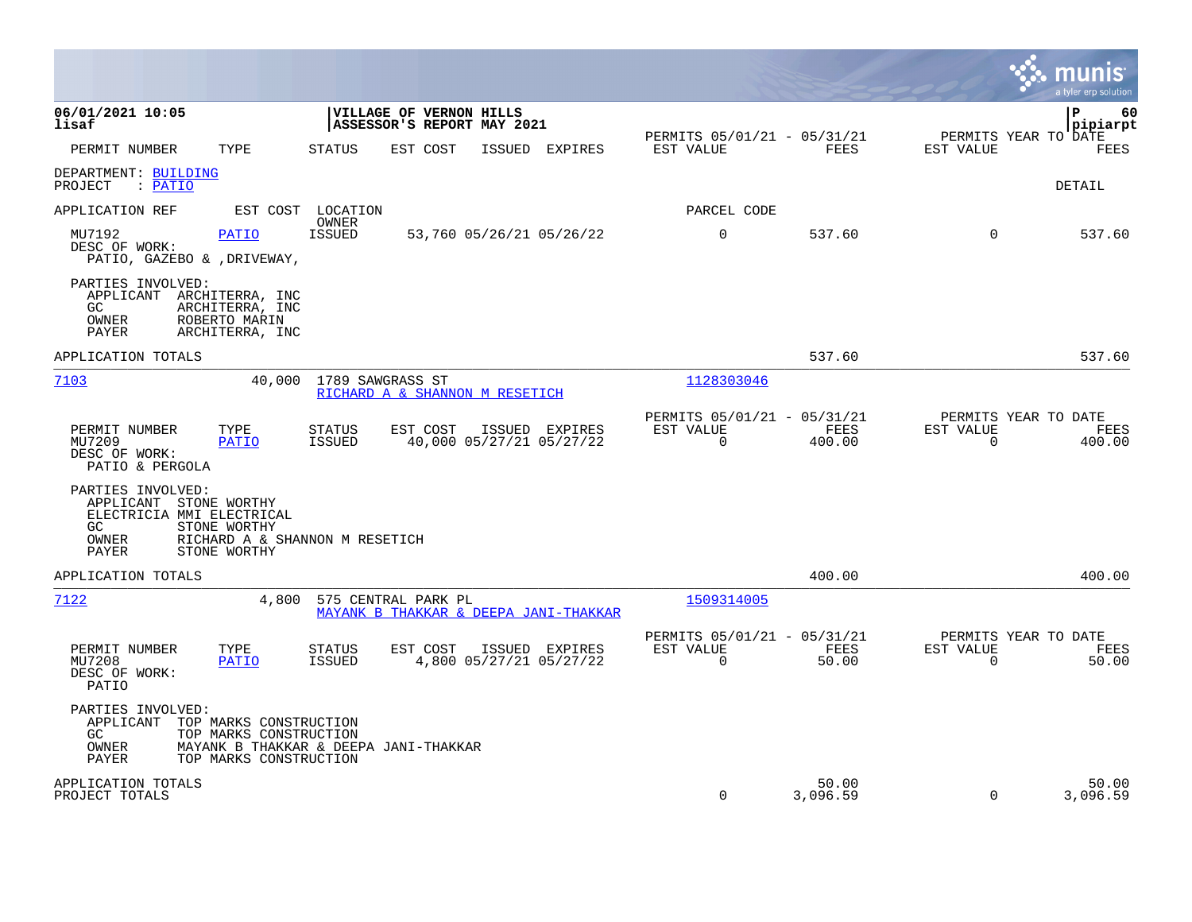**06/01/2021 10:05**
**lisaf**

**VILLAGE OF VERNON HILLS**
**ASSESSOR'S REPORT MAY 2021**

**pipiarpt**

| PERMIT NUMBER | TYPE | STATUS | EST COST | ISSUED | EXPIRES | PERMITS 05/01/21 - 05/31/21 EST VALUE | FEES | PERMITS YEAR TO DATE EST VALUE | FEES |
|---|---|---|---|---|---|---|---|---|---|

DEPARTMENT: BUILDING
PROJECT : PATIO

DETAIL

| APPLICATION REF | EST COST | LOCATION / OWNER | | | | PARCEL CODE | | | |
|---|---|---|---|---|---|---|---|---|---|
| MU7192 | PATIO | ISSUED | 53,760 | 05/26/21 | 05/26/22 | 0 | 537.60 | 0 | 537.60 |

DESC OF WORK:
PATIO, GAZEBO & ,DRIVEWAY,

PARTIES INVOLVED:
- APPLICANT ARCHITERRA, INC
- GC ARCHITERRA, INC
- OWNER ROBERTO MARIN
- PAYER ARCHITERRA, INC

APPLICATION TOTALS — 537.60 — 537.60

---

**7103** — 40,000 — 1789 SAWGRASS ST — RICHARD A & SHANNON M RESETICH — Parcel: 1128303046

| PERMIT NUMBER | TYPE | STATUS | EST COST | ISSUED | EXPIRES | PERMITS 05/01/21 - 05/31/21 EST VALUE | FEES | PERMITS YEAR TO DATE EST VALUE | FEES |
|---|---|---|---|---|---|---|---|---|---|
| MU7209 | PATIO | ISSUED | 40,000 | 05/27/21 | 05/27/22 | 0 | 400.00 | 0 | 400.00 |

DESC OF WORK:
PATIO & PERGOLA

PARTIES INVOLVED:
- APPLICANT STONE WORTHY
- ELECTRICIA MMI ELECTRICAL
- GC STONE WORTHY
- OWNER RICHARD A & SHANNON M RESETICH
- PAYER STONE WORTHY

APPLICATION TOTALS — 400.00 — 400.00

---

**7122** — 4,800 — 575 CENTRAL PARK PL — MAYANK B THAKKAR & DEEPA JANI-THAKKAR — Parcel: 1509314005

| PERMIT NUMBER | TYPE | STATUS | EST COST | ISSUED | EXPIRES | PERMITS 05/01/21 - 05/31/21 EST VALUE | FEES | PERMITS YEAR TO DATE EST VALUE | FEES |
|---|---|---|---|---|---|---|---|---|---|
| MU7208 | PATIO | ISSUED | 4,800 | 05/27/21 | 05/27/22 | 0 | 50.00 | 0 | 50.00 |

DESC OF WORK:
PATIO

PARTIES INVOLVED:
- APPLICANT TOP MARKS CONSTRUCTION
- GC TOP MARKS CONSTRUCTION
- OWNER MAYANK B THAKKAR & DEEPA JANI-THAKKAR
- PAYER TOP MARKS CONSTRUCTION

| | EST VALUE | FEES | YTD EST VALUE | YTD FEES |
|---|---|---|---|---|
| APPLICATION TOTALS | | 50.00 | | 50.00 |
| PROJECT TOTALS | 0 | 3,096.59 | 0 | 3,096.59 |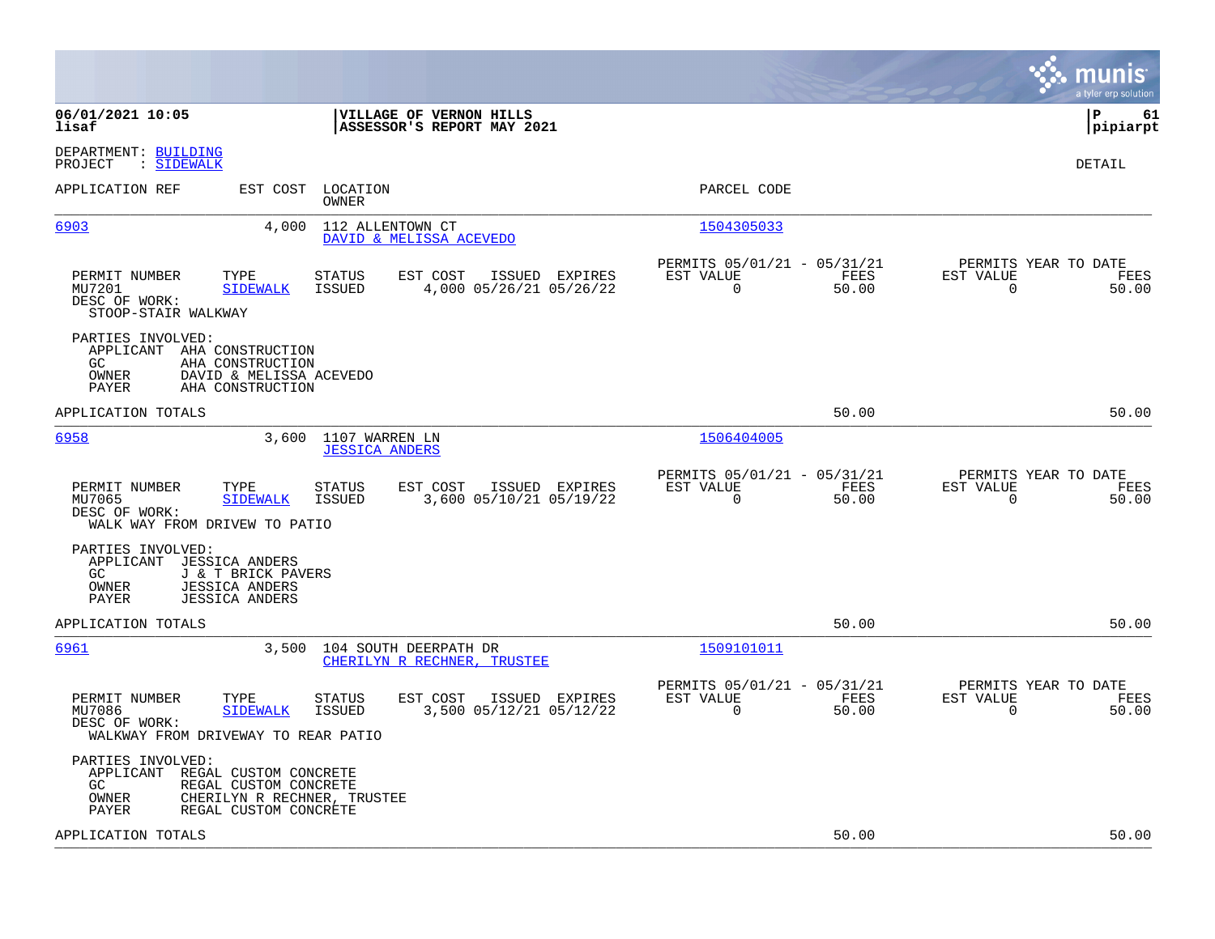DEPARTMENT: BUILDING
PROJECT : SIDEWALK

DETAIL

| APPLICATION REF | EST COST | LOCATION / OWNER | PARCEL CODE |
|---|---|---|---|
| 6903 | 4,000 | 112 ALLENTOWN CT / DAVID & MELISSA ACEVEDO | 1504305033 |

| PERMIT NUMBER | TYPE | STATUS | EST COST | ISSUED | EXPIRES | PERMITS 05/01/21 - 05/31/21 EST VALUE | FEES | PERMITS YEAR TO DATE EST VALUE | FEES |
|---|---|---|---|---|---|---|---|---|---|
| MU7201 | SIDEWALK | ISSUED | 4,000 | 05/26/21 | 05/26/22 | 0 | 50.00 | 0 | 50.00 |

DESC OF WORK:
STOOP-STAIR WALKWAY

PARTIES INVOLVED:
- APPLICANT AHA CONSTRUCTION
- GC AHA CONSTRUCTION
- OWNER DAVID & MELISSA ACEVEDO
- PAYER AHA CONSTRUCTION

APPLICATION TOTALS 50.00 50.00

| APPLICATION REF | EST COST | LOCATION / OWNER | PARCEL CODE |
|---|---|---|---|
| 6958 | 3,600 | 1107 WARREN LN / JESSICA ANDERS | 1506404005 |

| PERMIT NUMBER | TYPE | STATUS | EST COST | ISSUED | EXPIRES | PERMITS 05/01/21 - 05/31/21 EST VALUE | FEES | PERMITS YEAR TO DATE EST VALUE | FEES |
|---|---|---|---|---|---|---|---|---|---|
| MU7065 | SIDEWALK | ISSUED | 3,600 | 05/10/21 | 05/19/22 | 0 | 50.00 | 0 | 50.00 |

DESC OF WORK:
WALK WAY FROM DRIVEW TO PATIO

PARTIES INVOLVED:
- APPLICANT JESSICA ANDERS
- GC J & T BRICK PAVERS
- OWNER JESSICA ANDERS
- PAYER JESSICA ANDERS

APPLICATION TOTALS 50.00 50.00

| APPLICATION REF | EST COST | LOCATION / OWNER | PARCEL CODE |
|---|---|---|---|
| 6961 | 3,500 | 104 SOUTH DEERPATH DR / CHERILYN R RECHNER, TRUSTEE | 1509101011 |

| PERMIT NUMBER | TYPE | STATUS | EST COST | ISSUED | EXPIRES | PERMITS 05/01/21 - 05/31/21 EST VALUE | FEES | PERMITS YEAR TO DATE EST VALUE | FEES |
|---|---|---|---|---|---|---|---|---|---|
| MU7086 | SIDEWALK | ISSUED | 3,500 | 05/12/21 | 05/12/22 | 0 | 50.00 | 0 | 50.00 |

DESC OF WORK:
WALKWAY FROM DRIVEWAY TO REAR PATIO

PARTIES INVOLVED:
- APPLICANT REGAL CUSTOM CONCRETE
- GC REGAL CUSTOM CONCRETE
- OWNER CHERILYN R RECHNER, TRUSTEE
- PAYER REGAL CUSTOM CONCRETE

APPLICATION TOTALS 50.00 50.00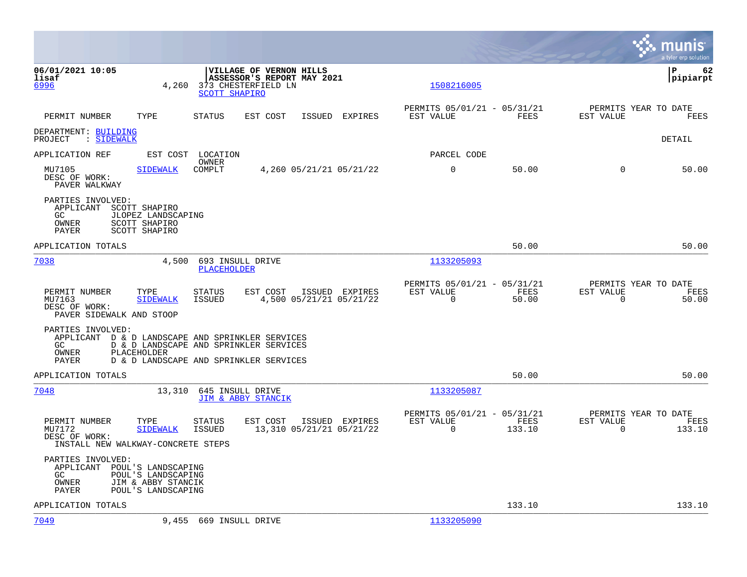06/01/2021 10:05 | VILLAGE OF VERNON HILLS
lisaf | ASSESSOR'S REPORT MAY 2021 | pipiarpt

**6996** 4,260 373 CHESTERFIELD LN — SCOTT SHAPIRO — 1508216005

| PERMIT NUMBER | TYPE | STATUS | EST COST | ISSUED | EXPIRES | PERMITS 05/01/21 - 05/31/21 EST VALUE | FEES | PERMITS YEAR TO DATE EST VALUE | FEES |
|---|---|---|---|---|---|---|---|---|---|

DEPARTMENT: BUILDING
PROJECT : SIDEWALK — DETAIL

| APPLICATION REF | EST COST | LOCATION / OWNER | | | | PARCEL CODE | | | |
|---|---|---|---|---|---|---|---|---|---|
| MU7105 | SIDEWALK | COMPLT | 4,260 | 05/21/21 | 05/21/22 | 0 | 50.00 | 0 | 50.00 |

DESC OF WORK:
PAVER WALKWAY

PARTIES INVOLVED:
- APPLICANT SCOTT SHAPIRO
- GC JLOPEZ LANDSCAPING
- OWNER SCOTT SHAPIRO
- PAYER SCOTT SHAPIRO

APPLICATION TOTALS — 50.00 — 50.00

---

**7038** 4,500 693 INSULL DRIVE — PLACEHOLDER — 1133205093

| PERMIT NUMBER | TYPE | STATUS | EST COST | ISSUED | EXPIRES | PERMITS 05/01/21 - 05/31/21 EST VALUE | FEES | PERMITS YEAR TO DATE EST VALUE | FEES |
|---|---|---|---|---|---|---|---|---|---|
| MU7163 | SIDEWALK | ISSUED | 4,500 | 05/21/21 | 05/21/22 | 0 | 50.00 | 0 | 50.00 |

DESC OF WORK:
PAVER SIDEWALK AND STOOP

PARTIES INVOLVED:
- APPLICANT D & D LANDSCAPE AND SPRINKLER SERVICES
- GC D & D LANDSCAPE AND SPRINKLER SERVICES
- OWNER PLACEHOLDER
- PAYER D & D LANDSCAPE AND SPRINKLER SERVICES

APPLICATION TOTALS — 50.00 — 50.00

---

**7048** 13,310 645 INSULL DRIVE — JIM & ABBY STANCIK — 1133205087

| PERMIT NUMBER | TYPE | STATUS | EST COST | ISSUED | EXPIRES | PERMITS 05/01/21 - 05/31/21 EST VALUE | FEES | PERMITS YEAR TO DATE EST VALUE | FEES |
|---|---|---|---|---|---|---|---|---|---|
| MU7172 | SIDEWALK | ISSUED | 13,310 | 05/21/21 | 05/21/22 | 0 | 133.10 | 0 | 133.10 |

DESC OF WORK:
INSTALL NEW WALKWAY-CONCRETE STEPS

PARTIES INVOLVED:
- APPLICANT POUL'S LANDSCAPING
- GC POUL'S LANDSCAPING
- OWNER JIM & ABBY STANCIK
- PAYER POUL'S LANDSCAPING

APPLICATION TOTALS — 133.10 — 133.10

---

**7049** 9,455 669 INSULL DRIVE — 1133205090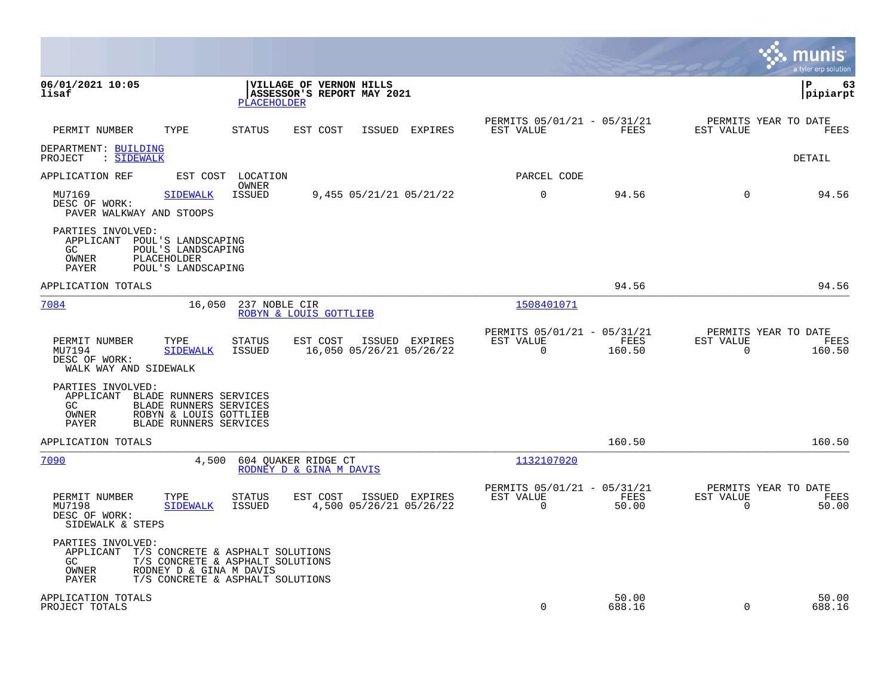06/01/2021 10:05
lisaf

**VILLAGE OF VERNON HILLS**
**ASSESSOR'S REPORT MAY 2021**
PLACEHOLDER

P 63
pipiarpt

| PERMIT NUMBER | TYPE | STATUS | EST COST | ISSUED | EXPIRES | PERMITS 05/01/21 - 05/31/21 EST VALUE | FEES | PERMITS YEAR TO DATE EST VALUE | FEES |
|---|---|---|---|---|---|---|---|---|---|

DEPARTMENT: BUILDING
PROJECT : SIDEWALK

DETAIL

APPLICATION REF | EST COST | LOCATION / OWNER | PARCEL CODE

| PERMIT NUMBER | TYPE | STATUS | EST COST | ISSUED | EXPIRES | EST VALUE | FEES | EST VALUE (YTD) | FEES (YTD) |
|---|---|---|---|---|---|---|---|---|---|
| MU7169 | SIDEWALK | ISSUED | 9,455 | 05/21/21 | 05/21/22 | 0 | 94.56 | 0 | 94.56 |

DESC OF WORK:
PAVER WALKWAY AND STOOPS

PARTIES INVOLVED:
- APPLICANT POUL'S LANDSCAPING
- GC POUL'S LANDSCAPING
- OWNER PLACEHOLDER
- PAYER POUL'S LANDSCAPING

APPLICATION TOTALS: 94.56 | 94.56

---

**7084** | 16,050 | 237 NOBLE CIR | ROBYN & LOUIS GOTTLIEB | 1508401071

| PERMIT NUMBER | TYPE | STATUS | EST COST | ISSUED | EXPIRES | EST VALUE | FEES | EST VALUE (YTD) | FEES (YTD) |
|---|---|---|---|---|---|---|---|---|---|
| MU7194 | SIDEWALK | ISSUED | 16,050 | 05/26/21 | 05/26/22 | 0 | 160.50 | 0 | 160.50 |

DESC OF WORK:
WALK WAY AND SIDEWALK

PARTIES INVOLVED:
- APPLICANT BLADE RUNNERS SERVICES
- GC BLADE RUNNERS SERVICES
- OWNER ROBYN & LOUIS GOTTLIEB
- PAYER BLADE RUNNERS SERVICES

APPLICATION TOTALS: 160.50 | 160.50

---

**7090** | 4,500 | 604 QUAKER RIDGE CT | RODNEY D & GINA M DAVIS | 1132107020

| PERMIT NUMBER | TYPE | STATUS | EST COST | ISSUED | EXPIRES | EST VALUE | FEES | EST VALUE (YTD) | FEES (YTD) |
|---|---|---|---|---|---|---|---|---|---|
| MU7198 | SIDEWALK | ISSUED | 4,500 | 05/26/21 | 05/26/22 | 0 | 50.00 | 0 | 50.00 |

DESC OF WORK:
SIDEWALK & STEPS

PARTIES INVOLVED:
- APPLICANT T/S CONCRETE & ASPHALT SOLUTIONS
- GC T/S CONCRETE & ASPHALT SOLUTIONS
- OWNER RODNEY D & GINA M DAVIS
- PAYER T/S CONCRETE & ASPHALT SOLUTIONS

| | EST VALUE | FEES | EST VALUE (YTD) | FEES (YTD) |
|---|---|---|---|---|
| APPLICATION TOTALS | | 50.00 | | 50.00 |
| PROJECT TOTALS | 0 | 688.16 | 0 | 688.16 |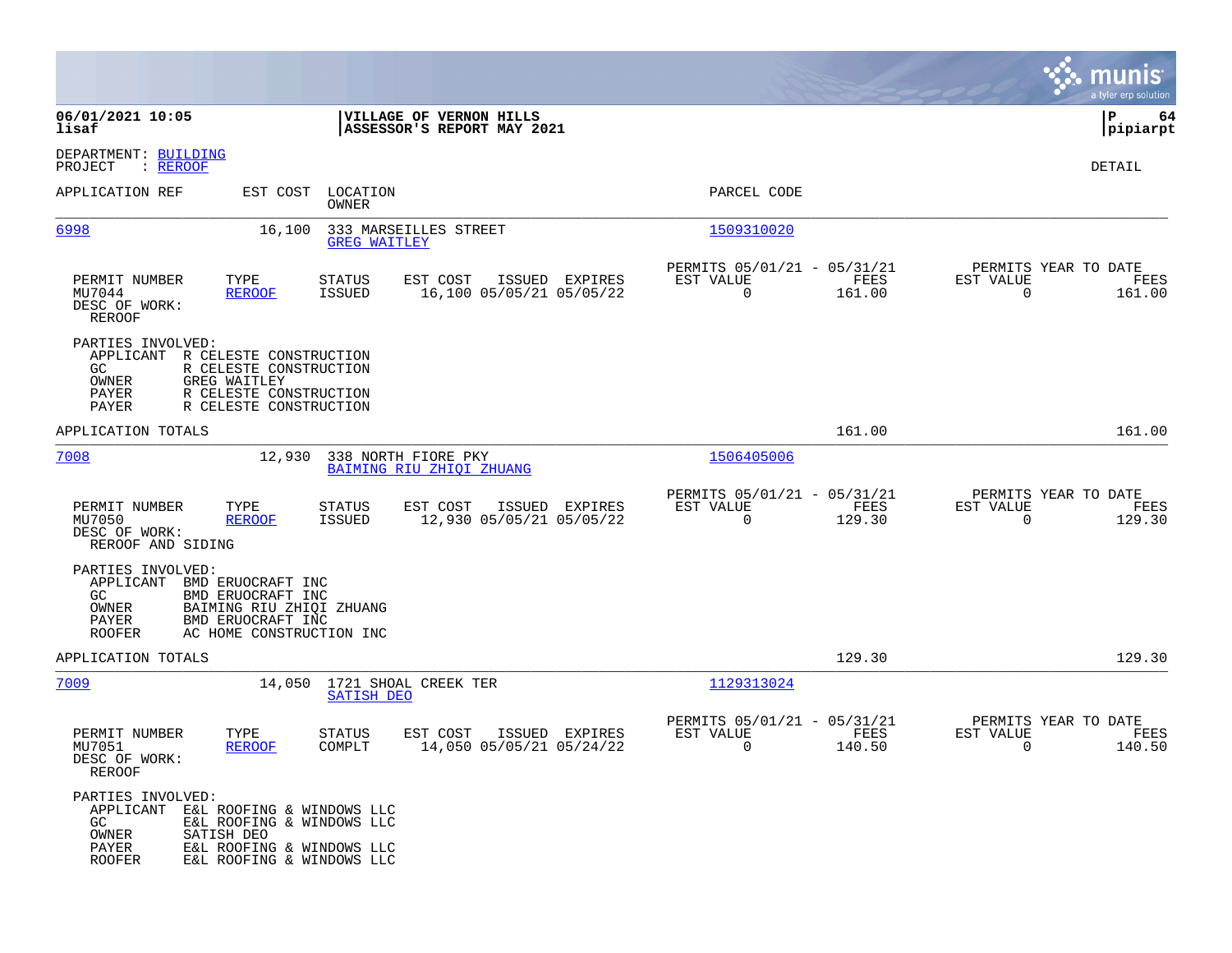**06/01/2021 10:05**
**lisaf**

**VILLAGE OF VERNON HILLS**
**ASSESSOR'S REPORT MAY 2021**

**P 64**
**pipiarpt**

DEPARTMENT: BUILDING
PROJECT : REROOF

DETAIL

| APPLICATION REF | EST COST | LOCATION / OWNER | PARCEL CODE |
|---|---|---|---|
| 6998 | 16,100 | 333 MARSEILLES STREET / GREG WAITLEY | 1509310020 |

| PERMIT NUMBER | TYPE | STATUS | EST COST | ISSUED | EXPIRES | PERMITS 05/01/21 - 05/31/21 EST VALUE | FEES | PERMITS YEAR TO DATE EST VALUE | FEES |
|---|---|---|---|---|---|---|---|---|---|
| MU7044 | REROOF | ISSUED | 16,100 | 05/05/21 | 05/05/22 | 0 | 161.00 | 0 | 161.00 |

DESC OF WORK:
REROOF

PARTIES INVOLVED:
- APPLICANT R CELESTE CONSTRUCTION
- GC R CELESTE CONSTRUCTION
- OWNER GREG WAITLEY
- PAYER R CELESTE CONSTRUCTION
- PAYER R CELESTE CONSTRUCTION

APPLICATION TOTALS: 161.00 | 161.00

| APPLICATION REF | EST COST | LOCATION / OWNER | PARCEL CODE |
|---|---|---|---|
| 7008 | 12,930 | 338 NORTH FIORE PKY / BAIMING RIU ZHIQI ZHUANG | 1506405006 |

| PERMIT NUMBER | TYPE | STATUS | EST COST | ISSUED | EXPIRES | PERMITS 05/01/21 - 05/31/21 EST VALUE | FEES | PERMITS YEAR TO DATE EST VALUE | FEES |
|---|---|---|---|---|---|---|---|---|---|
| MU7050 | REROOF | ISSUED | 12,930 | 05/05/21 | 05/05/22 | 0 | 129.30 | 0 | 129.30 |

DESC OF WORK:
REROOF AND SIDING

PARTIES INVOLVED:
- APPLICANT BMD ERUOCRAFT INC
- GC BMD ERUOCRAFT INC
- OWNER BAIMING RIU ZHIQI ZHUANG
- PAYER BMD ERUOCRAFT INC
- ROOFER AC HOME CONSTRUCTION INC

APPLICATION TOTALS: 129.30 | 129.30

| APPLICATION REF | EST COST | LOCATION / OWNER | PARCEL CODE |
|---|---|---|---|
| 7009 | 14,050 | 1721 SHOAL CREEK TER / SATISH DEO | 1129313024 |

| PERMIT NUMBER | TYPE | STATUS | EST COST | ISSUED | EXPIRES | PERMITS 05/01/21 - 05/31/21 EST VALUE | FEES | PERMITS YEAR TO DATE EST VALUE | FEES |
|---|---|---|---|---|---|---|---|---|---|
| MU7051 | REROOF | COMPLT | 14,050 | 05/05/21 | 05/24/22 | 0 | 140.50 | 0 | 140.50 |

DESC OF WORK:
REROOF

PARTIES INVOLVED:
- APPLICANT E&L ROOFING & WINDOWS LLC
- GC E&L ROOFING & WINDOWS LLC
- OWNER SATISH DEO
- PAYER E&L ROOFING & WINDOWS LLC
- ROOFER E&L ROOFING & WINDOWS LLC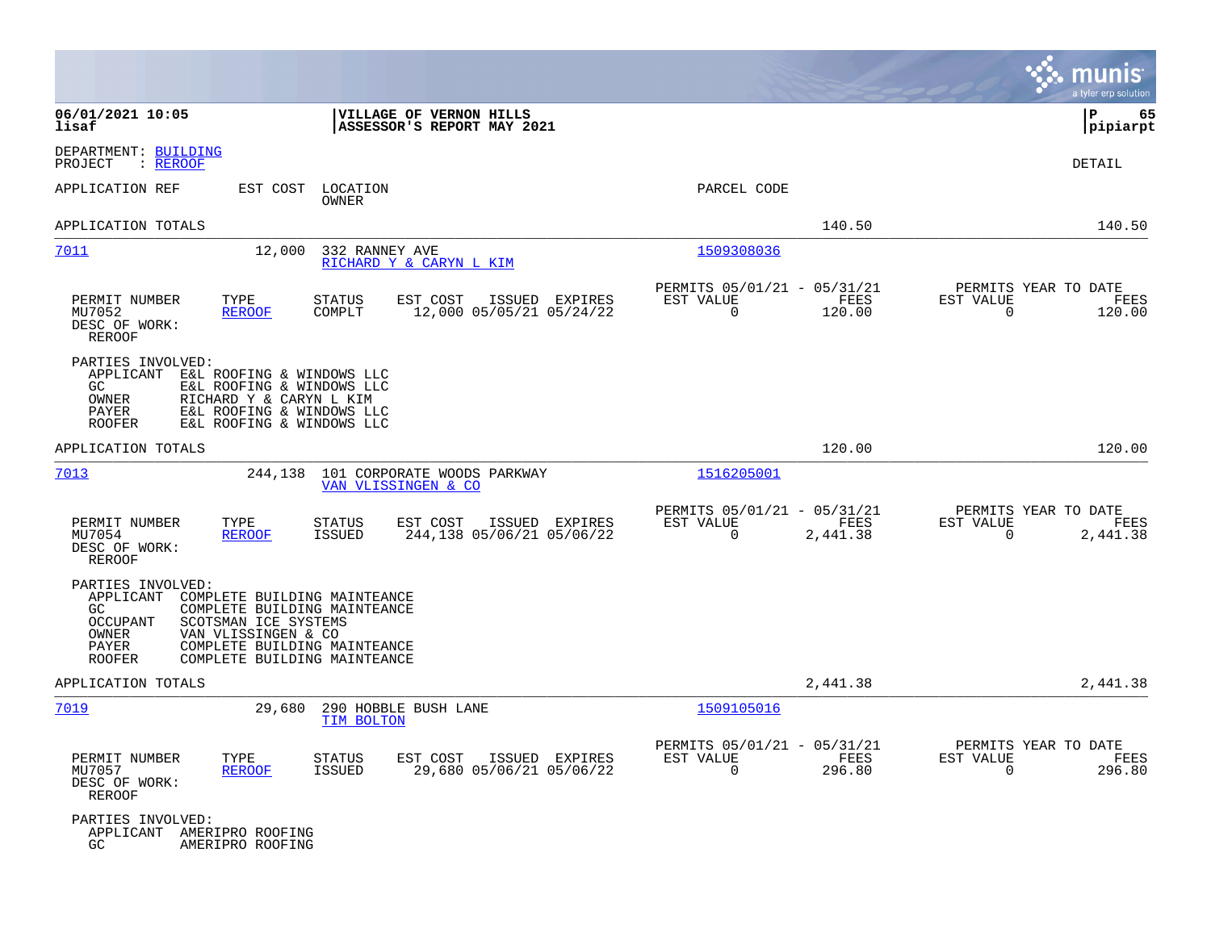**06/01/2021 10:05**
**lisaf**

**VILLAGE OF VERNON HILLS**
**ASSESSOR'S REPORT MAY 2021**

**P 65**
**pipiarpt**

DEPARTMENT: BUILDING
PROJECT : REROOF

DETAIL

| APPLICATION REF | EST COST | LOCATION / OWNER | PARCEL CODE | | |
|---|---|---|---|---|---|
| APPLICATION TOTALS | | | | 140.50 | 140.50 |

---

**7011** — 12,000 — 332 RANNEY AVE — RICHARD Y & CARYN L KIM — Parcel 1509308036

| PERMIT NUMBER | TYPE | STATUS | EST COST | ISSUED | EXPIRES | PERMITS 05/01/21 - 05/31/21 EST VALUE | FEES | PERMITS YEAR TO DATE EST VALUE | FEES |
|---|---|---|---|---|---|---|---|---|---|
| MU7052 | REROOF | COMPLT | 12,000 | 05/05/21 | 05/24/22 | 0 | 120.00 | 0 | 120.00 |

DESC OF WORK:
REROOF

PARTIES INVOLVED:
- APPLICANT E&L ROOFING & WINDOWS LLC
- GC E&L ROOFING & WINDOWS LLC
- OWNER RICHARD Y & CARYN L KIM
- PAYER E&L ROOFING & WINDOWS LLC
- ROOFER E&L ROOFING & WINDOWS LLC

APPLICATION TOTALS 120.00 120.00

---

**7013** — 244,138 — 101 CORPORATE WOODS PARKWAY — VAN VLISSINGEN & CO — Parcel 1516205001

| PERMIT NUMBER | TYPE | STATUS | EST COST | ISSUED | EXPIRES | PERMITS 05/01/21 - 05/31/21 EST VALUE | FEES | PERMITS YEAR TO DATE EST VALUE | FEES |
|---|---|---|---|---|---|---|---|---|---|
| MU7054 | REROOF | ISSUED | 244,138 | 05/06/21 | 05/06/22 | 0 | 2,441.38 | 0 | 2,441.38 |

DESC OF WORK:
REROOF

PARTIES INVOLVED:
- APPLICANT COMPLETE BUILDING MAINTEANCE
- GC COMPLETE BUILDING MAINTEANCE
- OCCUPANT SCOTSMAN ICE SYSTEMS
- OWNER VAN VLISSINGEN & CO
- PAYER COMPLETE BUILDING MAINTEANCE
- ROOFER COMPLETE BUILDING MAINTEANCE

APPLICATION TOTALS 2,441.38 2,441.38

---

**7019** — 29,680 — 290 HOBBLE BUSH LANE — TIM BOLTON — Parcel 1509105016

| PERMIT NUMBER | TYPE | STATUS | EST COST | ISSUED | EXPIRES | PERMITS 05/01/21 - 05/31/21 EST VALUE | FEES | PERMITS YEAR TO DATE EST VALUE | FEES |
|---|---|---|---|---|---|---|---|---|---|
| MU7057 | REROOF | ISSUED | 29,680 | 05/06/21 | 05/06/22 | 0 | 296.80 | 0 | 296.80 |

DESC OF WORK:
REROOF

PARTIES INVOLVED:
- APPLICANT AMERIPRO ROOFING
- GC AMERIPRO ROOFING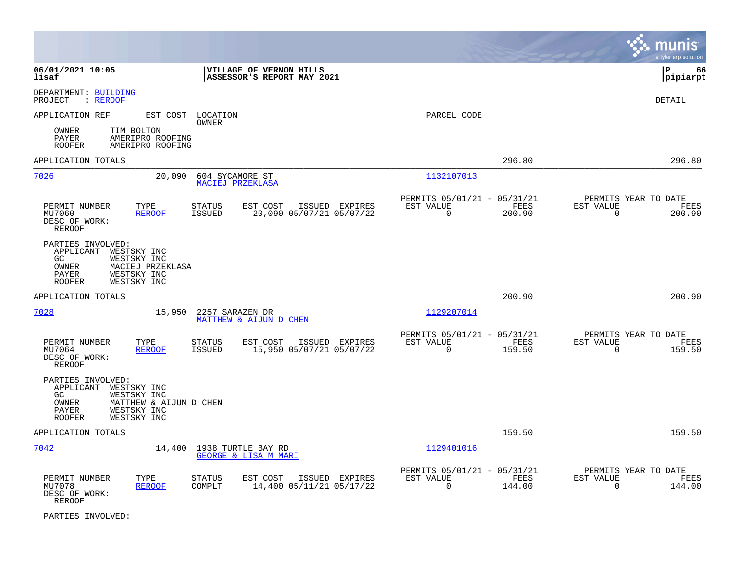**06/01/2021 10:05**
**lisaf**

**VILLAGE OF VERNON HILLS**
**ASSESSOR'S REPORT MAY 2021**

**P 66**
**pipiarpt**

DEPARTMENT: BUILDING
PROJECT : REROOF

DETAIL

APPLICATION REF | EST COST | LOCATION / OWNER | PARCEL CODE

OWNER TIM BOLTON
PAYER AMERIPRO ROOFING
ROOFER AMERIPRO ROOFING

APPLICATION TOTALS 296.80 296.80

---

**7026** | 20,090 | 604 SYCAMORE ST / MACIEJ PRZEKLASA | 1132107013

| PERMIT NUMBER | TYPE | STATUS | EST COST | ISSUED | EXPIRES | PERMITS 05/01/21 - 05/31/21 EST VALUE | FEES | PERMITS YEAR TO DATE EST VALUE | FEES |
|---|---|---|---|---|---|---|---|---|---|
| MU7060 | REROOF | ISSUED | 20,090 | 05/07/21 | 05/07/22 | 0 | 200.90 | 0 | 200.90 |

DESC OF WORK:
REROOF

PARTIES INVOLVED:
APPLICANT WESTSKY INC
GC WESTSKY INC
OWNER MACIEJ PRZEKLASA
PAYER WESTSKY INC
ROOFER WESTSKY INC

APPLICATION TOTALS 200.90 200.90

---

**7028** | 15,950 | 2257 SARAZEN DR / MATTHEW & AIJUN D CHEN | 1129207014

| PERMIT NUMBER | TYPE | STATUS | EST COST | ISSUED | EXPIRES | PERMITS 05/01/21 - 05/31/21 EST VALUE | FEES | PERMITS YEAR TO DATE EST VALUE | FEES |
|---|---|---|---|---|---|---|---|---|---|
| MU7064 | REROOF | ISSUED | 15,950 | 05/07/21 | 05/07/22 | 0 | 159.50 | 0 | 159.50 |

DESC OF WORK:
REROOF

PARTIES INVOLVED:
APPLICANT WESTSKY INC
GC WESTSKY INC
OWNER MATTHEW & AIJUN D CHEN
PAYER WESTSKY INC
ROOFER WESTSKY INC

APPLICATION TOTALS 159.50 159.50

---

**7042** | 14,400 | 1938 TURTLE BAY RD / GEORGE & LISA M MARI | 1129401016

| PERMIT NUMBER | TYPE | STATUS | EST COST | ISSUED | EXPIRES | PERMITS 05/01/21 - 05/31/21 EST VALUE | FEES | PERMITS YEAR TO DATE EST VALUE | FEES |
|---|---|---|---|---|---|---|---|---|---|
| MU7078 | REROOF | COMPLT | 14,400 | 05/11/21 | 05/17/22 | 0 | 144.00 | 0 | 144.00 |

DESC OF WORK:
REROOF

PARTIES INVOLVED: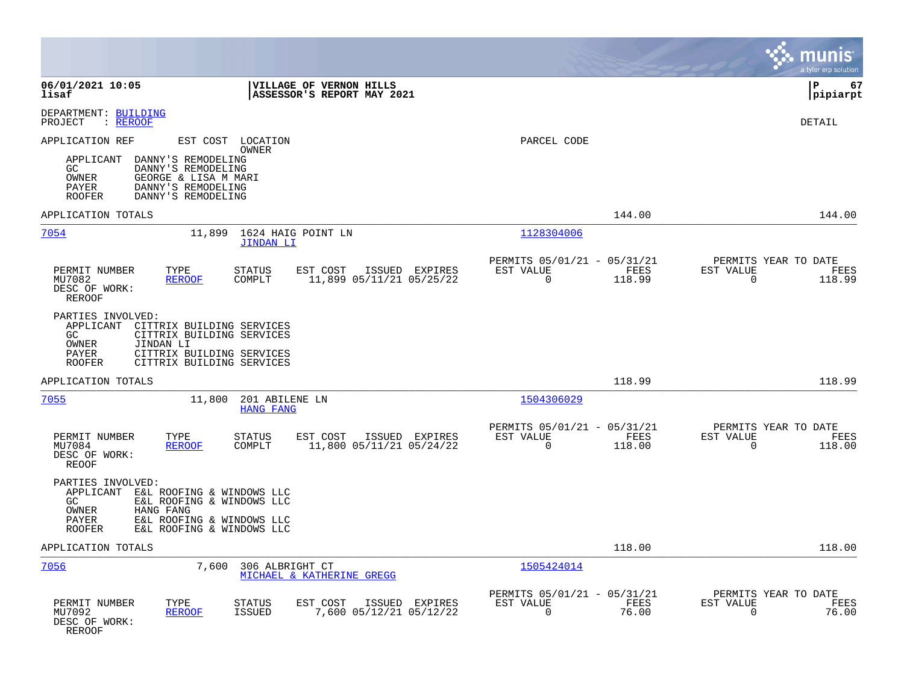06/01/2021 10:05 | VILLAGE OF VERNON HILLS | P 67
lisaf | ASSESSOR'S REPORT MAY 2021 | pipiarpt

DEPARTMENT: BUILDING
PROJECT : REROOF

DETAIL

APPLICATION REF | EST COST | LOCATION / OWNER | PARCEL CODE

APPLICANT DANNY'S REMODELING
GC DANNY'S REMODELING
OWNER GEORGE & LISA M MARI
PAYER DANNY'S REMODELING
ROOFER DANNY'S REMODELING

APPLICATION TOTALS 144.00 144.00

---

**7054** | 11,899 | 1624 HAIG POINT LN / JINDAN LI | 1128304006

| PERMIT NUMBER | TYPE | STATUS | EST COST | ISSUED | EXPIRES | PERMITS 05/01/21 - 05/31/21 EST VALUE | FEES | PERMITS YEAR TO DATE EST VALUE | FEES |
|---|---|---|---|---|---|---|---|---|---|
| MU7082 | REROOF | COMPLT | 11,899 | 05/11/21 | 05/25/22 | 0 | 118.99 | 0 | 118.99 |

DESC OF WORK:
REROOF

PARTIES INVOLVED:
APPLICANT CITTRIX BUILDING SERVICES
GC CITTRIX BUILDING SERVICES
OWNER JINDAN LI
PAYER CITTRIX BUILDING SERVICES
ROOFER CITTRIX BUILDING SERVICES

APPLICATION TOTALS 118.99 118.99

---

**7055** | 11,800 | 201 ABILENE LN / HANG FANG | 1504306029

| PERMIT NUMBER | TYPE | STATUS | EST COST | ISSUED | EXPIRES | PERMITS 05/01/21 - 05/31/21 EST VALUE | FEES | PERMITS YEAR TO DATE EST VALUE | FEES |
|---|---|---|---|---|---|---|---|---|---|
| MU7084 | REROOF | COMPLT | 11,800 | 05/11/21 | 05/24/22 | 0 | 118.00 | 0 | 118.00 |

DESC OF WORK:
REOOF

PARTIES INVOLVED:
APPLICANT E&L ROOFING & WINDOWS LLC
GC E&L ROOFING & WINDOWS LLC
OWNER HANG FANG
PAYER E&L ROOFING & WINDOWS LLC
ROOFER E&L ROOFING & WINDOWS LLC

APPLICATION TOTALS 118.00 118.00

---

**7056** | 7,600 | 306 ALBRIGHT CT / MICHAEL & KATHERINE GREGG | 1505424014

| PERMIT NUMBER | TYPE | STATUS | EST COST | ISSUED | EXPIRES | PERMITS 05/01/21 - 05/31/21 EST VALUE | FEES | PERMITS YEAR TO DATE EST VALUE | FEES |
|---|---|---|---|---|---|---|---|---|---|
| MU7092 | REROOF | ISSUED | 7,600 | 05/12/21 | 05/12/22 | 0 | 76.00 | 0 | 76.00 |

DESC OF WORK:
REROOF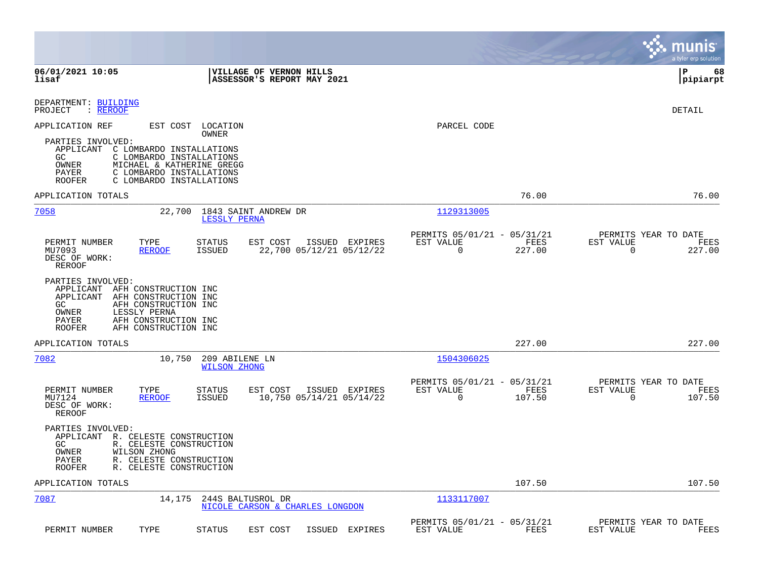DEPARTMENT: BUILDING
PROJECT : REROOF

DETAIL

APPLICATION REF | EST COST | LOCATION / OWNER | PARCEL CODE

PARTIES INVOLVED:
- APPLICANT C LOMBARDO INSTALLATIONS
- GC C LOMBARDO INSTALLATIONS
- OWNER MICHAEL & KATHERINE GREGG
- PAYER C LOMBARDO INSTALLATIONS
- ROOFER C LOMBARDO INSTALLATIONS

APPLICATION TOTALS 76.00 76.00

---

**7058** 22,700 1843 SAINT ANDREW DR — LESSLY PERNA — 1129313005

| PERMIT NUMBER | TYPE | STATUS | EST COST | ISSUED | EXPIRES | PERMITS 05/01/21 - 05/31/21 EST VALUE | FEES | PERMITS YEAR TO DATE EST VALUE | FEES |
|---|---|---|---|---|---|---|---|---|---|
| MU7093 | REROOF | ISSUED | 22,700 | 05/12/21 | 05/12/22 | 0 | 227.00 | 0 | 227.00 |

DESC OF WORK:
REROOF

PARTIES INVOLVED:
- APPLICANT AFH CONSTRUCTION INC
- APPLICANT AFH CONSTRUCTION INC
- GC AFH CONSTRUCTION INC
- OWNER LESSLY PERNA
- PAYER AFH CONSTRUCTION INC
- ROOFER AFH CONSTRUCTION INC

APPLICATION TOTALS 227.00 227.00

---

**7082** 10,750 209 ABILENE LN — WILSON ZHONG — 1504306025

| PERMIT NUMBER | TYPE | STATUS | EST COST | ISSUED | EXPIRES | PERMITS 05/01/21 - 05/31/21 EST VALUE | FEES | PERMITS YEAR TO DATE EST VALUE | FEES |
|---|---|---|---|---|---|---|---|---|---|
| MU7124 | REROOF | ISSUED | 10,750 | 05/14/21 | 05/14/22 | 0 | 107.50 | 0 | 107.50 |

DESC OF WORK:
REROOF

PARTIES INVOLVED:
- APPLICANT R. CELESTE CONSTRUCTION
- GC R. CELESTE CONSTRUCTION
- OWNER WILSON ZHONG
- PAYER R. CELESTE CONSTRUCTION
- ROOFER R. CELESTE CONSTRUCTION

APPLICATION TOTALS 107.50 107.50

---

**7087** 14,175 244S BALTUSROL DR — NICOLE CARSON & CHARLES LONGDON — 1133117007

| PERMIT NUMBER | TYPE | STATUS | EST COST | ISSUED | EXPIRES | PERMITS 05/01/21 - 05/31/21 EST VALUE | FEES | PERMITS YEAR TO DATE EST VALUE | FEES |
|---|---|---|---|---|---|---|---|---|---|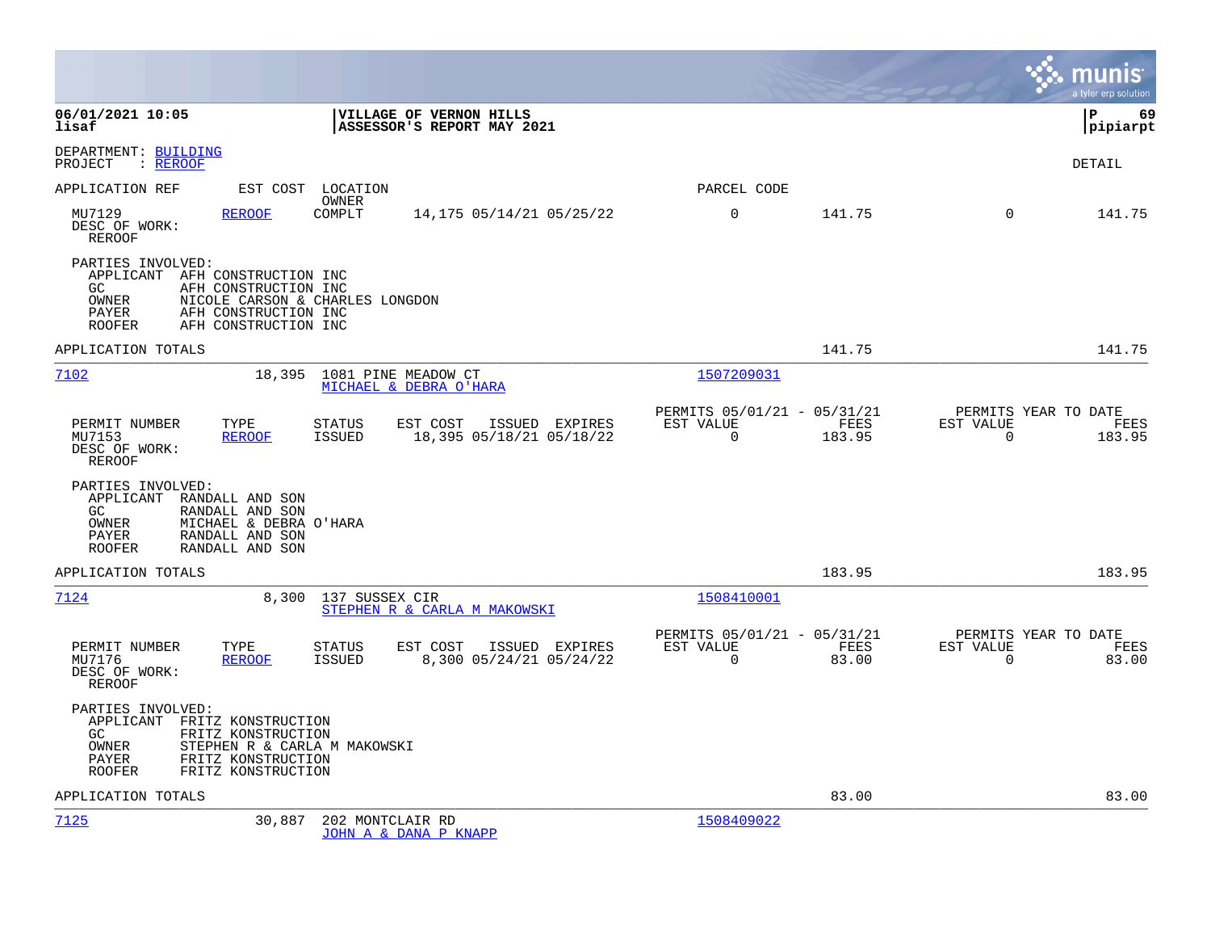06/01/2021 10:05 | VILLAGE OF VERNON HILLS | P 69
lisaf | ASSESSOR'S REPORT MAY 2021 | pipiarpt

DEPARTMENT: BUILDING
PROJECT : REROOF

DETAIL

| APPLICATION REF | EST COST | LOCATION / OWNER | | PARCEL CODE | | | |
|---|---|---|---|---|---|---|---|
| MU7129 | REROOF | COMPLT | 14,175 05/14/21 05/25/22 | 0 | 141.75 | 0 | 141.75 |

DESC OF WORK:
REROOF

PARTIES INVOLVED:
- APPLICANT AFH CONSTRUCTION INC
- GC AFH CONSTRUCTION INC
- OWNER NICOLE CARSON & CHARLES LONGDON
- PAYER AFH CONSTRUCTION INC
- ROOFER AFH CONSTRUCTION INC

APPLICATION TOTALS 141.75 141.75

---

**7102** 18,395 1081 PINE MEADOW CT — MICHAEL & DEBRA O'HARA — 1507209031

| PERMIT NUMBER | TYPE | STATUS | EST COST | ISSUED | EXPIRES | PERMITS 05/01/21 - 05/31/21 EST VALUE | FEES | PERMITS YEAR TO DATE EST VALUE | FEES |
|---|---|---|---|---|---|---|---|---|---|
| MU7153 | REROOF | ISSUED | 18,395 | 05/18/21 | 05/18/22 | 0 | 183.95 | 0 | 183.95 |

DESC OF WORK:
REROOF

PARTIES INVOLVED:
- APPLICANT RANDALL AND SON
- GC RANDALL AND SON
- OWNER MICHAEL & DEBRA O'HARA
- PAYER RANDALL AND SON
- ROOFER RANDALL AND SON

APPLICATION TOTALS 183.95 183.95

---

**7124** 8,300 137 SUSSEX CIR — STEPHEN R & CARLA M MAKOWSKI — 1508410001

| PERMIT NUMBER | TYPE | STATUS | EST COST | ISSUED | EXPIRES | PERMITS 05/01/21 - 05/31/21 EST VALUE | FEES | PERMITS YEAR TO DATE EST VALUE | FEES |
|---|---|---|---|---|---|---|---|---|---|
| MU7176 | REROOF | ISSUED | 8,300 | 05/24/21 | 05/24/22 | 0 | 83.00 | 0 | 83.00 |

DESC OF WORK:
REROOF

PARTIES INVOLVED:
- APPLICANT FRITZ KONSTRUCTION
- GC FRITZ KONSTRUCTION
- OWNER STEPHEN R & CARLA M MAKOWSKI
- PAYER FRITZ KONSTRUCTION
- ROOFER FRITZ KONSTRUCTION

APPLICATION TOTALS 83.00 83.00

---

**7125** 30,887 202 MONTCLAIR RD — JOHN A & DANA P KNAPP — 1508409022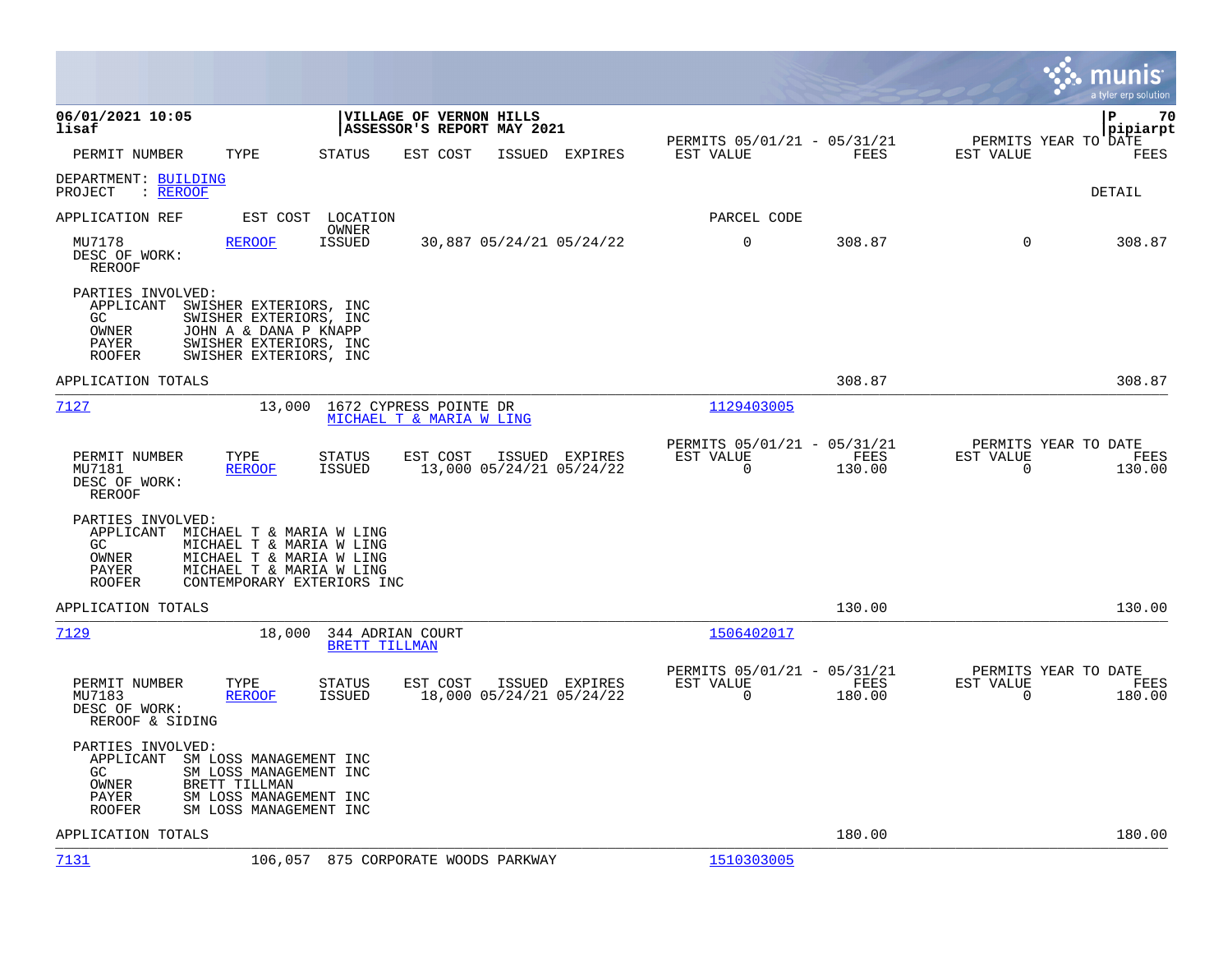06/01/2021 10:05
lisaf

VILLAGE OF VERNON HILLS
ASSESSOR'S REPORT MAY 2021

P 70
pipiarpt

| PERMIT NUMBER | TYPE | STATUS | EST COST | ISSUED | EXPIRES | PERMITS 05/01/21 - 05/31/21 EST VALUE | FEES | PERMITS YEAR TO DATE EST VALUE | FEES |
|---|---|---|---|---|---|---|---|---|---|

DEPARTMENT: BUILDING
PROJECT : REROOF

DETAIL

APPLICATION REF | EST COST | LOCATION / OWNER | PARCEL CODE

| PERMIT NUMBER | TYPE | STATUS | EST COST | ISSUED | EXPIRES | EST VALUE | FEES | EST VALUE | FEES |
|---|---|---|---|---|---|---|---|---|---|
| MU7178 | REROOF | ISSUED | 30,887 | 05/24/21 | 05/24/22 | 0 | 308.87 | 0 | 308.87 |

DESC OF WORK:
REROOF

PARTIES INVOLVED:
- APPLICANT SWISHER EXTERIORS, INC
- GC SWISHER EXTERIORS, INC
- OWNER JOHN A & DANA P KNAPP
- PAYER SWISHER EXTERIORS, INC
- ROOFER SWISHER EXTERIORS, INC

APPLICATION TOTALS 308.87 308.87

---

7127 | 13,000 | 1672 CYPRESS POINTE DR | MICHAEL T & MARIA W LING | 1129403005

| PERMIT NUMBER | TYPE | STATUS | EST COST | ISSUED | EXPIRES | PERMITS 05/01/21 - 05/31/21 EST VALUE | FEES | PERMITS YEAR TO DATE EST VALUE | FEES |
|---|---|---|---|---|---|---|---|---|---|
| MU7181 | REROOF | ISSUED | 13,000 | 05/24/21 | 05/24/22 | 0 | 130.00 | 0 | 130.00 |

DESC OF WORK:
REROOF

PARTIES INVOLVED:
- APPLICANT MICHAEL T & MARIA W LING
- GC MICHAEL T & MARIA W LING
- OWNER MICHAEL T & MARIA W LING
- PAYER MICHAEL T & MARIA W LING
- ROOFER CONTEMPORARY EXTERIORS INC

APPLICATION TOTALS 130.00 130.00

---

7129 | 18,000 | 344 ADRIAN COURT | BRETT TILLMAN | 1506402017

| PERMIT NUMBER | TYPE | STATUS | EST COST | ISSUED | EXPIRES | PERMITS 05/01/21 - 05/31/21 EST VALUE | FEES | PERMITS YEAR TO DATE EST VALUE | FEES |
|---|---|---|---|---|---|---|---|---|---|
| MU7183 | REROOF | ISSUED | 18,000 | 05/24/21 | 05/24/22 | 0 | 180.00 | 0 | 180.00 |

DESC OF WORK:
REROOF & SIDING

PARTIES INVOLVED:
- APPLICANT SM LOSS MANAGEMENT INC
- GC SM LOSS MANAGEMENT INC
- OWNER BRETT TILLMAN
- PAYER SM LOSS MANAGEMENT INC
- ROOFER SM LOSS MANAGEMENT INC

APPLICATION TOTALS 180.00 180.00

---

7131 | 106,057 | 875 CORPORATE WOODS PARKWAY | 1510303005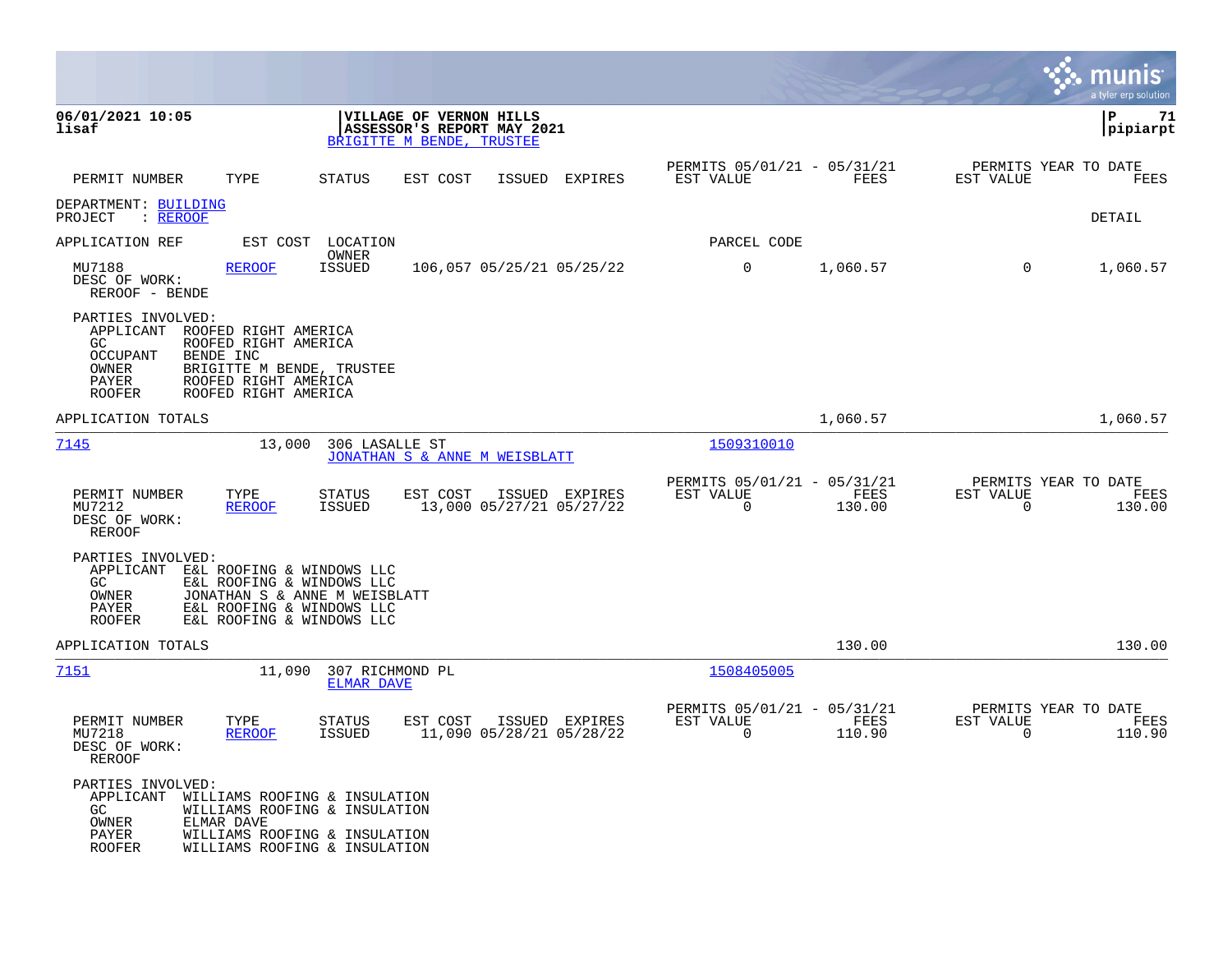**VILLAGE OF VERNON HILLS**
**ASSESSOR'S REPORT MAY 2021**
BRIGITTE M BENDE, TRUSTEE

06/01/2021 10:05
lisaf

P 71
pipiarpt

| PERMIT NUMBER | TYPE | STATUS | EST COST | ISSUED | EXPIRES | PERMITS 05/01/21 - 05/31/21 EST VALUE | FEES | PERMITS YEAR TO DATE EST VALUE | FEES |
|---|---|---|---|---|---|---|---|---|---|

DEPARTMENT: BUILDING
PROJECT : REROOF

DETAIL

APPLICATION REF | EST COST | LOCATION / OWNER | PARCEL CODE

| PERMIT NUMBER | TYPE | STATUS | EST COST | ISSUED | EXPIRES | EST VALUE | FEES | EST VALUE (YTD) | FEES (YTD) |
|---|---|---|---|---|---|---|---|---|---|
| MU7188 | REROOF | ISSUED | 106,057 | 05/25/21 | 05/25/22 | 0 | 1,060.57 | 0 | 1,060.57 |

DESC OF WORK:
REROOF - BENDE

PARTIES INVOLVED:
- APPLICANT ROOFED RIGHT AMERICA
- GC ROOFED RIGHT AMERICA
- OCCUPANT BENDE INC
- OWNER BRIGITTE M BENDE, TRUSTEE
- PAYER ROOFED RIGHT AMERICA
- ROOFER ROOFED RIGHT AMERICA

APPLICATION TOTALS: 1,060.57 | 1,060.57

---

**7145** | 13,000 | 306 LASALLE ST | JONATHAN S & ANNE M WEISBLATT | 1509310010

| PERMIT NUMBER | TYPE | STATUS | EST COST | ISSUED | EXPIRES | EST VALUE | FEES | EST VALUE (YTD) | FEES (YTD) |
|---|---|---|---|---|---|---|---|---|---|
| MU7212 | REROOF | ISSUED | 13,000 | 05/27/21 | 05/27/22 | 0 | 130.00 | 0 | 130.00 |

DESC OF WORK:
REROOF

PARTIES INVOLVED:
- APPLICANT E&L ROOFING & WINDOWS LLC
- GC E&L ROOFING & WINDOWS LLC
- OWNER JONATHAN S & ANNE M WEISBLATT
- PAYER E&L ROOFING & WINDOWS LLC
- ROOFER E&L ROOFING & WINDOWS LLC

APPLICATION TOTALS: 130.00 | 130.00

---

**7151** | 11,090 | 307 RICHMOND PL | ELMAR DAVE | 1508405005

| PERMIT NUMBER | TYPE | STATUS | EST COST | ISSUED | EXPIRES | EST VALUE | FEES | EST VALUE (YTD) | FEES (YTD) |
|---|---|---|---|---|---|---|---|---|---|
| MU7218 | REROOF | ISSUED | 11,090 | 05/28/21 | 05/28/22 | 0 | 110.90 | 0 | 110.90 |

DESC OF WORK:
REROOF

PARTIES INVOLVED:
- APPLICANT WILLIAMS ROOFING & INSULATION
- GC WILLIAMS ROOFING & INSULATION
- OWNER ELMAR DAVE
- PAYER WILLIAMS ROOFING & INSULATION
- ROOFER WILLIAMS ROOFING & INSULATION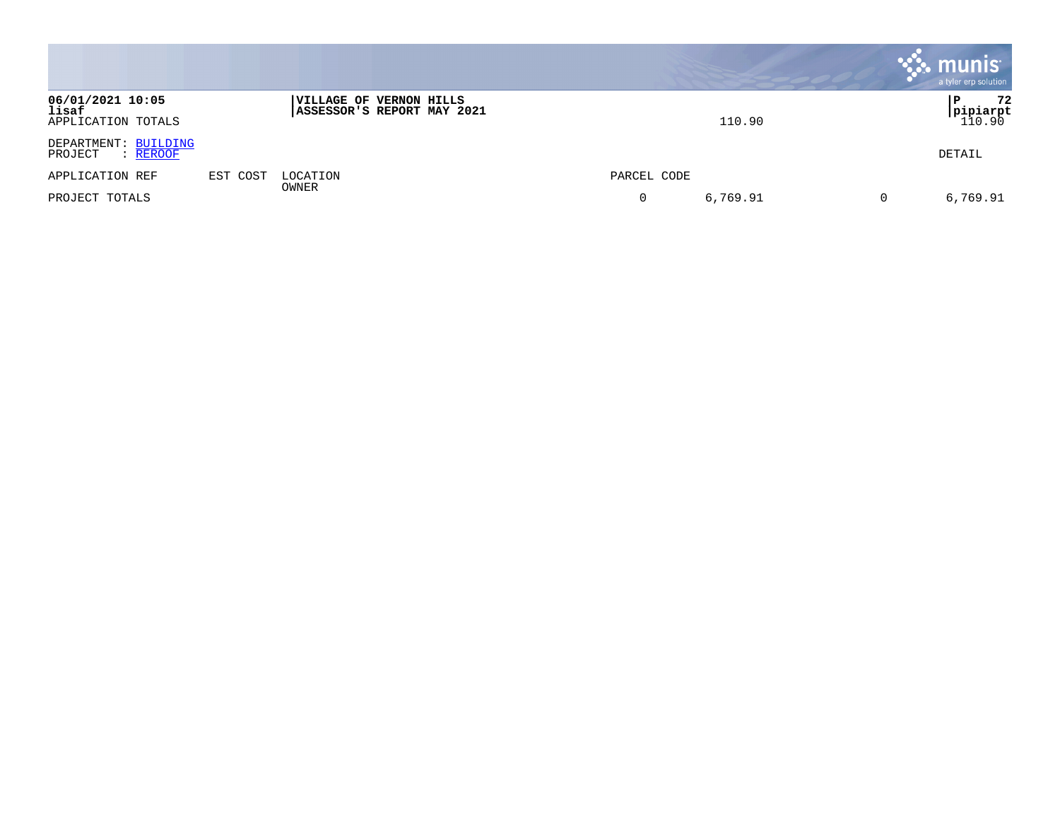06/01/2021 10:05 | VILLAGE OF VERNON HILLS
lisaf | ASSESSOR'S REPORT MAY 2021
APPLICATION TOTALS 110.90 110.90

DEPARTMENT: BUILDING
PROJECT : REROOF

DETAIL

| APPLICATION REF | EST COST | LOCATION<br>OWNER | PARCEL CODE | | | |
|---|---|---|---|---|---|---|
| PROJECT TOTALS | | | 0 | 6,769.91 | 0 | 6,769.91 |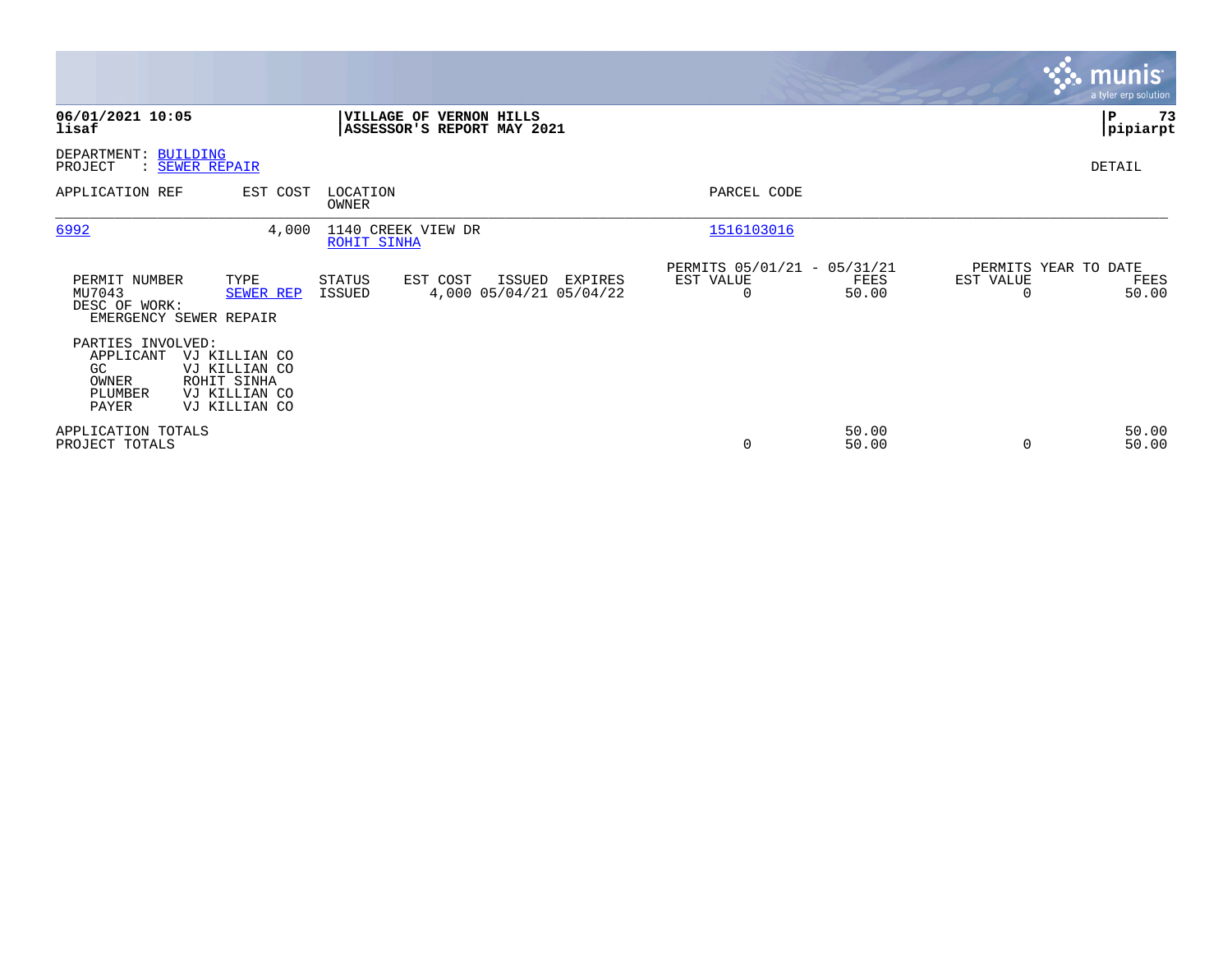**06/01/2021 10:05**
**lisaf**

**VILLAGE OF VERNON HILLS**
**ASSESSOR'S REPORT MAY 2021**

**P 73**
**pipiarpt**

DEPARTMENT: BUILDING
PROJECT : SEWER REPAIR

DETAIL

| APPLICATION REF | EST COST | LOCATION / OWNER | PARCEL CODE |
|---|---|---|---|
| 6992 | 4,000 | 1140 CREEK VIEW DR / ROHIT SINHA | 1516103016 |

| PERMIT NUMBER | TYPE | STATUS | EST COST | ISSUED | EXPIRES | PERMITS 05/01/21 - 05/31/21 EST VALUE | FEES | PERMITS YEAR TO DATE EST VALUE | FEES |
|---|---|---|---|---|---|---|---|---|---|
| MU7043 | SEWER REP | ISSUED | 4,000 | 05/04/21 | 05/04/22 | 0 | 50.00 | 0 | 50.00 |

DESC OF WORK:
EMERGENCY SEWER REPAIR

PARTIES INVOLVED:

| | |
|---|---|
| APPLICANT | VJ KILLIAN CO |
| GC | VJ KILLIAN CO |
| OWNER | ROHIT SINHA |
| PLUMBER | VJ KILLIAN CO |
| PAYER | VJ KILLIAN CO |

| | EST VALUE | FEES | YTD EST VALUE | YTD FEES |
|---|---|---|---|---|
| APPLICATION TOTALS | | 50.00 | | 50.00 |
| PROJECT TOTALS | 0 | 50.00 | 0 | 50.00 |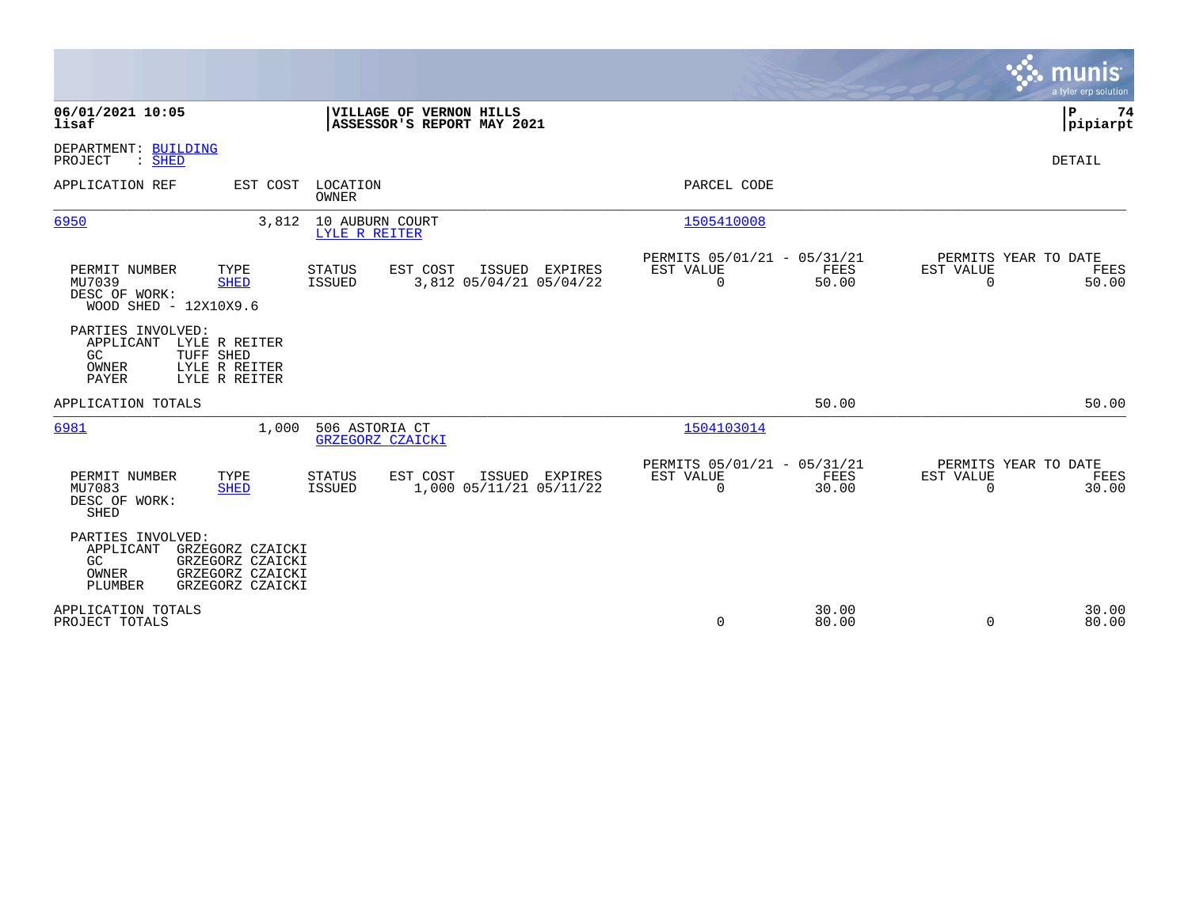**06/01/2021 10:05**
**lisaf**

**VILLAGE OF VERNON HILLS**
**ASSESSOR'S REPORT MAY 2021**

**P 74**
**pipiarpt**

DEPARTMENT: BUILDING
PROJECT : SHED

DETAIL

| APPLICATION REF | EST COST | LOCATION / OWNER | PARCEL CODE |
|---|---|---|---|
| 6950 | 3,812 | 10 AUBURN COURT / LYLE R REITER | 1505410008 |

| PERMIT NUMBER | TYPE | STATUS | EST COST | ISSUED | EXPIRES | PERMITS 05/01/21 - 05/31/21 EST VALUE | FEES | PERMITS YEAR TO DATE EST VALUE | FEES |
|---|---|---|---|---|---|---|---|---|---|
| MU7039 | SHED | ISSUED | 3,812 | 05/04/21 | 05/04/22 | 0 | 50.00 | 0 | 50.00 |

DESC OF WORK:
WOOD SHED - 12X10X9.6

PARTIES INVOLVED:
- APPLICANT LYLE R REITER
- GC TUFF SHED
- OWNER LYLE R REITER
- PAYER LYLE R REITER

APPLICATION TOTALS 50.00 50.00

| APPLICATION REF | EST COST | LOCATION / OWNER | PARCEL CODE |
|---|---|---|---|
| 6981 | 1,000 | 506 ASTORIA CT / GRZEGORZ CZAICKI | 1504103014 |

| PERMIT NUMBER | TYPE | STATUS | EST COST | ISSUED | EXPIRES | PERMITS 05/01/21 - 05/31/21 EST VALUE | FEES | PERMITS YEAR TO DATE EST VALUE | FEES |
|---|---|---|---|---|---|---|---|---|---|
| MU7083 | SHED | ISSUED | 1,000 | 05/11/21 | 05/11/22 | 0 | 30.00 | 0 | 30.00 |

DESC OF WORK:
SHED

PARTIES INVOLVED:
- APPLICANT GRZEGORZ CZAICKI
- GC GRZEGORZ CZAICKI
- OWNER GRZEGORZ CZAICKI
- PLUMBER GRZEGORZ CZAICKI

| | EST VALUE | FEES | YTD EST VALUE | YTD FEES |
|---|---|---|---|---|
| APPLICATION TOTALS | | 30.00 | | 30.00 |
| PROJECT TOTALS | 0 | 80.00 | 0 | 80.00 |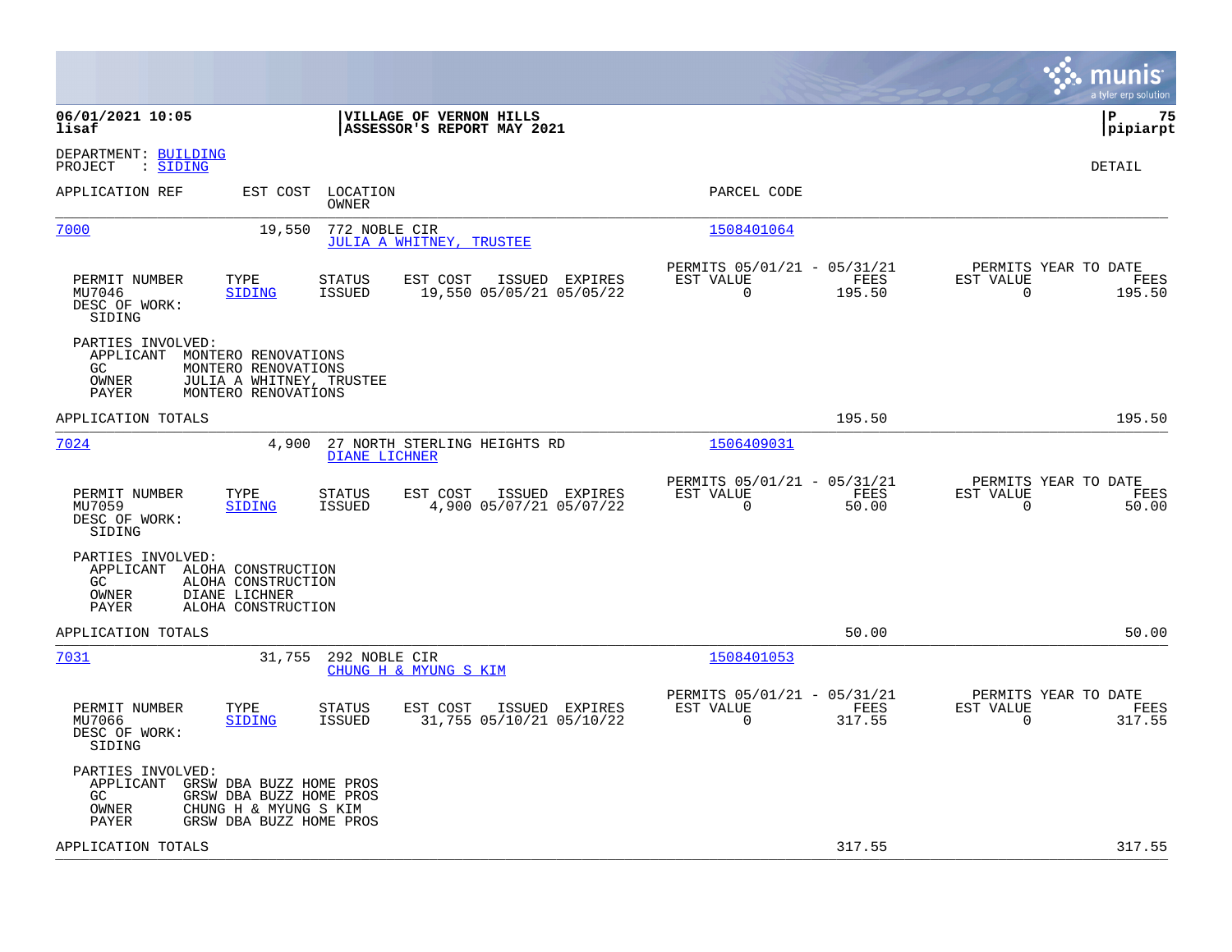06/01/2021 10:05
lisaf

**VILLAGE OF VERNON HILLS**
**ASSESSOR'S REPORT MAY 2021**

P 75
pipiarpt

DEPARTMENT: BUILDING
PROJECT : SIDING

DETAIL

| APPLICATION REF | EST COST | LOCATION / OWNER | PARCEL CODE |
|---|---|---|---|
| 7000 | 19,550 | 772 NOBLE CIR / JULIA A WHITNEY, TRUSTEE | 1508401064 |

| PERMIT NUMBER | TYPE | STATUS | EST COST | ISSUED | EXPIRES | PERMITS 05/01/21 - 05/31/21 EST VALUE | FEES | PERMITS YEAR TO DATE EST VALUE | FEES |
|---|---|---|---|---|---|---|---|---|---|
| MU7046 | SIDING | ISSUED | 19,550 | 05/05/21 | 05/05/22 | 0 | 195.50 | 0 | 195.50 |

DESC OF WORK:
SIDING

PARTIES INVOLVED:
APPLICANT MONTERO RENOVATIONS
GC MONTERO RENOVATIONS
OWNER JULIA A WHITNEY, TRUSTEE
PAYER MONTERO RENOVATIONS

APPLICATION TOTALS 195.50 195.50

| APPLICATION REF | EST COST | LOCATION / OWNER | PARCEL CODE |
|---|---|---|---|
| 7024 | 4,900 | 27 NORTH STERLING HEIGHTS RD / DIANE LICHNER | 1506409031 |

| PERMIT NUMBER | TYPE | STATUS | EST COST | ISSUED | EXPIRES | PERMITS 05/01/21 - 05/31/21 EST VALUE | FEES | PERMITS YEAR TO DATE EST VALUE | FEES |
|---|---|---|---|---|---|---|---|---|---|
| MU7059 | SIDING | ISSUED | 4,900 | 05/07/21 | 05/07/22 | 0 | 50.00 | 0 | 50.00 |

DESC OF WORK:
SIDING

PARTIES INVOLVED:
APPLICANT ALOHA CONSTRUCTION
GC ALOHA CONSTRUCTION
OWNER DIANE LICHNER
PAYER ALOHA CONSTRUCTION

APPLICATION TOTALS 50.00 50.00

| APPLICATION REF | EST COST | LOCATION / OWNER | PARCEL CODE |
|---|---|---|---|
| 7031 | 31,755 | 292 NOBLE CIR / CHUNG H & MYUNG S KIM | 1508401053 |

| PERMIT NUMBER | TYPE | STATUS | EST COST | ISSUED | EXPIRES | PERMITS 05/01/21 - 05/31/21 EST VALUE | FEES | PERMITS YEAR TO DATE EST VALUE | FEES |
|---|---|---|---|---|---|---|---|---|---|
| MU7066 | SIDING | ISSUED | 31,755 | 05/10/21 | 05/10/22 | 0 | 317.55 | 0 | 317.55 |

DESC OF WORK:
SIDING

PARTIES INVOLVED:
APPLICANT GRSW DBA BUZZ HOME PROS
GC GRSW DBA BUZZ HOME PROS
OWNER CHUNG H & MYUNG S KIM
PAYER GRSW DBA BUZZ HOME PROS

APPLICATION TOTALS 317.55 317.55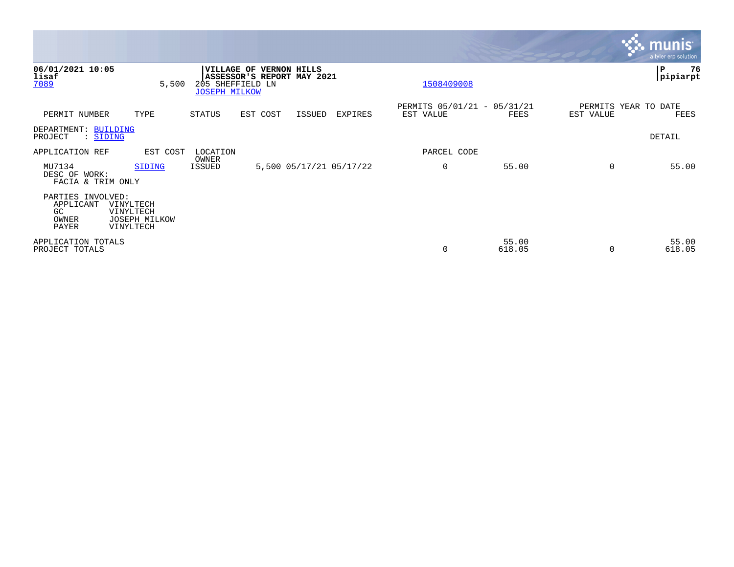06/01/2021 10:05
lisaf
7089 5,500 205 SHEFFIELD LN
JOSEPH MILKOW

**VILLAGE OF VERNON HILLS**
**ASSESSOR'S REPORT MAY 2021**

1508409008

pipiarpt

| PERMIT NUMBER | TYPE | STATUS | EST COST | ISSUED | EXPIRES | PERMITS 05/01/21 - 05/31/21 EST VALUE | FEES | PERMITS YEAR TO DATE EST VALUE | FEES |
|---|---|---|---|---|---|---|---|---|---|

DEPARTMENT: BUILDING
PROJECT : SIDING

DETAIL

| APPLICATION REF | EST COST | LOCATION OWNER | | | | PARCEL CODE | | | |
|---|---|---|---|---|---|---|---|---|---|
| MU7134 | SIDING | ISSUED | 5,500 | 05/17/21 | 05/17/22 | 0 | 55.00 | 0 | 55.00 |

DESC OF WORK:
FACIA & TRIM ONLY

PARTIES INVOLVED:
APPLICANT VINYLTECH
GC VINYLTECH
OWNER JOSEPH MILKOW
PAYER VINYLTECH

| | EST VALUE | FEES | EST VALUE | FEES |
|---|---|---|---|---|
| APPLICATION TOTALS | | 55.00 | | 55.00 |
| PROJECT TOTALS | 0 | 618.05 | 0 | 618.05 |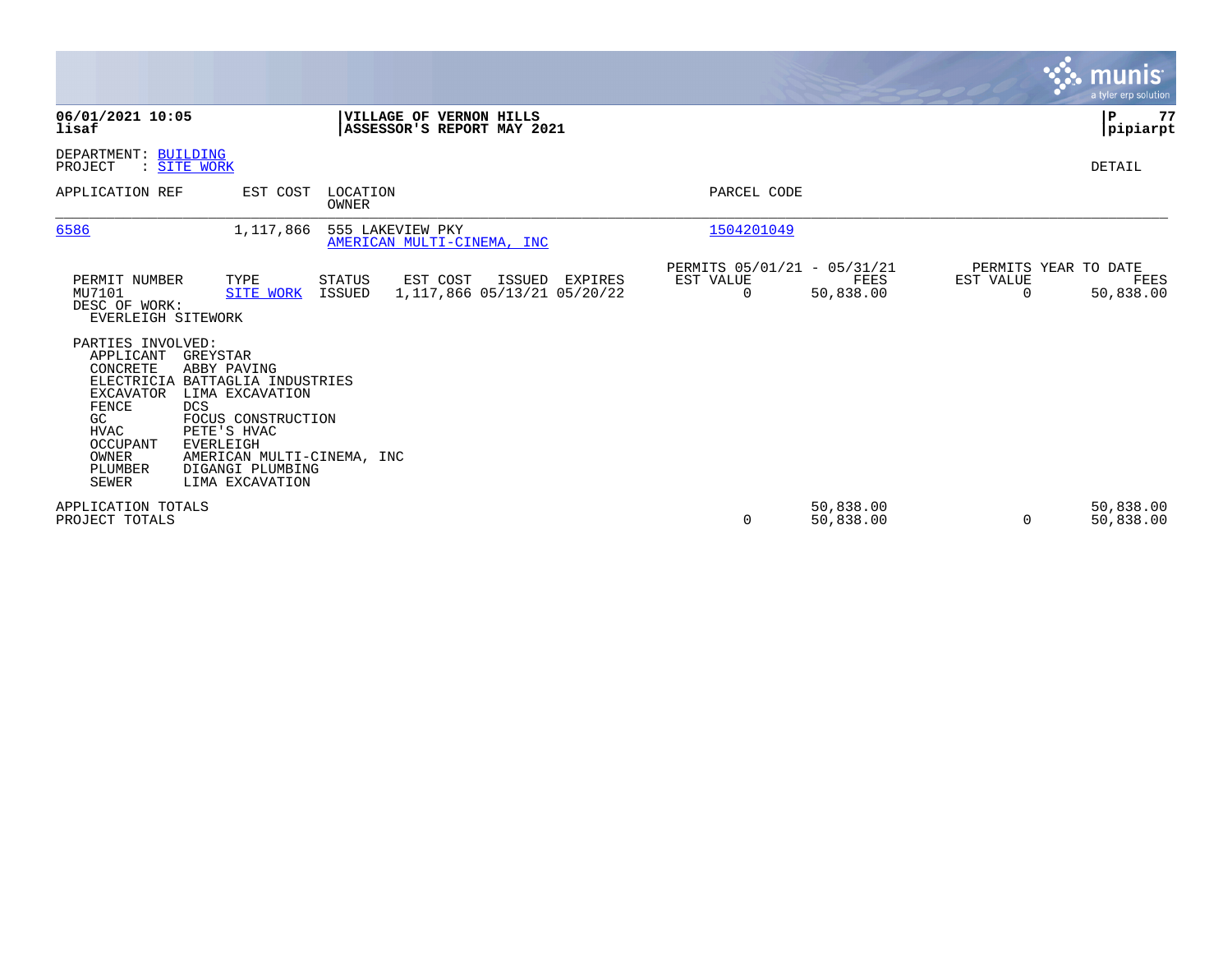**06/01/2021 10:05**
**lisaf**

**VILLAGE OF VERNON HILLS**
**ASSESSOR'S REPORT MAY 2021**

**P 77**
**pipiarpt**

DEPARTMENT: BUILDING
PROJECT : SITE WORK

DETAIL

| APPLICATION REF | EST COST | LOCATION / OWNER | PARCEL CODE |
|---|---|---|---|
| 6586 | 1,117,866 | 555 LAKEVIEW PKY / AMERICAN MULTI-CINEMA, INC | 1504201049 |

| PERMIT NUMBER | TYPE | STATUS | EST COST | ISSUED | EXPIRES | PERMITS 05/01/21 - 05/31/21 EST VALUE | FEES | PERMITS YEAR TO DATE EST VALUE | FEES |
|---|---|---|---|---|---|---|---|---|---|
| MU7101 | SITE WORK | ISSUED | 1,117,866 | 05/13/21 | 05/20/22 | 0 | 50,838.00 | 0 | 50,838.00 |

DESC OF WORK:
EVERLEIGH SITEWORK

PARTIES INVOLVED:

| Role | Party |
|---|---|
| APPLICANT | GREYSTAR |
| CONCRETE | ABBY PAVING |
| ELECTRICIA | BATTAGLIA INDUSTRIES |
| EXCAVATOR | LIMA EXCAVATION |
| FENCE | DCS |
| GC | FOCUS CONSTRUCTION |
| HVAC | PETE'S HVAC |
| OCCUPANT | EVERLEIGH |
| OWNER | AMERICAN MULTI-CINEMA, INC |
| PLUMBER | DIGANGI PLUMBING |
| SEWER | LIMA EXCAVATION |

| | EST VALUE | FEES | YTD EST VALUE | YTD FEES |
|---|---|---|---|---|
| APPLICATION TOTALS | | 50,838.00 | | 50,838.00 |
| PROJECT TOTALS | 0 | 50,838.00 | 0 | 50,838.00 |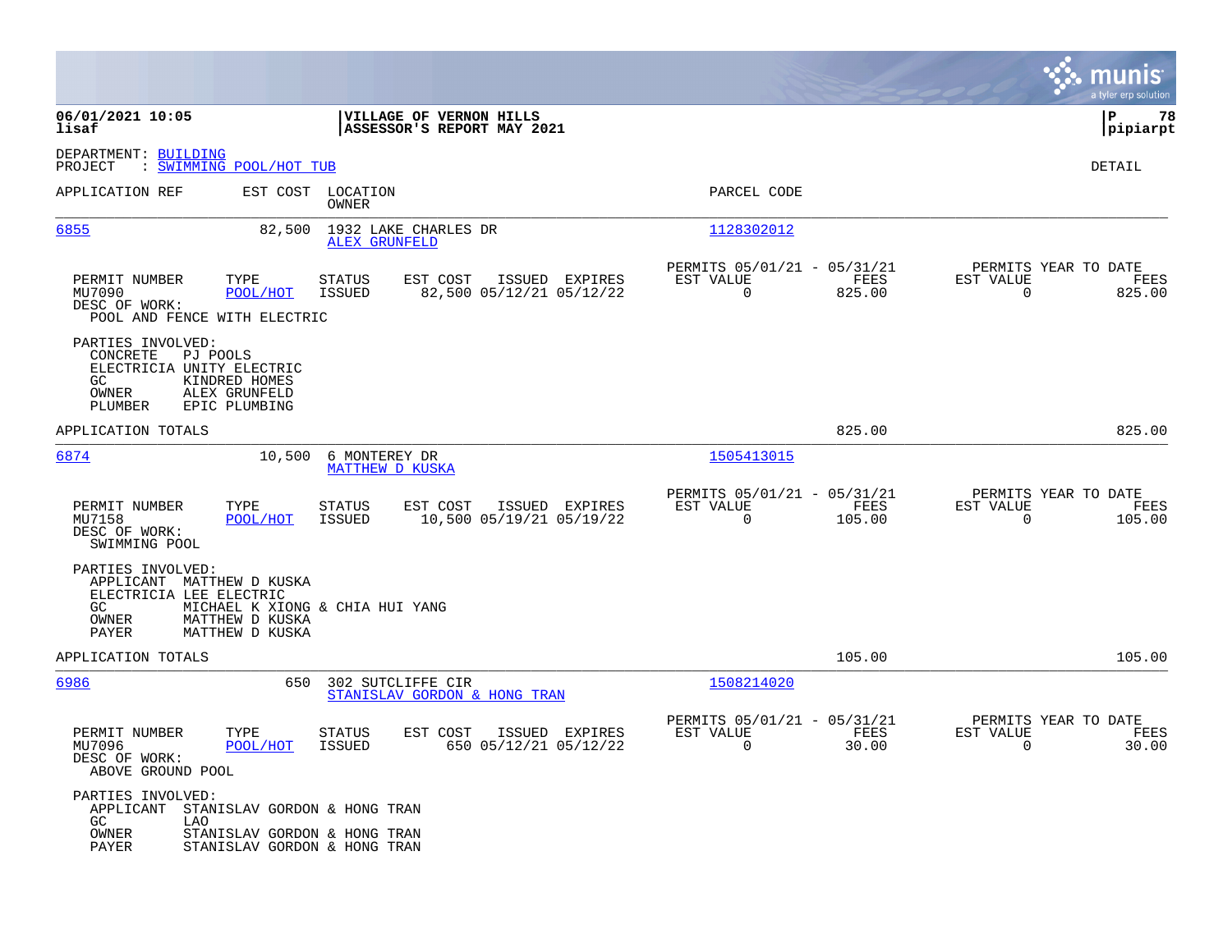**06/01/2021 10:05**
**lisaf**

**VILLAGE OF VERNON HILLS**
**ASSESSOR'S REPORT MAY 2021**

**P 78**
**pipiarpt**

DEPARTMENT: BUILDING
PROJECT : SWIMMING POOL/HOT TUB

DETAIL

| APPLICATION REF | EST COST | LOCATION / OWNER | PARCEL CODE |
|---|---|---|---|
| 6855 | 82,500 | 1932 LAKE CHARLES DR / ALEX GRUNFELD | 1128302012 |

| PERMIT NUMBER | TYPE | STATUS | EST COST | ISSUED | EXPIRES | PERMITS 05/01/21 - 05/31/21 EST VALUE | FEES | PERMITS YEAR TO DATE EST VALUE | FEES |
|---|---|---|---|---|---|---|---|---|---|
| MU7090 | POOL/HOT | ISSUED | 82,500 | 05/12/21 | 05/12/22 | 0 | 825.00 | 0 | 825.00 |

DESC OF WORK:
POOL AND FENCE WITH ELECTRIC

PARTIES INVOLVED:
- CONCRETE PJ POOLS
- ELECTRICIA UNITY ELECTRIC
- GC KINDRED HOMES
- OWNER ALEX GRUNFELD
- PLUMBER EPIC PLUMBING

APPLICATION TOTALS 825.00 825.00

| APPLICATION REF | EST COST | LOCATION / OWNER | PARCEL CODE |
|---|---|---|---|
| 6874 | 10,500 | 6 MONTEREY DR / MATTHEW D KUSKA | 1505413015 |

| PERMIT NUMBER | TYPE | STATUS | EST COST | ISSUED | EXPIRES | PERMITS 05/01/21 - 05/31/21 EST VALUE | FEES | PERMITS YEAR TO DATE EST VALUE | FEES |
|---|---|---|---|---|---|---|---|---|---|
| MU7158 | POOL/HOT | ISSUED | 10,500 | 05/19/21 | 05/19/22 | 0 | 105.00 | 0 | 105.00 |

DESC OF WORK:
SWIMMING POOL

PARTIES INVOLVED:
- APPLICANT MATTHEW D KUSKA
- ELECTRICIA LEE ELECTRIC
- GC MICHAEL K XIONG & CHIA HUI YANG
- OWNER MATTHEW D KUSKA
- PAYER MATTHEW D KUSKA

APPLICATION TOTALS 105.00 105.00

| APPLICATION REF | EST COST | LOCATION / OWNER | PARCEL CODE |
|---|---|---|---|
| 6986 | 650 | 302 SUTCLIFFE CIR / STANISLAV GORDON & HONG TRAN | 1508214020 |

| PERMIT NUMBER | TYPE | STATUS | EST COST | ISSUED | EXPIRES | PERMITS 05/01/21 - 05/31/21 EST VALUE | FEES | PERMITS YEAR TO DATE EST VALUE | FEES |
|---|---|---|---|---|---|---|---|---|---|
| MU7096 | POOL/HOT | ISSUED | 650 | 05/12/21 | 05/12/22 | 0 | 30.00 | 0 | 30.00 |

DESC OF WORK:
ABOVE GROUND POOL

PARTIES INVOLVED:
- APPLICANT STANISLAV GORDON & HONG TRAN
- GC LAO
- OWNER STANISLAV GORDON & HONG TRAN
- PAYER STANISLAV GORDON & HONG TRAN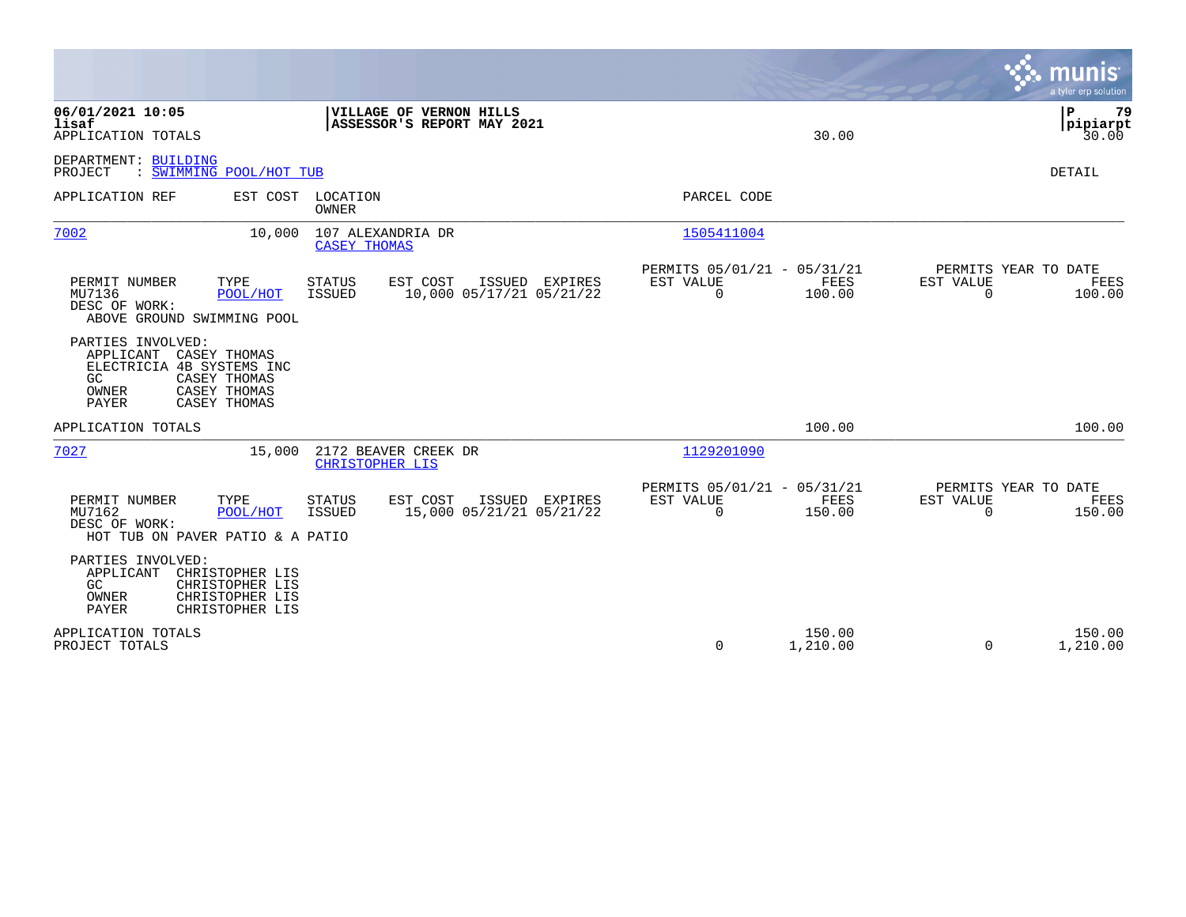06/01/2021 10:05 | VILLAGE OF VERNON HILLS | P 79
lisaf | ASSESSOR'S REPORT MAY 2021 | pipiarpt

APPLICATION TOTALS 30.00 30.00

DEPARTMENT: BUILDING
PROJECT : SWIMMING POOL/HOT TUB

DETAIL

| APPLICATION REF | EST COST | LOCATION / OWNER | PARCEL CODE |
|---|---|---|---|
| 7002 | 10,000 | 107 ALEXANDRIA DR / CASEY THOMAS | 1505411004 |

| PERMIT NUMBER | TYPE | STATUS | EST COST | ISSUED | EXPIRES | PERMITS 05/01/21 - 05/31/21 EST VALUE | FEES | PERMITS YEAR TO DATE EST VALUE | FEES |
|---|---|---|---|---|---|---|---|---|---|
| MU7136 | POOL/HOT | ISSUED | 10,000 | 05/17/21 | 05/21/22 | 0 | 100.00 | 0 | 100.00 |

DESC OF WORK:
ABOVE GROUND SWIMMING POOL

PARTIES INVOLVED:
- APPLICANT CASEY THOMAS
- ELECTRICIA 4B SYSTEMS INC
- GC CASEY THOMAS
- OWNER CASEY THOMAS
- PAYER CASEY THOMAS

APPLICATION TOTALS 100.00 100.00

| APPLICATION REF | EST COST | LOCATION / OWNER | PARCEL CODE |
|---|---|---|---|
| 7027 | 15,000 | 2172 BEAVER CREEK DR / CHRISTOPHER LIS | 1129201090 |

| PERMIT NUMBER | TYPE | STATUS | EST COST | ISSUED | EXPIRES | PERMITS 05/01/21 - 05/31/21 EST VALUE | FEES | PERMITS YEAR TO DATE EST VALUE | FEES |
|---|---|---|---|---|---|---|---|---|---|
| MU7162 | POOL/HOT | ISSUED | 15,000 | 05/21/21 | 05/21/22 | 0 | 150.00 | 0 | 150.00 |

DESC OF WORK:
HOT TUB ON PAVER PATIO & A PATIO

PARTIES INVOLVED:
- APPLICANT CHRISTOPHER LIS
- GC CHRISTOPHER LIS
- OWNER CHRISTOPHER LIS
- PAYER CHRISTOPHER LIS

| | EST VALUE | FEES | EST VALUE | FEES |
|---|---|---|---|---|
| APPLICATION TOTALS | | 150.00 | | 150.00 |
| PROJECT TOTALS | 0 | 1,210.00 | 0 | 1,210.00 |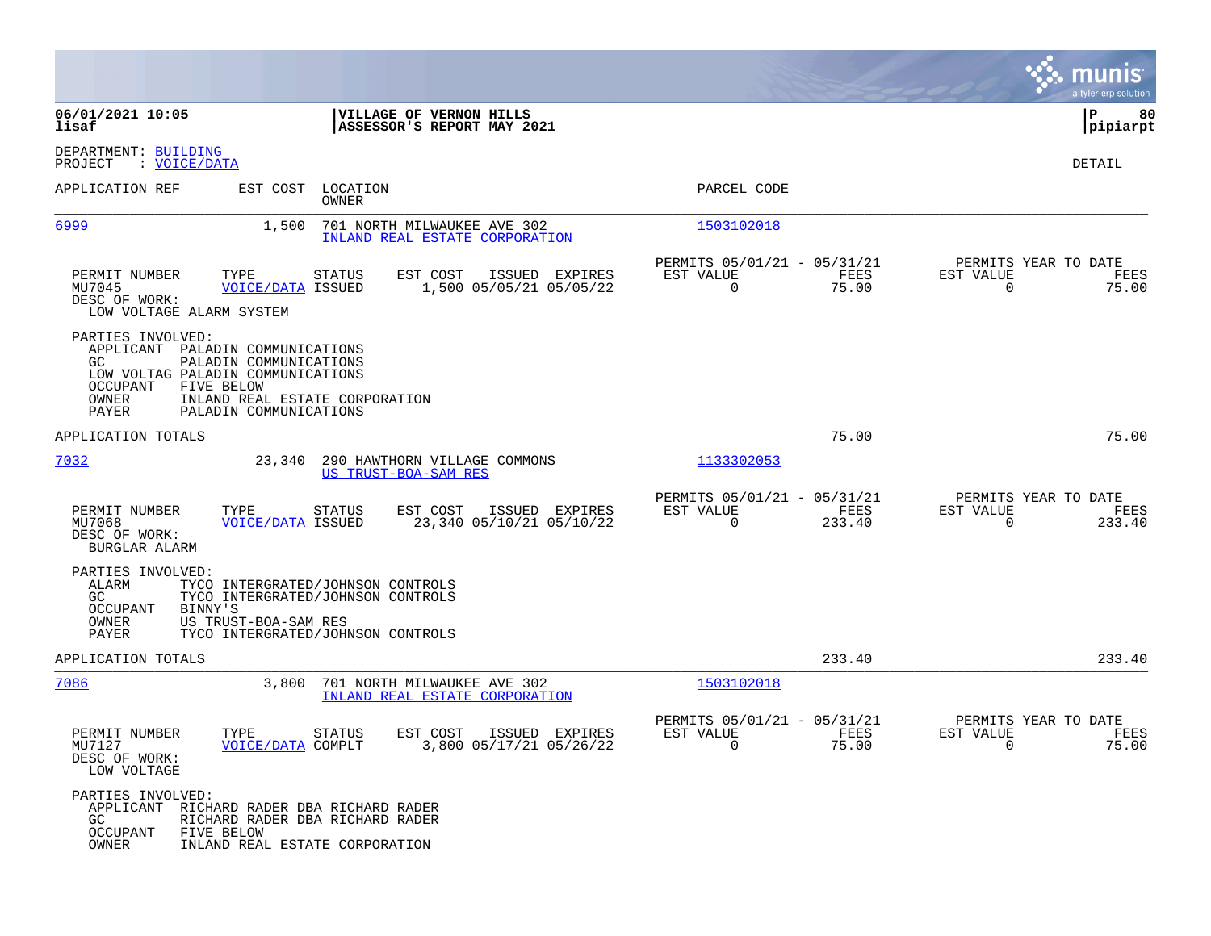**06/01/2021 10:05** | **VILLAGE OF VERNON HILLS** | **P 80**
**lisaf** | **ASSESSOR'S REPORT MAY 2021** | **pipiarpt**

DEPARTMENT: BUILDING
PROJECT : VOICE/DATA

DETAIL

| APPLICATION REF | EST COST | LOCATION / OWNER | PARCEL CODE |
|---|---|---|---|
| 6999 | 1,500 | 701 NORTH MILWAUKEE AVE 302 / INLAND REAL ESTATE CORPORATION | 1503102018 |

| PERMIT NUMBER | TYPE | STATUS | EST COST | ISSUED | EXPIRES | PERMITS 05/01/21 - 05/31/21 EST VALUE | FEES | PERMITS YEAR TO DATE EST VALUE | FEES |
|---|---|---|---|---|---|---|---|---|---|
| MU7045 | VOICE/DATA | ISSUED | 1,500 | 05/05/21 | 05/05/22 | 0 | 75.00 | 0 | 75.00 |

DESC OF WORK:
LOW VOLTAGE ALARM SYSTEM

PARTIES INVOLVED:
- APPLICANT PALADIN COMMUNICATIONS
- GC PALADIN COMMUNICATIONS
- LOW VOLTAG PALADIN COMMUNICATIONS
- OCCUPANT FIVE BELOW
- OWNER INLAND REAL ESTATE CORPORATION
- PAYER PALADIN COMMUNICATIONS

APPLICATION TOTALS 75.00 75.00

| APPLICATION REF | EST COST | LOCATION / OWNER | PARCEL CODE |
|---|---|---|---|
| 7032 | 23,340 | 290 HAWTHORN VILLAGE COMMONS / US TRUST-BOA-SAM RES | 1133302053 |

| PERMIT NUMBER | TYPE | STATUS | EST COST | ISSUED | EXPIRES | PERMITS 05/01/21 - 05/31/21 EST VALUE | FEES | PERMITS YEAR TO DATE EST VALUE | FEES |
|---|---|---|---|---|---|---|---|---|---|
| MU7068 | VOICE/DATA | ISSUED | 23,340 | 05/10/21 | 05/10/22 | 0 | 233.40 | 0 | 233.40 |

DESC OF WORK:
BURGLAR ALARM

PARTIES INVOLVED:
- ALARM TYCO INTERGRATED/JOHNSON CONTROLS
- GC TYCO INTERGRATED/JOHNSON CONTROLS
- OCCUPANT BINNY'S
- OWNER US TRUST-BOA-SAM RES
- PAYER TYCO INTERGRATED/JOHNSON CONTROLS

APPLICATION TOTALS 233.40 233.40

| APPLICATION REF | EST COST | LOCATION / OWNER | PARCEL CODE |
|---|---|---|---|
| 7086 | 3,800 | 701 NORTH MILWAUKEE AVE 302 / INLAND REAL ESTATE CORPORATION | 1503102018 |

| PERMIT NUMBER | TYPE | STATUS | EST COST | ISSUED | EXPIRES | PERMITS 05/01/21 - 05/31/21 EST VALUE | FEES | PERMITS YEAR TO DATE EST VALUE | FEES |
|---|---|---|---|---|---|---|---|---|---|
| MU7127 | VOICE/DATA | COMPLT | 3,800 | 05/17/21 | 05/26/22 | 0 | 75.00 | 0 | 75.00 |

DESC OF WORK:
LOW VOLTAGE

PARTIES INVOLVED:
- APPLICANT RICHARD RADER DBA RICHARD RADER
- GC RICHARD RADER DBA RICHARD RADER
- OCCUPANT FIVE BELOW
- OWNER INLAND REAL ESTATE CORPORATION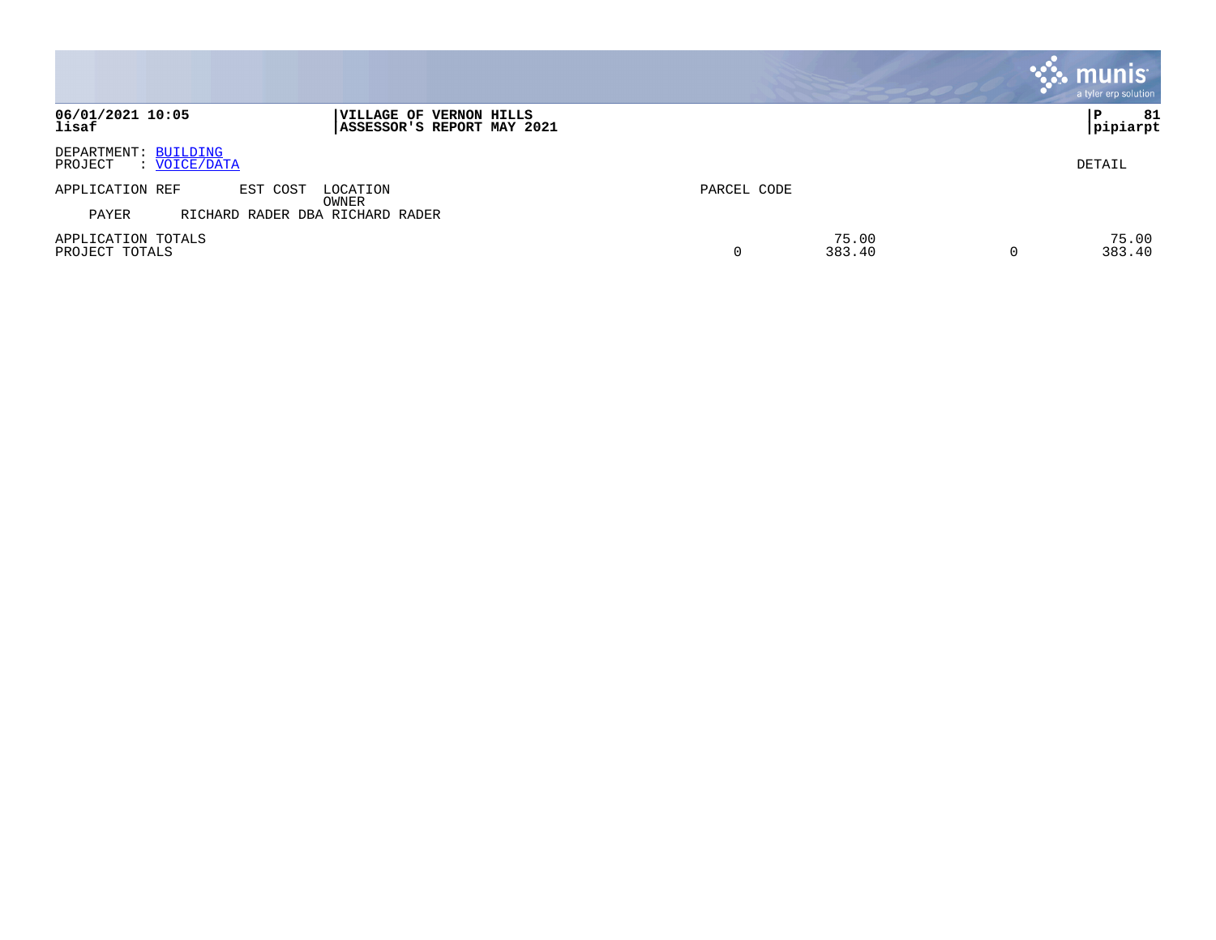**06/01/2021 10:05**
**lisaf**

**VILLAGE OF VERNON HILLS**
**ASSESSOR'S REPORT MAY 2021**

**P 81**
**pipiarpt**

DEPARTMENT: BUILDING
PROJECT : VOICE/DATA

DETAIL

| APPLICATION REF | EST COST | LOCATION / OWNER | PARCEL CODE | | | |
|---|---|---|---|---|---|---|
| PAYER | | RICHARD RADER DBA RICHARD RADER | | | | |
| APPLICATION TOTALS | | | | 75.00 | | 75.00 |
| PROJECT TOTALS | | | 0 | 383.40 | 0 | 383.40 |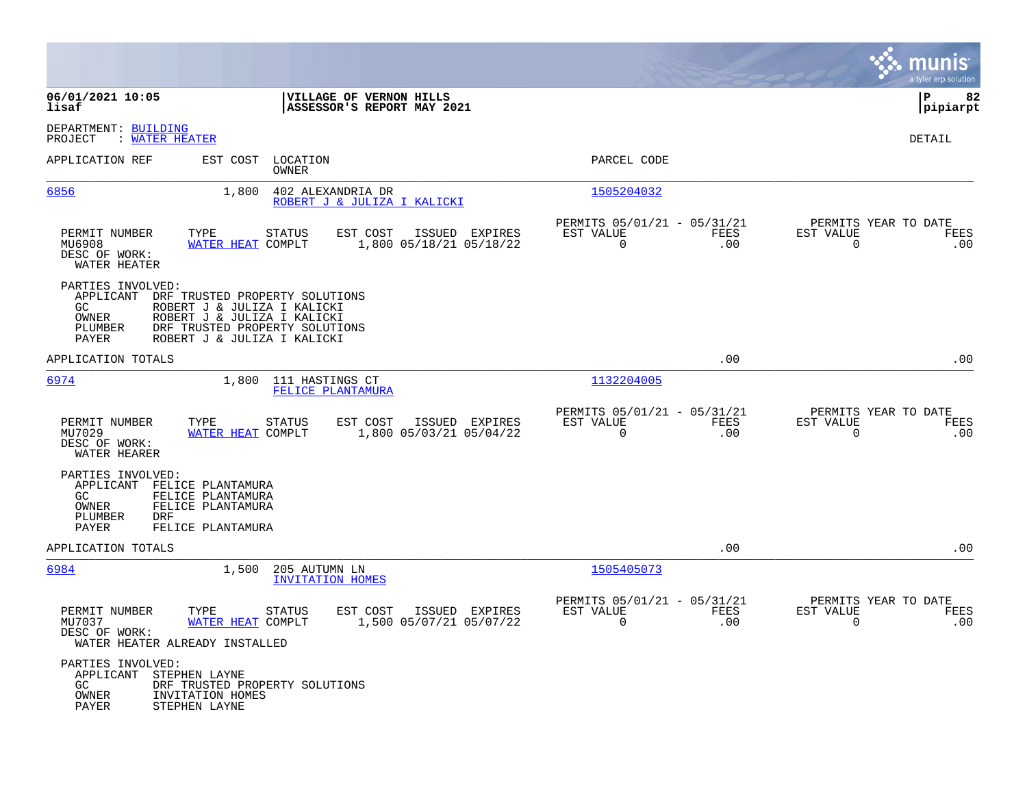**06/01/2021 10:05**
**lisaf**

**VILLAGE OF VERNON HILLS**
**ASSESSOR'S REPORT MAY 2021**

**P 82**
**pipiarpt**

DEPARTMENT: BUILDING
PROJECT : WATER HEATER

DETAIL

| APPLICATION REF | EST COST | LOCATION / OWNER | PARCEL CODE |
|---|---|---|---|
| 6856 | 1,800 | 402 ALEXANDRIA DR / ROBERT J & JULIZA I KALICKI | 1505204032 |

| PERMIT NUMBER | TYPE | STATUS | EST COST | ISSUED | EXPIRES | PERMITS 05/01/21 - 05/31/21 EST VALUE | FEES | PERMITS YEAR TO DATE EST VALUE | FEES |
|---|---|---|---|---|---|---|---|---|---|
| MU6908 | WATER HEAT | COMPLT | 1,800 | 05/18/21 | 05/18/22 | 0 | .00 | 0 | .00 |

DESC OF WORK:
WATER HEATER

PARTIES INVOLVED:
- APPLICANT: DRF TRUSTED PROPERTY SOLUTIONS
- GC: ROBERT J & JULIZA I KALICKI
- OWNER: ROBERT J & JULIZA I KALICKI
- PLUMBER: DRF TRUSTED PROPERTY SOLUTIONS
- PAYER: ROBERT J & JULIZA I KALICKI

APPLICATION TOTALS .00 .00

| APPLICATION REF | EST COST | LOCATION / OWNER | PARCEL CODE |
|---|---|---|---|
| 6974 | 1,800 | 111 HASTINGS CT / FELICE PLANTAMURA | 1132204005 |

| PERMIT NUMBER | TYPE | STATUS | EST COST | ISSUED | EXPIRES | PERMITS 05/01/21 - 05/31/21 EST VALUE | FEES | PERMITS YEAR TO DATE EST VALUE | FEES |
|---|---|---|---|---|---|---|---|---|---|
| MU7029 | WATER HEAT | COMPLT | 1,800 | 05/03/21 | 05/04/22 | 0 | .00 | 0 | .00 |

DESC OF WORK:
WATER HEARER

PARTIES INVOLVED:
- APPLICANT: FELICE PLANTAMURA
- GC: FELICE PLANTAMURA
- OWNER: FELICE PLANTAMURA
- PLUMBER: DRF
- PAYER: FELICE PLANTAMURA

APPLICATION TOTALS .00 .00

| APPLICATION REF | EST COST | LOCATION / OWNER | PARCEL CODE |
|---|---|---|---|
| 6984 | 1,500 | 205 AUTUMN LN / INVITATION HOMES | 1505405073 |

| PERMIT NUMBER | TYPE | STATUS | EST COST | ISSUED | EXPIRES | PERMITS 05/01/21 - 05/31/21 EST VALUE | FEES | PERMITS YEAR TO DATE EST VALUE | FEES |
|---|---|---|---|---|---|---|---|---|---|
| MU7037 | WATER HEAT | COMPLT | 1,500 | 05/07/21 | 05/07/22 | 0 | .00 | 0 | .00 |

DESC OF WORK:
WATER HEATER ALREADY INSTALLED

PARTIES INVOLVED:
- APPLICANT: STEPHEN LAYNE
- GC: DRF TRUSTED PROPERTY SOLUTIONS
- OWNER: INVITATION HOMES
- PAYER: STEPHEN LAYNE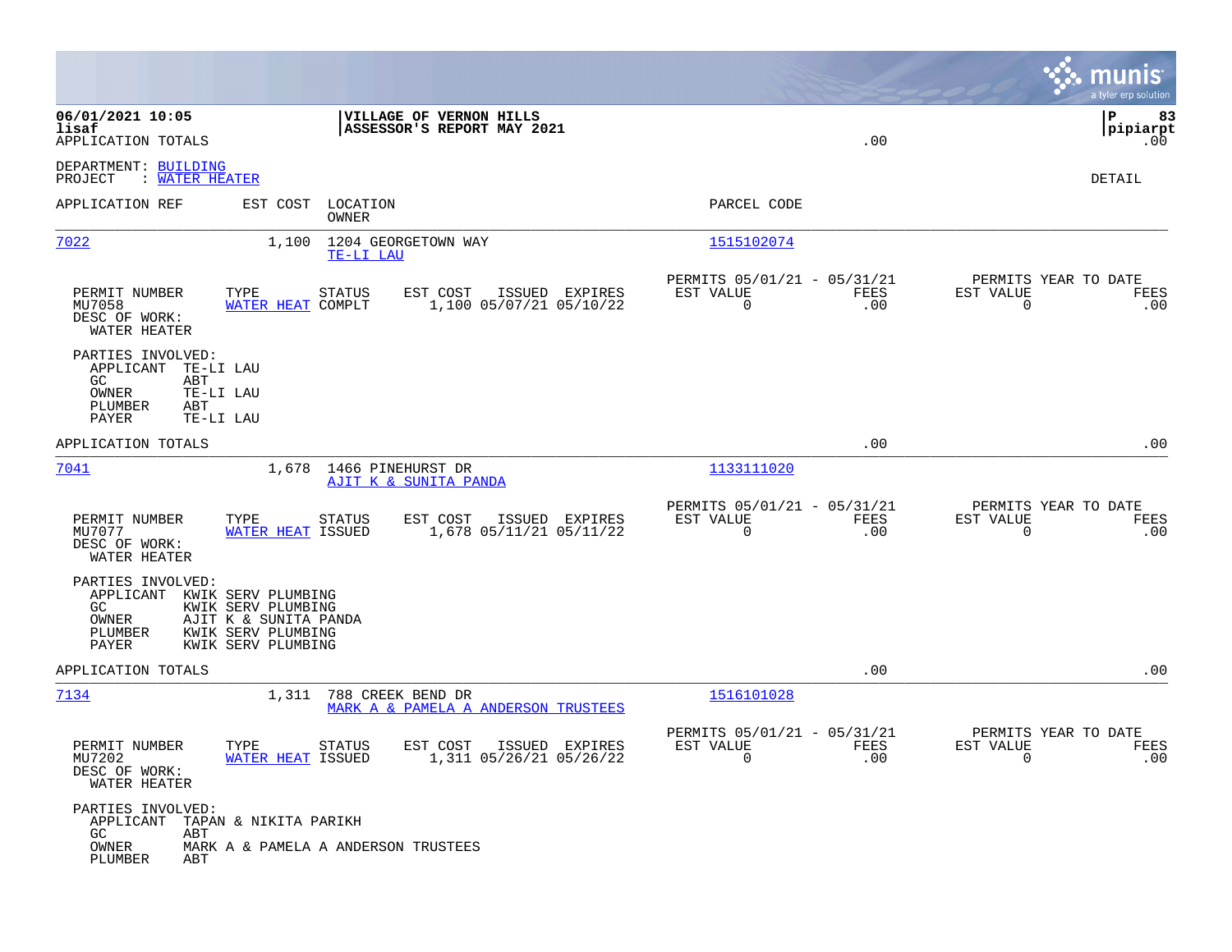06/01/2021 10:05
lisaf
APPLICATION TOTALS

**VILLAGE OF VERNON HILLS**
**ASSESSOR'S REPORT MAY 2021**

.00

P 83
pipiarpt
.00

DEPARTMENT: BUILDING
PROJECT : WATER HEATER

DETAIL

| APPLICATION REF | EST COST | LOCATION / OWNER | PARCEL CODE |
|---|---|---|---|
| 7022 | 1,100 | 1204 GEORGETOWN WAY / TE-LI LAU | 1515102074 |

| PERMIT NUMBER | TYPE | STATUS | EST COST | ISSUED | EXPIRES | PERMITS 05/01/21 - 05/31/21 EST VALUE | FEES | PERMITS YEAR TO DATE EST VALUE | FEES |
|---|---|---|---|---|---|---|---|---|---|
| MU7058 | WATER HEAT | COMPLT | 1,100 | 05/07/21 | 05/10/22 | 0 | .00 | 0 | .00 |

DESC OF WORK:
WATER HEATER

PARTIES INVOLVED:
- APPLICANT TE-LI LAU
- GC ABT
- OWNER TE-LI LAU
- PLUMBER ABT
- PAYER TE-LI LAU

APPLICATION TOTALS .00 .00

| APPLICATION REF | EST COST | LOCATION / OWNER | PARCEL CODE |
|---|---|---|---|
| 7041 | 1,678 | 1466 PINEHURST DR / AJIT K & SUNITA PANDA | 1133111020 |

| PERMIT NUMBER | TYPE | STATUS | EST COST | ISSUED | EXPIRES | PERMITS 05/01/21 - 05/31/21 EST VALUE | FEES | PERMITS YEAR TO DATE EST VALUE | FEES |
|---|---|---|---|---|---|---|---|---|---|
| MU7077 | WATER HEAT | ISSUED | 1,678 | 05/11/21 | 05/11/22 | 0 | .00 | 0 | .00 |

DESC OF WORK:
WATER HEATER

PARTIES INVOLVED:
- APPLICANT KWIK SERV PLUMBING
- GC KWIK SERV PLUMBING
- OWNER AJIT K & SUNITA PANDA
- PLUMBER KWIK SERV PLUMBING
- PAYER KWIK SERV PLUMBING

APPLICATION TOTALS .00 .00

| APPLICATION REF | EST COST | LOCATION / OWNER | PARCEL CODE |
|---|---|---|---|
| 7134 | 1,311 | 788 CREEK BEND DR / MARK A & PAMELA A ANDERSON TRUSTEES | 1516101028 |

| PERMIT NUMBER | TYPE | STATUS | EST COST | ISSUED | EXPIRES | PERMITS 05/01/21 - 05/31/21 EST VALUE | FEES | PERMITS YEAR TO DATE EST VALUE | FEES |
|---|---|---|---|---|---|---|---|---|---|
| MU7202 | WATER HEAT | ISSUED | 1,311 | 05/26/21 | 05/26/22 | 0 | .00 | 0 | .00 |

DESC OF WORK:
WATER HEATER

PARTIES INVOLVED:
- APPLICANT TAPAN & NIKITA PARIKH
- GC ABT
- OWNER MARK A & PAMELA A ANDERSON TRUSTEES
- PLUMBER ABT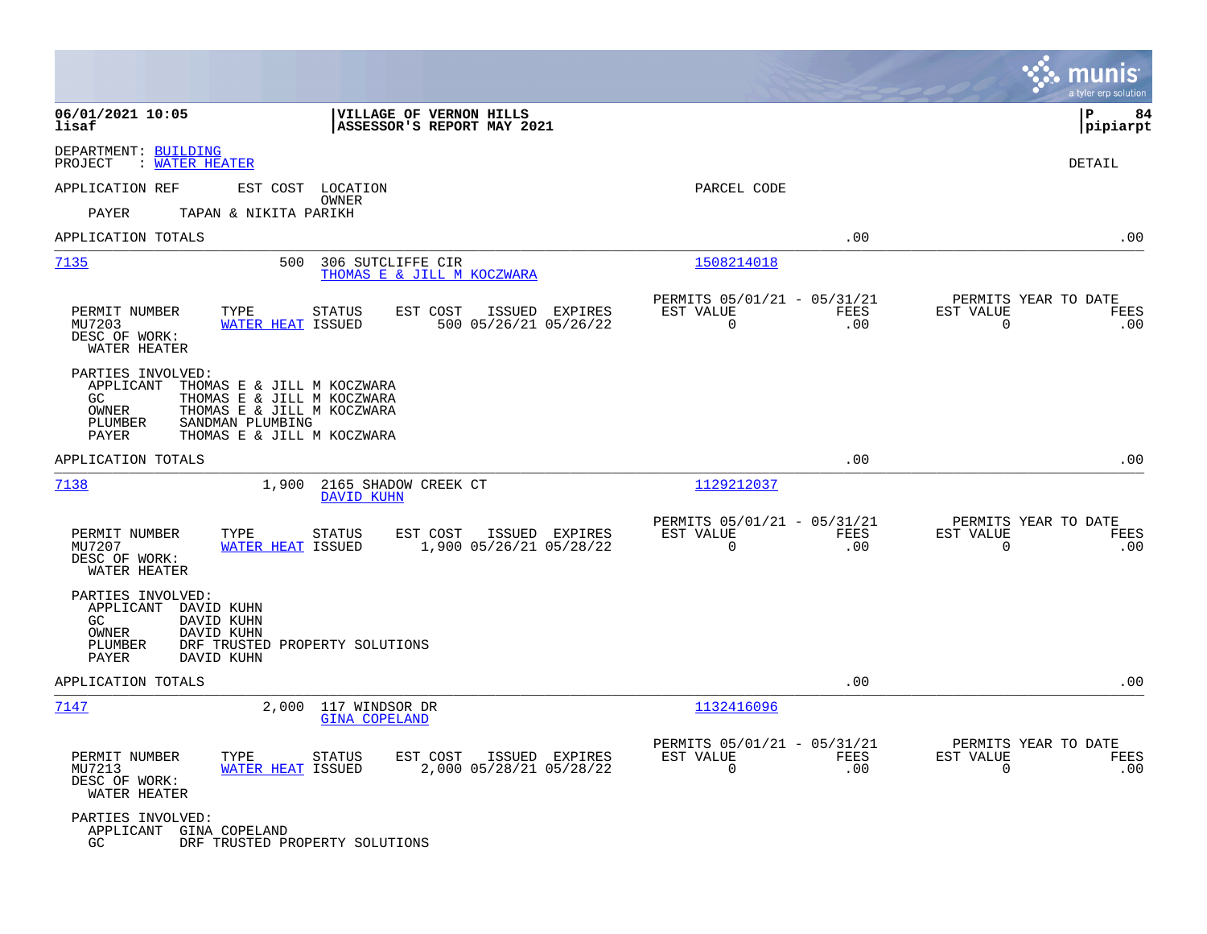06/01/2021 10:05 | VILLAGE OF VERNON HILLS | P 84
lisaf | ASSESSOR'S REPORT MAY 2021 | pipiarpt

DEPARTMENT: BUILDING
PROJECT : WATER HEATER

DETAIL

APPLICATION REF    EST COST    LOCATION    PARCEL CODE
OWNER

PAYER    TAPAN & NIKITA PARIKH

APPLICATION TOTALS .00 .00

---

**7135**    500    306 SUTCLIFFE CIR    1508214018
THOMAS E & JILL M KOCZWARA

| PERMIT NUMBER | TYPE | STATUS | EST COST | ISSUED | EXPIRES | PERMITS 05/01/21 - 05/31/21 EST VALUE | FEES | PERMITS YEAR TO DATE EST VALUE | FEES |
|---|---|---|---|---|---|---|---|---|---|
| MU7203 | WATER HEAT | ISSUED | 500 | 05/26/21 | 05/26/22 | 0 | .00 | 0 | .00 |

DESC OF WORK:
WATER HEATER

PARTIES INVOLVED:
- APPLICANT THOMAS E & JILL M KOCZWARA
- GC THOMAS E & JILL M KOCZWARA
- OWNER THOMAS E & JILL M KOCZWARA
- PLUMBER SANDMAN PLUMBING
- PAYER THOMAS E & JILL M KOCZWARA

APPLICATION TOTALS .00 .00

---

**7138**    1,900    2165 SHADOW CREEK CT    1129212037
DAVID KUHN

| PERMIT NUMBER | TYPE | STATUS | EST COST | ISSUED | EXPIRES | PERMITS 05/01/21 - 05/31/21 EST VALUE | FEES | PERMITS YEAR TO DATE EST VALUE | FEES |
|---|---|---|---|---|---|---|---|---|---|
| MU7207 | WATER HEAT | ISSUED | 1,900 | 05/26/21 | 05/28/22 | 0 | .00 | 0 | .00 |

DESC OF WORK:
WATER HEATER

PARTIES INVOLVED:
- APPLICANT DAVID KUHN
- GC DAVID KUHN
- OWNER DAVID KUHN
- PLUMBER DRF TRUSTED PROPERTY SOLUTIONS
- PAYER DAVID KUHN

APPLICATION TOTALS .00 .00

---

**7147**    2,000    117 WINDSOR DR    1132416096
GINA COPELAND

| PERMIT NUMBER | TYPE | STATUS | EST COST | ISSUED | EXPIRES | PERMITS 05/01/21 - 05/31/21 EST VALUE | FEES | PERMITS YEAR TO DATE EST VALUE | FEES |
|---|---|---|---|---|---|---|---|---|---|
| MU7213 | WATER HEAT | ISSUED | 2,000 | 05/28/21 | 05/28/22 | 0 | .00 | 0 | .00 |

DESC OF WORK:
WATER HEATER

PARTIES INVOLVED:
- APPLICANT GINA COPELAND
- GC DRF TRUSTED PROPERTY SOLUTIONS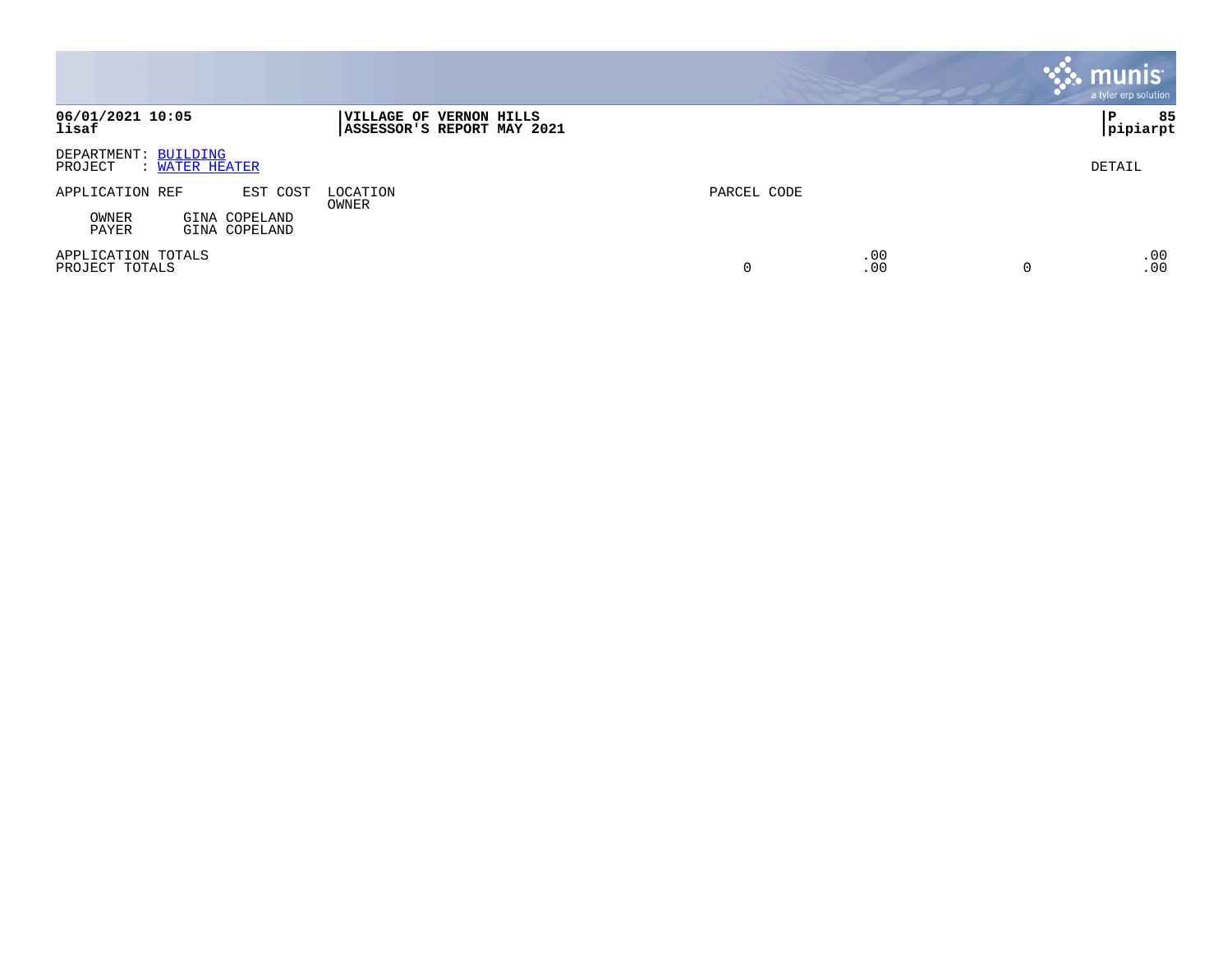**06/01/2021 10:05**
**lisaf**

**VILLAGE OF VERNON HILLS**
**ASSESSOR'S REPORT MAY 2021**

**P 85**
**pipiarpt**

DEPARTMENT: BUILDING
PROJECT : WATER HEATER

DETAIL

| APPLICATION REF | EST COST | LOCATION OWNER | PARCEL CODE | | | |
|---|---|---|---|---|---|---|
| OWNER | GINA COPELAND | | | | | |
| PAYER | GINA COPELAND | | | | | |
| APPLICATION TOTALS | | | | .00 | | .00 |
| PROJECT TOTALS | | | 0 | .00 | 0 | .00 |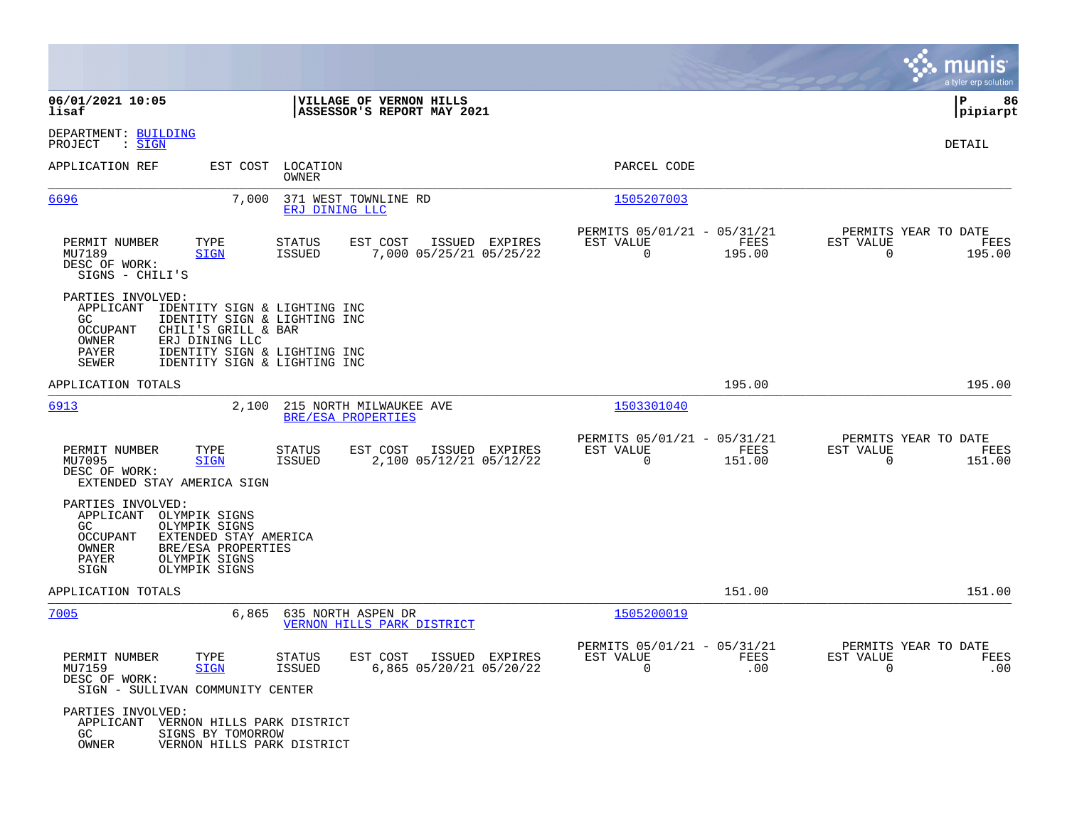**06/01/2021 10:05**
**lisaf**

**VILLAGE OF VERNON HILLS**
**ASSESSOR'S REPORT MAY 2021**

**pipiarpt**

DEPARTMENT: BUILDING
PROJECT : SIGN

DETAIL

| APPLICATION REF | EST COST | LOCATION / OWNER | PARCEL CODE |
|---|---|---|---|
| 6696 | 7,000 | 371 WEST TOWNLINE RD / ERJ DINING LLC | 1505207003 |

| PERMIT NUMBER | TYPE | STATUS | EST COST | ISSUED | EXPIRES | PERMITS 05/01/21 - 05/31/21 EST VALUE | FEES | PERMITS YEAR TO DATE EST VALUE | FEES |
|---|---|---|---|---|---|---|---|---|---|
| MU7189 | SIGN | ISSUED | 7,000 | 05/25/21 | 05/25/22 | 0 | 195.00 | 0 | 195.00 |

DESC OF WORK:
SIGNS - CHILI'S

PARTIES INVOLVED:
- APPLICANT IDENTITY SIGN & LIGHTING INC
- GC IDENTITY SIGN & LIGHTING INC
- OCCUPANT CHILI'S GRILL & BAR
- OWNER ERJ DINING LLC
- PAYER IDENTITY SIGN & LIGHTING INC
- SEWER IDENTITY SIGN & LIGHTING INC

APPLICATION TOTALS: 195.00 | 195.00

| APPLICATION REF | EST COST | LOCATION / OWNER | PARCEL CODE |
|---|---|---|---|
| 6913 | 2,100 | 215 NORTH MILWAUKEE AVE / BRE/ESA PROPERTIES | 1503301040 |

| PERMIT NUMBER | TYPE | STATUS | EST COST | ISSUED | EXPIRES | PERMITS 05/01/21 - 05/31/21 EST VALUE | FEES | PERMITS YEAR TO DATE EST VALUE | FEES |
|---|---|---|---|---|---|---|---|---|---|
| MU7095 | SIGN | ISSUED | 2,100 | 05/12/21 | 05/12/22 | 0 | 151.00 | 0 | 151.00 |

DESC OF WORK:
EXTENDED STAY AMERICA SIGN

PARTIES INVOLVED:
- APPLICANT OLYMPIK SIGNS
- GC OLYMPIK SIGNS
- OCCUPANT EXTENDED STAY AMERICA
- OWNER BRE/ESA PROPERTIES
- PAYER OLYMPIK SIGNS
- SIGN OLYMPIK SIGNS

APPLICATION TOTALS: 151.00 | 151.00

| APPLICATION REF | EST COST | LOCATION / OWNER | PARCEL CODE |
|---|---|---|---|
| 7005 | 6,865 | 635 NORTH ASPEN DR / VERNON HILLS PARK DISTRICT | 1505200019 |

| PERMIT NUMBER | TYPE | STATUS | EST COST | ISSUED | EXPIRES | PERMITS 05/01/21 - 05/31/21 EST VALUE | FEES | PERMITS YEAR TO DATE EST VALUE | FEES |
|---|---|---|---|---|---|---|---|---|---|
| MU7159 | SIGN | ISSUED | 6,865 | 05/20/21 | 05/20/22 | 0 | .00 | 0 | .00 |

DESC OF WORK:
SIGN - SULLIVAN COMMUNITY CENTER

PARTIES INVOLVED:
- APPLICANT VERNON HILLS PARK DISTRICT
- GC SIGNS BY TOMORROW
- OWNER VERNON HILLS PARK DISTRICT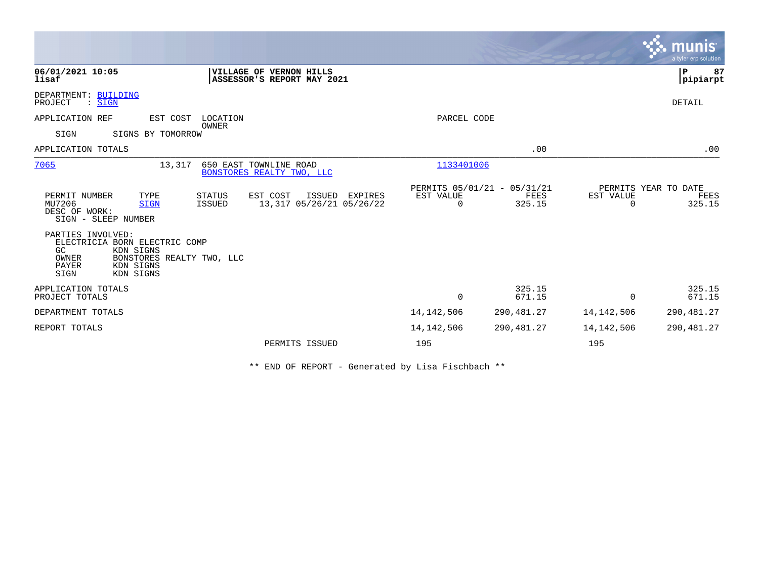06/01/2021 10:05
lisaf

**VILLAGE OF VERNON HILLS**
**ASSESSOR'S REPORT MAY 2021**

P 87
pipiarpt

DEPARTMENT: BUILDING
PROJECT : SIGN

DETAIL

| APPLICATION REF | EST COST | LOCATION / OWNER | | PARCEL CODE | | | |
|---|---|---|---|---|---|---|---|
| SIGN | SIGNS BY TOMORROW | | | | | | |
| APPLICATION TOTALS | | | | | .00 | | .00 |
| 7065 | 13,317 | 650 EAST TOWNLINE ROAD<br>BONSTORES REALTY TWO, LLC | | 1133401006 | | | |

| PERMIT NUMBER | TYPE | STATUS | EST COST | ISSUED | EXPIRES | PERMITS 05/01/21 - 05/31/21 EST VALUE | FEES | PERMITS YEAR TO DATE EST VALUE | FEES |
|---|---|---|---|---|---|---|---|---|---|
| MU7206 | SIGN | ISSUED | 13,317 | 05/26/21 | 05/26/22 | 0 | 325.15 | 0 | 325.15 |

DESC OF WORK:
SIGN - SLEEP NUMBER

PARTIES INVOLVED:

| | |
|---|---|
| ELECTRICIA | BORN ELECTRIC COMP |
| GC | KDN SIGNS |
| OWNER | BONSTORES REALTY TWO, LLC |
| PAYER | KDN SIGNS |
| SIGN | KDN SIGNS |

| | EST VALUE | FEES | EST VALUE | FEES |
|---|---|---|---|---|
| APPLICATION TOTALS | | 325.15 | | 325.15 |
| PROJECT TOTALS | 0 | 671.15 | 0 | 671.15 |
| DEPARTMENT TOTALS | 14,142,506 | 290,481.27 | 14,142,506 | 290,481.27 |
| REPORT TOTALS | 14,142,506 | 290,481.27 | 14,142,506 | 290,481.27 |
| PERMITS ISSUED | 195 | | 195 | |

** END OF REPORT - Generated by Lisa Fischbach **